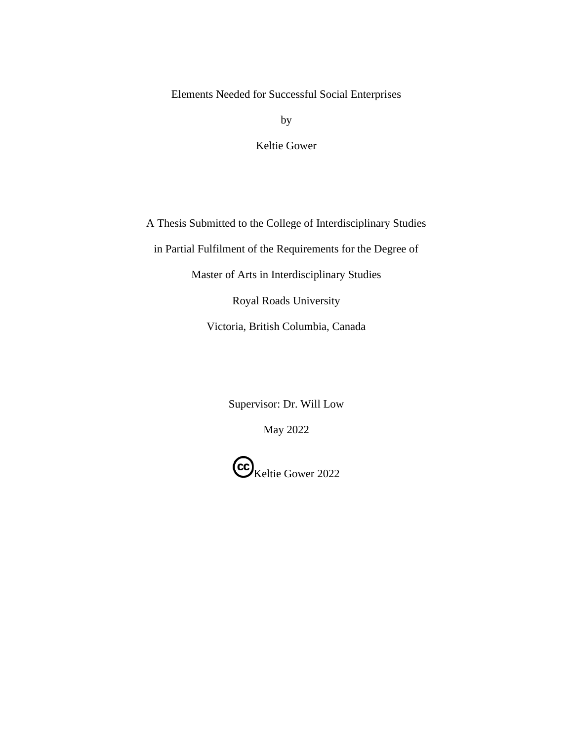# Elements Needed for Successful Social Enterprises

by

Keltie Gower

A Thesis Submitted to the College of Interdisciplinary Studies

in Partial Fulfilment of the Requirements for the Degree of

Master of Arts in Interdisciplinary Studies

Royal Roads University

Victoria, British Columbia, Canada

Supervisor: Dr. Will Low

May 2022

(cc) Keltie Gower 2022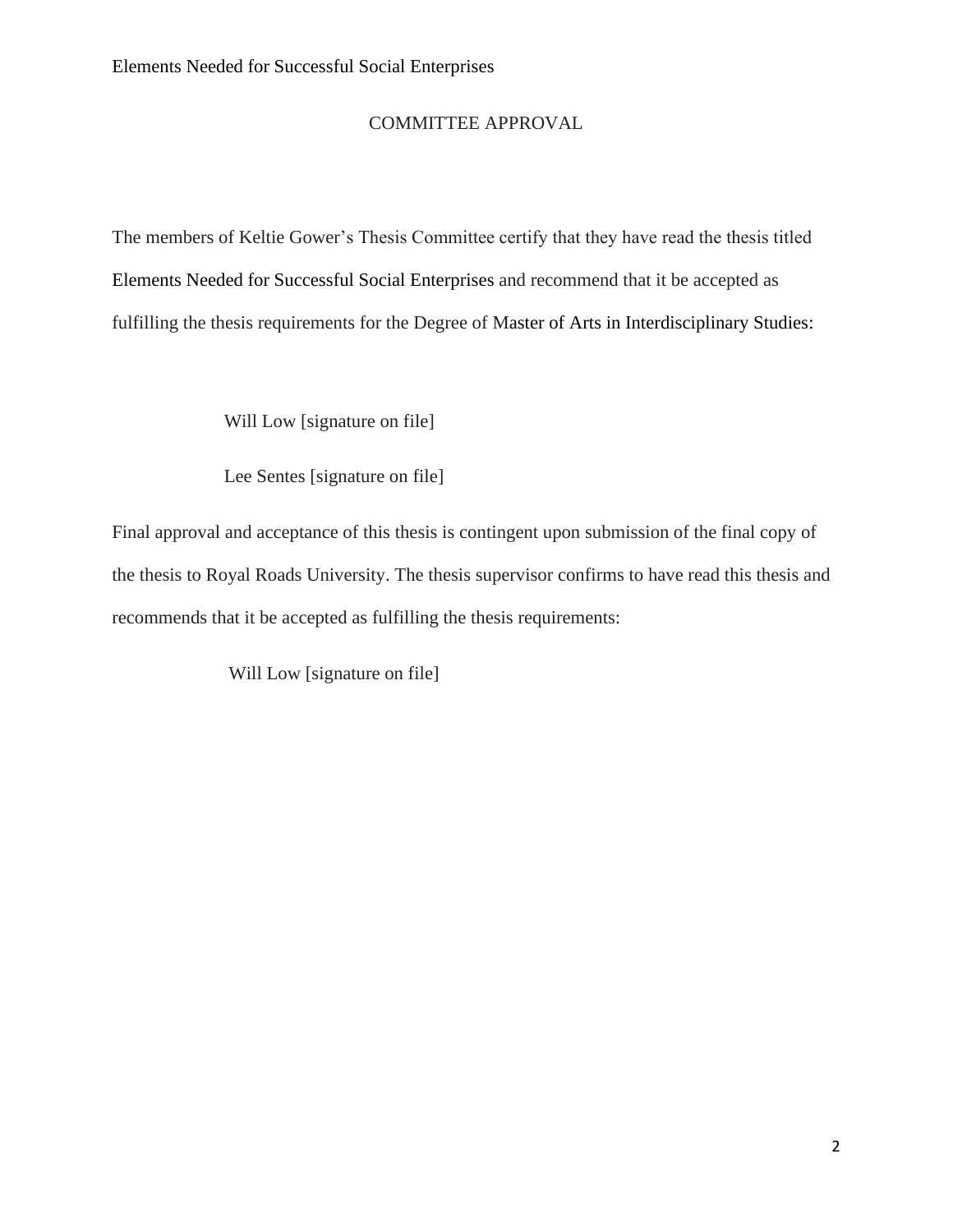# COMMITTEE APPROVAL

The members of Keltie Gower's Thesis Committee certify that they have read the thesis titled Elements Needed for Successful Social Enterprises and recommend that it be accepted as fulfilling the thesis requirements for the Degree of Master of Arts in Interdisciplinary Studies:

Will Low [signature on file]

Lee Sentes [signature on file]

Final approval and acceptance of this thesis is contingent upon submission of the final copy of the thesis to Royal Roads University. The thesis supervisor confirms to have read this thesis and recommends that it be accepted as fulfilling the thesis requirements:

Will Low [signature on file]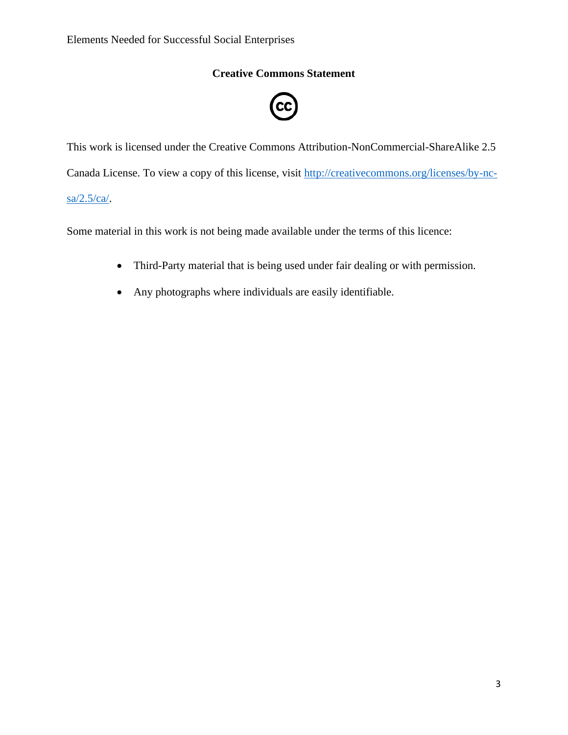## Creative Commons Statement

This work is licensed under the Creative Commons Attribution-NonCommercial-ShareAlike 2.5 Canada License. To view a copy of this license, visit http://creativecommons.org/licenses/by-nc-sa/2.5/ca/.

Some material in this work is not being made available under the terms of this licence:

- Third-Party material that is being used under fair dealing or with permission.
- Any photographs where individuals are easily identifiable.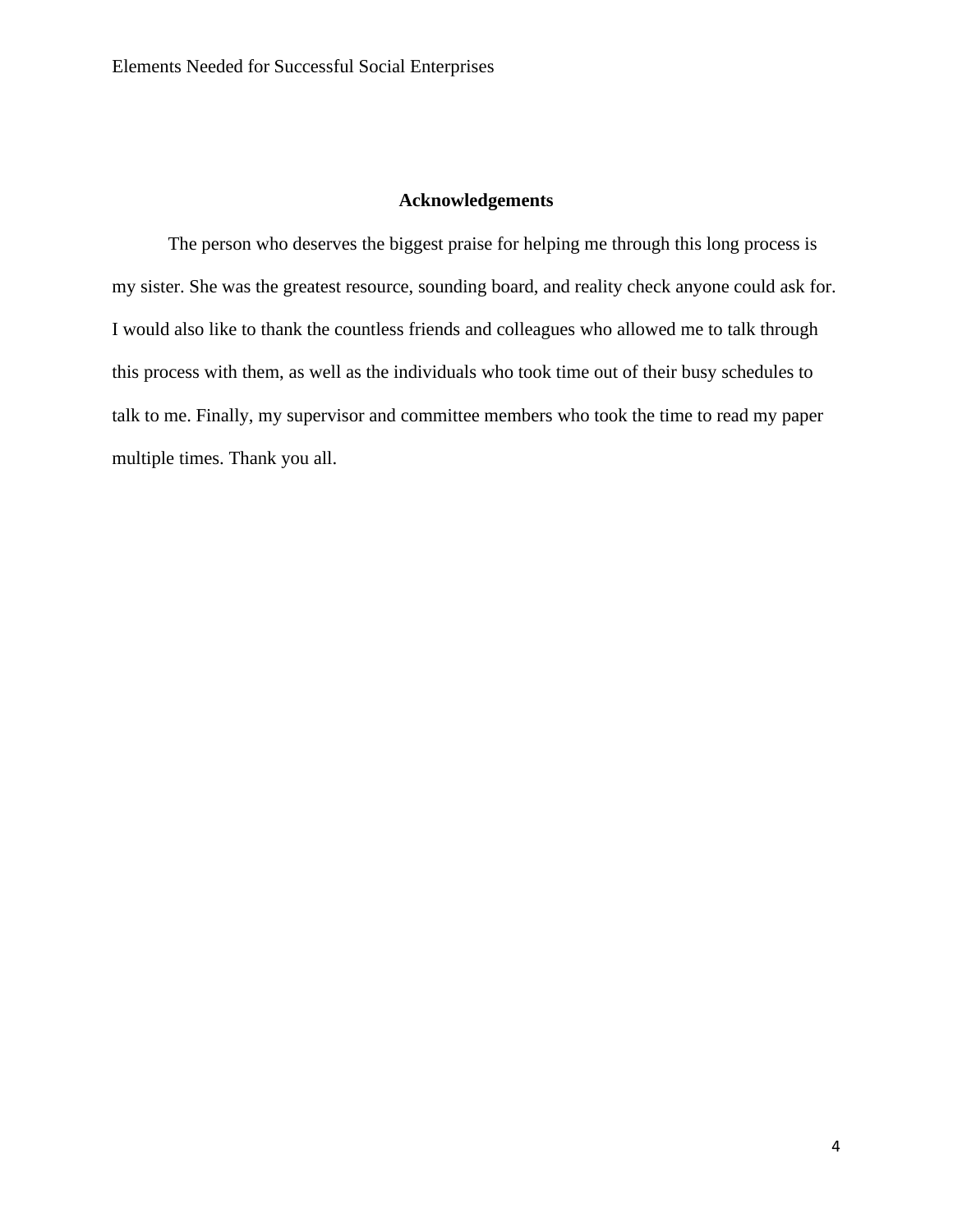## Acknowledgements

The person who deserves the biggest praise for helping me through this long process is my sister. She was the greatest resource, sounding board, and reality check anyone could ask for. I would also like to thank the countless friends and colleagues who allowed me to talk through this process with them, as well as the individuals who took time out of their busy schedules to talk to me. Finally, my supervisor and committee members who took the time to read my paper multiple times. Thank you all.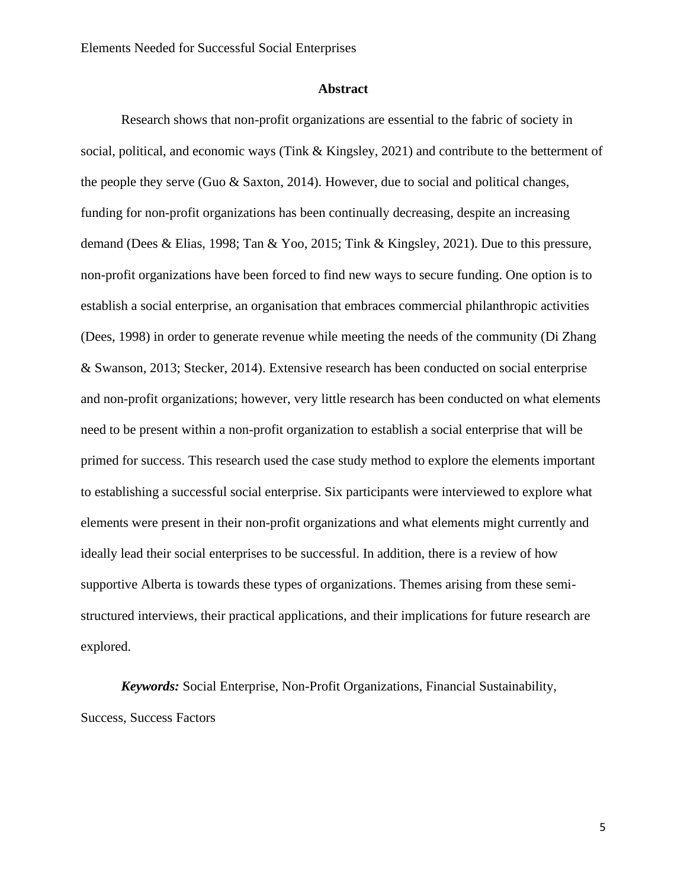## Abstract

Research shows that non-profit organizations are essential to the fabric of society in social, political, and economic ways (Tink & Kingsley, 2021) and contribute to the betterment of the people they serve (Guo & Saxton, 2014). However, due to social and political changes, funding for non-profit organizations has been continually decreasing, despite an increasing demand (Dees & Elias, 1998; Tan & Yoo, 2015; Tink & Kingsley, 2021). Due to this pressure, non-profit organizations have been forced to find new ways to secure funding. One option is to establish a social enterprise, an organisation that embraces commercial philanthropic activities (Dees, 1998) in order to generate revenue while meeting the needs of the community (Di Zhang & Swanson, 2013; Stecker, 2014). Extensive research has been conducted on social enterprise and non-profit organizations; however, very little research has been conducted on what elements need to be present within a non-profit organization to establish a social enterprise that will be primed for success. This research used the case study method to explore the elements important to establishing a successful social enterprise. Six participants were interviewed to explore what elements were present in their non-profit organizations and what elements might currently and ideally lead their social enterprises to be successful. In addition, there is a review of how supportive Alberta is towards these types of organizations. Themes arising from these semi-structured interviews, their practical applications, and their implications for future research are explored.

***Keywords:*** Social Enterprise, Non-Profit Organizations, Financial Sustainability, Success, Success Factors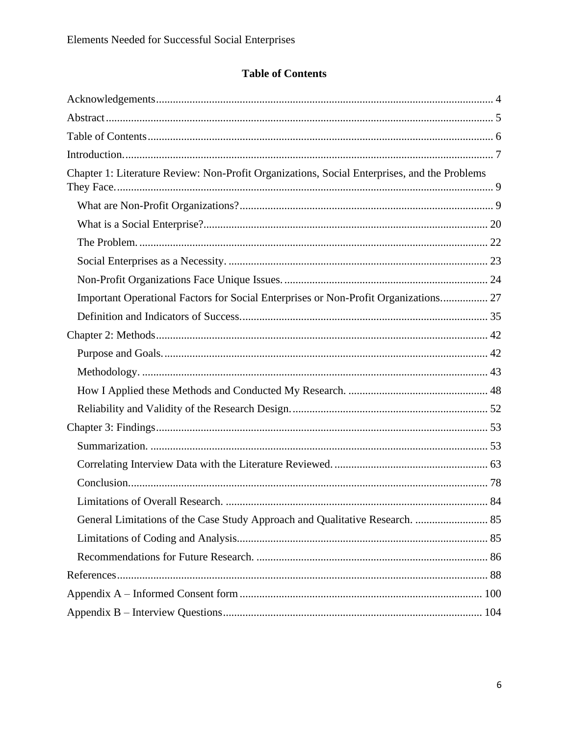# Table of Contents

Acknowledgements ........................................................................................................................ 4

Abstract ......................................................................................................................................... 5

Table of Contents .......................................................................................................................... 6

Introduction. ................................................................................................................................... 7

Chapter 1: Literature Review: Non-Profit Organizations, Social Enterprises, and the Problems They Face. ...................................................................................................................................... 9

- What are Non-Profit Organizations? ......................................................................................... 9
- What is a Social Enterprise? ..................................................................................................... 20
- The Problem. ............................................................................................................................ 22
- Social Enterprises as a Necessity. ............................................................................................ 23
- Non-Profit Organizations Face Unique Issues. ........................................................................ 24
- Important Operational Factors for Social Enterprises or Non-Profit Organizations. ................ 27
- Definition and Indicators of Success. ....................................................................................... 35

Chapter 2: Methods ..................................................................................................................... 42

- Purpose and Goals. ................................................................................................................... 42
- Methodology. ........................................................................................................................... 43
- How I Applied these Methods and Conducted My Research. .................................................. 48
- Reliability and Validity of the Research Design. ..................................................................... 52

Chapter 3: Findings ..................................................................................................................... 53

- Summarization. ........................................................................................................................ 53
- Correlating Interview Data with the Literature Reviewed. ....................................................... 63
- Conclusion. ............................................................................................................................... 78
- Limitations of Overall Research. ............................................................................................. 84
- General Limitations of the Case Study Approach and Qualitative Research. .......................... 85
- Limitations of Coding and Analysis. ........................................................................................ 85
- Recommendations for Future Research. .................................................................................. 86

References .................................................................................................................................... 88

Appendix A – Informed Consent form ...................................................................................... 100

Appendix B – Interview Questions ............................................................................................ 104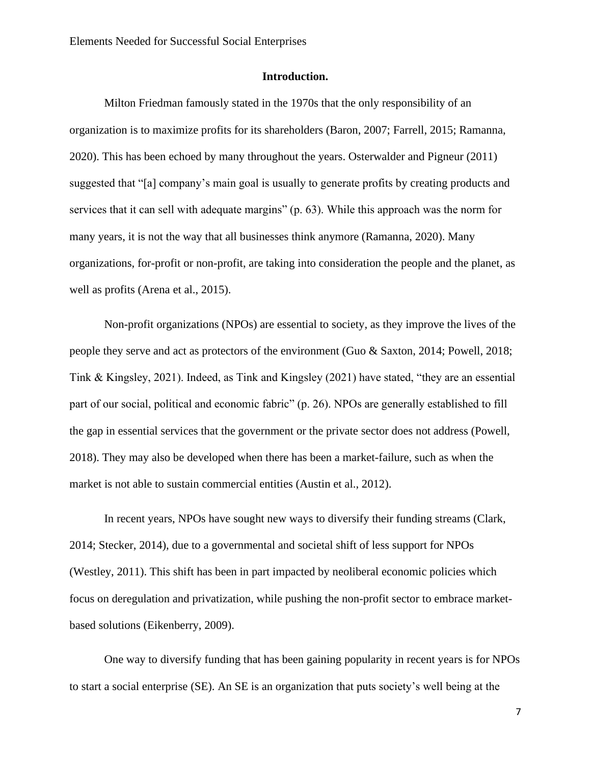## Introduction.

Milton Friedman famously stated in the 1970s that the only responsibility of an organization is to maximize profits for its shareholders (Baron, 2007; Farrell, 2015; Ramanna, 2020). This has been echoed by many throughout the years. Osterwalder and Pigneur (2011) suggested that "[a] company's main goal is usually to generate profits by creating products and services that it can sell with adequate margins" (p. 63). While this approach was the norm for many years, it is not the way that all businesses think anymore (Ramanna, 2020). Many organizations, for-profit or non-profit, are taking into consideration the people and the planet, as well as profits (Arena et al., 2015).

Non-profit organizations (NPOs) are essential to society, as they improve the lives of the people they serve and act as protectors of the environment (Guo & Saxton, 2014; Powell, 2018; Tink & Kingsley, 2021). Indeed, as Tink and Kingsley (2021) have stated, "they are an essential part of our social, political and economic fabric" (p. 26). NPOs are generally established to fill the gap in essential services that the government or the private sector does not address (Powell, 2018). They may also be developed when there has been a market-failure, such as when the market is not able to sustain commercial entities (Austin et al., 2012).

In recent years, NPOs have sought new ways to diversify their funding streams (Clark, 2014; Stecker, 2014), due to a governmental and societal shift of less support for NPOs (Westley, 2011). This shift has been in part impacted by neoliberal economic policies which focus on deregulation and privatization, while pushing the non-profit sector to embrace market-based solutions (Eikenberry, 2009).

One way to diversify funding that has been gaining popularity in recent years is for NPOs to start a social enterprise (SE). An SE is an organization that puts society's well being at the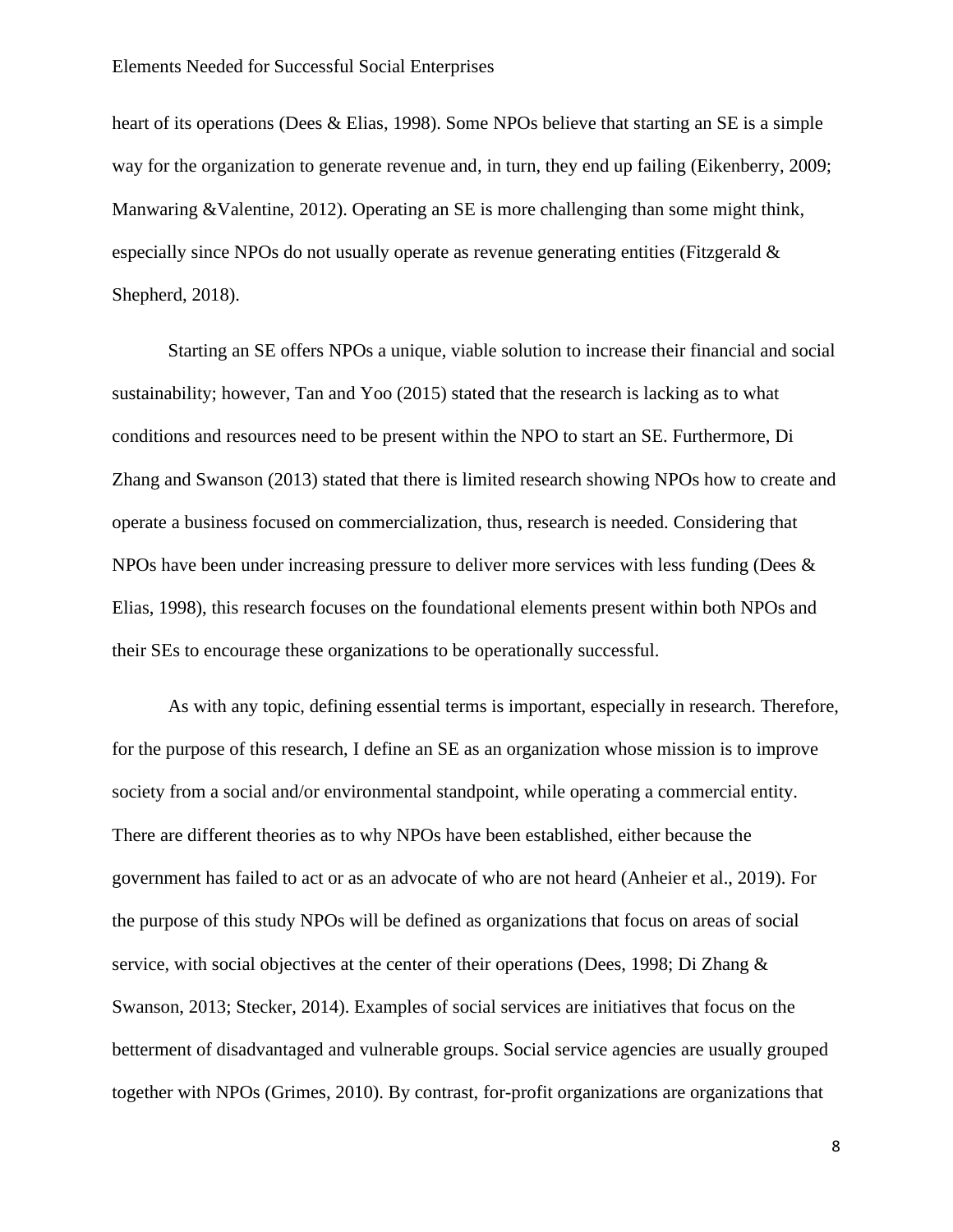heart of its operations (Dees & Elias, 1998). Some NPOs believe that starting an SE is a simple way for the organization to generate revenue and, in turn, they end up failing (Eikenberry, 2009; Manwaring &Valentine, 2012). Operating an SE is more challenging than some might think, especially since NPOs do not usually operate as revenue generating entities (Fitzgerald & Shepherd, 2018).

Starting an SE offers NPOs a unique, viable solution to increase their financial and social sustainability; however, Tan and Yoo (2015) stated that the research is lacking as to what conditions and resources need to be present within the NPO to start an SE. Furthermore, Di Zhang and Swanson (2013) stated that there is limited research showing NPOs how to create and operate a business focused on commercialization, thus, research is needed. Considering that NPOs have been under increasing pressure to deliver more services with less funding (Dees & Elias, 1998), this research focuses on the foundational elements present within both NPOs and their SEs to encourage these organizations to be operationally successful.

As with any topic, defining essential terms is important, especially in research. Therefore, for the purpose of this research, I define an SE as an organization whose mission is to improve society from a social and/or environmental standpoint, while operating a commercial entity. There are different theories as to why NPOs have been established, either because the government has failed to act or as an advocate of who are not heard (Anheier et al., 2019). For the purpose of this study NPOs will be defined as organizations that focus on areas of social service, with social objectives at the center of their operations (Dees, 1998; Di Zhang & Swanson, 2013; Stecker, 2014). Examples of social services are initiatives that focus on the betterment of disadvantaged and vulnerable groups. Social service agencies are usually grouped together with NPOs (Grimes, 2010). By contrast, for-profit organizations are organizations that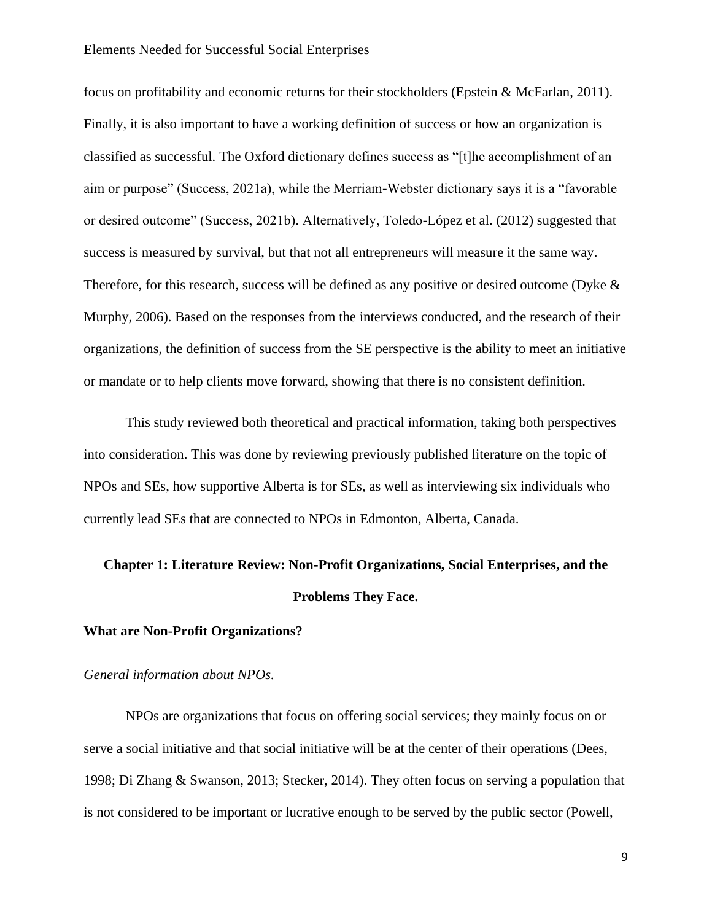focus on profitability and economic returns for their stockholders (Epstein & McFarlan, 2011). Finally, it is also important to have a working definition of success or how an organization is classified as successful. The Oxford dictionary defines success as "[t]he accomplishment of an aim or purpose" (Success, 2021a), while the Merriam-Webster dictionary says it is a "favorable or desired outcome" (Success, 2021b). Alternatively, Toledo-López et al. (2012) suggested that success is measured by survival, but that not all entrepreneurs will measure it the same way. Therefore, for this research, success will be defined as any positive or desired outcome (Dyke & Murphy, 2006). Based on the responses from the interviews conducted, and the research of their organizations, the definition of success from the SE perspective is the ability to meet an initiative or mandate or to help clients move forward, showing that there is no consistent definition.

This study reviewed both theoretical and practical information, taking both perspectives into consideration. This was done by reviewing previously published literature on the topic of NPOs and SEs, how supportive Alberta is for SEs, as well as interviewing six individuals who currently lead SEs that are connected to NPOs in Edmonton, Alberta, Canada.

# Chapter 1: Literature Review: Non-Profit Organizations, Social Enterprises, and the Problems They Face.

## What are Non-Profit Organizations?

### *General information about NPOs.*

NPOs are organizations that focus on offering social services; they mainly focus on or serve a social initiative and that social initiative will be at the center of their operations (Dees, 1998; Di Zhang & Swanson, 2013; Stecker, 2014). They often focus on serving a population that is not considered to be important or lucrative enough to be served by the public sector (Powell,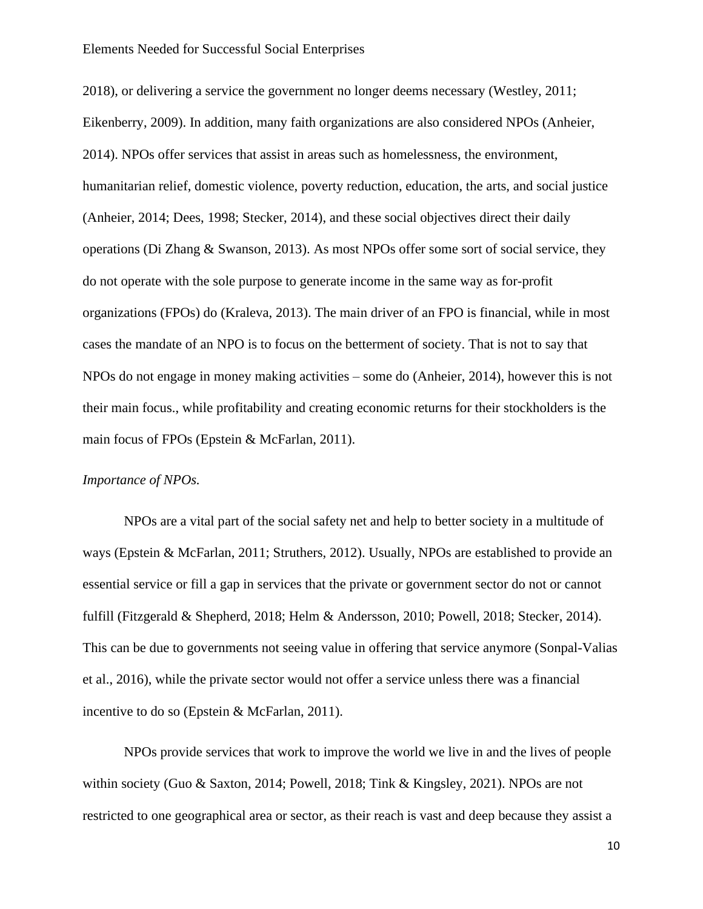2018), or delivering a service the government no longer deems necessary (Westley, 2011; Eikenberry, 2009). In addition, many faith organizations are also considered NPOs (Anheier, 2014). NPOs offer services that assist in areas such as homelessness, the environment, humanitarian relief, domestic violence, poverty reduction, education, the arts, and social justice (Anheier, 2014; Dees, 1998; Stecker, 2014), and these social objectives direct their daily operations (Di Zhang & Swanson, 2013). As most NPOs offer some sort of social service, they do not operate with the sole purpose to generate income in the same way as for-profit organizations (FPOs) do (Kraleva, 2013). The main driver of an FPO is financial, while in most cases the mandate of an NPO is to focus on the betterment of society. That is not to say that NPOs do not engage in money making activities – some do (Anheier, 2014), however this is not their main focus., while profitability and creating economic returns for their stockholders is the main focus of FPOs (Epstein & McFarlan, 2011).

*Importance of NPOs.*

NPOs are a vital part of the social safety net and help to better society in a multitude of ways (Epstein & McFarlan, 2011; Struthers, 2012). Usually, NPOs are established to provide an essential service or fill a gap in services that the private or government sector do not or cannot fulfill (Fitzgerald & Shepherd, 2018; Helm & Andersson, 2010; Powell, 2018; Stecker, 2014). This can be due to governments not seeing value in offering that service anymore (Sonpal-Valias et al., 2016), while the private sector would not offer a service unless there was a financial incentive to do so (Epstein & McFarlan, 2011).

NPOs provide services that work to improve the world we live in and the lives of people within society (Guo & Saxton, 2014; Powell, 2018; Tink & Kingsley, 2021). NPOs are not restricted to one geographical area or sector, as their reach is vast and deep because they assist a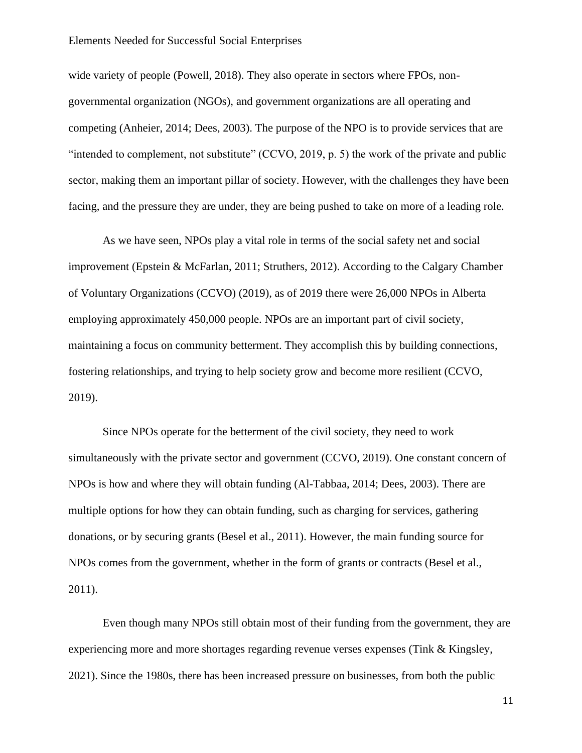wide variety of people (Powell, 2018). They also operate in sectors where FPOs, non-governmental organization (NGOs), and government organizations are all operating and competing (Anheier, 2014; Dees, 2003). The purpose of the NPO is to provide services that are "intended to complement, not substitute" (CCVO, 2019, p. 5) the work of the private and public sector, making them an important pillar of society. However, with the challenges they have been facing, and the pressure they are under, they are being pushed to take on more of a leading role.

As we have seen, NPOs play a vital role in terms of the social safety net and social improvement (Epstein & McFarlan, 2011; Struthers, 2012). According to the Calgary Chamber of Voluntary Organizations (CCVO) (2019), as of 2019 there were 26,000 NPOs in Alberta employing approximately 450,000 people. NPOs are an important part of civil society, maintaining a focus on community betterment. They accomplish this by building connections, fostering relationships, and trying to help society grow and become more resilient (CCVO, 2019).

Since NPOs operate for the betterment of the civil society, they need to work simultaneously with the private sector and government (CCVO, 2019). One constant concern of NPOs is how and where they will obtain funding (Al-Tabbaa, 2014; Dees, 2003). There are multiple options for how they can obtain funding, such as charging for services, gathering donations, or by securing grants (Besel et al., 2011). However, the main funding source for NPOs comes from the government, whether in the form of grants or contracts (Besel et al., 2011).

Even though many NPOs still obtain most of their funding from the government, they are experiencing more and more shortages regarding revenue verses expenses (Tink & Kingsley, 2021). Since the 1980s, there has been increased pressure on businesses, from both the public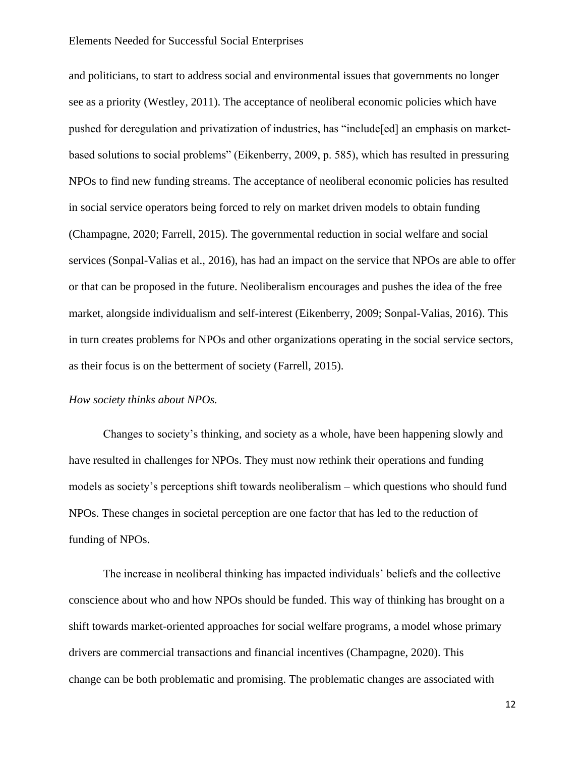and politicians, to start to address social and environmental issues that governments no longer see as a priority (Westley, 2011). The acceptance of neoliberal economic policies which have pushed for deregulation and privatization of industries, has "include[ed] an emphasis on market-based solutions to social problems" (Eikenberry, 2009, p. 585), which has resulted in pressuring NPOs to find new funding streams. The acceptance of neoliberal economic policies has resulted in social service operators being forced to rely on market driven models to obtain funding (Champagne, 2020; Farrell, 2015). The governmental reduction in social welfare and social services (Sonpal-Valias et al., 2016), has had an impact on the service that NPOs are able to offer or that can be proposed in the future. Neoliberalism encourages and pushes the idea of the free market, alongside individualism and self-interest (Eikenberry, 2009; Sonpal-Valias, 2016). This in turn creates problems for NPOs and other organizations operating in the social service sectors, as their focus is on the betterment of society (Farrell, 2015).

*How society thinks about NPOs.*

Changes to society's thinking, and society as a whole, have been happening slowly and have resulted in challenges for NPOs. They must now rethink their operations and funding models as society's perceptions shift towards neoliberalism – which questions who should fund NPOs. These changes in societal perception are one factor that has led to the reduction of funding of NPOs.

The increase in neoliberal thinking has impacted individuals' beliefs and the collective conscience about who and how NPOs should be funded. This way of thinking has brought on a shift towards market-oriented approaches for social welfare programs, a model whose primary drivers are commercial transactions and financial incentives (Champagne, 2020). This change can be both problematic and promising. The problematic changes are associated with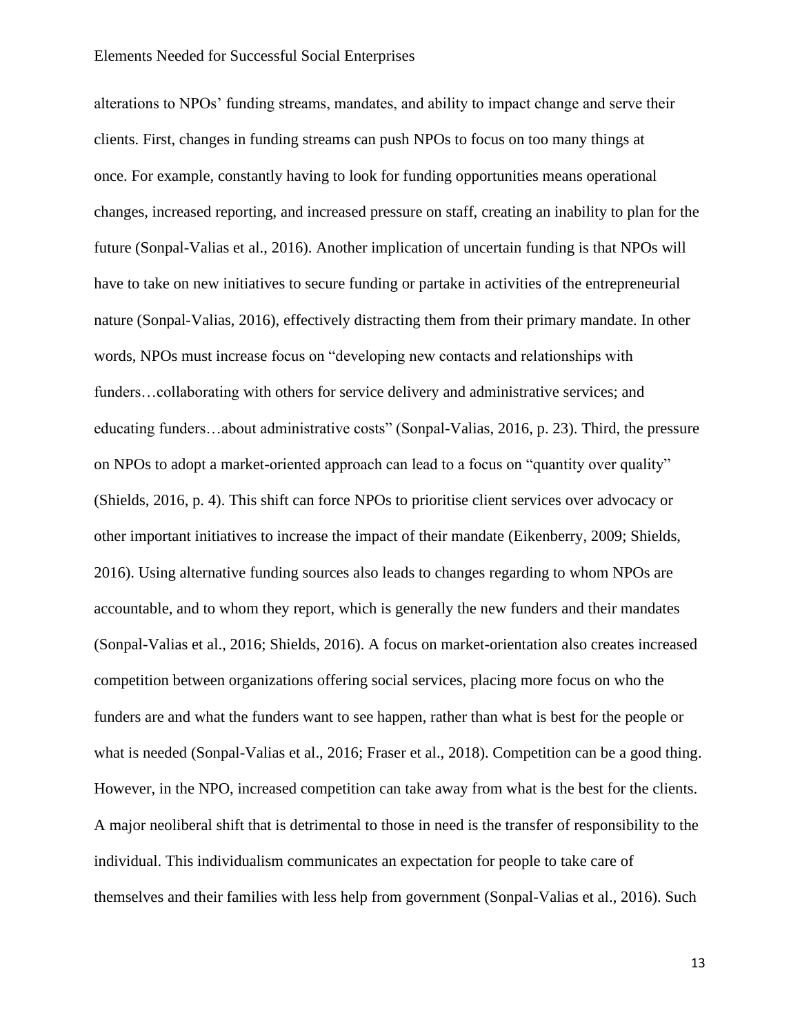alterations to NPOs' funding streams, mandates, and ability to impact change and serve their clients. First, changes in funding streams can push NPOs to focus on too many things at once. For example, constantly having to look for funding opportunities means operational changes, increased reporting, and increased pressure on staff, creating an inability to plan for the future (Sonpal-Valias et al., 2016). Another implication of uncertain funding is that NPOs will have to take on new initiatives to secure funding or partake in activities of the entrepreneurial nature (Sonpal-Valias, 2016), effectively distracting them from their primary mandate. In other words, NPOs must increase focus on "developing new contacts and relationships with funders…collaborating with others for service delivery and administrative services; and educating funders…about administrative costs" (Sonpal-Valias, 2016, p. 23). Third, the pressure on NPOs to adopt a market-oriented approach can lead to a focus on "quantity over quality" (Shields, 2016, p. 4). This shift can force NPOs to prioritise client services over advocacy or other important initiatives to increase the impact of their mandate (Eikenberry, 2009; Shields, 2016). Using alternative funding sources also leads to changes regarding to whom NPOs are accountable, and to whom they report, which is generally the new funders and their mandates (Sonpal-Valias et al., 2016; Shields, 2016). A focus on market-orientation also creates increased competition between organizations offering social services, placing more focus on who the funders are and what the funders want to see happen, rather than what is best for the people or what is needed (Sonpal-Valias et al., 2016; Fraser et al., 2018). Competition can be a good thing. However, in the NPO, increased competition can take away from what is the best for the clients. A major neoliberal shift that is detrimental to those in need is the transfer of responsibility to the individual. This individualism communicates an expectation for people to take care of themselves and their families with less help from government (Sonpal-Valias et al., 2016). Such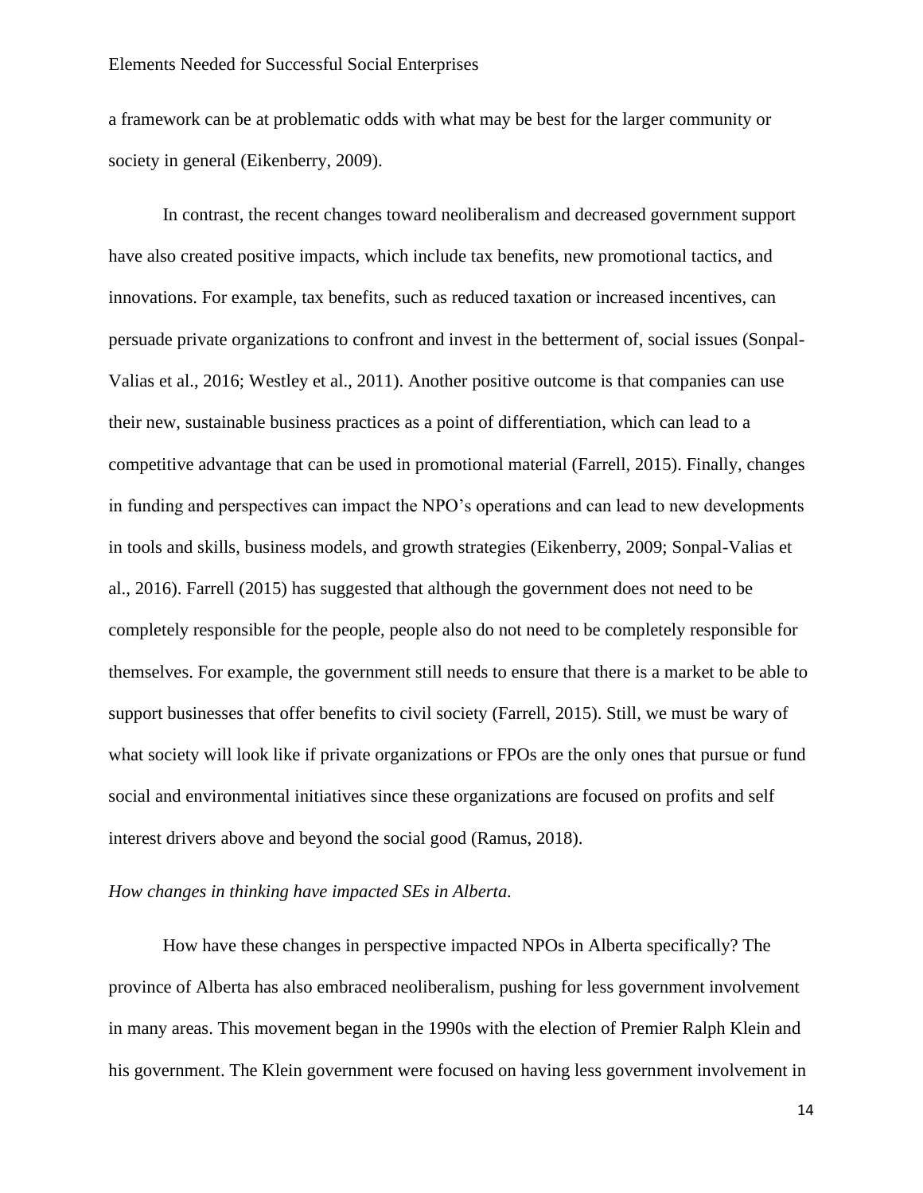a framework can be at problematic odds with what may be best for the larger community or society in general (Eikenberry, 2009).

In contrast, the recent changes toward neoliberalism and decreased government support have also created positive impacts, which include tax benefits, new promotional tactics, and innovations. For example, tax benefits, such as reduced taxation or increased incentives, can persuade private organizations to confront and invest in the betterment of, social issues (Sonpal-Valias et al., 2016; Westley et al., 2011). Another positive outcome is that companies can use their new, sustainable business practices as a point of differentiation, which can lead to a competitive advantage that can be used in promotional material (Farrell, 2015). Finally, changes in funding and perspectives can impact the NPO's operations and can lead to new developments in tools and skills, business models, and growth strategies (Eikenberry, 2009; Sonpal-Valias et al., 2016). Farrell (2015) has suggested that although the government does not need to be completely responsible for the people, people also do not need to be completely responsible for themselves. For example, the government still needs to ensure that there is a market to be able to support businesses that offer benefits to civil society (Farrell, 2015). Still, we must be wary of what society will look like if private organizations or FPOs are the only ones that pursue or fund social and environmental initiatives since these organizations are focused on profits and self interest drivers above and beyond the social good (Ramus, 2018).

*How changes in thinking have impacted SEs in Alberta.*

How have these changes in perspective impacted NPOs in Alberta specifically? The province of Alberta has also embraced neoliberalism, pushing for less government involvement in many areas. This movement began in the 1990s with the election of Premier Ralph Klein and his government. The Klein government were focused on having less government involvement in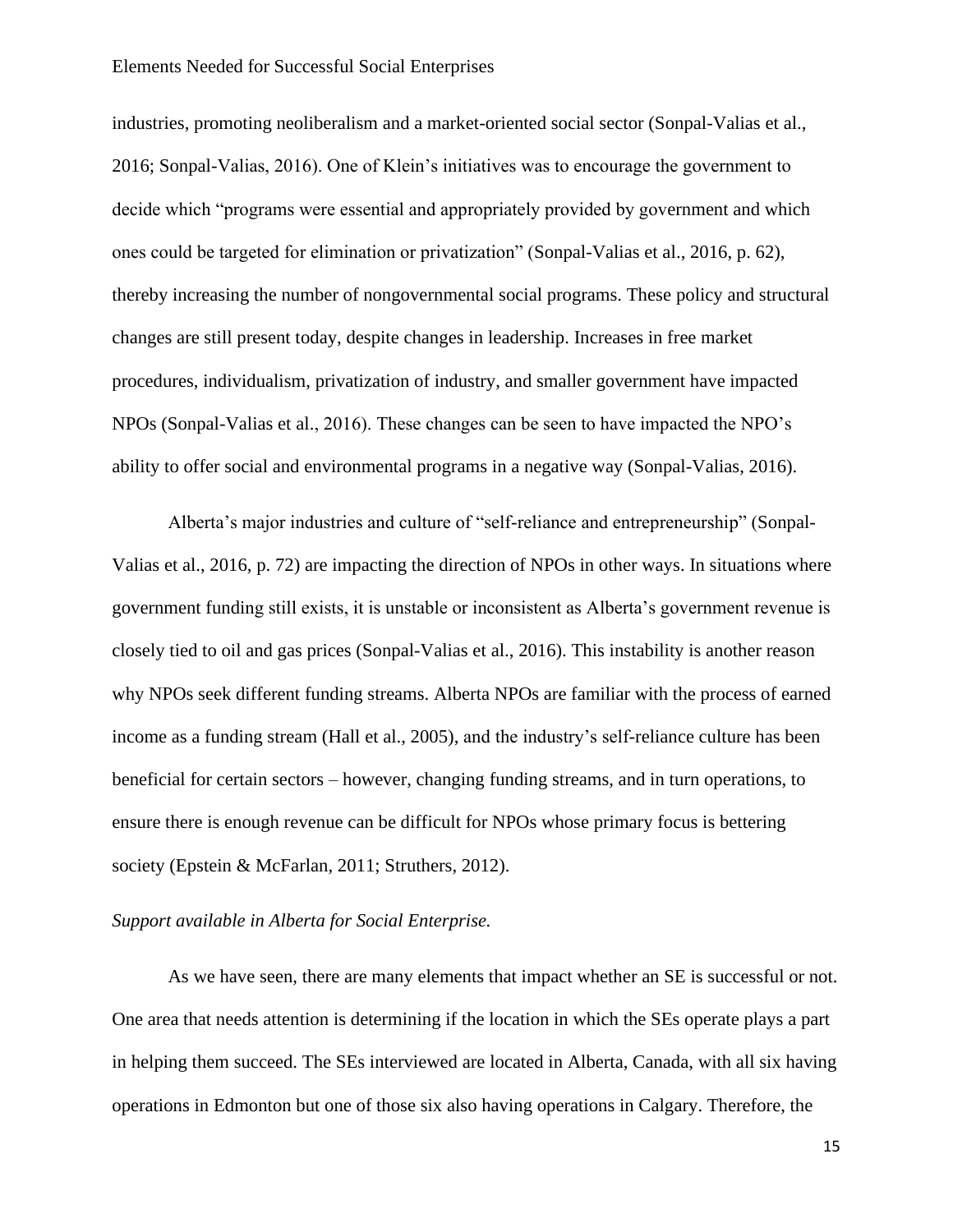industries, promoting neoliberalism and a market-oriented social sector (Sonpal-Valias et al., 2016; Sonpal-Valias, 2016). One of Klein's initiatives was to encourage the government to decide which "programs were essential and appropriately provided by government and which ones could be targeted for elimination or privatization" (Sonpal-Valias et al., 2016, p. 62), thereby increasing the number of nongovernmental social programs. These policy and structural changes are still present today, despite changes in leadership. Increases in free market procedures, individualism, privatization of industry, and smaller government have impacted NPOs (Sonpal-Valias et al., 2016). These changes can be seen to have impacted the NPO's ability to offer social and environmental programs in a negative way (Sonpal-Valias, 2016).

Alberta's major industries and culture of "self-reliance and entrepreneurship" (Sonpal-Valias et al., 2016, p. 72) are impacting the direction of NPOs in other ways. In situations where government funding still exists, it is unstable or inconsistent as Alberta's government revenue is closely tied to oil and gas prices (Sonpal-Valias et al., 2016). This instability is another reason why NPOs seek different funding streams. Alberta NPOs are familiar with the process of earned income as a funding stream (Hall et al., 2005), and the industry's self-reliance culture has been beneficial for certain sectors – however, changing funding streams, and in turn operations, to ensure there is enough revenue can be difficult for NPOs whose primary focus is bettering society (Epstein & McFarlan, 2011; Struthers, 2012).

*Support available in Alberta for Social Enterprise.*

As we have seen, there are many elements that impact whether an SE is successful or not. One area that needs attention is determining if the location in which the SEs operate plays a part in helping them succeed. The SEs interviewed are located in Alberta, Canada, with all six having operations in Edmonton but one of those six also having operations in Calgary. Therefore, the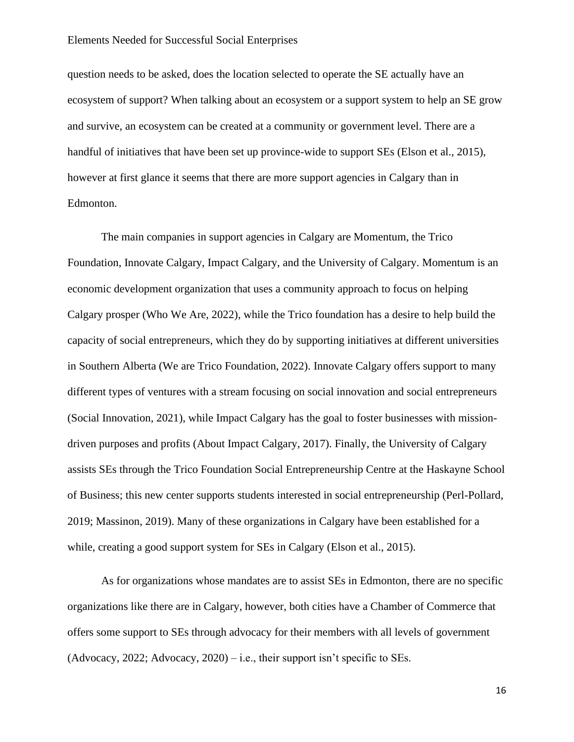question needs to be asked, does the location selected to operate the SE actually have an ecosystem of support? When talking about an ecosystem or a support system to help an SE grow and survive, an ecosystem can be created at a community or government level. There are a handful of initiatives that have been set up province-wide to support SEs (Elson et al., 2015), however at first glance it seems that there are more support agencies in Calgary than in Edmonton.

The main companies in support agencies in Calgary are Momentum, the Trico Foundation, Innovate Calgary, Impact Calgary, and the University of Calgary. Momentum is an economic development organization that uses a community approach to focus on helping Calgary prosper (Who We Are, 2022), while the Trico foundation has a desire to help build the capacity of social entrepreneurs, which they do by supporting initiatives at different universities in Southern Alberta (We are Trico Foundation, 2022). Innovate Calgary offers support to many different types of ventures with a stream focusing on social innovation and social entrepreneurs (Social Innovation, 2021), while Impact Calgary has the goal to foster businesses with mission-driven purposes and profits (About Impact Calgary, 2017). Finally, the University of Calgary assists SEs through the Trico Foundation Social Entrepreneurship Centre at the Haskayne School of Business; this new center supports students interested in social entrepreneurship (Perl-Pollard, 2019; Massinon, 2019). Many of these organizations in Calgary have been established for a while, creating a good support system for SEs in Calgary (Elson et al., 2015).

As for organizations whose mandates are to assist SEs in Edmonton, there are no specific organizations like there are in Calgary, however, both cities have a Chamber of Commerce that offers some support to SEs through advocacy for their members with all levels of government (Advocacy, 2022; Advocacy, 2020) – i.e., their support isn't specific to SEs.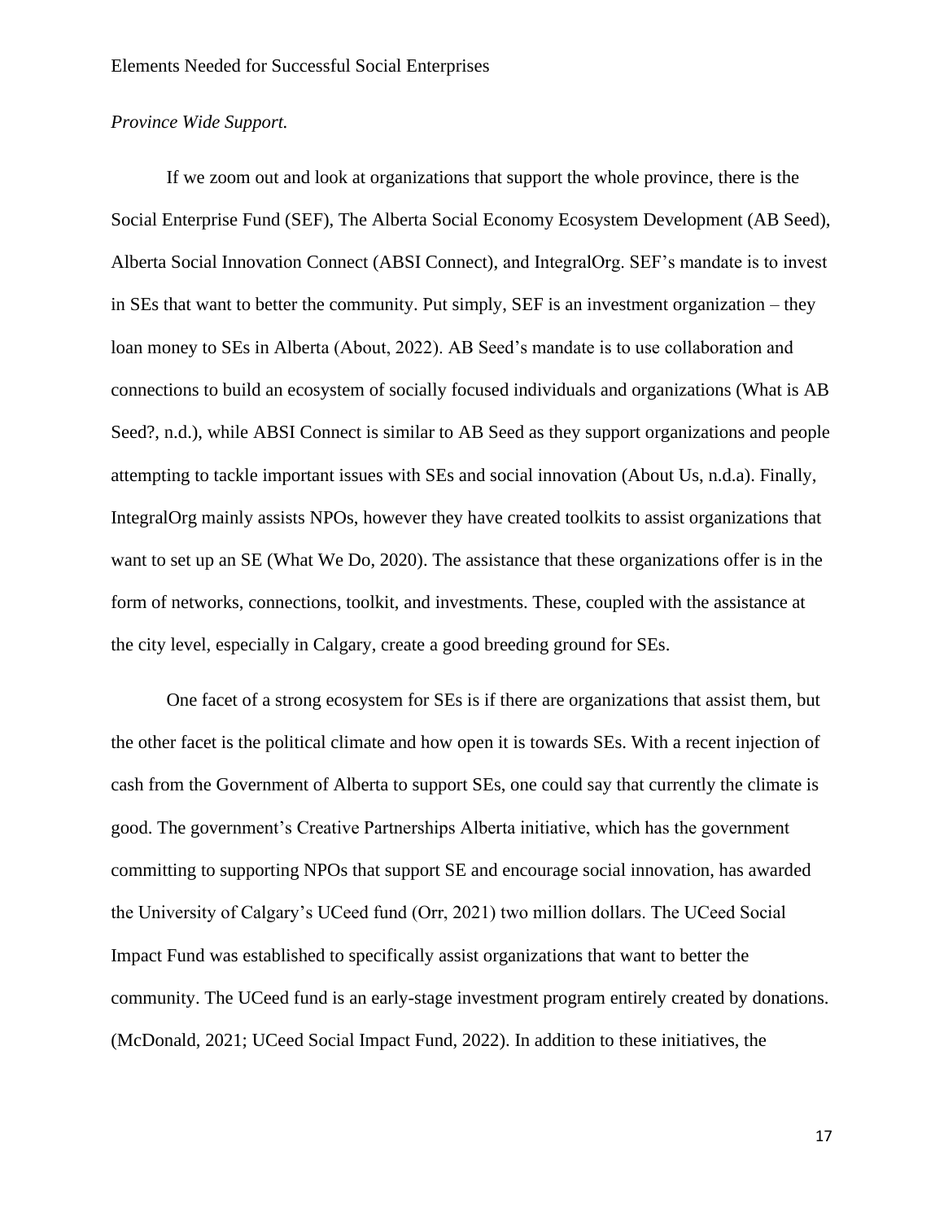*Province Wide Support.*

If we zoom out and look at organizations that support the whole province, there is the Social Enterprise Fund (SEF), The Alberta Social Economy Ecosystem Development (AB Seed), Alberta Social Innovation Connect (ABSI Connect), and IntegralOrg. SEF's mandate is to invest in SEs that want to better the community. Put simply, SEF is an investment organization – they loan money to SEs in Alberta (About, 2022). AB Seed's mandate is to use collaboration and connections to build an ecosystem of socially focused individuals and organizations (What is AB Seed?, n.d.), while ABSI Connect is similar to AB Seed as they support organizations and people attempting to tackle important issues with SEs and social innovation (About Us, n.d.a). Finally, IntegralOrg mainly assists NPOs, however they have created toolkits to assist organizations that want to set up an SE (What We Do, 2020). The assistance that these organizations offer is in the form of networks, connections, toolkit, and investments. These, coupled with the assistance at the city level, especially in Calgary, create a good breeding ground for SEs.

One facet of a strong ecosystem for SEs is if there are organizations that assist them, but the other facet is the political climate and how open it is towards SEs. With a recent injection of cash from the Government of Alberta to support SEs, one could say that currently the climate is good. The government's Creative Partnerships Alberta initiative, which has the government committing to supporting NPOs that support SE and encourage social innovation, has awarded the University of Calgary's UCeed fund (Orr, 2021) two million dollars. The UCeed Social Impact Fund was established to specifically assist organizations that want to better the community. The UCeed fund is an early-stage investment program entirely created by donations. (McDonald, 2021; UCeed Social Impact Fund, 2022). In addition to these initiatives, the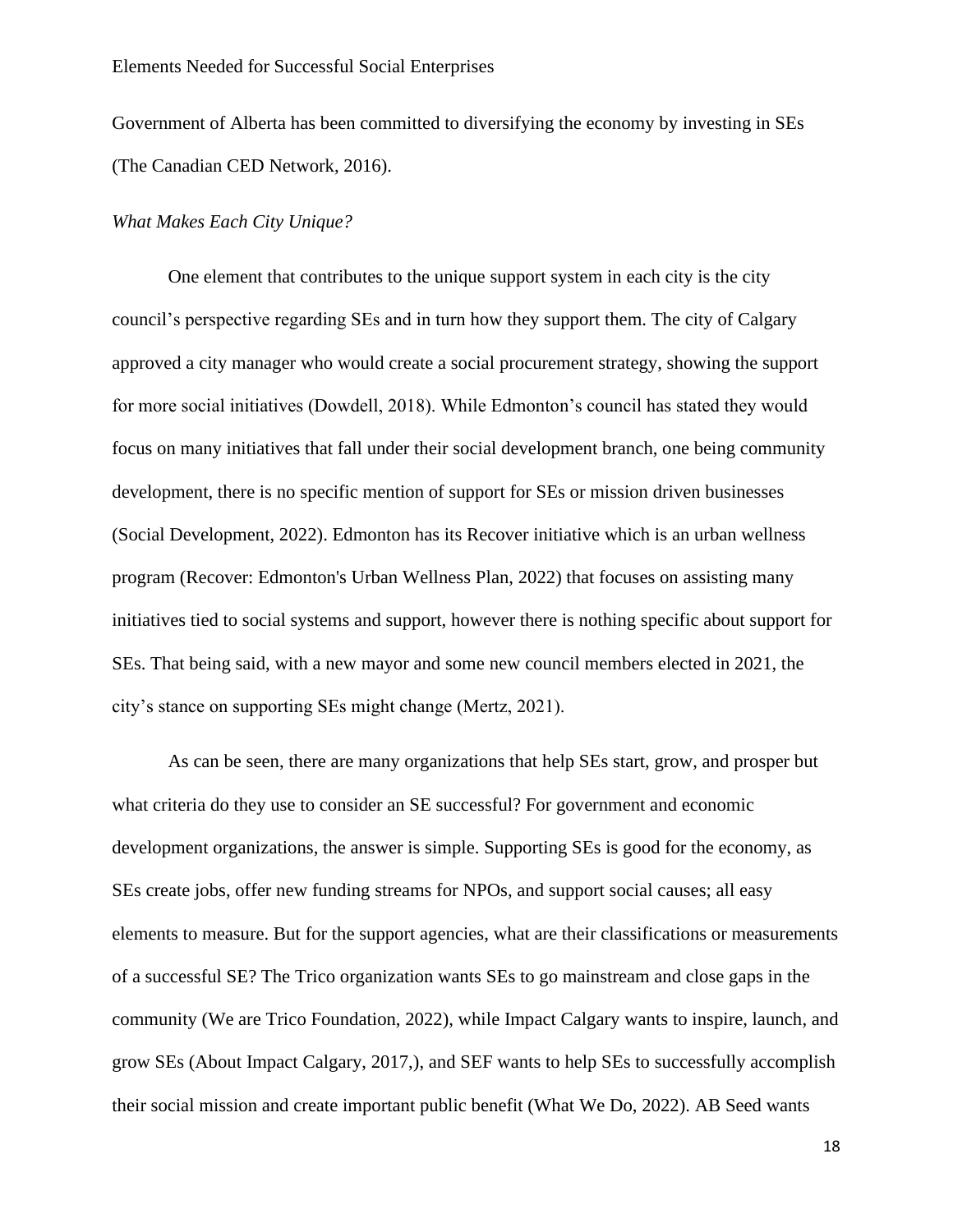Government of Alberta has been committed to diversifying the economy by investing in SEs (The Canadian CED Network, 2016).

*What Makes Each City Unique?*

One element that contributes to the unique support system in each city is the city council's perspective regarding SEs and in turn how they support them. The city of Calgary approved a city manager who would create a social procurement strategy, showing the support for more social initiatives (Dowdell, 2018). While Edmonton's council has stated they would focus on many initiatives that fall under their social development branch, one being community development, there is no specific mention of support for SEs or mission driven businesses (Social Development, 2022). Edmonton has its Recover initiative which is an urban wellness program (Recover: Edmonton's Urban Wellness Plan, 2022) that focuses on assisting many initiatives tied to social systems and support, however there is nothing specific about support for SEs. That being said, with a new mayor and some new council members elected in 2021, the city's stance on supporting SEs might change (Mertz, 2021).

As can be seen, there are many organizations that help SEs start, grow, and prosper but what criteria do they use to consider an SE successful? For government and economic development organizations, the answer is simple. Supporting SEs is good for the economy, as SEs create jobs, offer new funding streams for NPOs, and support social causes; all easy elements to measure. But for the support agencies, what are their classifications or measurements of a successful SE? The Trico organization wants SEs to go mainstream and close gaps in the community (We are Trico Foundation, 2022), while Impact Calgary wants to inspire, launch, and grow SEs (About Impact Calgary, 2017,), and SEF wants to help SEs to successfully accomplish their social mission and create important public benefit (What We Do, 2022). AB Seed wants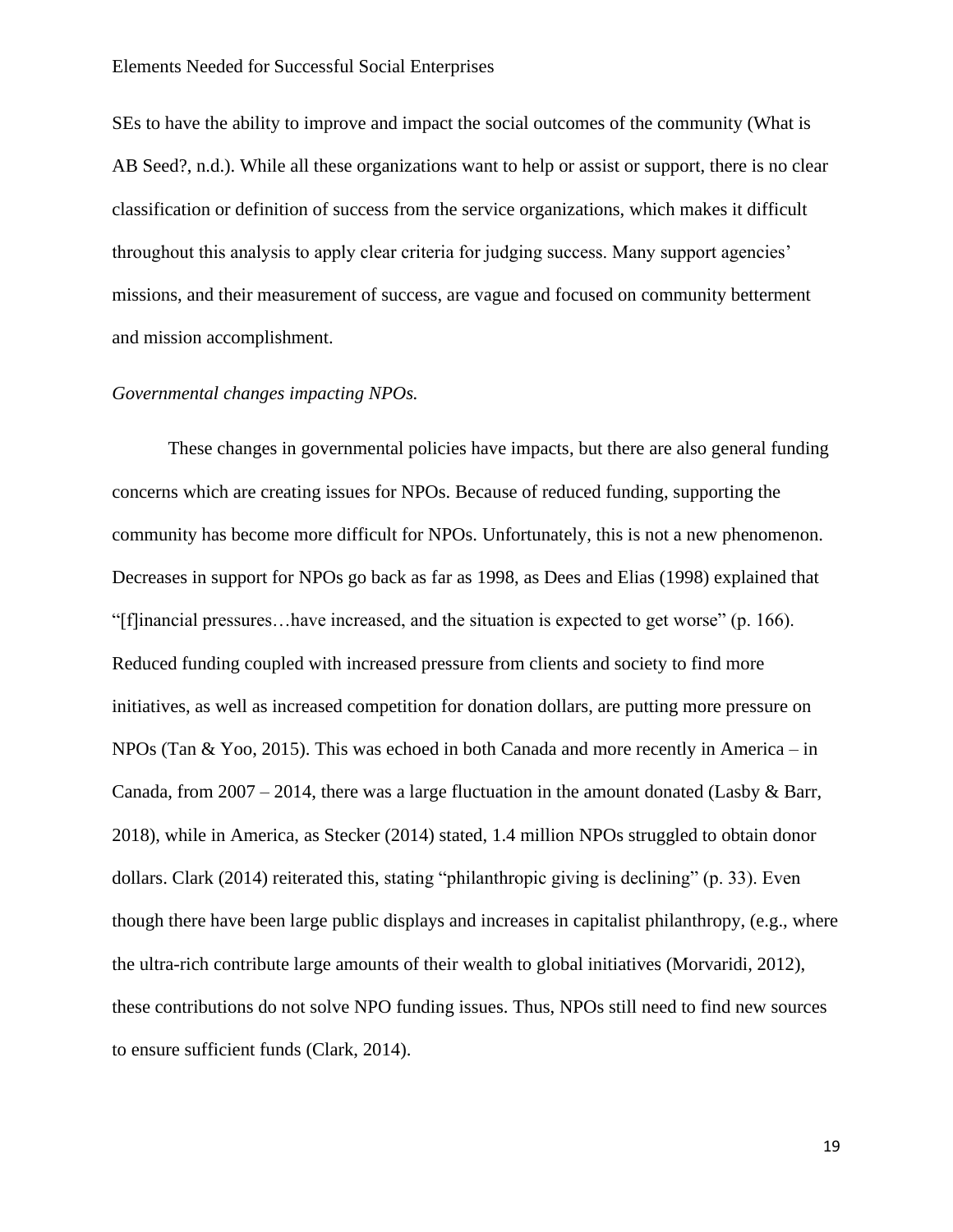SEs to have the ability to improve and impact the social outcomes of the community (What is AB Seed?, n.d.). While all these organizations want to help or assist or support, there is no clear classification or definition of success from the service organizations, which makes it difficult throughout this analysis to apply clear criteria for judging success. Many support agencies' missions, and their measurement of success, are vague and focused on community betterment and mission accomplishment.

*Governmental changes impacting NPOs.*

These changes in governmental policies have impacts, but there are also general funding concerns which are creating issues for NPOs. Because of reduced funding, supporting the community has become more difficult for NPOs. Unfortunately, this is not a new phenomenon. Decreases in support for NPOs go back as far as 1998, as Dees and Elias (1998) explained that "[f]inancial pressures…have increased, and the situation is expected to get worse" (p. 166). Reduced funding coupled with increased pressure from clients and society to find more initiatives, as well as increased competition for donation dollars, are putting more pressure on NPOs (Tan & Yoo, 2015). This was echoed in both Canada and more recently in America – in Canada, from 2007 – 2014, there was a large fluctuation in the amount donated (Lasby & Barr, 2018), while in America, as Stecker (2014) stated, 1.4 million NPOs struggled to obtain donor dollars. Clark (2014) reiterated this, stating "philanthropic giving is declining" (p. 33). Even though there have been large public displays and increases in capitalist philanthropy, (e.g., where the ultra-rich contribute large amounts of their wealth to global initiatives (Morvaridi, 2012), these contributions do not solve NPO funding issues. Thus, NPOs still need to find new sources to ensure sufficient funds (Clark, 2014).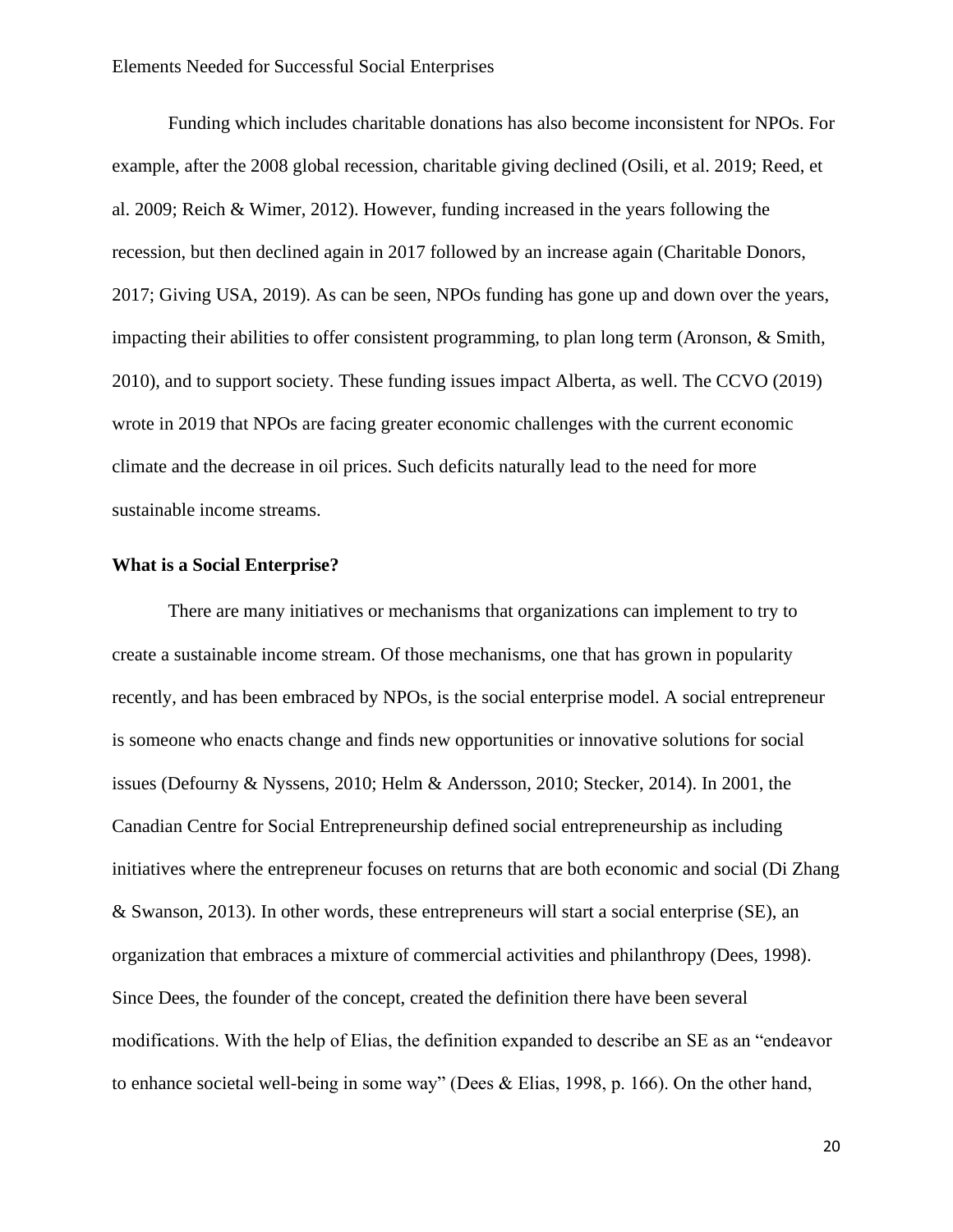Funding which includes charitable donations has also become inconsistent for NPOs. For example, after the 2008 global recession, charitable giving declined (Osili, et al. 2019; Reed, et al. 2009; Reich & Wimer, 2012). However, funding increased in the years following the recession, but then declined again in 2017 followed by an increase again (Charitable Donors, 2017; Giving USA, 2019). As can be seen, NPOs funding has gone up and down over the years, impacting their abilities to offer consistent programming, to plan long term (Aronson, & Smith, 2010), and to support society. These funding issues impact Alberta, as well. The CCVO (2019) wrote in 2019 that NPOs are facing greater economic challenges with the current economic climate and the decrease in oil prices. Such deficits naturally lead to the need for more sustainable income streams.

**What is a Social Enterprise?**

There are many initiatives or mechanisms that organizations can implement to try to create a sustainable income stream. Of those mechanisms, one that has grown in popularity recently, and has been embraced by NPOs, is the social enterprise model. A social entrepreneur is someone who enacts change and finds new opportunities or innovative solutions for social issues (Defourny & Nyssens, 2010; Helm & Andersson, 2010; Stecker, 2014). In 2001, the Canadian Centre for Social Entrepreneurship defined social entrepreneurship as including initiatives where the entrepreneur focuses on returns that are both economic and social (Di Zhang & Swanson, 2013). In other words, these entrepreneurs will start a social enterprise (SE), an organization that embraces a mixture of commercial activities and philanthropy (Dees, 1998). Since Dees, the founder of the concept, created the definition there have been several modifications. With the help of Elias, the definition expanded to describe an SE as an "endeavor to enhance societal well-being in some way" (Dees & Elias, 1998, p. 166). On the other hand,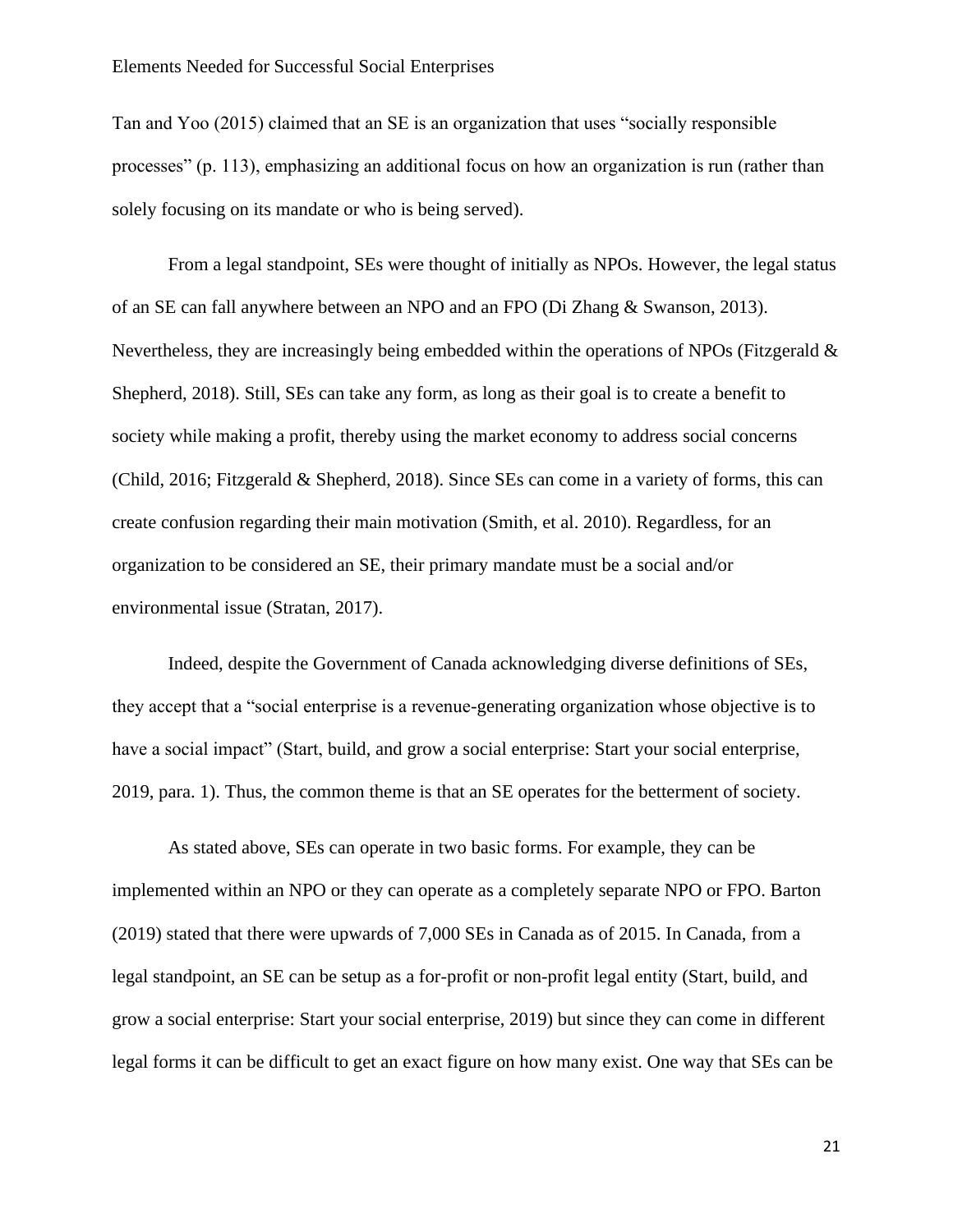Tan and Yoo (2015) claimed that an SE is an organization that uses "socially responsible processes" (p. 113), emphasizing an additional focus on how an organization is run (rather than solely focusing on its mandate or who is being served).

From a legal standpoint, SEs were thought of initially as NPOs. However, the legal status of an SE can fall anywhere between an NPO and an FPO (Di Zhang & Swanson, 2013). Nevertheless, they are increasingly being embedded within the operations of NPOs (Fitzgerald & Shepherd, 2018). Still, SEs can take any form, as long as their goal is to create a benefit to society while making a profit, thereby using the market economy to address social concerns (Child, 2016; Fitzgerald & Shepherd, 2018). Since SEs can come in a variety of forms, this can create confusion regarding their main motivation (Smith, et al. 2010). Regardless, for an organization to be considered an SE, their primary mandate must be a social and/or environmental issue (Stratan, 2017).

Indeed, despite the Government of Canada acknowledging diverse definitions of SEs, they accept that a "social enterprise is a revenue-generating organization whose objective is to have a social impact" (Start, build, and grow a social enterprise: Start your social enterprise, 2019, para. 1). Thus, the common theme is that an SE operates for the betterment of society.

As stated above, SEs can operate in two basic forms. For example, they can be implemented within an NPO or they can operate as a completely separate NPO or FPO. Barton (2019) stated that there were upwards of 7,000 SEs in Canada as of 2015. In Canada, from a legal standpoint, an SE can be setup as a for-profit or non-profit legal entity (Start, build, and grow a social enterprise: Start your social enterprise, 2019) but since they can come in different legal forms it can be difficult to get an exact figure on how many exist. One way that SEs can be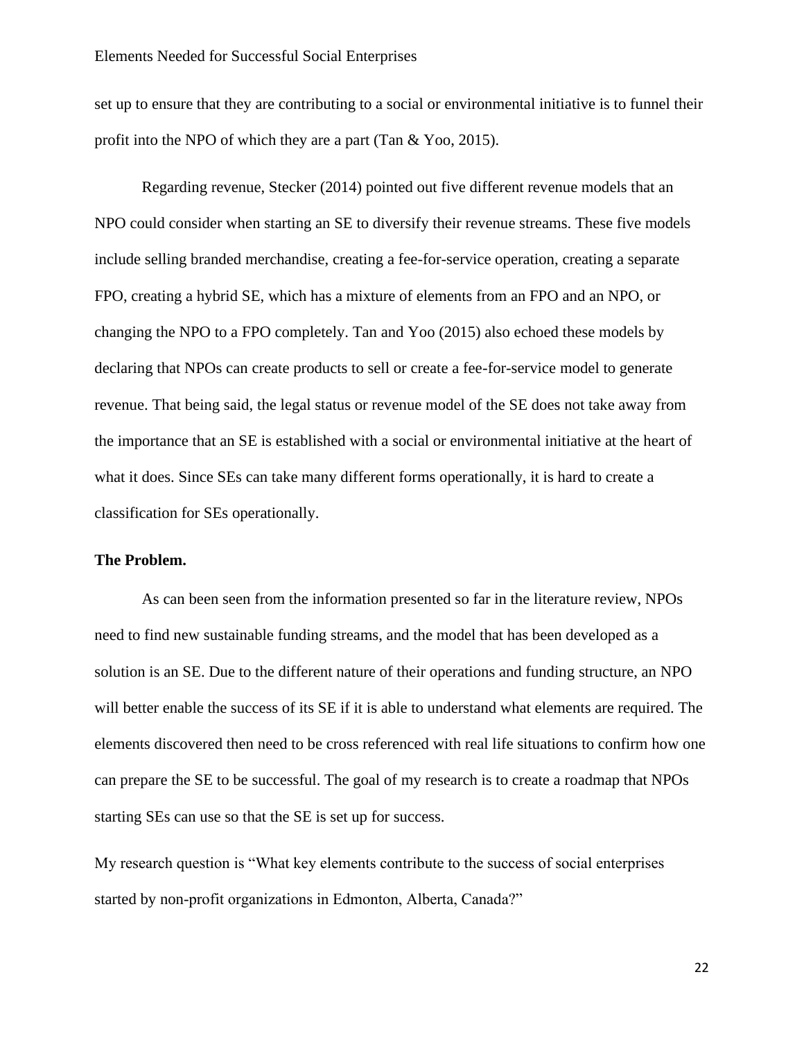set up to ensure that they are contributing to a social or environmental initiative is to funnel their profit into the NPO of which they are a part (Tan & Yoo, 2015).

Regarding revenue, Stecker (2014) pointed out five different revenue models that an NPO could consider when starting an SE to diversify their revenue streams. These five models include selling branded merchandise, creating a fee-for-service operation, creating a separate FPO, creating a hybrid SE, which has a mixture of elements from an FPO and an NPO, or changing the NPO to a FPO completely. Tan and Yoo (2015) also echoed these models by declaring that NPOs can create products to sell or create a fee-for-service model to generate revenue. That being said, the legal status or revenue model of the SE does not take away from the importance that an SE is established with a social or environmental initiative at the heart of what it does. Since SEs can take many different forms operationally, it is hard to create a classification for SEs operationally.

**The Problem.**

As can been seen from the information presented so far in the literature review, NPOs need to find new sustainable funding streams, and the model that has been developed as a solution is an SE. Due to the different nature of their operations and funding structure, an NPO will better enable the success of its SE if it is able to understand what elements are required. The elements discovered then need to be cross referenced with real life situations to confirm how one can prepare the SE to be successful. The goal of my research is to create a roadmap that NPOs starting SEs can use so that the SE is set up for success.

My research question is "What key elements contribute to the success of social enterprises started by non-profit organizations in Edmonton, Alberta, Canada?"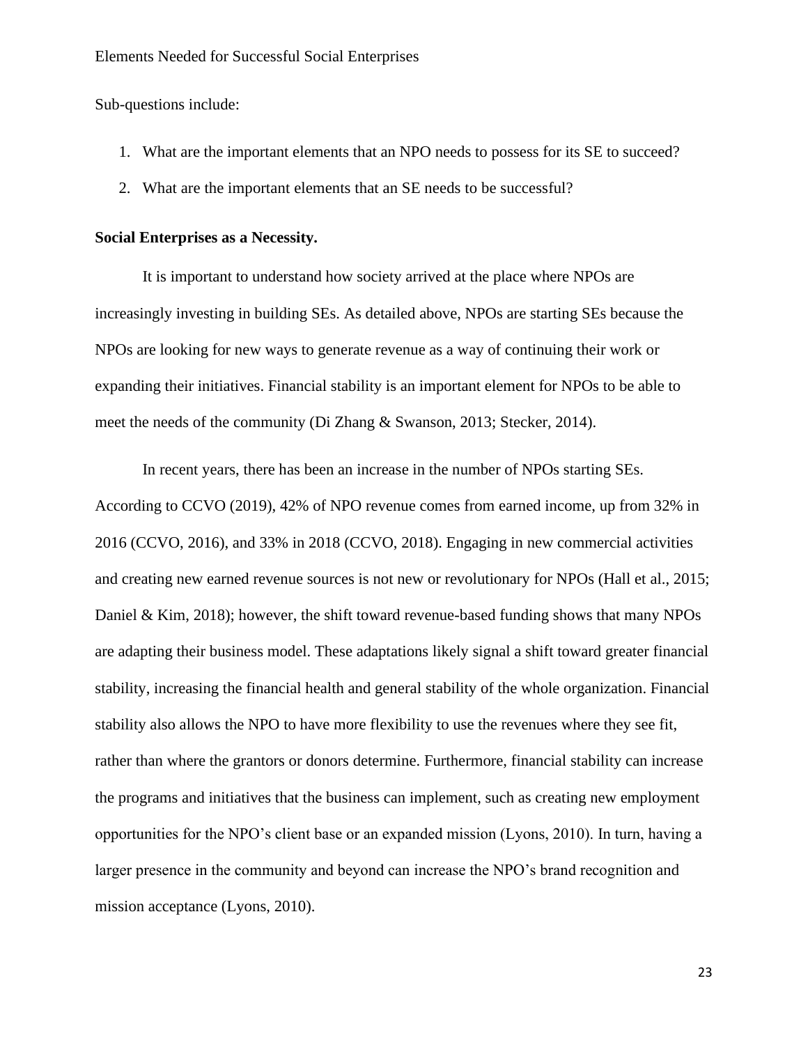Sub-questions include:

1. What are the important elements that an NPO needs to possess for its SE to succeed?
2. What are the important elements that an SE needs to be successful?

**Social Enterprises as a Necessity.**

It is important to understand how society arrived at the place where NPOs are increasingly investing in building SEs. As detailed above, NPOs are starting SEs because the NPOs are looking for new ways to generate revenue as a way of continuing their work or expanding their initiatives. Financial stability is an important element for NPOs to be able to meet the needs of the community (Di Zhang & Swanson, 2013; Stecker, 2014).

In recent years, there has been an increase in the number of NPOs starting SEs. According to CCVO (2019), 42% of NPO revenue comes from earned income, up from 32% in 2016 (CCVO, 2016), and 33% in 2018 (CCVO, 2018). Engaging in new commercial activities and creating new earned revenue sources is not new or revolutionary for NPOs (Hall et al., 2015; Daniel & Kim, 2018); however, the shift toward revenue-based funding shows that many NPOs are adapting their business model. These adaptations likely signal a shift toward greater financial stability, increasing the financial health and general stability of the whole organization. Financial stability also allows the NPO to have more flexibility to use the revenues where they see fit, rather than where the grantors or donors determine. Furthermore, financial stability can increase the programs and initiatives that the business can implement, such as creating new employment opportunities for the NPO's client base or an expanded mission (Lyons, 2010). In turn, having a larger presence in the community and beyond can increase the NPO's brand recognition and mission acceptance (Lyons, 2010).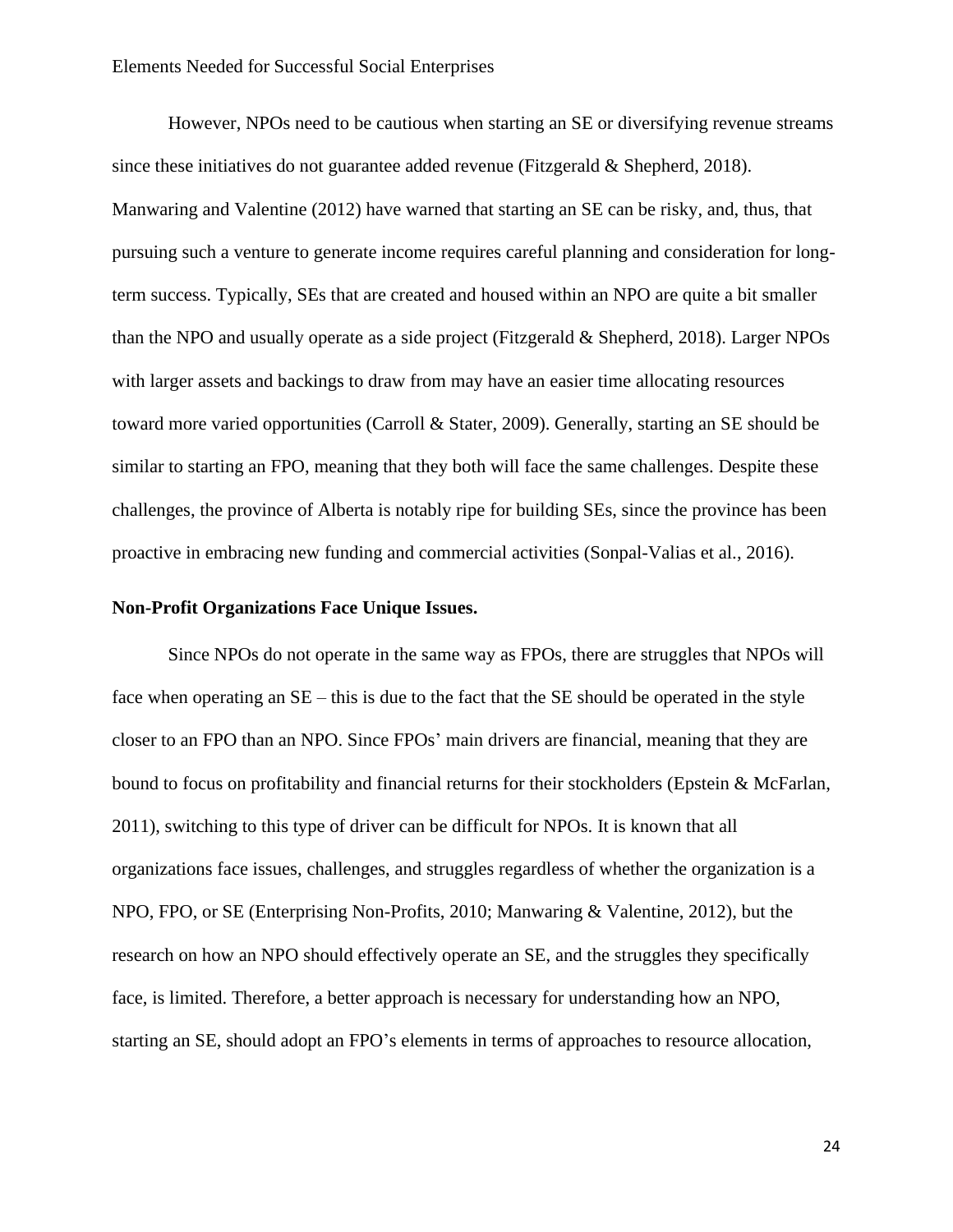However, NPOs need to be cautious when starting an SE or diversifying revenue streams since these initiatives do not guarantee added revenue (Fitzgerald & Shepherd, 2018). Manwaring and Valentine (2012) have warned that starting an SE can be risky, and, thus, that pursuing such a venture to generate income requires careful planning and consideration for long-term success. Typically, SEs that are created and housed within an NPO are quite a bit smaller than the NPO and usually operate as a side project (Fitzgerald & Shepherd, 2018). Larger NPOs with larger assets and backings to draw from may have an easier time allocating resources toward more varied opportunities (Carroll & Stater, 2009). Generally, starting an SE should be similar to starting an FPO, meaning that they both will face the same challenges. Despite these challenges, the province of Alberta is notably ripe for building SEs, since the province has been proactive in embracing new funding and commercial activities (Sonpal-Valias et al., 2016).

**Non-Profit Organizations Face Unique Issues.**

Since NPOs do not operate in the same way as FPOs, there are struggles that NPOs will face when operating an SE – this is due to the fact that the SE should be operated in the style closer to an FPO than an NPO. Since FPOs' main drivers are financial, meaning that they are bound to focus on profitability and financial returns for their stockholders (Epstein & McFarlan, 2011), switching to this type of driver can be difficult for NPOs. It is known that all organizations face issues, challenges, and struggles regardless of whether the organization is a NPO, FPO, or SE (Enterprising Non-Profits, 2010; Manwaring & Valentine, 2012), but the research on how an NPO should effectively operate an SE, and the struggles they specifically face, is limited. Therefore, a better approach is necessary for understanding how an NPO, starting an SE, should adopt an FPO's elements in terms of approaches to resource allocation,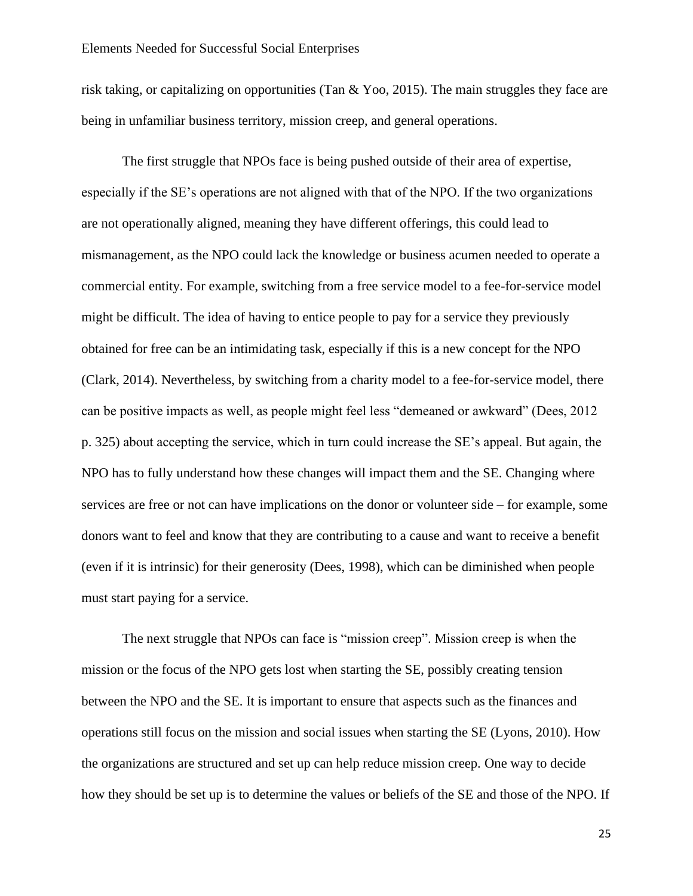risk taking, or capitalizing on opportunities (Tan & Yoo, 2015). The main struggles they face are being in unfamiliar business territory, mission creep, and general operations.

The first struggle that NPOs face is being pushed outside of their area of expertise, especially if the SE's operations are not aligned with that of the NPO. If the two organizations are not operationally aligned, meaning they have different offerings, this could lead to mismanagement, as the NPO could lack the knowledge or business acumen needed to operate a commercial entity. For example, switching from a free service model to a fee-for-service model might be difficult. The idea of having to entice people to pay for a service they previously obtained for free can be an intimidating task, especially if this is a new concept for the NPO (Clark, 2014). Nevertheless, by switching from a charity model to a fee-for-service model, there can be positive impacts as well, as people might feel less "demeaned or awkward" (Dees, 2012 p. 325) about accepting the service, which in turn could increase the SE's appeal. But again, the NPO has to fully understand how these changes will impact them and the SE. Changing where services are free or not can have implications on the donor or volunteer side – for example, some donors want to feel and know that they are contributing to a cause and want to receive a benefit (even if it is intrinsic) for their generosity (Dees, 1998), which can be diminished when people must start paying for a service.

The next struggle that NPOs can face is "mission creep". Mission creep is when the mission or the focus of the NPO gets lost when starting the SE, possibly creating tension between the NPO and the SE. It is important to ensure that aspects such as the finances and operations still focus on the mission and social issues when starting the SE (Lyons, 2010). How the organizations are structured and set up can help reduce mission creep. One way to decide how they should be set up is to determine the values or beliefs of the SE and those of the NPO. If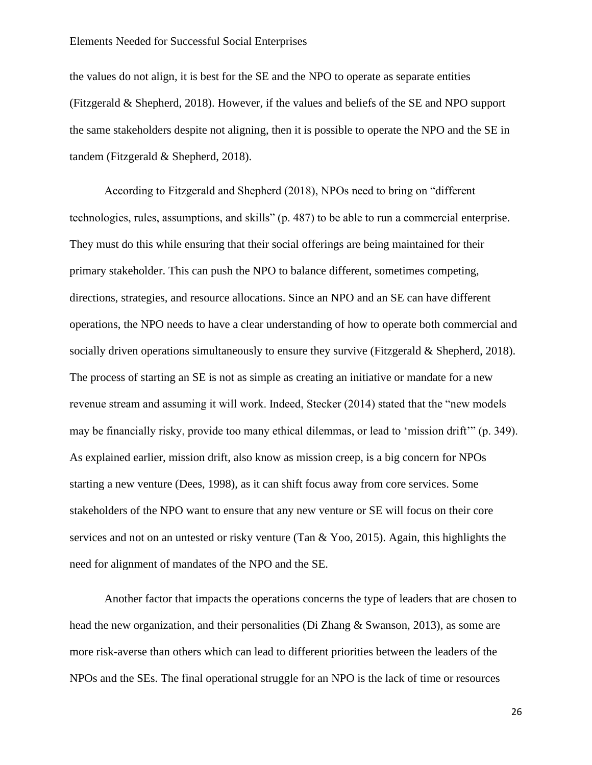the values do not align, it is best for the SE and the NPO to operate as separate entities (Fitzgerald & Shepherd, 2018). However, if the values and beliefs of the SE and NPO support the same stakeholders despite not aligning, then it is possible to operate the NPO and the SE in tandem (Fitzgerald & Shepherd, 2018).

According to Fitzgerald and Shepherd (2018), NPOs need to bring on “different technologies, rules, assumptions, and skills” (p. 487) to be able to run a commercial enterprise. They must do this while ensuring that their social offerings are being maintained for their primary stakeholder. This can push the NPO to balance different, sometimes competing, directions, strategies, and resource allocations. Since an NPO and an SE can have different operations, the NPO needs to have a clear understanding of how to operate both commercial and socially driven operations simultaneously to ensure they survive (Fitzgerald & Shepherd, 2018). The process of starting an SE is not as simple as creating an initiative or mandate for a new revenue stream and assuming it will work. Indeed, Stecker (2014) stated that the “new models may be financially risky, provide too many ethical dilemmas, or lead to ‘mission drift’” (p. 349). As explained earlier, mission drift, also know as mission creep, is a big concern for NPOs starting a new venture (Dees, 1998), as it can shift focus away from core services. Some stakeholders of the NPO want to ensure that any new venture or SE will focus on their core services and not on an untested or risky venture (Tan & Yoo, 2015). Again, this highlights the need for alignment of mandates of the NPO and the SE.

Another factor that impacts the operations concerns the type of leaders that are chosen to head the new organization, and their personalities (Di Zhang & Swanson, 2013), as some are more risk-averse than others which can lead to different priorities between the leaders of the NPOs and the SEs. The final operational struggle for an NPO is the lack of time or resources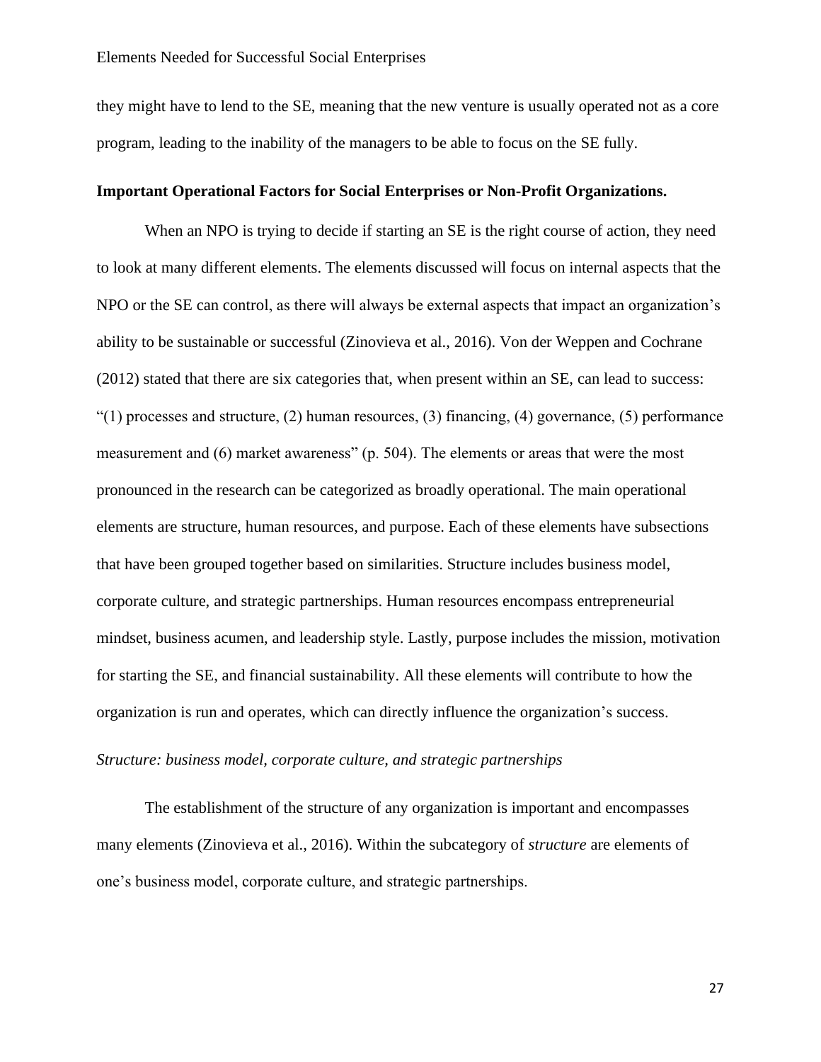they might have to lend to the SE, meaning that the new venture is usually operated not as a core program, leading to the inability of the managers to be able to focus on the SE fully.

**Important Operational Factors for Social Enterprises or Non-Profit Organizations.**

When an NPO is trying to decide if starting an SE is the right course of action, they need to look at many different elements. The elements discussed will focus on internal aspects that the NPO or the SE can control, as there will always be external aspects that impact an organization's ability to be sustainable or successful (Zinovieva et al., 2016). Von der Weppen and Cochrane (2012) stated that there are six categories that, when present within an SE, can lead to success: "(1) processes and structure, (2) human resources, (3) financing, (4) governance, (5) performance measurement and (6) market awareness" (p. 504). The elements or areas that were the most pronounced in the research can be categorized as broadly operational. The main operational elements are structure, human resources, and purpose. Each of these elements have subsections that have been grouped together based on similarities. Structure includes business model, corporate culture, and strategic partnerships. Human resources encompass entrepreneurial mindset, business acumen, and leadership style. Lastly, purpose includes the mission, motivation for starting the SE, and financial sustainability. All these elements will contribute to how the organization is run and operates, which can directly influence the organization's success.

*Structure: business model, corporate culture, and strategic partnerships*

The establishment of the structure of any organization is important and encompasses many elements (Zinovieva et al., 2016). Within the subcategory of *structure* are elements of one's business model, corporate culture, and strategic partnerships.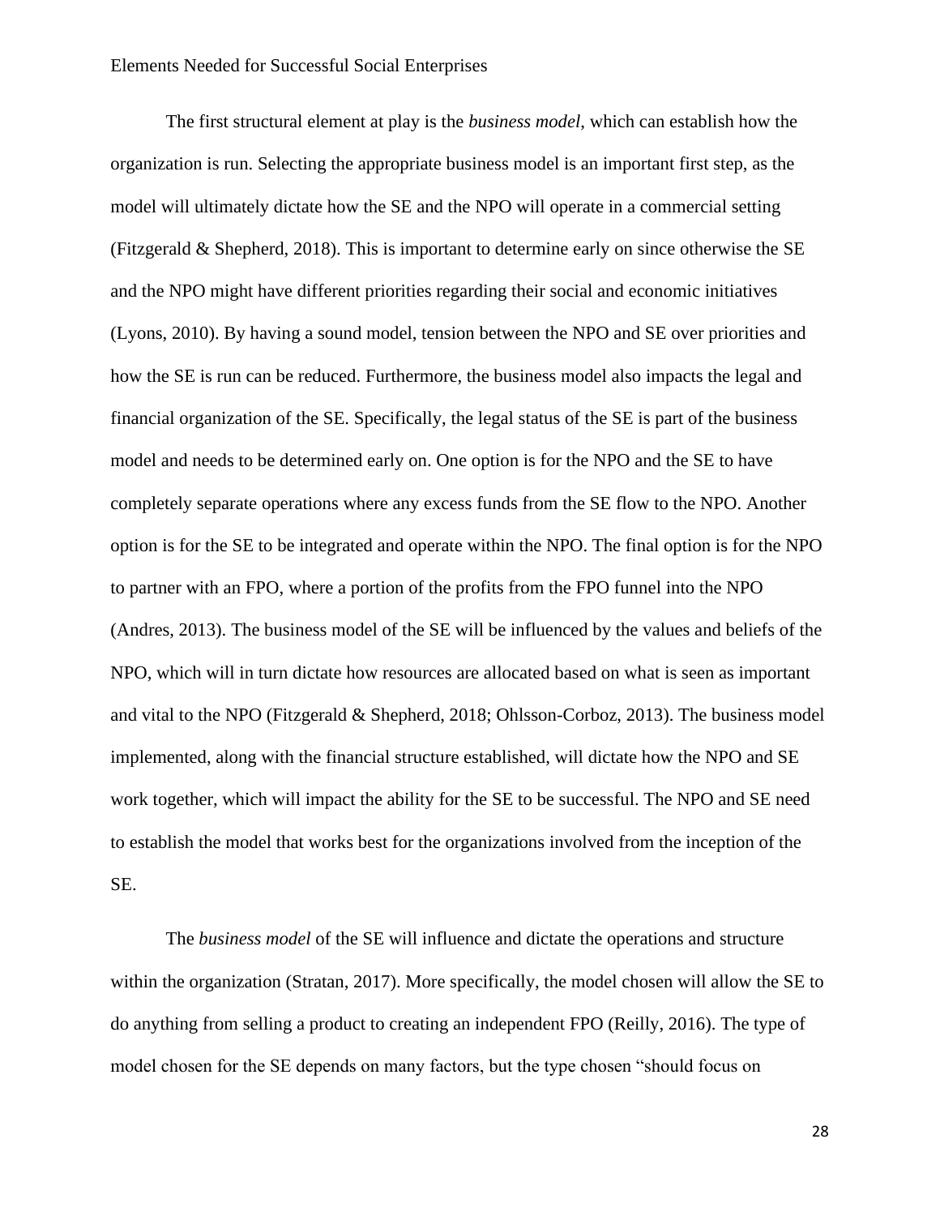The first structural element at play is the *business model*, which can establish how the organization is run. Selecting the appropriate business model is an important first step, as the model will ultimately dictate how the SE and the NPO will operate in a commercial setting (Fitzgerald & Shepherd, 2018). This is important to determine early on since otherwise the SE and the NPO might have different priorities regarding their social and economic initiatives (Lyons, 2010). By having a sound model, tension between the NPO and SE over priorities and how the SE is run can be reduced. Furthermore, the business model also impacts the legal and financial organization of the SE. Specifically, the legal status of the SE is part of the business model and needs to be determined early on. One option is for the NPO and the SE to have completely separate operations where any excess funds from the SE flow to the NPO. Another option is for the SE to be integrated and operate within the NPO. The final option is for the NPO to partner with an FPO, where a portion of the profits from the FPO funnel into the NPO (Andres, 2013). The business model of the SE will be influenced by the values and beliefs of the NPO, which will in turn dictate how resources are allocated based on what is seen as important and vital to the NPO (Fitzgerald & Shepherd, 2018; Ohlsson-Corboz, 2013). The business model implemented, along with the financial structure established, will dictate how the NPO and SE work together, which will impact the ability for the SE to be successful. The NPO and SE need to establish the model that works best for the organizations involved from the inception of the SE.

The *business model* of the SE will influence and dictate the operations and structure within the organization (Stratan, 2017). More specifically, the model chosen will allow the SE to do anything from selling a product to creating an independent FPO (Reilly, 2016). The type of model chosen for the SE depends on many factors, but the type chosen "should focus on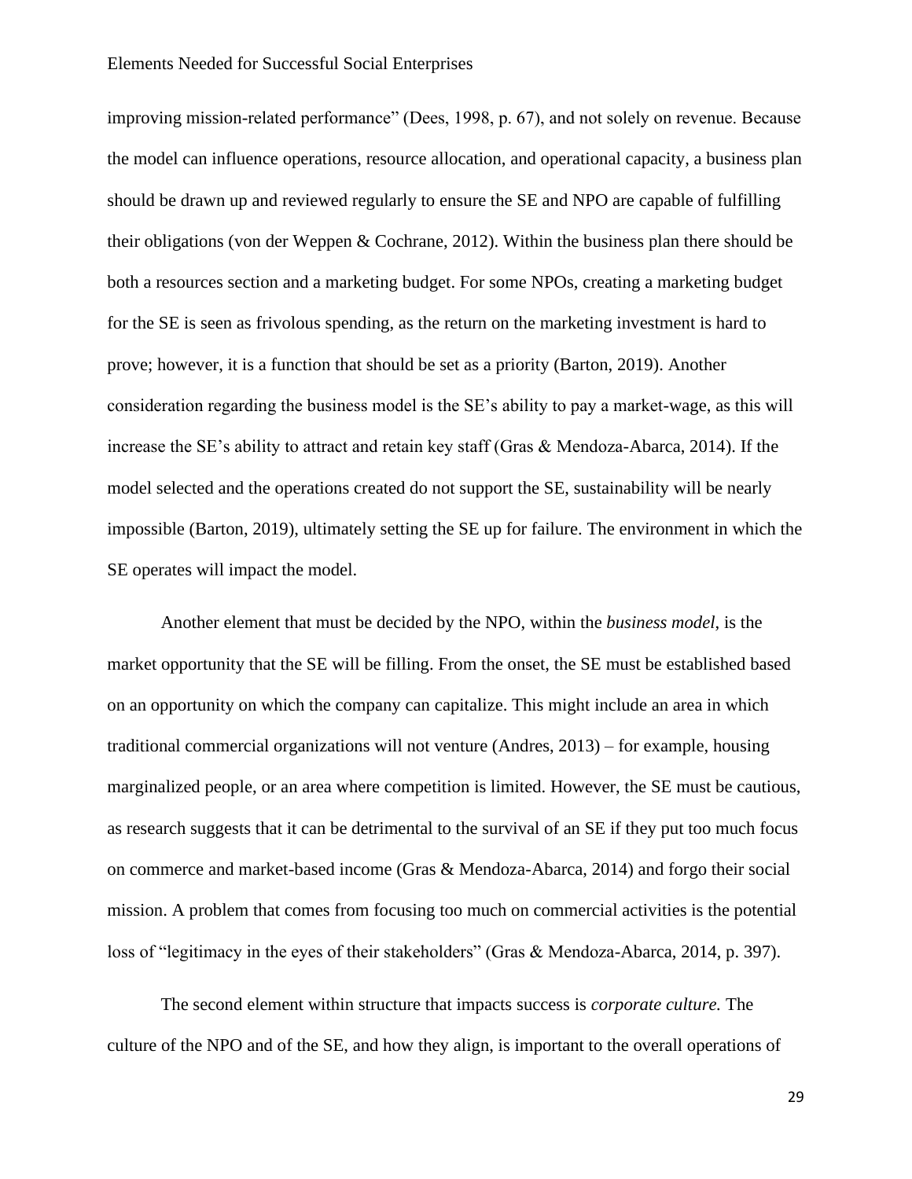improving mission-related performance" (Dees, 1998, p. 67), and not solely on revenue. Because the model can influence operations, resource allocation, and operational capacity, a business plan should be drawn up and reviewed regularly to ensure the SE and NPO are capable of fulfilling their obligations (von der Weppen & Cochrane, 2012). Within the business plan there should be both a resources section and a marketing budget. For some NPOs, creating a marketing budget for the SE is seen as frivolous spending, as the return on the marketing investment is hard to prove; however, it is a function that should be set as a priority (Barton, 2019). Another consideration regarding the business model is the SE's ability to pay a market-wage, as this will increase the SE's ability to attract and retain key staff (Gras & Mendoza-Abarca, 2014). If the model selected and the operations created do not support the SE, sustainability will be nearly impossible (Barton, 2019), ultimately setting the SE up for failure. The environment in which the SE operates will impact the model.

Another element that must be decided by the NPO, within the *business model*, is the market opportunity that the SE will be filling. From the onset, the SE must be established based on an opportunity on which the company can capitalize. This might include an area in which traditional commercial organizations will not venture (Andres, 2013) – for example, housing marginalized people, or an area where competition is limited. However, the SE must be cautious, as research suggests that it can be detrimental to the survival of an SE if they put too much focus on commerce and market-based income (Gras & Mendoza-Abarca, 2014) and forgo their social mission. A problem that comes from focusing too much on commercial activities is the potential loss of "legitimacy in the eyes of their stakeholders" (Gras & Mendoza-Abarca, 2014, p. 397).

The second element within structure that impacts success is *corporate culture.* The culture of the NPO and of the SE, and how they align, is important to the overall operations of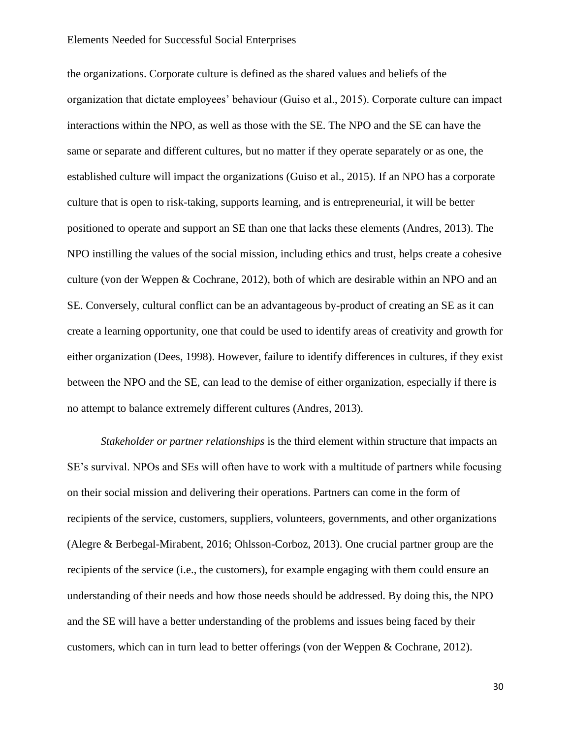the organizations. Corporate culture is defined as the shared values and beliefs of the organization that dictate employees' behaviour (Guiso et al., 2015). Corporate culture can impact interactions within the NPO, as well as those with the SE. The NPO and the SE can have the same or separate and different cultures, but no matter if they operate separately or as one, the established culture will impact the organizations (Guiso et al., 2015). If an NPO has a corporate culture that is open to risk-taking, supports learning, and is entrepreneurial, it will be better positioned to operate and support an SE than one that lacks these elements (Andres, 2013). The NPO instilling the values of the social mission, including ethics and trust, helps create a cohesive culture (von der Weppen & Cochrane, 2012), both of which are desirable within an NPO and an SE. Conversely, cultural conflict can be an advantageous by-product of creating an SE as it can create a learning opportunity, one that could be used to identify areas of creativity and growth for either organization (Dees, 1998). However, failure to identify differences in cultures, if they exist between the NPO and the SE, can lead to the demise of either organization, especially if there is no attempt to balance extremely different cultures (Andres, 2013).

*Stakeholder or partner relationships* is the third element within structure that impacts an SE's survival. NPOs and SEs will often have to work with a multitude of partners while focusing on their social mission and delivering their operations. Partners can come in the form of recipients of the service, customers, suppliers, volunteers, governments, and other organizations (Alegre & Berbegal-Mirabent, 2016; Ohlsson-Corboz, 2013). One crucial partner group are the recipients of the service (i.e., the customers), for example engaging with them could ensure an understanding of their needs and how those needs should be addressed. By doing this, the NPO and the SE will have a better understanding of the problems and issues being faced by their customers, which can in turn lead to better offerings (von der Weppen & Cochrane, 2012).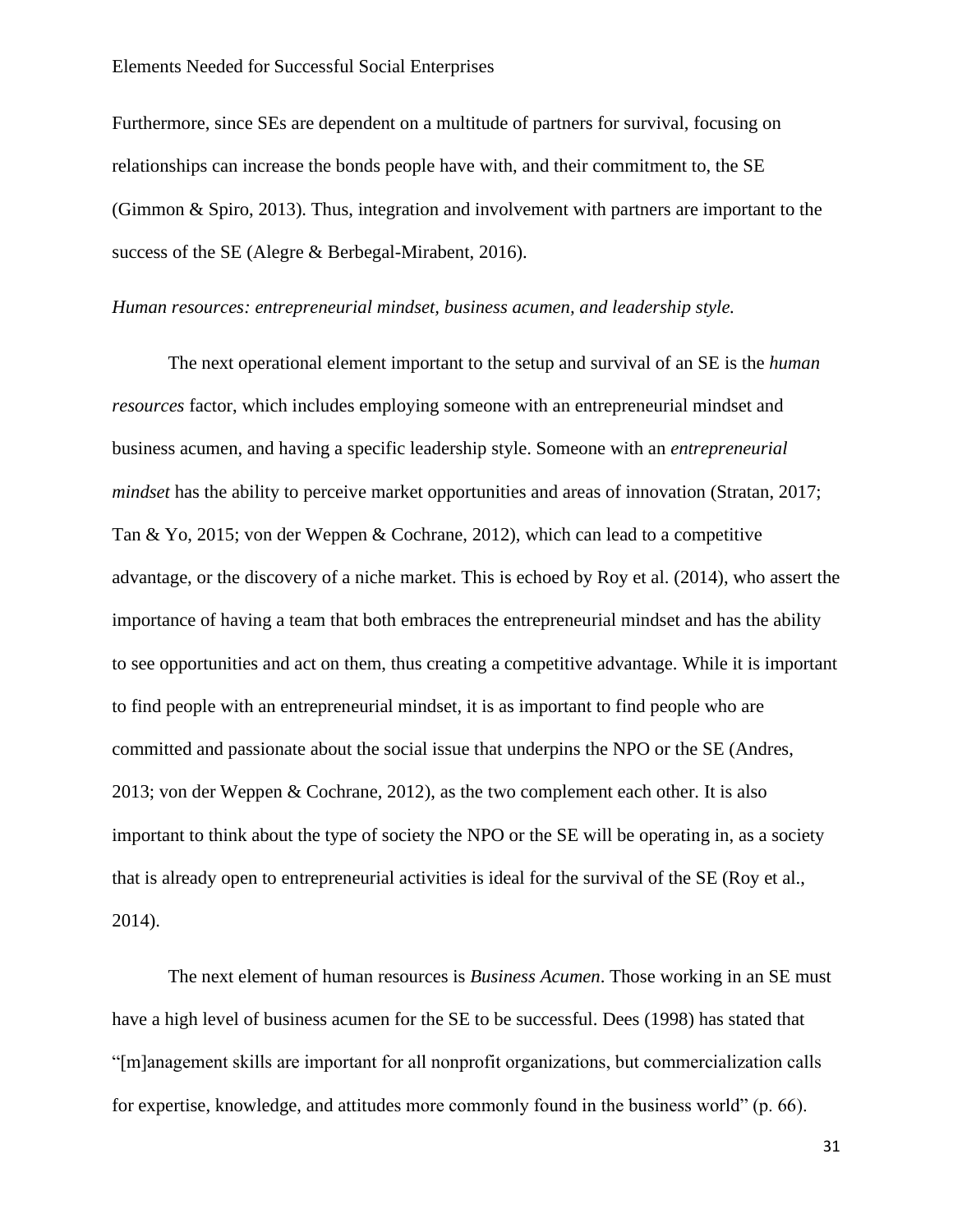Furthermore, since SEs are dependent on a multitude of partners for survival, focusing on relationships can increase the bonds people have with, and their commitment to, the SE (Gimmon & Spiro, 2013). Thus, integration and involvement with partners are important to the success of the SE (Alegre & Berbegal-Mirabent, 2016).

*Human resources: entrepreneurial mindset, business acumen, and leadership style.*

The next operational element important to the setup and survival of an SE is the *human resources* factor, which includes employing someone with an entrepreneurial mindset and business acumen, and having a specific leadership style. Someone with an *entrepreneurial mindset* has the ability to perceive market opportunities and areas of innovation (Stratan, 2017; Tan & Yo, 2015; von der Weppen & Cochrane, 2012), which can lead to a competitive advantage, or the discovery of a niche market. This is echoed by Roy et al. (2014), who assert the importance of having a team that both embraces the entrepreneurial mindset and has the ability to see opportunities and act on them, thus creating a competitive advantage. While it is important to find people with an entrepreneurial mindset, it is as important to find people who are committed and passionate about the social issue that underpins the NPO or the SE (Andres, 2013; von der Weppen & Cochrane, 2012), as the two complement each other. It is also important to think about the type of society the NPO or the SE will be operating in, as a society that is already open to entrepreneurial activities is ideal for the survival of the SE (Roy et al., 2014).

The next element of human resources is *Business Acumen*. Those working in an SE must have a high level of business acumen for the SE to be successful. Dees (1998) has stated that "[m]anagement skills are important for all nonprofit organizations, but commercialization calls for expertise, knowledge, and attitudes more commonly found in the business world" (p. 66).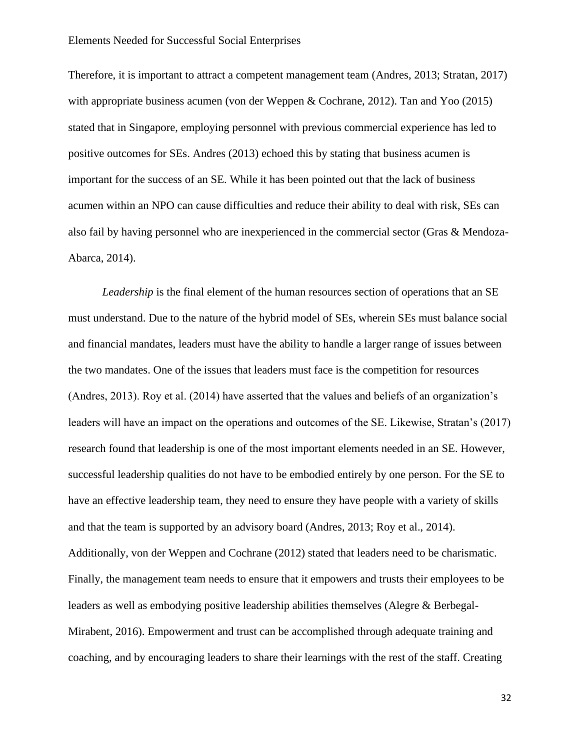Therefore, it is important to attract a competent management team (Andres, 2013; Stratan, 2017) with appropriate business acumen (von der Weppen & Cochrane, 2012). Tan and Yoo (2015) stated that in Singapore, employing personnel with previous commercial experience has led to positive outcomes for SEs. Andres (2013) echoed this by stating that business acumen is important for the success of an SE. While it has been pointed out that the lack of business acumen within an NPO can cause difficulties and reduce their ability to deal with risk, SEs can also fail by having personnel who are inexperienced in the commercial sector (Gras & Mendoza-Abarca, 2014).

*Leadership* is the final element of the human resources section of operations that an SE must understand. Due to the nature of the hybrid model of SEs, wherein SEs must balance social and financial mandates, leaders must have the ability to handle a larger range of issues between the two mandates. One of the issues that leaders must face is the competition for resources (Andres, 2013). Roy et al. (2014) have asserted that the values and beliefs of an organization's leaders will have an impact on the operations and outcomes of the SE. Likewise, Stratan's (2017) research found that leadership is one of the most important elements needed in an SE. However, successful leadership qualities do not have to be embodied entirely by one person. For the SE to have an effective leadership team, they need to ensure they have people with a variety of skills and that the team is supported by an advisory board (Andres, 2013; Roy et al., 2014). Additionally, von der Weppen and Cochrane (2012) stated that leaders need to be charismatic. Finally, the management team needs to ensure that it empowers and trusts their employees to be leaders as well as embodying positive leadership abilities themselves (Alegre & Berbegal-Mirabent, 2016). Empowerment and trust can be accomplished through adequate training and coaching, and by encouraging leaders to share their learnings with the rest of the staff. Creating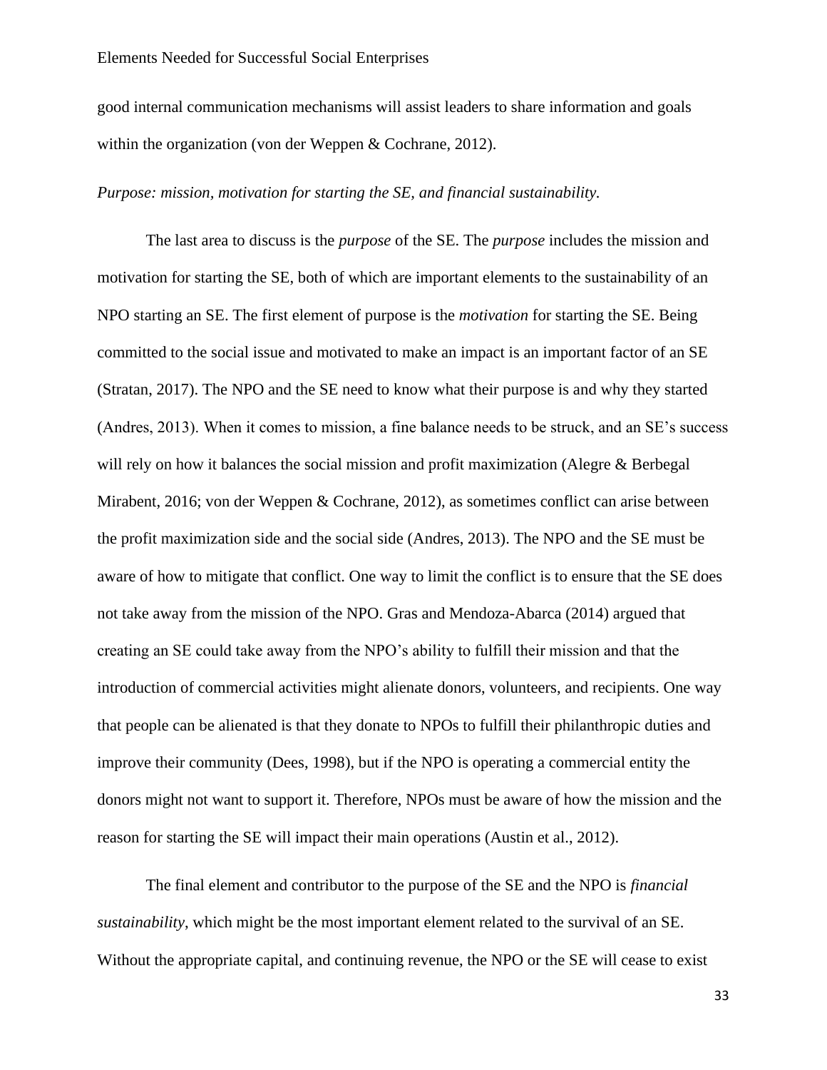good internal communication mechanisms will assist leaders to share information and goals within the organization (von der Weppen & Cochrane, 2012).

*Purpose: mission, motivation for starting the SE, and financial sustainability.*

The last area to discuss is the *purpose* of the SE. The *purpose* includes the mission and motivation for starting the SE, both of which are important elements to the sustainability of an NPO starting an SE. The first element of purpose is the *motivation* for starting the SE. Being committed to the social issue and motivated to make an impact is an important factor of an SE (Stratan, 2017). The NPO and the SE need to know what their purpose is and why they started (Andres, 2013). When it comes to mission, a fine balance needs to be struck, and an SE's success will rely on how it balances the social mission and profit maximization (Alegre & Berbegal Mirabent, 2016; von der Weppen & Cochrane, 2012), as sometimes conflict can arise between the profit maximization side and the social side (Andres, 2013). The NPO and the SE must be aware of how to mitigate that conflict. One way to limit the conflict is to ensure that the SE does not take away from the mission of the NPO. Gras and Mendoza-Abarca (2014) argued that creating an SE could take away from the NPO's ability to fulfill their mission and that the introduction of commercial activities might alienate donors, volunteers, and recipients. One way that people can be alienated is that they donate to NPOs to fulfill their philanthropic duties and improve their community (Dees, 1998), but if the NPO is operating a commercial entity the donors might not want to support it. Therefore, NPOs must be aware of how the mission and the reason for starting the SE will impact their main operations (Austin et al., 2012).

The final element and contributor to the purpose of the SE and the NPO is *financial sustainability*, which might be the most important element related to the survival of an SE. Without the appropriate capital, and continuing revenue, the NPO or the SE will cease to exist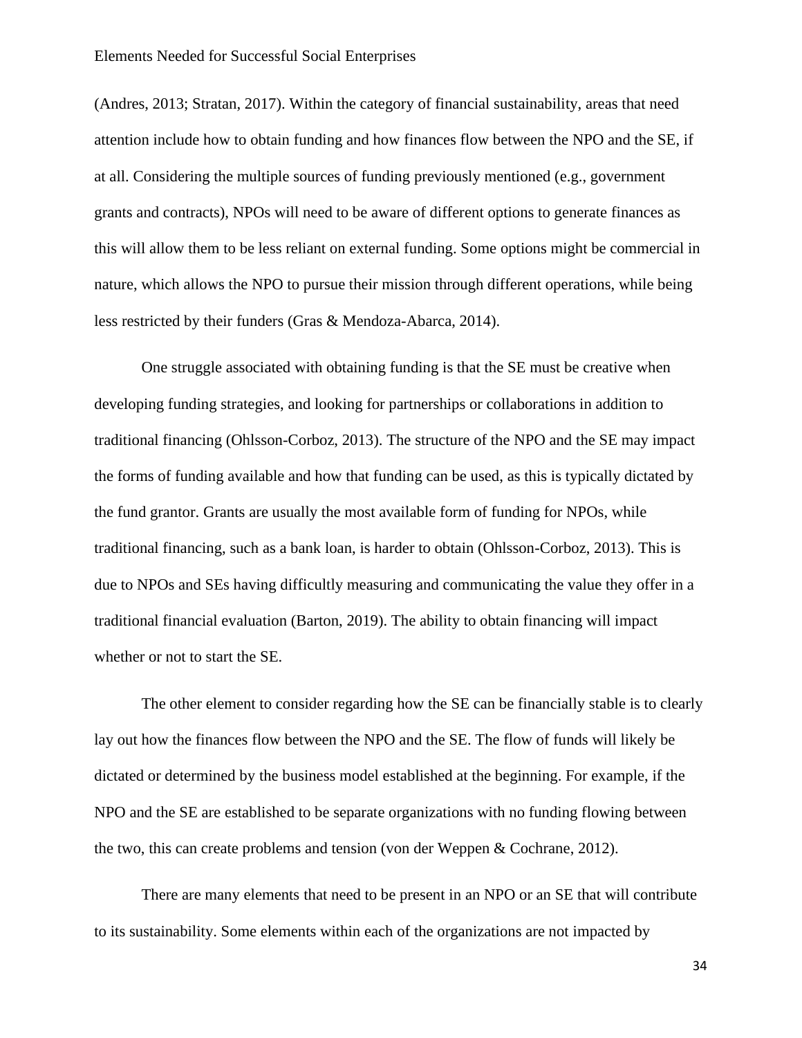(Andres, 2013; Stratan, 2017). Within the category of financial sustainability, areas that need attention include how to obtain funding and how finances flow between the NPO and the SE, if at all. Considering the multiple sources of funding previously mentioned (e.g., government grants and contracts), NPOs will need to be aware of different options to generate finances as this will allow them to be less reliant on external funding. Some options might be commercial in nature, which allows the NPO to pursue their mission through different operations, while being less restricted by their funders (Gras & Mendoza-Abarca, 2014).

One struggle associated with obtaining funding is that the SE must be creative when developing funding strategies, and looking for partnerships or collaborations in addition to traditional financing (Ohlsson-Corboz, 2013). The structure of the NPO and the SE may impact the forms of funding available and how that funding can be used, as this is typically dictated by the fund grantor. Grants are usually the most available form of funding for NPOs, while traditional financing, such as a bank loan, is harder to obtain (Ohlsson-Corboz, 2013). This is due to NPOs and SEs having difficultly measuring and communicating the value they offer in a traditional financial evaluation (Barton, 2019). The ability to obtain financing will impact whether or not to start the SE.

The other element to consider regarding how the SE can be financially stable is to clearly lay out how the finances flow between the NPO and the SE. The flow of funds will likely be dictated or determined by the business model established at the beginning. For example, if the NPO and the SE are established to be separate organizations with no funding flowing between the two, this can create problems and tension (von der Weppen & Cochrane, 2012).

There are many elements that need to be present in an NPO or an SE that will contribute to its sustainability. Some elements within each of the organizations are not impacted by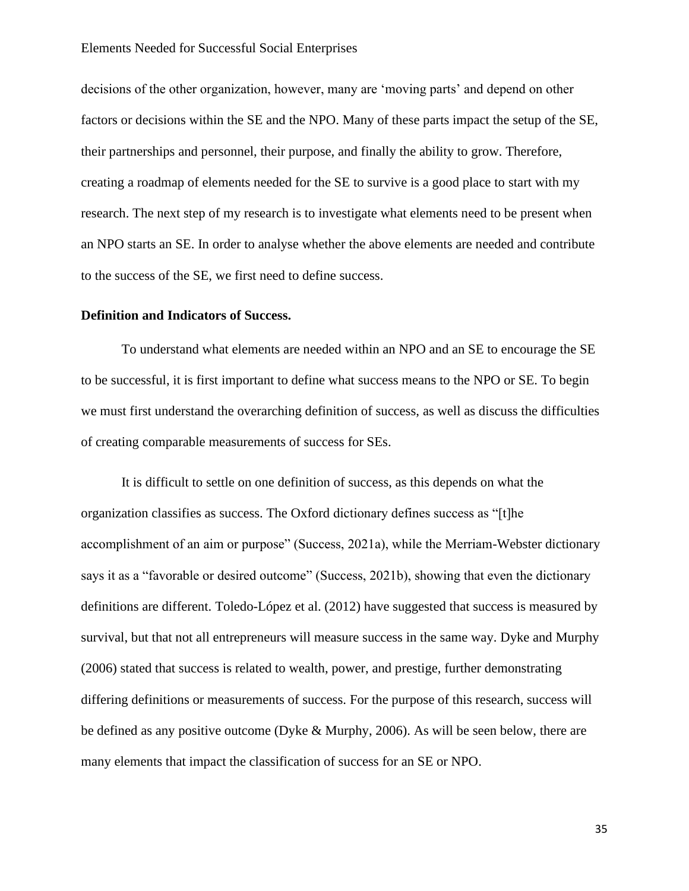decisions of the other organization, however, many are 'moving parts' and depend on other factors or decisions within the SE and the NPO. Many of these parts impact the setup of the SE, their partnerships and personnel, their purpose, and finally the ability to grow. Therefore, creating a roadmap of elements needed for the SE to survive is a good place to start with my research. The next step of my research is to investigate what elements need to be present when an NPO starts an SE. In order to analyse whether the above elements are needed and contribute to the success of the SE, we first need to define success.

**Definition and Indicators of Success.**

To understand what elements are needed within an NPO and an SE to encourage the SE to be successful, it is first important to define what success means to the NPO or SE. To begin we must first understand the overarching definition of success, as well as discuss the difficulties of creating comparable measurements of success for SEs.

It is difficult to settle on one definition of success, as this depends on what the organization classifies as success. The Oxford dictionary defines success as "[t]he accomplishment of an aim or purpose" (Success, 2021a), while the Merriam-Webster dictionary says it as a "favorable or desired outcome" (Success, 2021b), showing that even the dictionary definitions are different. Toledo-López et al. (2012) have suggested that success is measured by survival, but that not all entrepreneurs will measure success in the same way. Dyke and Murphy (2006) stated that success is related to wealth, power, and prestige, further demonstrating differing definitions or measurements of success. For the purpose of this research, success will be defined as any positive outcome (Dyke & Murphy, 2006). As will be seen below, there are many elements that impact the classification of success for an SE or NPO.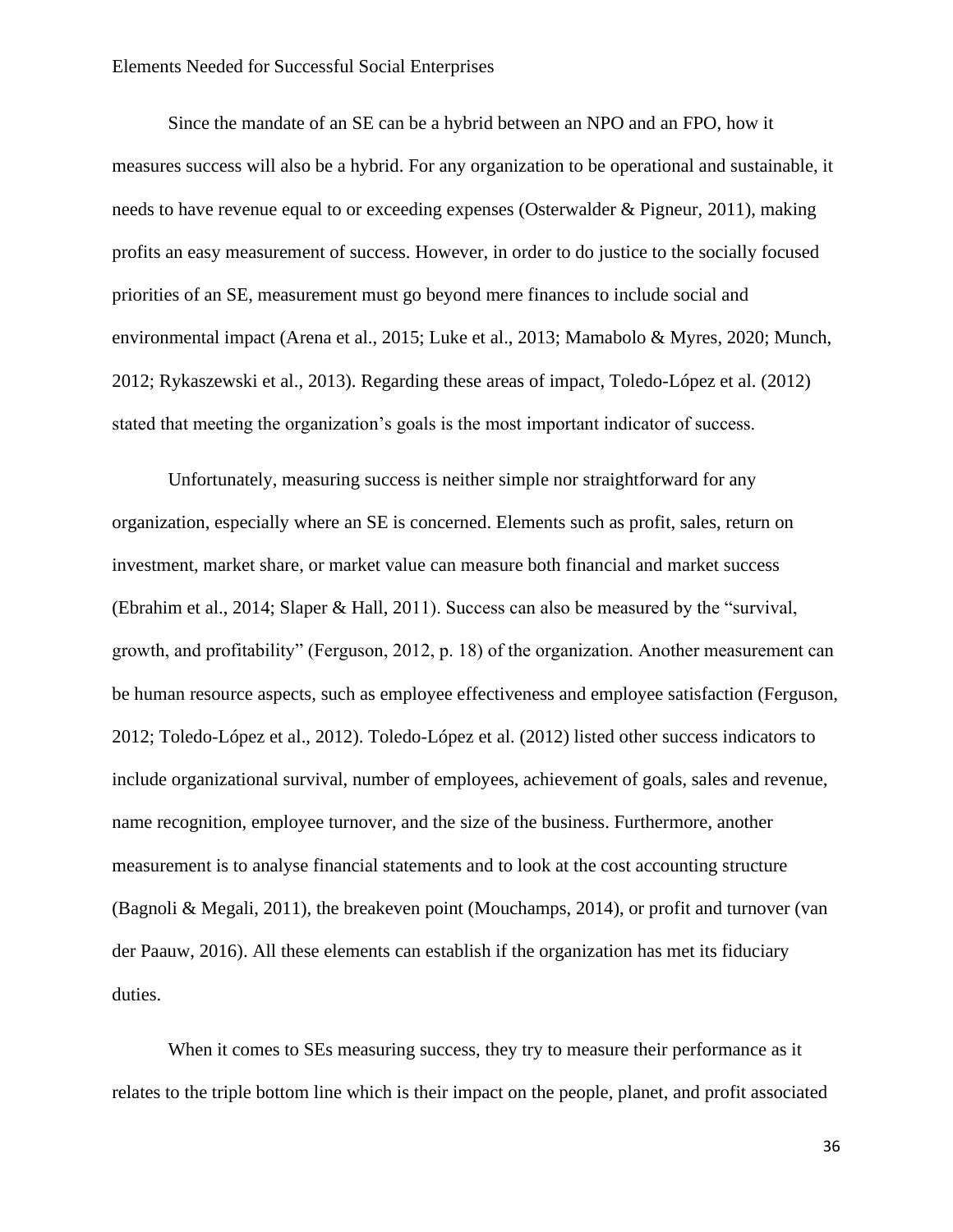Since the mandate of an SE can be a hybrid between an NPO and an FPO, how it measures success will also be a hybrid. For any organization to be operational and sustainable, it needs to have revenue equal to or exceeding expenses (Osterwalder & Pigneur, 2011), making profits an easy measurement of success. However, in order to do justice to the socially focused priorities of an SE, measurement must go beyond mere finances to include social and environmental impact (Arena et al., 2015; Luke et al., 2013; Mamabolo & Myres, 2020; Munch, 2012; Rykaszewski et al., 2013). Regarding these areas of impact, Toledo-López et al. (2012) stated that meeting the organization's goals is the most important indicator of success.

Unfortunately, measuring success is neither simple nor straightforward for any organization, especially where an SE is concerned. Elements such as profit, sales, return on investment, market share, or market value can measure both financial and market success (Ebrahim et al., 2014; Slaper & Hall, 2011). Success can also be measured by the "survival, growth, and profitability" (Ferguson, 2012, p. 18) of the organization. Another measurement can be human resource aspects, such as employee effectiveness and employee satisfaction (Ferguson, 2012; Toledo-López et al., 2012). Toledo-López et al. (2012) listed other success indicators to include organizational survival, number of employees, achievement of goals, sales and revenue, name recognition, employee turnover, and the size of the business. Furthermore, another measurement is to analyse financial statements and to look at the cost accounting structure (Bagnoli & Megali, 2011), the breakeven point (Mouchamps, 2014), or profit and turnover (van der Paauw, 2016). All these elements can establish if the organization has met its fiduciary duties.

When it comes to SEs measuring success, they try to measure their performance as it relates to the triple bottom line which is their impact on the people, planet, and profit associated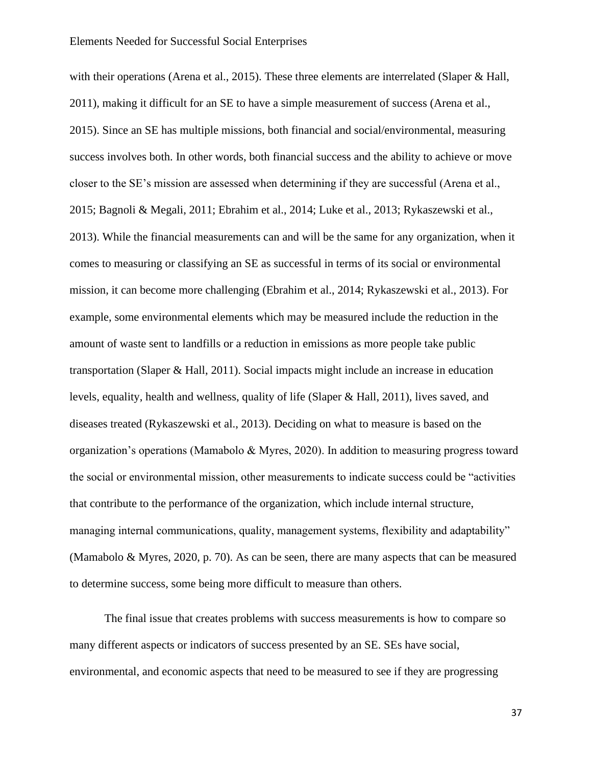with their operations (Arena et al., 2015). These three elements are interrelated (Slaper & Hall, 2011), making it difficult for an SE to have a simple measurement of success (Arena et al., 2015). Since an SE has multiple missions, both financial and social/environmental, measuring success involves both. In other words, both financial success and the ability to achieve or move closer to the SE's mission are assessed when determining if they are successful (Arena et al., 2015; Bagnoli & Megali, 2011; Ebrahim et al., 2014; Luke et al., 2013; Rykaszewski et al., 2013). While the financial measurements can and will be the same for any organization, when it comes to measuring or classifying an SE as successful in terms of its social or environmental mission, it can become more challenging (Ebrahim et al., 2014; Rykaszewski et al., 2013). For example, some environmental elements which may be measured include the reduction in the amount of waste sent to landfills or a reduction in emissions as more people take public transportation (Slaper & Hall, 2011). Social impacts might include an increase in education levels, equality, health and wellness, quality of life (Slaper & Hall, 2011), lives saved, and diseases treated (Rykaszewski et al., 2013). Deciding on what to measure is based on the organization's operations (Mamabolo & Myres, 2020). In addition to measuring progress toward the social or environmental mission, other measurements to indicate success could be "activities that contribute to the performance of the organization, which include internal structure, managing internal communications, quality, management systems, flexibility and adaptability" (Mamabolo & Myres, 2020, p. 70). As can be seen, there are many aspects that can be measured to determine success, some being more difficult to measure than others.

The final issue that creates problems with success measurements is how to compare so many different aspects or indicators of success presented by an SE. SEs have social, environmental, and economic aspects that need to be measured to see if they are progressing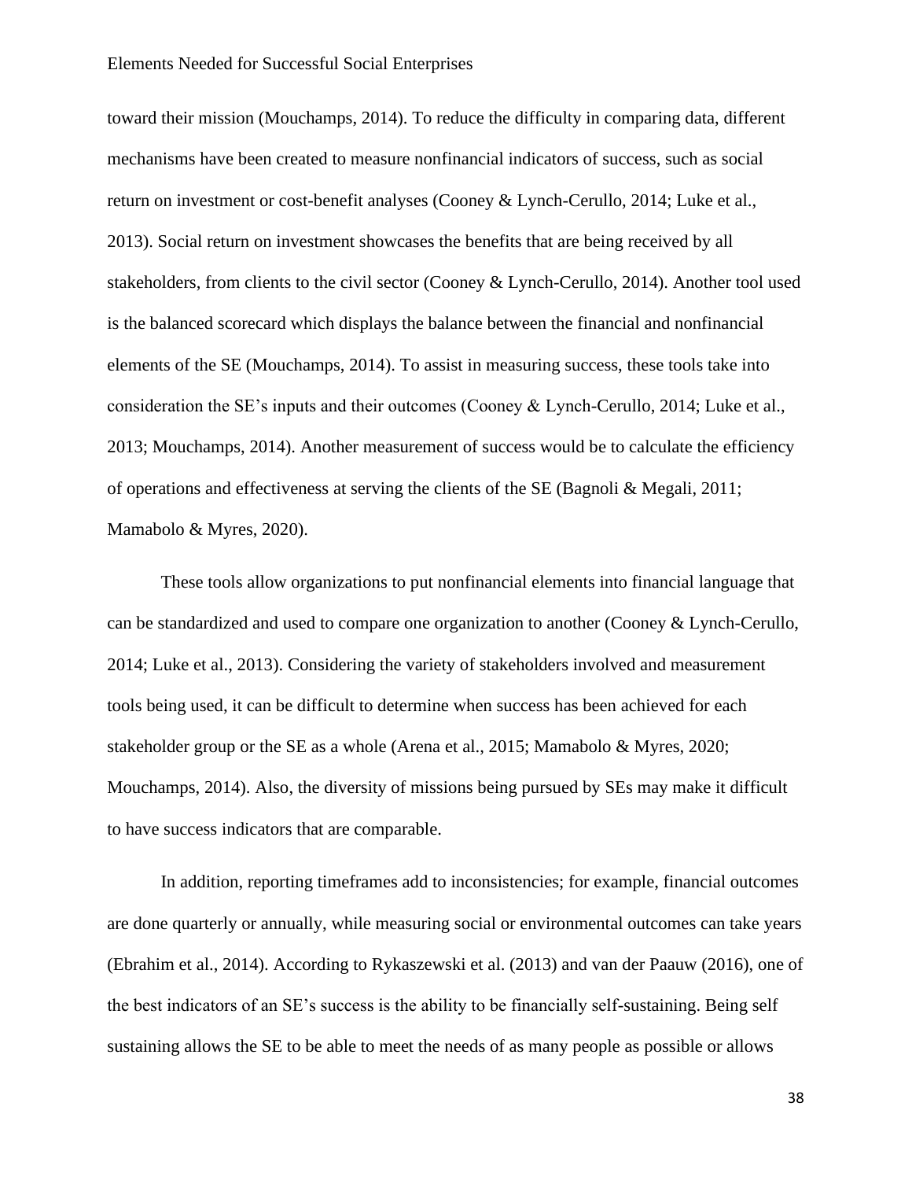toward their mission (Mouchamps, 2014). To reduce the difficulty in comparing data, different mechanisms have been created to measure nonfinancial indicators of success, such as social return on investment or cost-benefit analyses (Cooney & Lynch-Cerullo, 2014; Luke et al., 2013). Social return on investment showcases the benefits that are being received by all stakeholders, from clients to the civil sector (Cooney & Lynch-Cerullo, 2014). Another tool used is the balanced scorecard which displays the balance between the financial and nonfinancial elements of the SE (Mouchamps, 2014). To assist in measuring success, these tools take into consideration the SE's inputs and their outcomes (Cooney & Lynch-Cerullo, 2014; Luke et al., 2013; Mouchamps, 2014). Another measurement of success would be to calculate the efficiency of operations and effectiveness at serving the clients of the SE (Bagnoli & Megali, 2011; Mamabolo & Myres, 2020).

These tools allow organizations to put nonfinancial elements into financial language that can be standardized and used to compare one organization to another (Cooney & Lynch-Cerullo, 2014; Luke et al., 2013). Considering the variety of stakeholders involved and measurement tools being used, it can be difficult to determine when success has been achieved for each stakeholder group or the SE as a whole (Arena et al., 2015; Mamabolo & Myres, 2020; Mouchamps, 2014). Also, the diversity of missions being pursued by SEs may make it difficult to have success indicators that are comparable.

In addition, reporting timeframes add to inconsistencies; for example, financial outcomes are done quarterly or annually, while measuring social or environmental outcomes can take years (Ebrahim et al., 2014). According to Rykaszewski et al. (2013) and van der Paauw (2016), one of the best indicators of an SE's success is the ability to be financially self-sustaining. Being self sustaining allows the SE to be able to meet the needs of as many people as possible or allows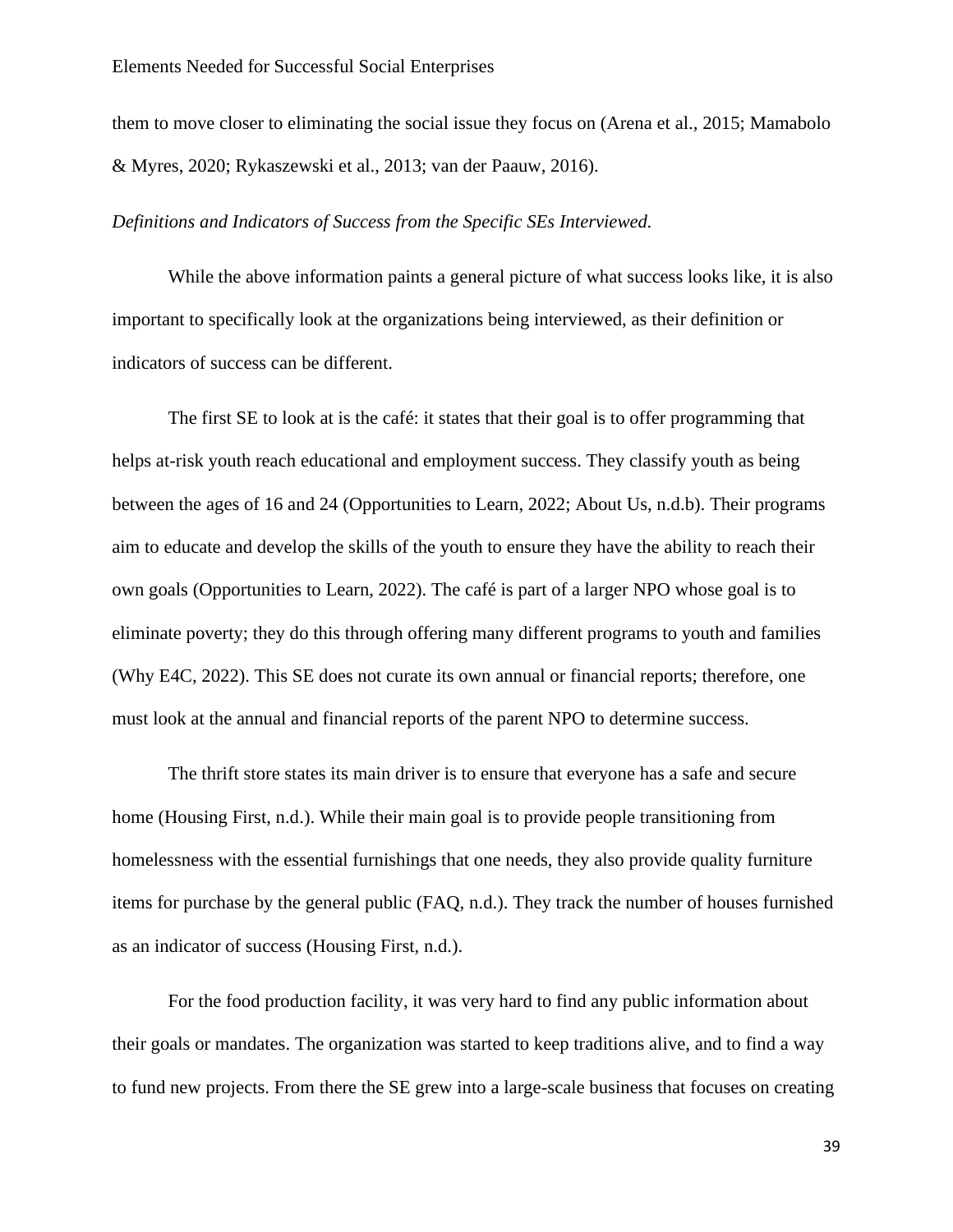them to move closer to eliminating the social issue they focus on (Arena et al., 2015; Mamabolo & Myres, 2020; Rykaszewski et al., 2013; van der Paauw, 2016).

*Definitions and Indicators of Success from the Specific SEs Interviewed.*

While the above information paints a general picture of what success looks like, it is also important to specifically look at the organizations being interviewed, as their definition or indicators of success can be different.

The first SE to look at is the café: it states that their goal is to offer programming that helps at-risk youth reach educational and employment success. They classify youth as being between the ages of 16 and 24 (Opportunities to Learn, 2022; About Us, n.d.b). Their programs aim to educate and develop the skills of the youth to ensure they have the ability to reach their own goals (Opportunities to Learn, 2022). The café is part of a larger NPO whose goal is to eliminate poverty; they do this through offering many different programs to youth and families (Why E4C, 2022). This SE does not curate its own annual or financial reports; therefore, one must look at the annual and financial reports of the parent NPO to determine success.

The thrift store states its main driver is to ensure that everyone has a safe and secure home (Housing First, n.d.). While their main goal is to provide people transitioning from homelessness with the essential furnishings that one needs, they also provide quality furniture items for purchase by the general public (FAQ, n.d.). They track the number of houses furnished as an indicator of success (Housing First, n.d.).

For the food production facility, it was very hard to find any public information about their goals or mandates. The organization was started to keep traditions alive, and to find a way to fund new projects. From there the SE grew into a large-scale business that focuses on creating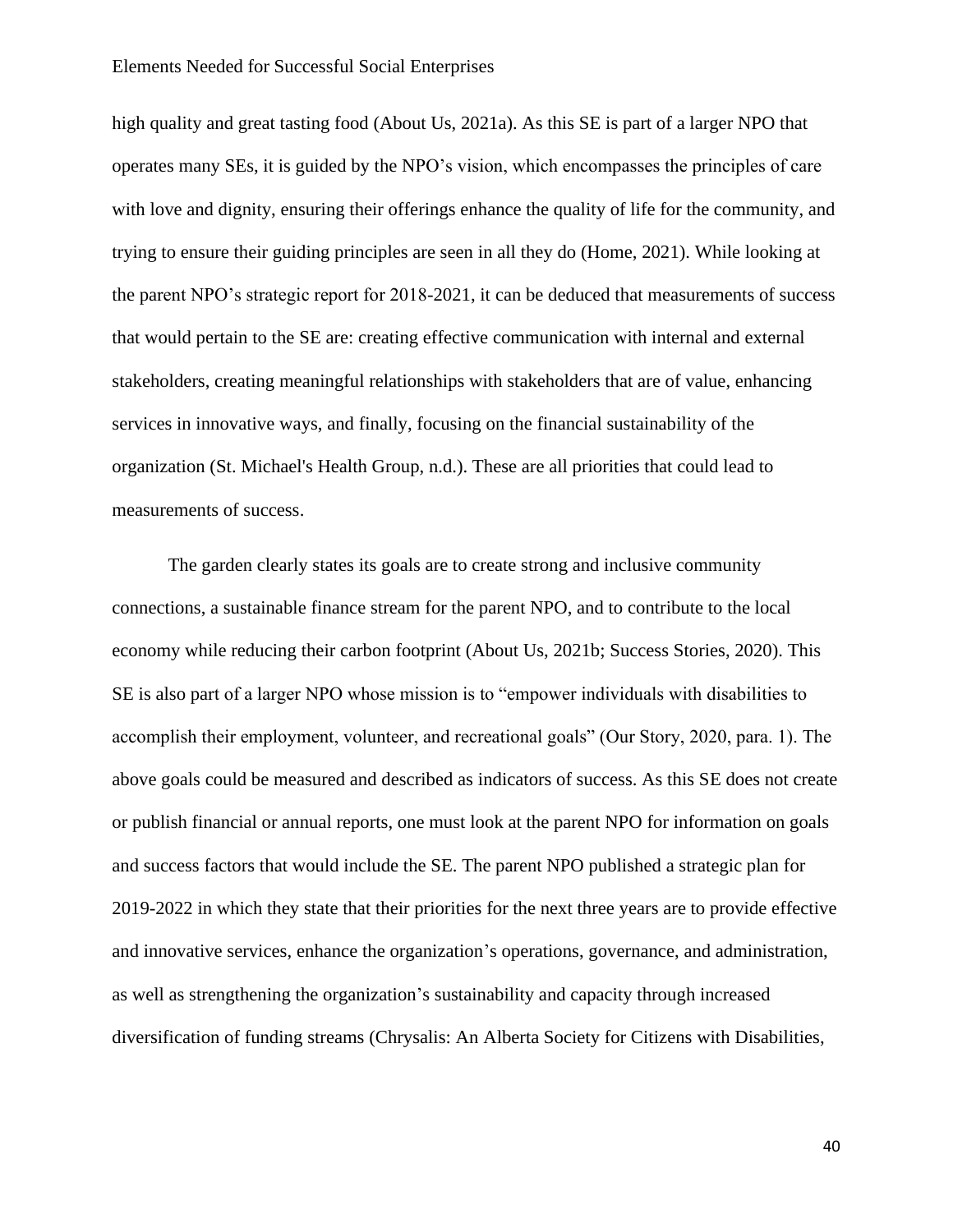high quality and great tasting food (About Us, 2021a). As this SE is part of a larger NPO that operates many SEs, it is guided by the NPO's vision, which encompasses the principles of care with love and dignity, ensuring their offerings enhance the quality of life for the community, and trying to ensure their guiding principles are seen in all they do (Home, 2021). While looking at the parent NPO's strategic report for 2018-2021, it can be deduced that measurements of success that would pertain to the SE are: creating effective communication with internal and external stakeholders, creating meaningful relationships with stakeholders that are of value, enhancing services in innovative ways, and finally, focusing on the financial sustainability of the organization (St. Michael's Health Group, n.d.). These are all priorities that could lead to measurements of success.

The garden clearly states its goals are to create strong and inclusive community connections, a sustainable finance stream for the parent NPO, and to contribute to the local economy while reducing their carbon footprint (About Us, 2021b; Success Stories, 2020). This SE is also part of a larger NPO whose mission is to "empower individuals with disabilities to accomplish their employment, volunteer, and recreational goals" (Our Story, 2020, para. 1). The above goals could be measured and described as indicators of success. As this SE does not create or publish financial or annual reports, one must look at the parent NPO for information on goals and success factors that would include the SE. The parent NPO published a strategic plan for 2019-2022 in which they state that their priorities for the next three years are to provide effective and innovative services, enhance the organization's operations, governance, and administration, as well as strengthening the organization's sustainability and capacity through increased diversification of funding streams (Chrysalis: An Alberta Society for Citizens with Disabilities,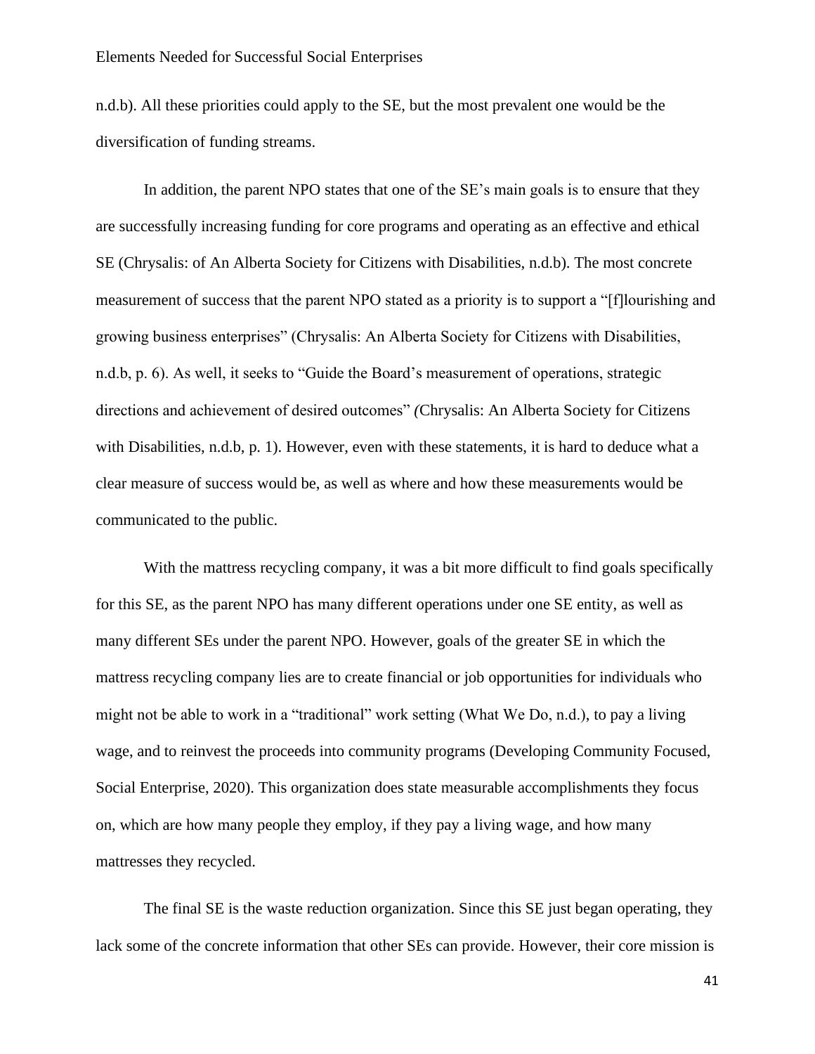n.d.b). All these priorities could apply to the SE, but the most prevalent one would be the diversification of funding streams.

In addition, the parent NPO states that one of the SE's main goals is to ensure that they are successfully increasing funding for core programs and operating as an effective and ethical SE (Chrysalis: of An Alberta Society for Citizens with Disabilities, n.d.b). The most concrete measurement of success that the parent NPO stated as a priority is to support a "[f]lourishing and growing business enterprises" (Chrysalis: An Alberta Society for Citizens with Disabilities, n.d.b, p. 6). As well, it seeks to "Guide the Board's measurement of operations, strategic directions and achievement of desired outcomes" *(*Chrysalis: An Alberta Society for Citizens with Disabilities, n.d.b, p. 1). However, even with these statements, it is hard to deduce what a clear measure of success would be, as well as where and how these measurements would be communicated to the public.

With the mattress recycling company, it was a bit more difficult to find goals specifically for this SE, as the parent NPO has many different operations under one SE entity, as well as many different SEs under the parent NPO. However, goals of the greater SE in which the mattress recycling company lies are to create financial or job opportunities for individuals who might not be able to work in a "traditional" work setting (What We Do, n.d.), to pay a living wage, and to reinvest the proceeds into community programs (Developing Community Focused, Social Enterprise, 2020). This organization does state measurable accomplishments they focus on, which are how many people they employ, if they pay a living wage, and how many mattresses they recycled.

The final SE is the waste reduction organization. Since this SE just began operating, they lack some of the concrete information that other SEs can provide. However, their core mission is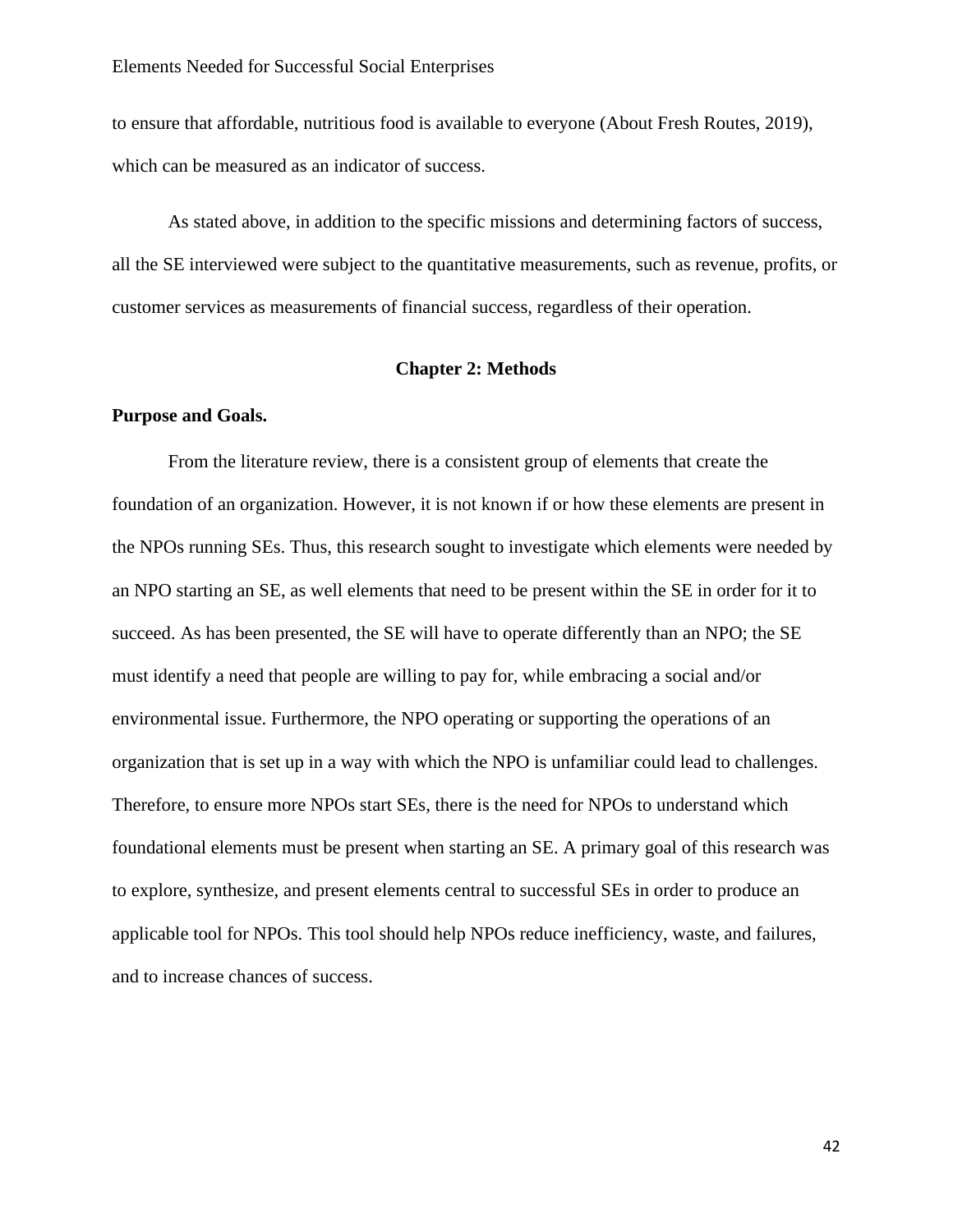to ensure that affordable, nutritious food is available to everyone (About Fresh Routes, 2019), which can be measured as an indicator of success.

As stated above, in addition to the specific missions and determining factors of success, all the SE interviewed were subject to the quantitative measurements, such as revenue, profits, or customer services as measurements of financial success, regardless of their operation.

## Chapter 2: Methods

### Purpose and Goals.

From the literature review, there is a consistent group of elements that create the foundation of an organization. However, it is not known if or how these elements are present in the NPOs running SEs. Thus, this research sought to investigate which elements were needed by an NPO starting an SE, as well elements that need to be present within the SE in order for it to succeed. As has been presented, the SE will have to operate differently than an NPO; the SE must identify a need that people are willing to pay for, while embracing a social and/or environmental issue. Furthermore, the NPO operating or supporting the operations of an organization that is set up in a way with which the NPO is unfamiliar could lead to challenges. Therefore, to ensure more NPOs start SEs, there is the need for NPOs to understand which foundational elements must be present when starting an SE. A primary goal of this research was to explore, synthesize, and present elements central to successful SEs in order to produce an applicable tool for NPOs. This tool should help NPOs reduce inefficiency, waste, and failures, and to increase chances of success.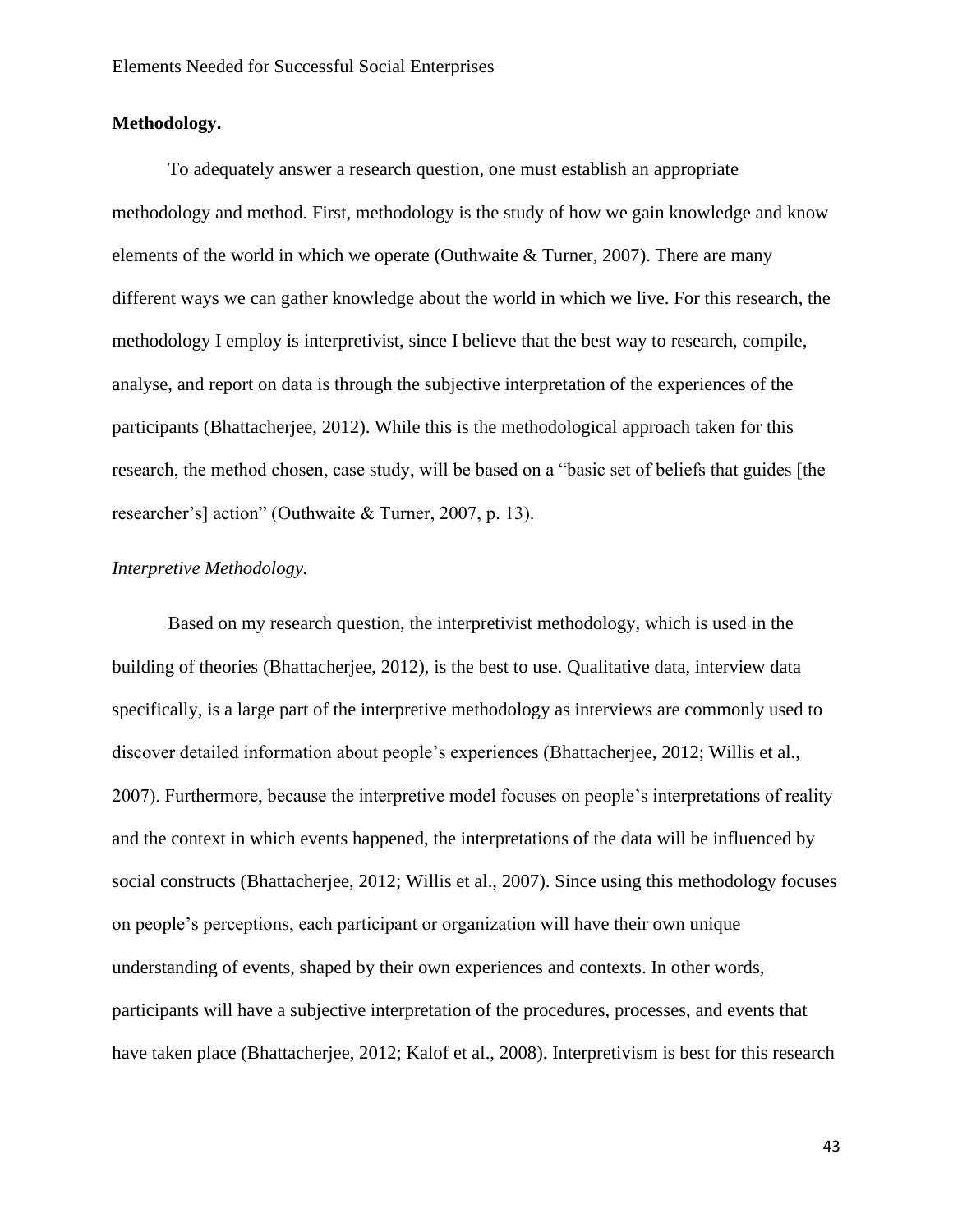**Methodology.**

To adequately answer a research question, one must establish an appropriate methodology and method. First, methodology is the study of how we gain knowledge and know elements of the world in which we operate (Outhwaite & Turner, 2007). There are many different ways we can gather knowledge about the world in which we live. For this research, the methodology I employ is interpretivist, since I believe that the best way to research, compile, analyse, and report on data is through the subjective interpretation of the experiences of the participants (Bhattacherjee, 2012). While this is the methodological approach taken for this research, the method chosen, case study, will be based on a "basic set of beliefs that guides [the researcher's] action" (Outhwaite & Turner, 2007, p. 13).

*Interpretive Methodology.*

Based on my research question, the interpretivist methodology, which is used in the building of theories (Bhattacherjee, 2012), is the best to use. Qualitative data, interview data specifically, is a large part of the interpretive methodology as interviews are commonly used to discover detailed information about people's experiences (Bhattacherjee, 2012; Willis et al., 2007). Furthermore, because the interpretive model focuses on people's interpretations of reality and the context in which events happened, the interpretations of the data will be influenced by social constructs (Bhattacherjee, 2012; Willis et al., 2007). Since using this methodology focuses on people's perceptions, each participant or organization will have their own unique understanding of events, shaped by their own experiences and contexts. In other words, participants will have a subjective interpretation of the procedures, processes, and events that have taken place (Bhattacherjee, 2012; Kalof et al., 2008). Interpretivism is best for this research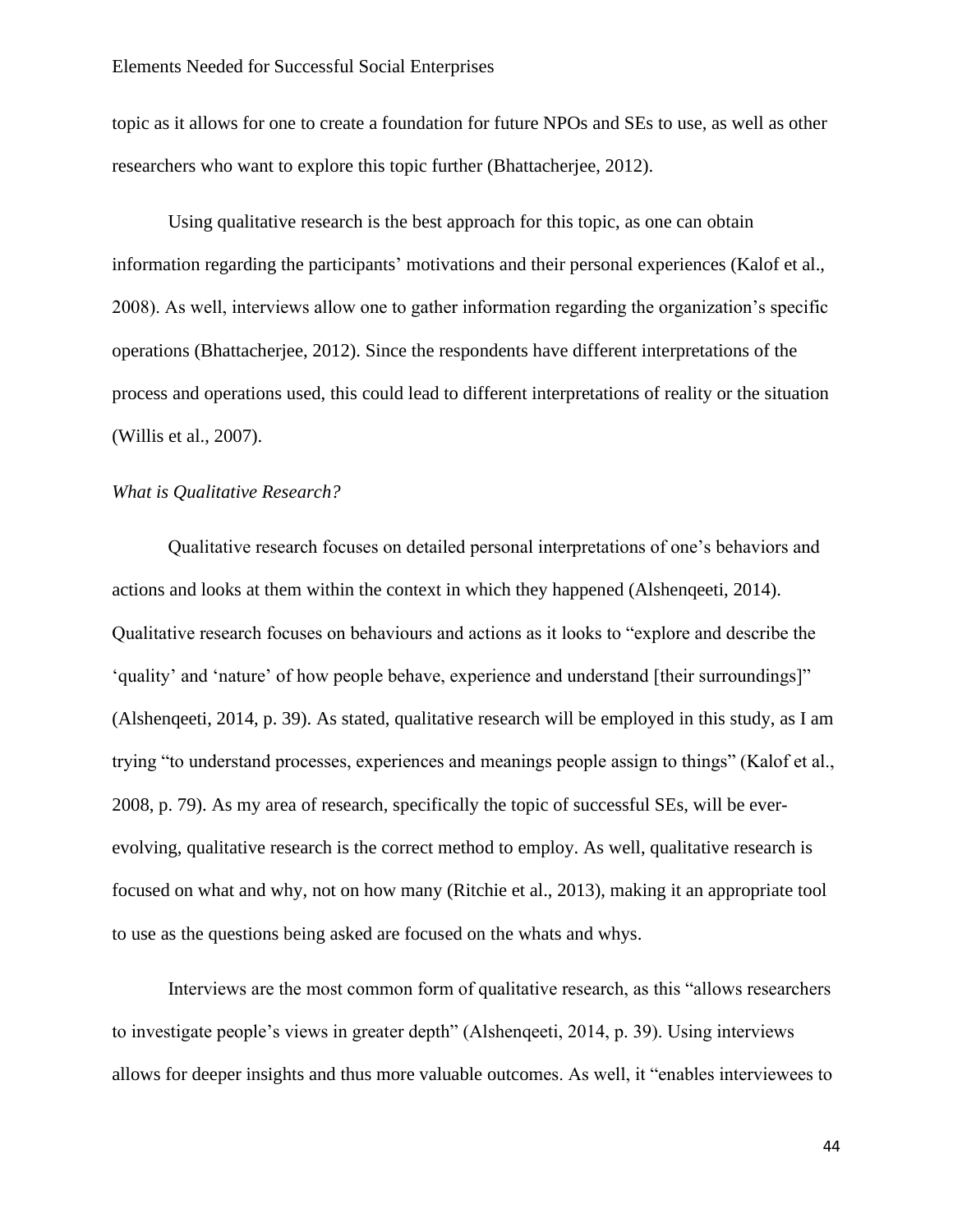topic as it allows for one to create a foundation for future NPOs and SEs to use, as well as other researchers who want to explore this topic further (Bhattacherjee, 2012).

Using qualitative research is the best approach for this topic, as one can obtain information regarding the participants' motivations and their personal experiences (Kalof et al., 2008). As well, interviews allow one to gather information regarding the organization's specific operations (Bhattacherjee, 2012). Since the respondents have different interpretations of the process and operations used, this could lead to different interpretations of reality or the situation (Willis et al., 2007).

*What is Qualitative Research?*

Qualitative research focuses on detailed personal interpretations of one's behaviors and actions and looks at them within the context in which they happened (Alshenqeeti, 2014). Qualitative research focuses on behaviours and actions as it looks to "explore and describe the 'quality' and 'nature' of how people behave, experience and understand [their surroundings]" (Alshenqeeti, 2014, p. 39). As stated, qualitative research will be employed in this study, as I am trying "to understand processes, experiences and meanings people assign to things" (Kalof et al., 2008, p. 79). As my area of research, specifically the topic of successful SEs, will be ever-evolving, qualitative research is the correct method to employ. As well, qualitative research is focused on what and why, not on how many (Ritchie et al., 2013), making it an appropriate tool to use as the questions being asked are focused on the whats and whys.

Interviews are the most common form of qualitative research, as this "allows researchers to investigate people's views in greater depth" (Alshenqeeti, 2014, p. 39). Using interviews allows for deeper insights and thus more valuable outcomes. As well, it "enables interviewees to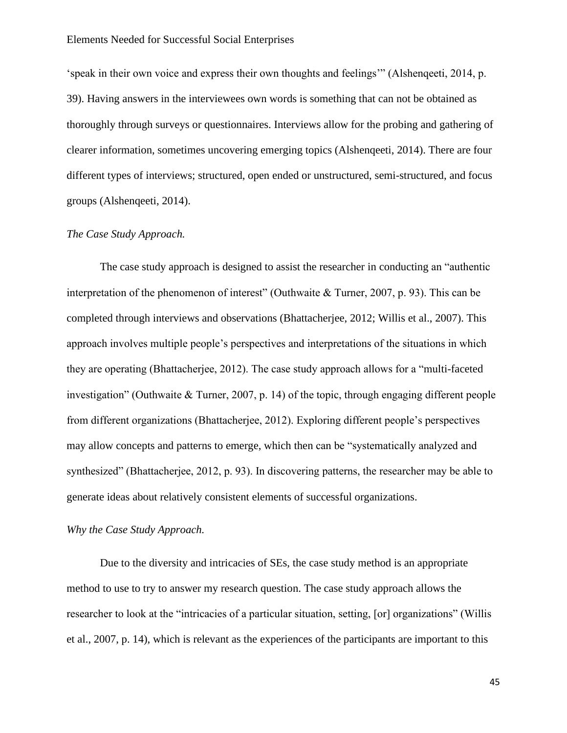'speak in their own voice and express their own thoughts and feelings'" (Alshenqeeti, 2014, p. 39). Having answers in the interviewees own words is something that can not be obtained as thoroughly through surveys or questionnaires. Interviews allow for the probing and gathering of clearer information, sometimes uncovering emerging topics (Alshenqeeti, 2014). There are four different types of interviews; structured, open ended or unstructured, semi-structured, and focus groups (Alshenqeeti, 2014).

*The Case Study Approach.*

The case study approach is designed to assist the researcher in conducting an "authentic interpretation of the phenomenon of interest" (Outhwaite & Turner, 2007, p. 93). This can be completed through interviews and observations (Bhattacherjee, 2012; Willis et al., 2007). This approach involves multiple people's perspectives and interpretations of the situations in which they are operating (Bhattacherjee, 2012). The case study approach allows for a "multi-faceted investigation" (Outhwaite & Turner, 2007, p. 14) of the topic, through engaging different people from different organizations (Bhattacherjee, 2012). Exploring different people's perspectives may allow concepts and patterns to emerge, which then can be "systematically analyzed and synthesized" (Bhattacherjee, 2012, p. 93). In discovering patterns, the researcher may be able to generate ideas about relatively consistent elements of successful organizations.

*Why the Case Study Approach.*

Due to the diversity and intricacies of SEs, the case study method is an appropriate method to use to try to answer my research question. The case study approach allows the researcher to look at the "intricacies of a particular situation, setting, [or] organizations" (Willis et al., 2007, p. 14), which is relevant as the experiences of the participants are important to this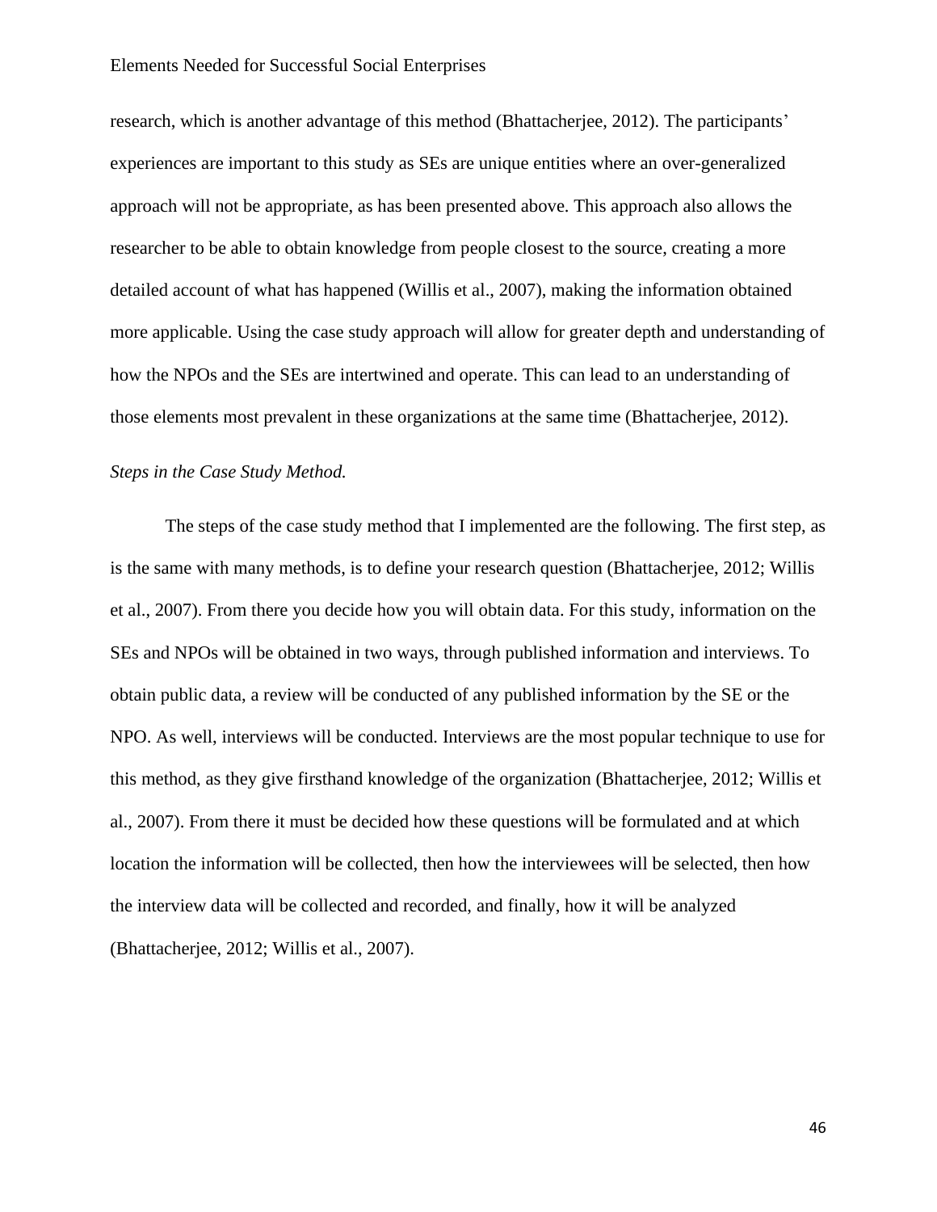research, which is another advantage of this method (Bhattacherjee, 2012). The participants' experiences are important to this study as SEs are unique entities where an over-generalized approach will not be appropriate, as has been presented above. This approach also allows the researcher to be able to obtain knowledge from people closest to the source, creating a more detailed account of what has happened (Willis et al., 2007), making the information obtained more applicable. Using the case study approach will allow for greater depth and understanding of how the NPOs and the SEs are intertwined and operate. This can lead to an understanding of those elements most prevalent in these organizations at the same time (Bhattacherjee, 2012).

*Steps in the Case Study Method.*

The steps of the case study method that I implemented are the following. The first step, as is the same with many methods, is to define your research question (Bhattacherjee, 2012; Willis et al., 2007). From there you decide how you will obtain data. For this study, information on the SEs and NPOs will be obtained in two ways, through published information and interviews. To obtain public data, a review will be conducted of any published information by the SE or the NPO. As well, interviews will be conducted. Interviews are the most popular technique to use for this method, as they give firsthand knowledge of the organization (Bhattacherjee, 2012; Willis et al., 2007). From there it must be decided how these questions will be formulated and at which location the information will be collected, then how the interviewees will be selected, then how the interview data will be collected and recorded, and finally, how it will be analyzed (Bhattacherjee, 2012; Willis et al., 2007).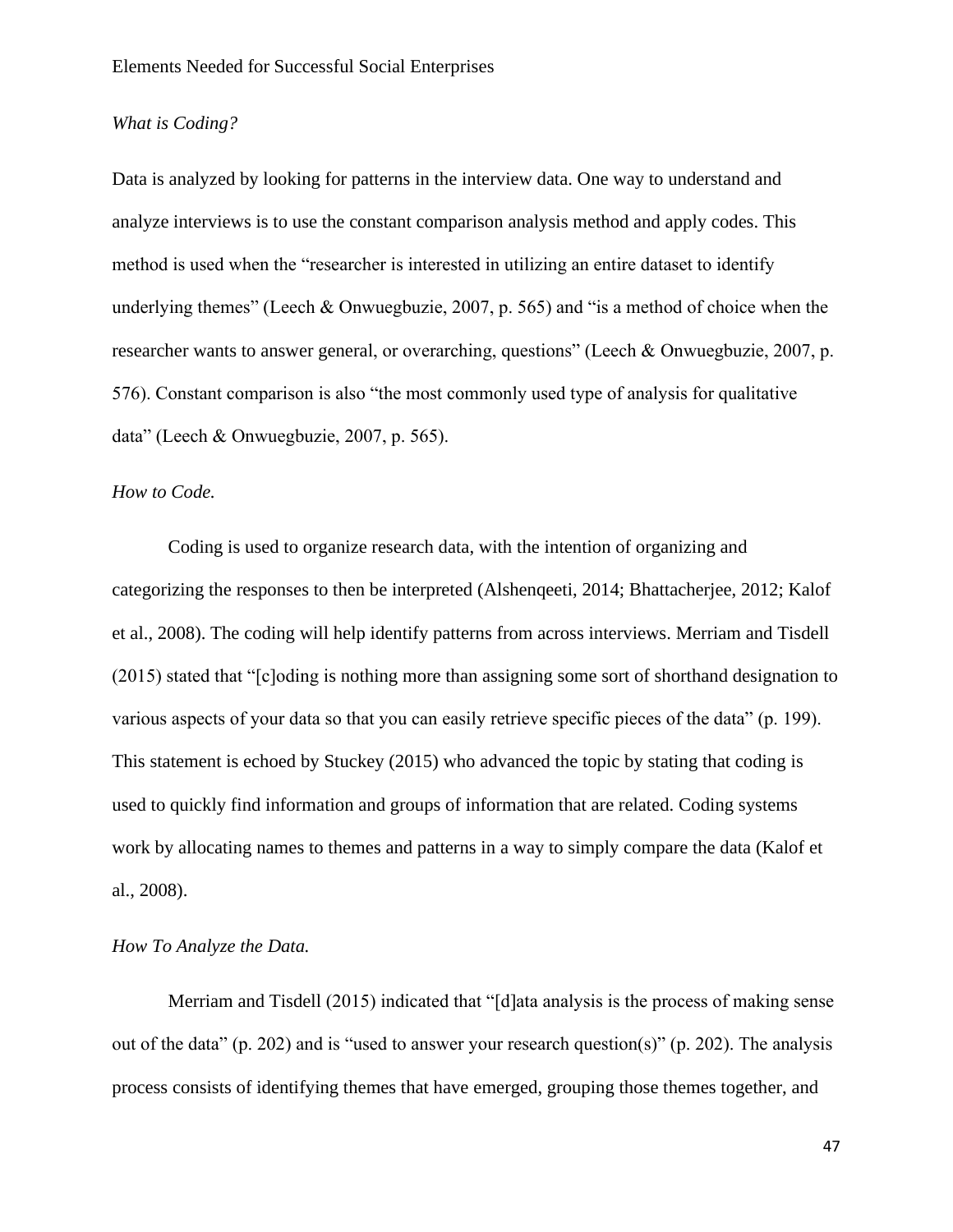*What is Coding?*

Data is analyzed by looking for patterns in the interview data. One way to understand and analyze interviews is to use the constant comparison analysis method and apply codes. This method is used when the "researcher is interested in utilizing an entire dataset to identify underlying themes" (Leech & Onwuegbuzie, 2007, p. 565) and "is a method of choice when the researcher wants to answer general, or overarching, questions" (Leech & Onwuegbuzie, 2007, p. 576). Constant comparison is also "the most commonly used type of analysis for qualitative data" (Leech & Onwuegbuzie, 2007, p. 565).

*How to Code.*

Coding is used to organize research data, with the intention of organizing and categorizing the responses to then be interpreted (Alshenqeeti, 2014; Bhattacherjee, 2012; Kalof et al., 2008). The coding will help identify patterns from across interviews. Merriam and Tisdell (2015) stated that "[c]oding is nothing more than assigning some sort of shorthand designation to various aspects of your data so that you can easily retrieve specific pieces of the data" (p. 199). This statement is echoed by Stuckey (2015) who advanced the topic by stating that coding is used to quickly find information and groups of information that are related. Coding systems work by allocating names to themes and patterns in a way to simply compare the data (Kalof et al., 2008).

*How To Analyze the Data.*

Merriam and Tisdell (2015) indicated that "[d]ata analysis is the process of making sense out of the data" (p. 202) and is "used to answer your research question(s)" (p. 202). The analysis process consists of identifying themes that have emerged, grouping those themes together, and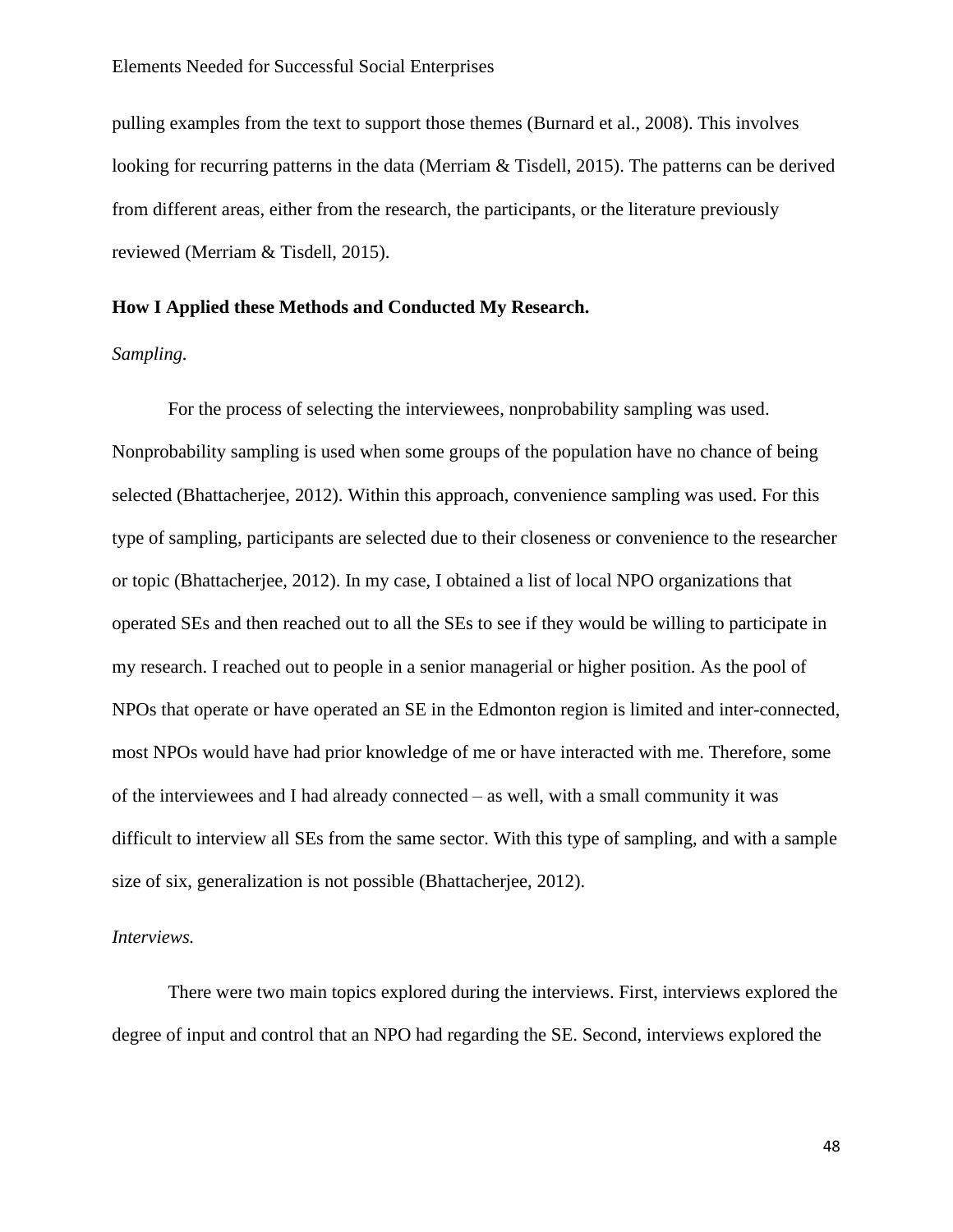pulling examples from the text to support those themes (Burnard et al., 2008). This involves looking for recurring patterns in the data (Merriam & Tisdell, 2015). The patterns can be derived from different areas, either from the research, the participants, or the literature previously reviewed (Merriam & Tisdell, 2015).

**How I Applied these Methods and Conducted My Research.**

*Sampling.*

For the process of selecting the interviewees, nonprobability sampling was used. Nonprobability sampling is used when some groups of the population have no chance of being selected (Bhattacherjee, 2012). Within this approach, convenience sampling was used. For this type of sampling, participants are selected due to their closeness or convenience to the researcher or topic (Bhattacherjee, 2012). In my case, I obtained a list of local NPO organizations that operated SEs and then reached out to all the SEs to see if they would be willing to participate in my research. I reached out to people in a senior managerial or higher position. As the pool of NPOs that operate or have operated an SE in the Edmonton region is limited and inter-connected, most NPOs would have had prior knowledge of me or have interacted with me. Therefore, some of the interviewees and I had already connected – as well, with a small community it was difficult to interview all SEs from the same sector. With this type of sampling, and with a sample size of six, generalization is not possible (Bhattacherjee, 2012).

*Interviews.*

There were two main topics explored during the interviews. First, interviews explored the degree of input and control that an NPO had regarding the SE. Second, interviews explored the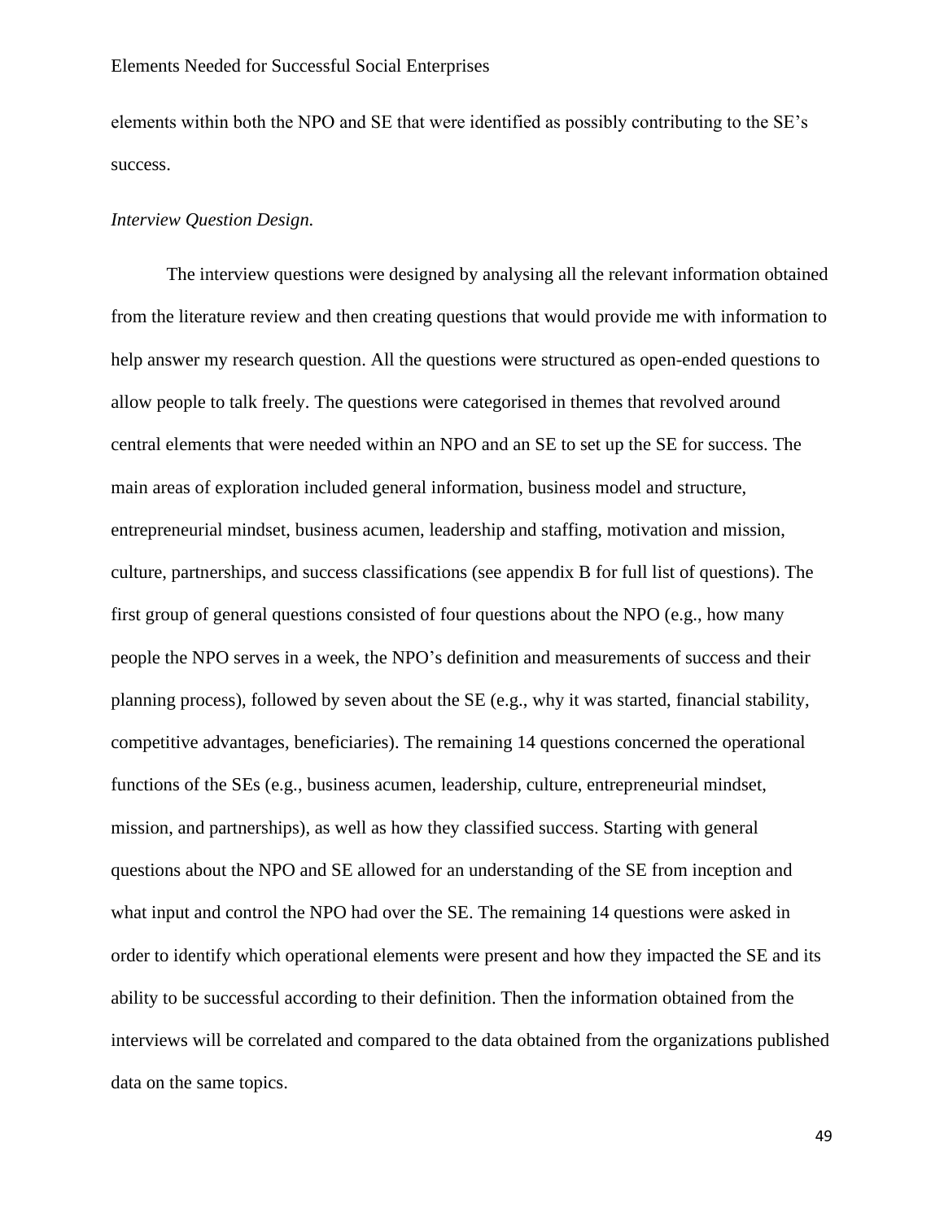elements within both the NPO and SE that were identified as possibly contributing to the SE's success.

*Interview Question Design.*

The interview questions were designed by analysing all the relevant information obtained from the literature review and then creating questions that would provide me with information to help answer my research question. All the questions were structured as open-ended questions to allow people to talk freely. The questions were categorised in themes that revolved around central elements that were needed within an NPO and an SE to set up the SE for success. The main areas of exploration included general information, business model and structure, entrepreneurial mindset, business acumen, leadership and staffing, motivation and mission, culture, partnerships, and success classifications (see appendix B for full list of questions). The first group of general questions consisted of four questions about the NPO (e.g., how many people the NPO serves in a week, the NPO's definition and measurements of success and their planning process), followed by seven about the SE (e.g., why it was started, financial stability, competitive advantages, beneficiaries). The remaining 14 questions concerned the operational functions of the SEs (e.g., business acumen, leadership, culture, entrepreneurial mindset, mission, and partnerships), as well as how they classified success. Starting with general questions about the NPO and SE allowed for an understanding of the SE from inception and what input and control the NPO had over the SE. The remaining 14 questions were asked in order to identify which operational elements were present and how they impacted the SE and its ability to be successful according to their definition. Then the information obtained from the interviews will be correlated and compared to the data obtained from the organizations published data on the same topics.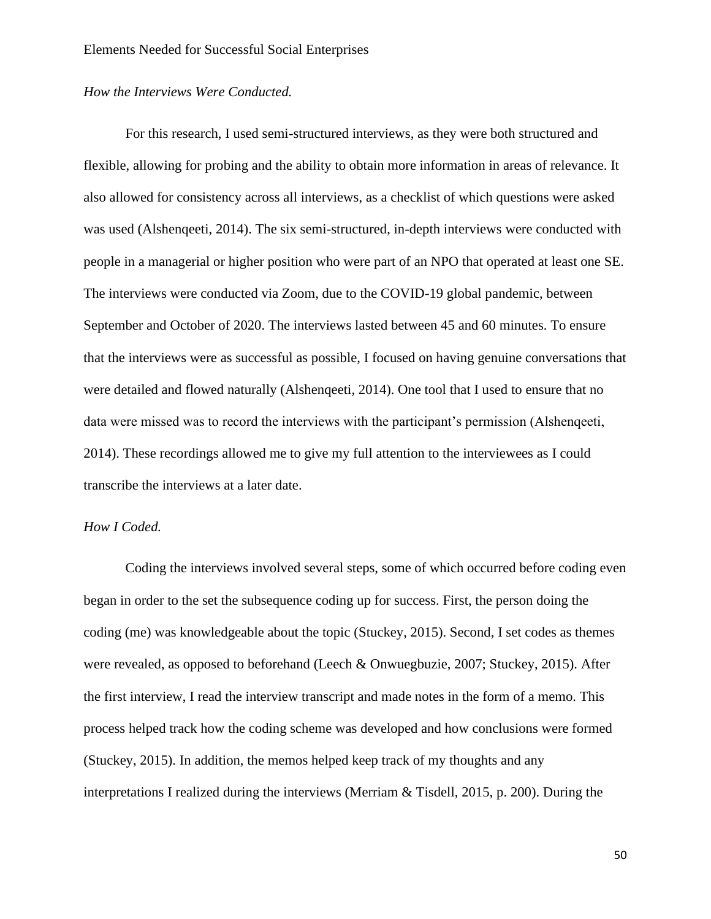*How the Interviews Were Conducted.*

For this research, I used semi-structured interviews, as they were both structured and flexible, allowing for probing and the ability to obtain more information in areas of relevance. It also allowed for consistency across all interviews, as a checklist of which questions were asked was used (Alshenqeeti, 2014). The six semi-structured, in-depth interviews were conducted with people in a managerial or higher position who were part of an NPO that operated at least one SE. The interviews were conducted via Zoom, due to the COVID-19 global pandemic, between September and October of 2020. The interviews lasted between 45 and 60 minutes. To ensure that the interviews were as successful as possible, I focused on having genuine conversations that were detailed and flowed naturally (Alshenqeeti, 2014). One tool that I used to ensure that no data were missed was to record the interviews with the participant's permission (Alshenqeeti, 2014). These recordings allowed me to give my full attention to the interviewees as I could transcribe the interviews at a later date.

*How I Coded.*

Coding the interviews involved several steps, some of which occurred before coding even began in order to the set the subsequence coding up for success. First, the person doing the coding (me) was knowledgeable about the topic (Stuckey, 2015). Second, I set codes as themes were revealed, as opposed to beforehand (Leech & Onwuegbuzie, 2007; Stuckey, 2015). After the first interview, I read the interview transcript and made notes in the form of a memo. This process helped track how the coding scheme was developed and how conclusions were formed (Stuckey, 2015). In addition, the memos helped keep track of my thoughts and any interpretations I realized during the interviews (Merriam & Tisdell, 2015, p. 200). During the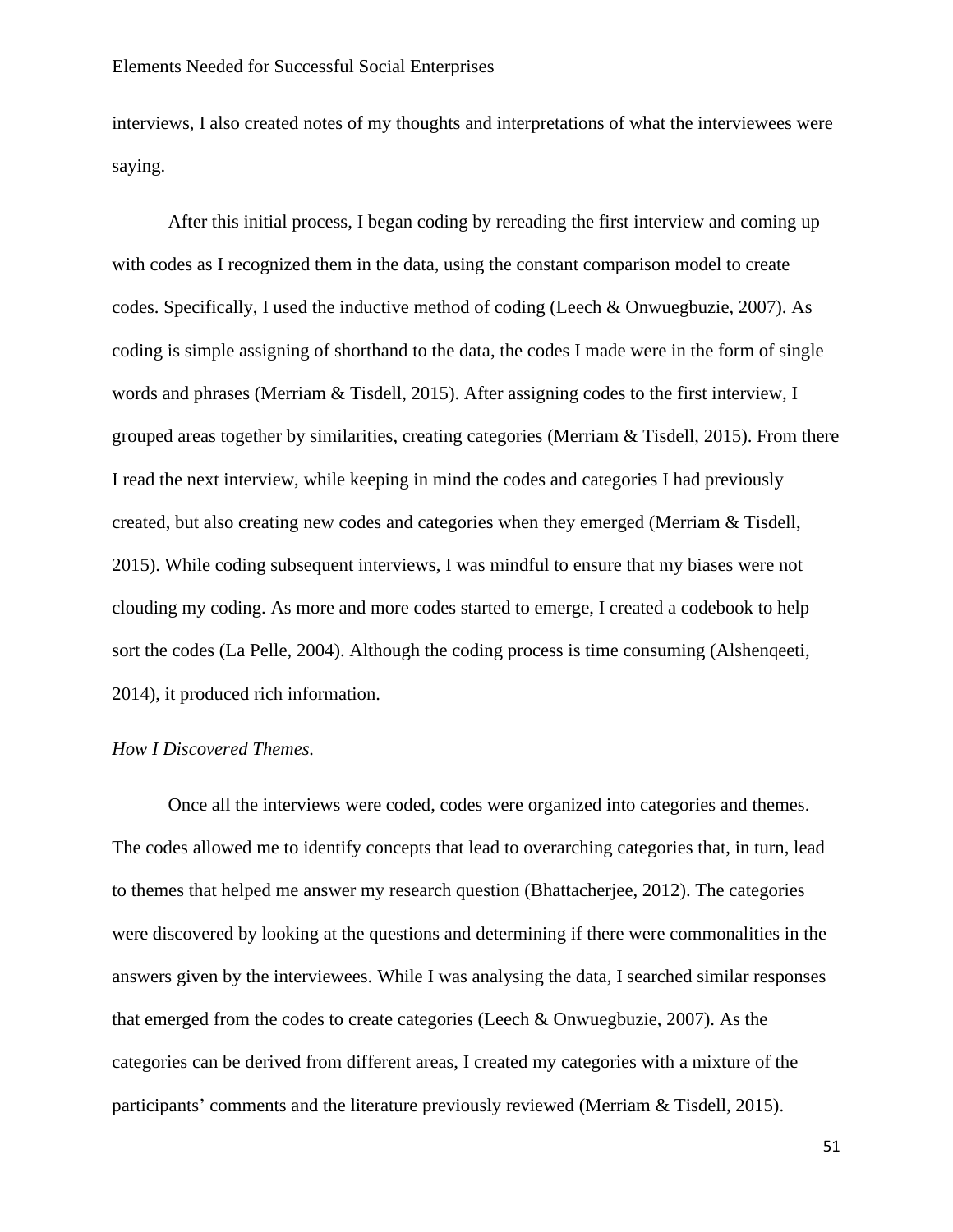interviews, I also created notes of my thoughts and interpretations of what the interviewees were saying.

After this initial process, I began coding by rereading the first interview and coming up with codes as I recognized them in the data, using the constant comparison model to create codes. Specifically, I used the inductive method of coding (Leech & Onwuegbuzie, 2007). As coding is simple assigning of shorthand to the data, the codes I made were in the form of single words and phrases (Merriam & Tisdell, 2015). After assigning codes to the first interview, I grouped areas together by similarities, creating categories (Merriam & Tisdell, 2015). From there I read the next interview, while keeping in mind the codes and categories I had previously created, but also creating new codes and categories when they emerged (Merriam & Tisdell, 2015). While coding subsequent interviews, I was mindful to ensure that my biases were not clouding my coding. As more and more codes started to emerge, I created a codebook to help sort the codes (La Pelle, 2004). Although the coding process is time consuming (Alshenqeeti, 2014), it produced rich information.

*How I Discovered Themes.*

Once all the interviews were coded, codes were organized into categories and themes. The codes allowed me to identify concepts that lead to overarching categories that, in turn, lead to themes that helped me answer my research question (Bhattacherjee, 2012). The categories were discovered by looking at the questions and determining if there were commonalities in the answers given by the interviewees. While I was analysing the data, I searched similar responses that emerged from the codes to create categories (Leech & Onwuegbuzie, 2007). As the categories can be derived from different areas, I created my categories with a mixture of the participants' comments and the literature previously reviewed (Merriam & Tisdell, 2015).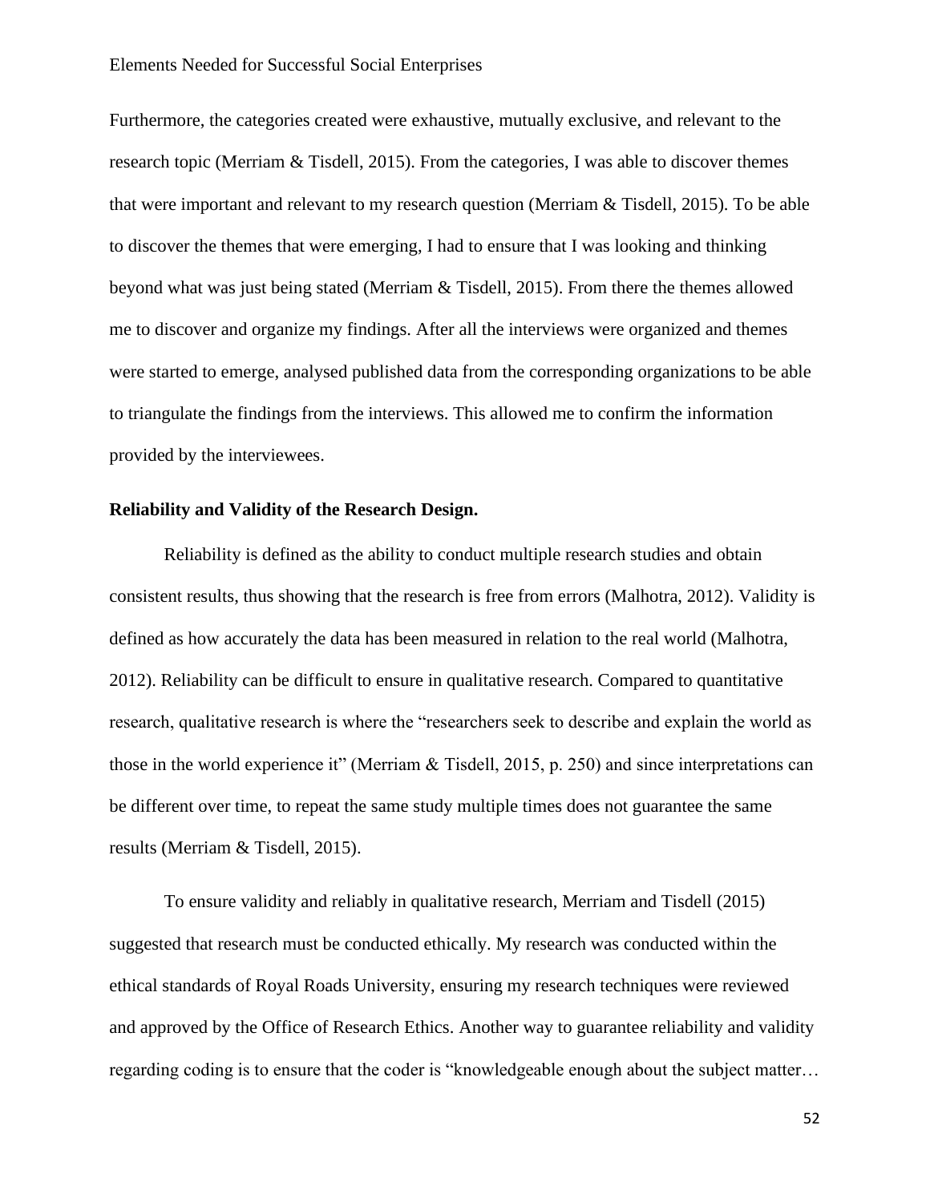Furthermore, the categories created were exhaustive, mutually exclusive, and relevant to the research topic (Merriam & Tisdell, 2015). From the categories, I was able to discover themes that were important and relevant to my research question (Merriam & Tisdell, 2015). To be able to discover the themes that were emerging, I had to ensure that I was looking and thinking beyond what was just being stated (Merriam & Tisdell, 2015). From there the themes allowed me to discover and organize my findings. After all the interviews were organized and themes were started to emerge, analysed published data from the corresponding organizations to be able to triangulate the findings from the interviews. This allowed me to confirm the information provided by the interviewees.

**Reliability and Validity of the Research Design.**

Reliability is defined as the ability to conduct multiple research studies and obtain consistent results, thus showing that the research is free from errors (Malhotra, 2012). Validity is defined as how accurately the data has been measured in relation to the real world (Malhotra, 2012). Reliability can be difficult to ensure in qualitative research. Compared to quantitative research, qualitative research is where the "researchers seek to describe and explain the world as those in the world experience it" (Merriam & Tisdell, 2015, p. 250) and since interpretations can be different over time, to repeat the same study multiple times does not guarantee the same results (Merriam & Tisdell, 2015).

To ensure validity and reliably in qualitative research, Merriam and Tisdell (2015) suggested that research must be conducted ethically. My research was conducted within the ethical standards of Royal Roads University, ensuring my research techniques were reviewed and approved by the Office of Research Ethics. Another way to guarantee reliability and validity regarding coding is to ensure that the coder is "knowledgeable enough about the subject matter…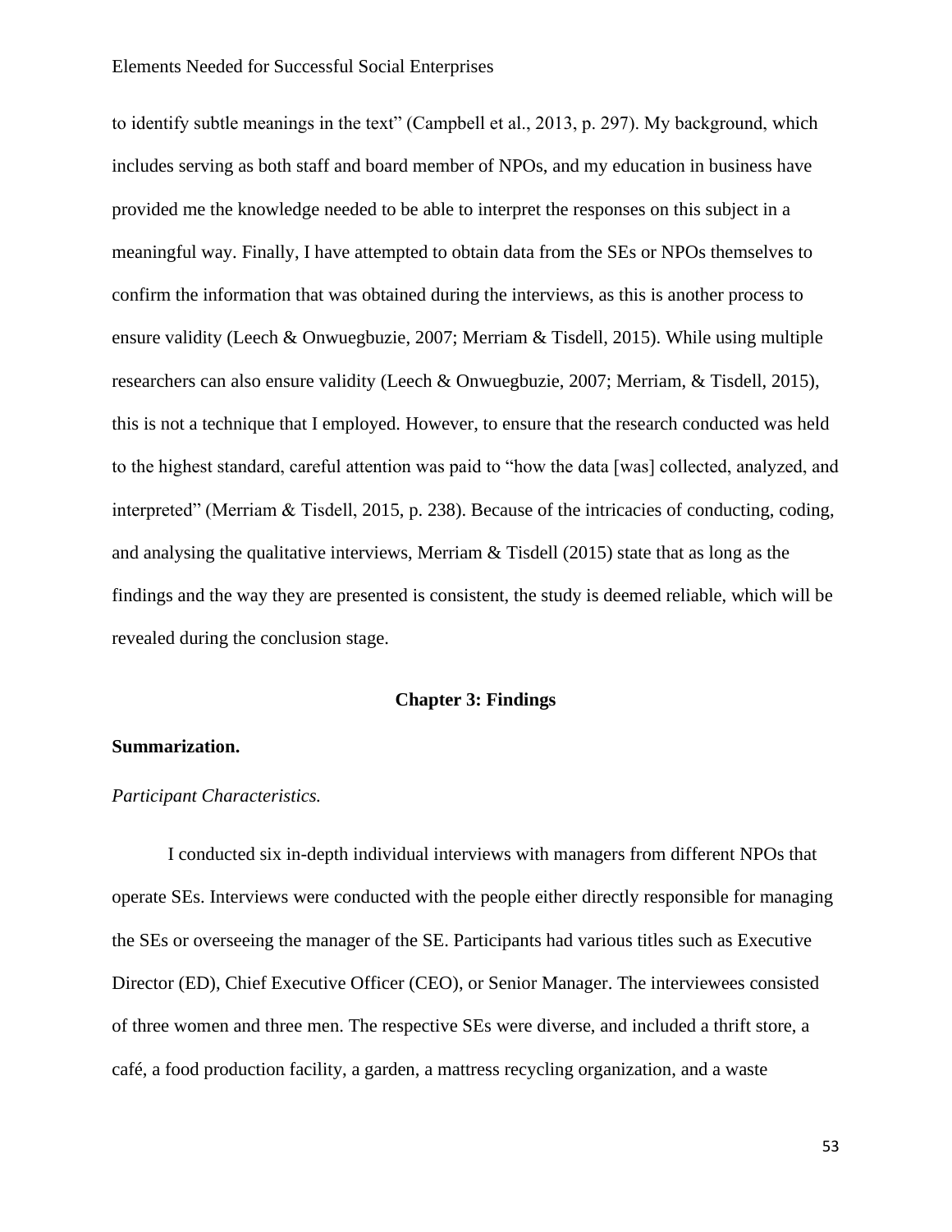to identify subtle meanings in the text" (Campbell et al., 2013, p. 297). My background, which includes serving as both staff and board member of NPOs, and my education in business have provided me the knowledge needed to be able to interpret the responses on this subject in a meaningful way. Finally, I have attempted to obtain data from the SEs or NPOs themselves to confirm the information that was obtained during the interviews, as this is another process to ensure validity (Leech & Onwuegbuzie, 2007; Merriam & Tisdell, 2015). While using multiple researchers can also ensure validity (Leech & Onwuegbuzie, 2007; Merriam, & Tisdell, 2015), this is not a technique that I employed. However, to ensure that the research conducted was held to the highest standard, careful attention was paid to "how the data [was] collected, analyzed, and interpreted" (Merriam & Tisdell, 2015, p. 238). Because of the intricacies of conducting, coding, and analysing the qualitative interviews, Merriam & Tisdell (2015) state that as long as the findings and the way they are presented is consistent, the study is deemed reliable, which will be revealed during the conclusion stage.

# Chapter 3: Findings

## Summarization.

### *Participant Characteristics.*

I conducted six in-depth individual interviews with managers from different NPOs that operate SEs. Interviews were conducted with the people either directly responsible for managing the SEs or overseeing the manager of the SE. Participants had various titles such as Executive Director (ED), Chief Executive Officer (CEO), or Senior Manager. The interviewees consisted of three women and three men. The respective SEs were diverse, and included a thrift store, a café, a food production facility, a garden, a mattress recycling organization, and a waste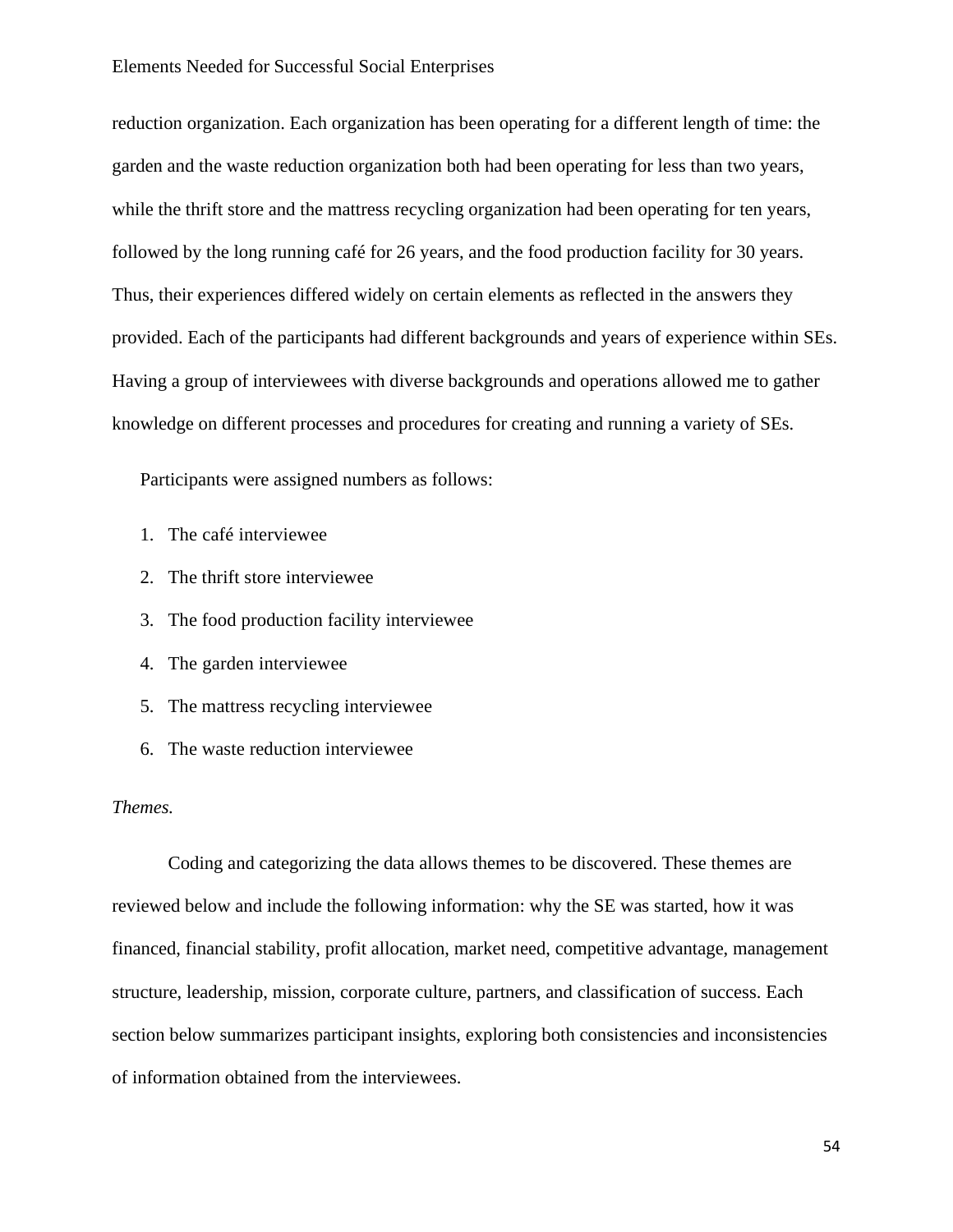reduction organization. Each organization has been operating for a different length of time: the garden and the waste reduction organization both had been operating for less than two years, while the thrift store and the mattress recycling organization had been operating for ten years, followed by the long running café for 26 years, and the food production facility for 30 years. Thus, their experiences differed widely on certain elements as reflected in the answers they provided. Each of the participants had different backgrounds and years of experience within SEs. Having a group of interviewees with diverse backgrounds and operations allowed me to gather knowledge on different processes and procedures for creating and running a variety of SEs.

Participants were assigned numbers as follows:

1. The café interviewee
2. The thrift store interviewee
3. The food production facility interviewee
4. The garden interviewee
5. The mattress recycling interviewee
6. The waste reduction interviewee

*Themes.*

Coding and categorizing the data allows themes to be discovered. These themes are reviewed below and include the following information: why the SE was started, how it was financed, financial stability, profit allocation, market need, competitive advantage, management structure, leadership, mission, corporate culture, partners, and classification of success. Each section below summarizes participant insights, exploring both consistencies and inconsistencies of information obtained from the interviewees.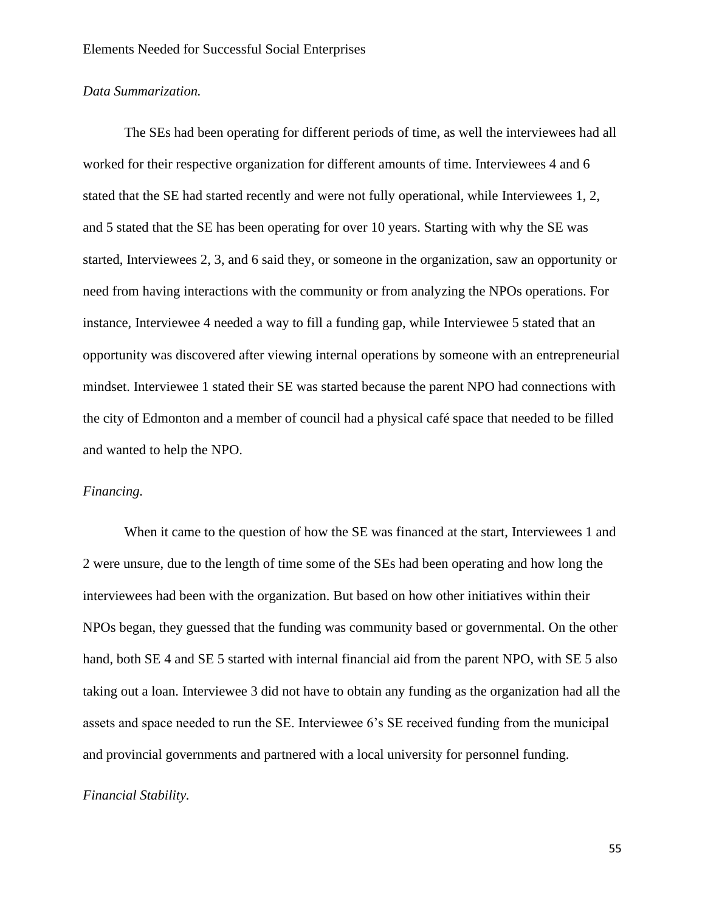*Data Summarization.*

The SEs had been operating for different periods of time, as well the interviewees had all worked for their respective organization for different amounts of time. Interviewees 4 and 6 stated that the SE had started recently and were not fully operational, while Interviewees 1, 2, and 5 stated that the SE has been operating for over 10 years. Starting with why the SE was started, Interviewees 2, 3, and 6 said they, or someone in the organization, saw an opportunity or need from having interactions with the community or from analyzing the NPOs operations. For instance, Interviewee 4 needed a way to fill a funding gap, while Interviewee 5 stated that an opportunity was discovered after viewing internal operations by someone with an entrepreneurial mindset. Interviewee 1 stated their SE was started because the parent NPO had connections with the city of Edmonton and a member of council had a physical café space that needed to be filled and wanted to help the NPO.

*Financing.*

When it came to the question of how the SE was financed at the start, Interviewees 1 and 2 were unsure, due to the length of time some of the SEs had been operating and how long the interviewees had been with the organization. But based on how other initiatives within their NPOs began, they guessed that the funding was community based or governmental. On the other hand, both SE 4 and SE 5 started with internal financial aid from the parent NPO, with SE 5 also taking out a loan. Interviewee 3 did not have to obtain any funding as the organization had all the assets and space needed to run the SE. Interviewee 6's SE received funding from the municipal and provincial governments and partnered with a local university for personnel funding.

*Financial Stability.*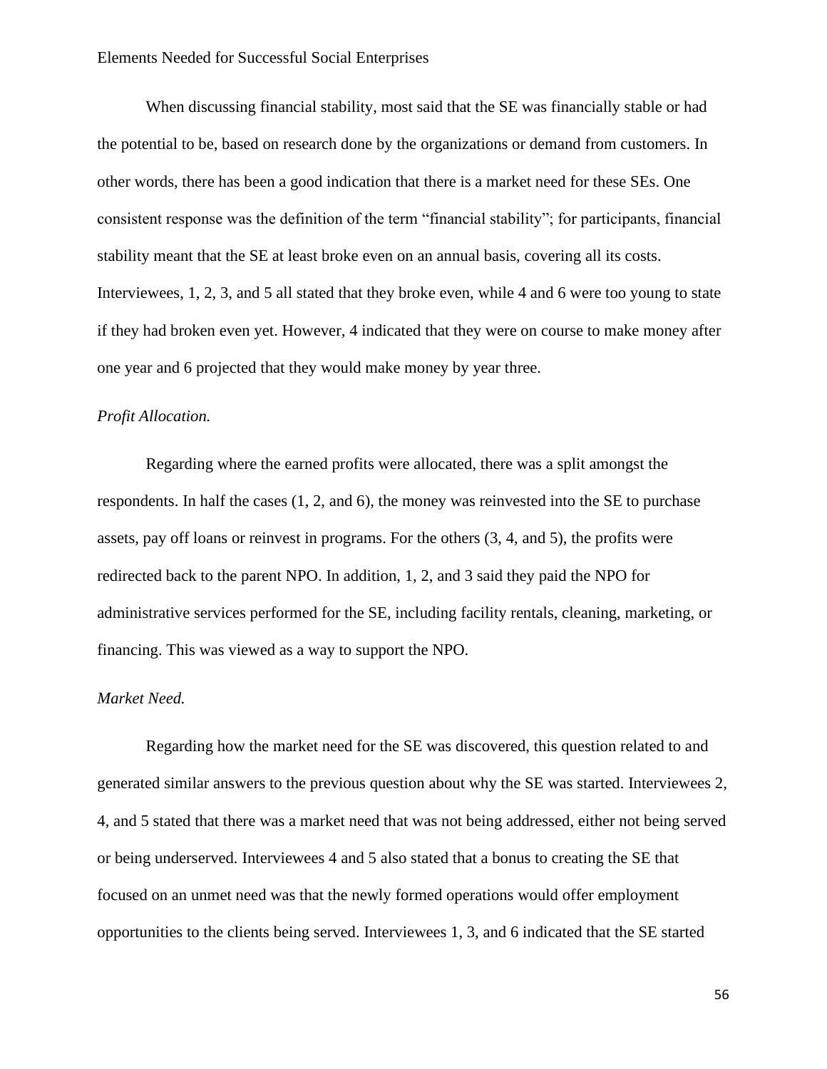When discussing financial stability, most said that the SE was financially stable or had the potential to be, based on research done by the organizations or demand from customers. In other words, there has been a good indication that there is a market need for these SEs. One consistent response was the definition of the term "financial stability"; for participants, financial stability meant that the SE at least broke even on an annual basis, covering all its costs. Interviewees, 1, 2, 3, and 5 all stated that they broke even, while 4 and 6 were too young to state if they had broken even yet. However, 4 indicated that they were on course to make money after one year and 6 projected that they would make money by year three.

*Profit Allocation.*

Regarding where the earned profits were allocated, there was a split amongst the respondents. In half the cases (1, 2, and 6), the money was reinvested into the SE to purchase assets, pay off loans or reinvest in programs. For the others (3, 4, and 5), the profits were redirected back to the parent NPO. In addition, 1, 2, and 3 said they paid the NPO for administrative services performed for the SE, including facility rentals, cleaning, marketing, or financing. This was viewed as a way to support the NPO.

*Market Need.*

Regarding how the market need for the SE was discovered, this question related to and generated similar answers to the previous question about why the SE was started. Interviewees 2, 4, and 5 stated that there was a market need that was not being addressed, either not being served or being underserved. Interviewees 4 and 5 also stated that a bonus to creating the SE that focused on an unmet need was that the newly formed operations would offer employment opportunities to the clients being served. Interviewees 1, 3, and 6 indicated that the SE started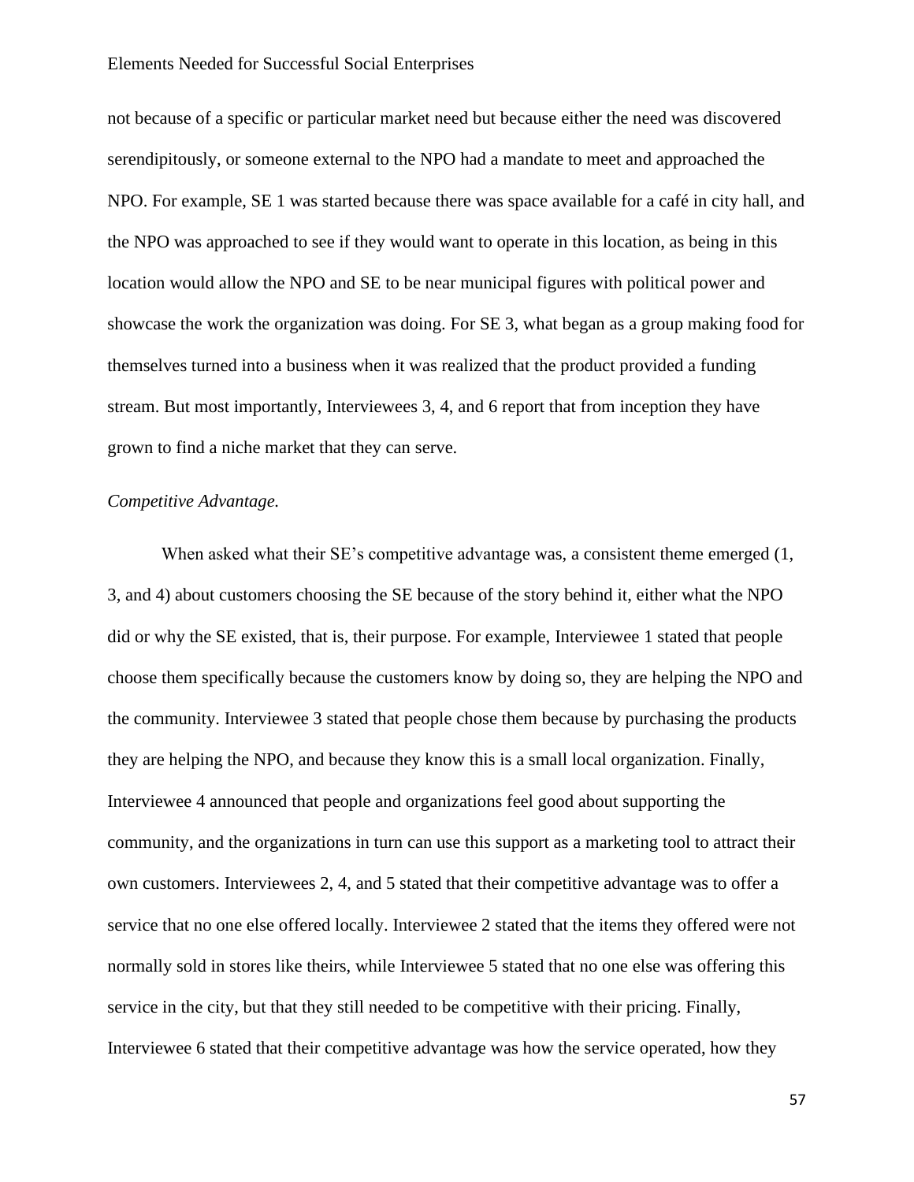not because of a specific or particular market need but because either the need was discovered serendipitously, or someone external to the NPO had a mandate to meet and approached the NPO. For example, SE 1 was started because there was space available for a café in city hall, and the NPO was approached to see if they would want to operate in this location, as being in this location would allow the NPO and SE to be near municipal figures with political power and showcase the work the organization was doing. For SE 3, what began as a group making food for themselves turned into a business when it was realized that the product provided a funding stream. But most importantly, Interviewees 3, 4, and 6 report that from inception they have grown to find a niche market that they can serve.

*Competitive Advantage.*

When asked what their SE's competitive advantage was, a consistent theme emerged (1, 3, and 4) about customers choosing the SE because of the story behind it, either what the NPO did or why the SE existed, that is, their purpose. For example, Interviewee 1 stated that people choose them specifically because the customers know by doing so, they are helping the NPO and the community. Interviewee 3 stated that people chose them because by purchasing the products they are helping the NPO, and because they know this is a small local organization. Finally, Interviewee 4 announced that people and organizations feel good about supporting the community, and the organizations in turn can use this support as a marketing tool to attract their own customers. Interviewees 2, 4, and 5 stated that their competitive advantage was to offer a service that no one else offered locally. Interviewee 2 stated that the items they offered were not normally sold in stores like theirs, while Interviewee 5 stated that no one else was offering this service in the city, but that they still needed to be competitive with their pricing. Finally, Interviewee 6 stated that their competitive advantage was how the service operated, how they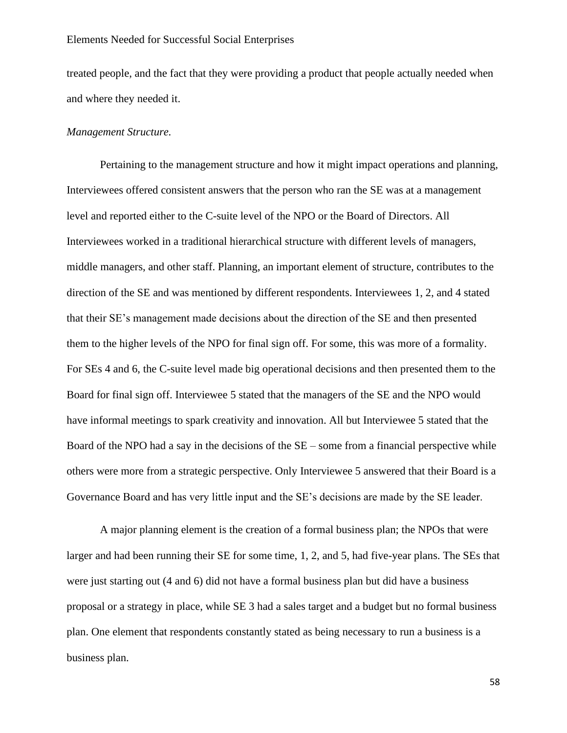treated people, and the fact that they were providing a product that people actually needed when and where they needed it.

*Management Structure.*

Pertaining to the management structure and how it might impact operations and planning, Interviewees offered consistent answers that the person who ran the SE was at a management level and reported either to the C-suite level of the NPO or the Board of Directors. All Interviewees worked in a traditional hierarchical structure with different levels of managers, middle managers, and other staff. Planning, an important element of structure, contributes to the direction of the SE and was mentioned by different respondents. Interviewees 1, 2, and 4 stated that their SE's management made decisions about the direction of the SE and then presented them to the higher levels of the NPO for final sign off. For some, this was more of a formality. For SEs 4 and 6, the C-suite level made big operational decisions and then presented them to the Board for final sign off. Interviewee 5 stated that the managers of the SE and the NPO would have informal meetings to spark creativity and innovation. All but Interviewee 5 stated that the Board of the NPO had a say in the decisions of the SE – some from a financial perspective while others were more from a strategic perspective. Only Interviewee 5 answered that their Board is a Governance Board and has very little input and the SE's decisions are made by the SE leader.

A major planning element is the creation of a formal business plan; the NPOs that were larger and had been running their SE for some time, 1, 2, and 5, had five-year plans. The SEs that were just starting out (4 and 6) did not have a formal business plan but did have a business proposal or a strategy in place, while SE 3 had a sales target and a budget but no formal business plan. One element that respondents constantly stated as being necessary to run a business is a business plan.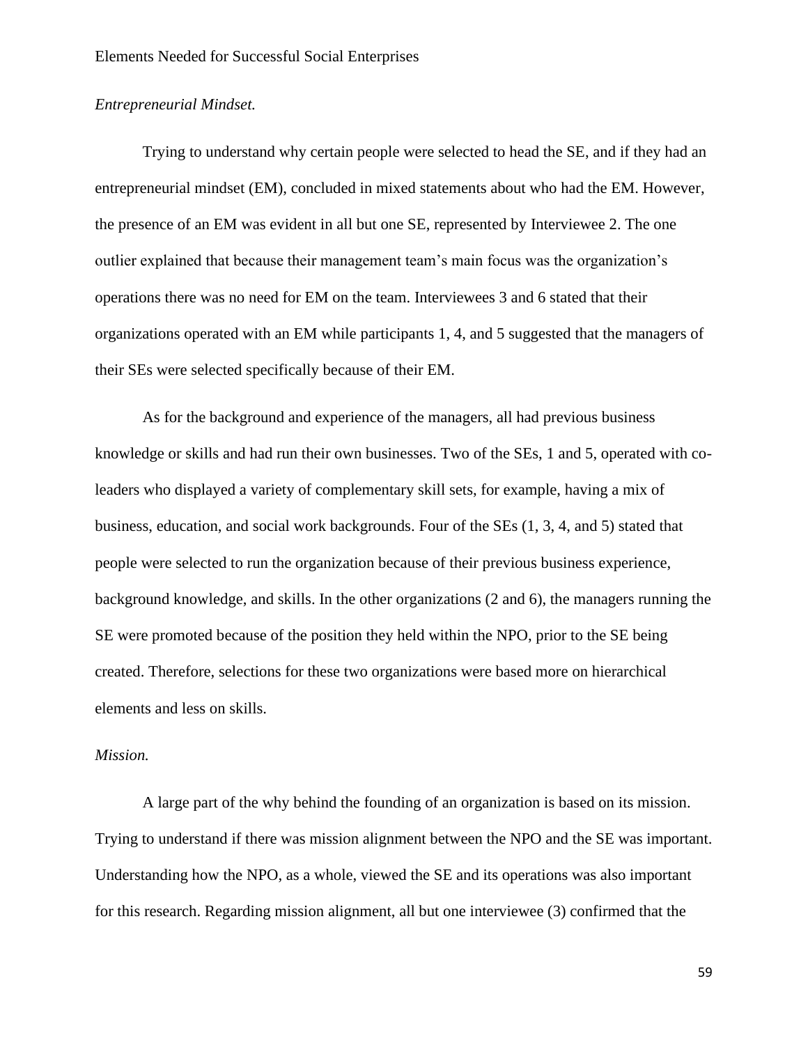*Entrepreneurial Mindset.*

Trying to understand why certain people were selected to head the SE, and if they had an entrepreneurial mindset (EM), concluded in mixed statements about who had the EM. However, the presence of an EM was evident in all but one SE, represented by Interviewee 2. The one outlier explained that because their management team's main focus was the organization's operations there was no need for EM on the team. Interviewees 3 and 6 stated that their organizations operated with an EM while participants 1, 4, and 5 suggested that the managers of their SEs were selected specifically because of their EM.

As for the background and experience of the managers, all had previous business knowledge or skills and had run their own businesses. Two of the SEs, 1 and 5, operated with co-leaders who displayed a variety of complementary skill sets, for example, having a mix of business, education, and social work backgrounds. Four of the SEs (1, 3, 4, and 5) stated that people were selected to run the organization because of their previous business experience, background knowledge, and skills. In the other organizations (2 and 6), the managers running the SE were promoted because of the position they held within the NPO, prior to the SE being created. Therefore, selections for these two organizations were based more on hierarchical elements and less on skills.

*Mission.*

A large part of the why behind the founding of an organization is based on its mission. Trying to understand if there was mission alignment between the NPO and the SE was important. Understanding how the NPO, as a whole, viewed the SE and its operations was also important for this research. Regarding mission alignment, all but one interviewee (3) confirmed that the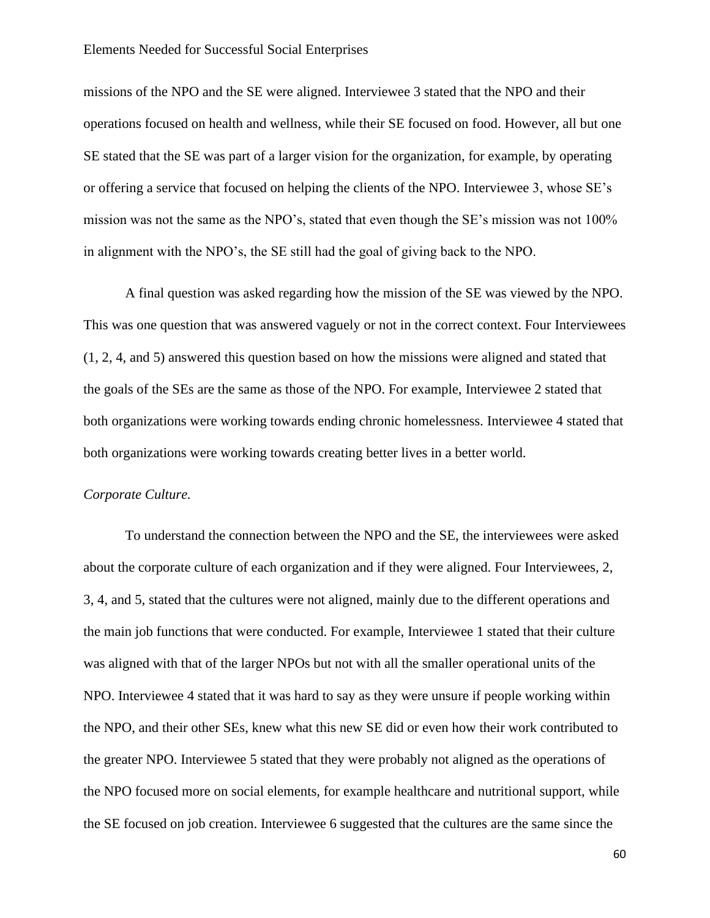missions of the NPO and the SE were aligned. Interviewee 3 stated that the NPO and their operations focused on health and wellness, while their SE focused on food. However, all but one SE stated that the SE was part of a larger vision for the organization, for example, by operating or offering a service that focused on helping the clients of the NPO. Interviewee 3, whose SE's mission was not the same as the NPO's, stated that even though the SE's mission was not 100% in alignment with the NPO's, the SE still had the goal of giving back to the NPO.

A final question was asked regarding how the mission of the SE was viewed by the NPO. This was one question that was answered vaguely or not in the correct context. Four Interviewees (1, 2, 4, and 5) answered this question based on how the missions were aligned and stated that the goals of the SEs are the same as those of the NPO. For example, Interviewee 2 stated that both organizations were working towards ending chronic homelessness. Interviewee 4 stated that both organizations were working towards creating better lives in a better world.

*Corporate Culture.*

To understand the connection between the NPO and the SE, the interviewees were asked about the corporate culture of each organization and if they were aligned. Four Interviewees, 2, 3, 4, and 5, stated that the cultures were not aligned, mainly due to the different operations and the main job functions that were conducted. For example, Interviewee 1 stated that their culture was aligned with that of the larger NPOs but not with all the smaller operational units of the NPO. Interviewee 4 stated that it was hard to say as they were unsure if people working within the NPO, and their other SEs, knew what this new SE did or even how their work contributed to the greater NPO. Interviewee 5 stated that they were probably not aligned as the operations of the NPO focused more on social elements, for example healthcare and nutritional support, while the SE focused on job creation. Interviewee 6 suggested that the cultures are the same since the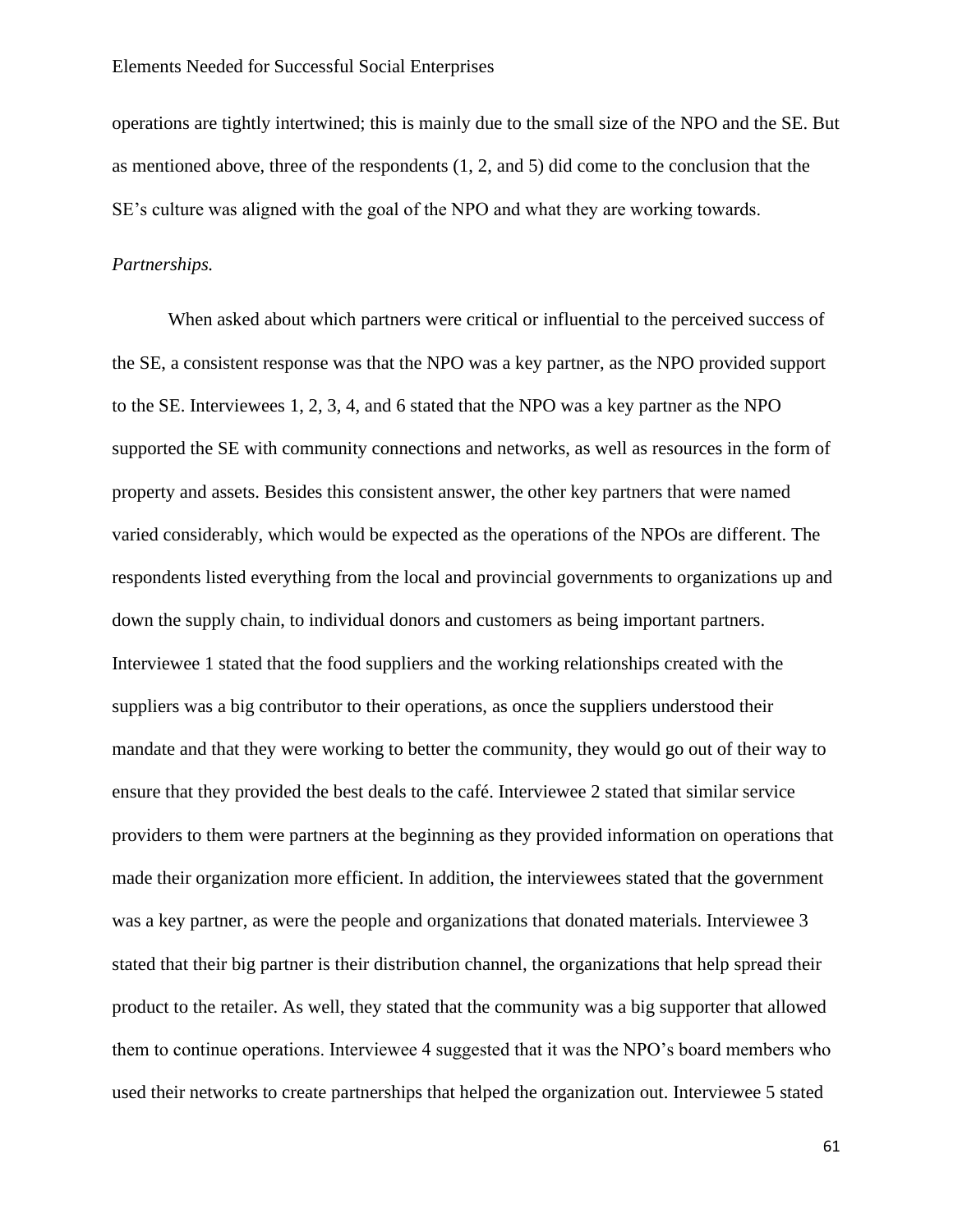operations are tightly intertwined; this is mainly due to the small size of the NPO and the SE. But as mentioned above, three of the respondents (1, 2, and 5) did come to the conclusion that the SE's culture was aligned with the goal of the NPO and what they are working towards.

*Partnerships.*

When asked about which partners were critical or influential to the perceived success of the SE, a consistent response was that the NPO was a key partner, as the NPO provided support to the SE. Interviewees 1, 2, 3, 4, and 6 stated that the NPO was a key partner as the NPO supported the SE with community connections and networks, as well as resources in the form of property and assets. Besides this consistent answer, the other key partners that were named varied considerably, which would be expected as the operations of the NPOs are different. The respondents listed everything from the local and provincial governments to organizations up and down the supply chain, to individual donors and customers as being important partners. Interviewee 1 stated that the food suppliers and the working relationships created with the suppliers was a big contributor to their operations, as once the suppliers understood their mandate and that they were working to better the community, they would go out of their way to ensure that they provided the best deals to the café. Interviewee 2 stated that similar service providers to them were partners at the beginning as they provided information on operations that made their organization more efficient. In addition, the interviewees stated that the government was a key partner, as were the people and organizations that donated materials. Interviewee 3 stated that their big partner is their distribution channel, the organizations that help spread their product to the retailer. As well, they stated that the community was a big supporter that allowed them to continue operations. Interviewee 4 suggested that it was the NPO's board members who used their networks to create partnerships that helped the organization out. Interviewee 5 stated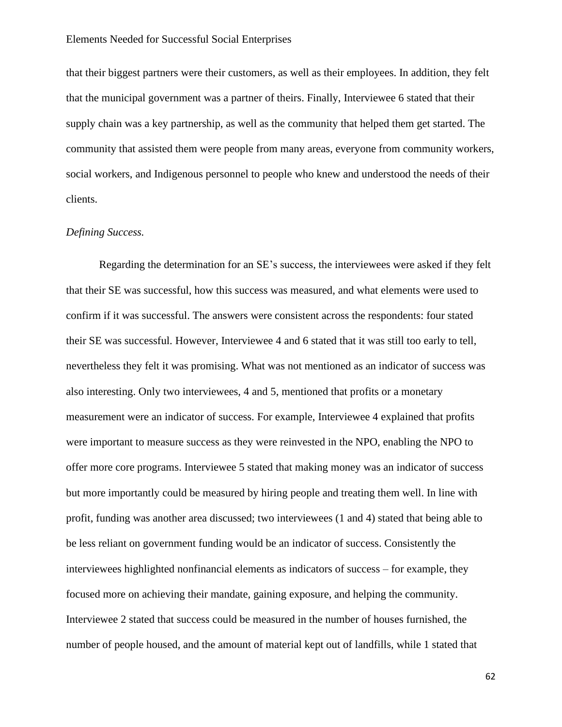that their biggest partners were their customers, as well as their employees. In addition, they felt that the municipal government was a partner of theirs. Finally, Interviewee 6 stated that their supply chain was a key partnership, as well as the community that helped them get started. The community that assisted them were people from many areas, everyone from community workers, social workers, and Indigenous personnel to people who knew and understood the needs of their clients.

*Defining Success.*

Regarding the determination for an SE's success, the interviewees were asked if they felt that their SE was successful, how this success was measured, and what elements were used to confirm if it was successful. The answers were consistent across the respondents: four stated their SE was successful. However, Interviewee 4 and 6 stated that it was still too early to tell, nevertheless they felt it was promising. What was not mentioned as an indicator of success was also interesting. Only two interviewees, 4 and 5, mentioned that profits or a monetary measurement were an indicator of success. For example, Interviewee 4 explained that profits were important to measure success as they were reinvested in the NPO, enabling the NPO to offer more core programs. Interviewee 5 stated that making money was an indicator of success but more importantly could be measured by hiring people and treating them well. In line with profit, funding was another area discussed; two interviewees (1 and 4) stated that being able to be less reliant on government funding would be an indicator of success. Consistently the interviewees highlighted nonfinancial elements as indicators of success – for example, they focused more on achieving their mandate, gaining exposure, and helping the community. Interviewee 2 stated that success could be measured in the number of houses furnished, the number of people housed, and the amount of material kept out of landfills, while 1 stated that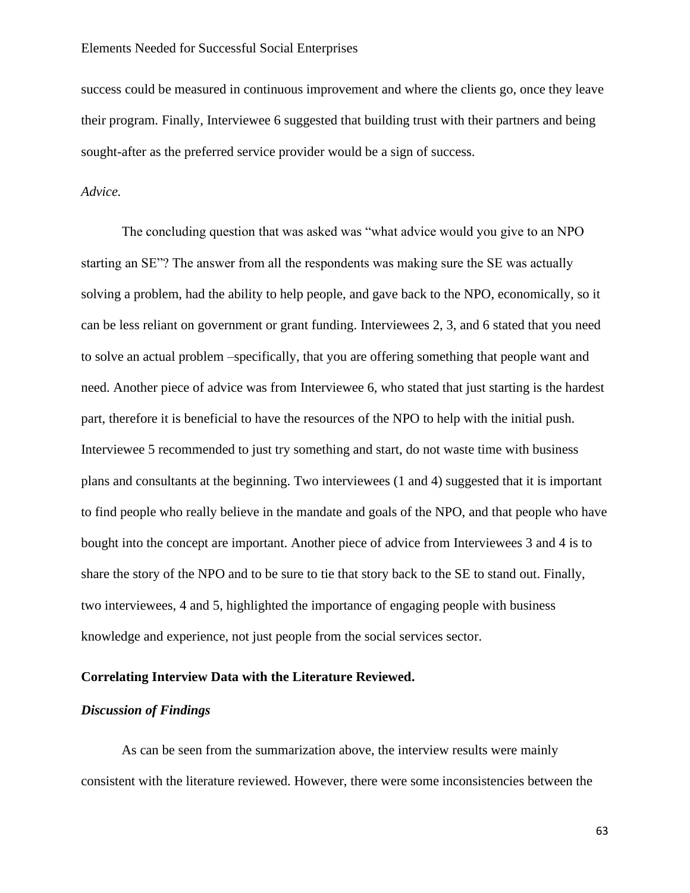success could be measured in continuous improvement and where the clients go, once they leave their program. Finally, Interviewee 6 suggested that building trust with their partners and being sought-after as the preferred service provider would be a sign of success.

*Advice.*

The concluding question that was asked was "what advice would you give to an NPO starting an SE"? The answer from all the respondents was making sure the SE was actually solving a problem, had the ability to help people, and gave back to the NPO, economically, so it can be less reliant on government or grant funding. Interviewees 2, 3, and 6 stated that you need to solve an actual problem –specifically, that you are offering something that people want and need. Another piece of advice was from Interviewee 6, who stated that just starting is the hardest part, therefore it is beneficial to have the resources of the NPO to help with the initial push. Interviewee 5 recommended to just try something and start, do not waste time with business plans and consultants at the beginning. Two interviewees (1 and 4) suggested that it is important to find people who really believe in the mandate and goals of the NPO, and that people who have bought into the concept are important. Another piece of advice from Interviewees 3 and 4 is to share the story of the NPO and to be sure to tie that story back to the SE to stand out. Finally, two interviewees, 4 and 5, highlighted the importance of engaging people with business knowledge and experience, not just people from the social services sector.

**Correlating Interview Data with the Literature Reviewed.**

***Discussion of Findings***

As can be seen from the summarization above, the interview results were mainly consistent with the literature reviewed. However, there were some inconsistencies between the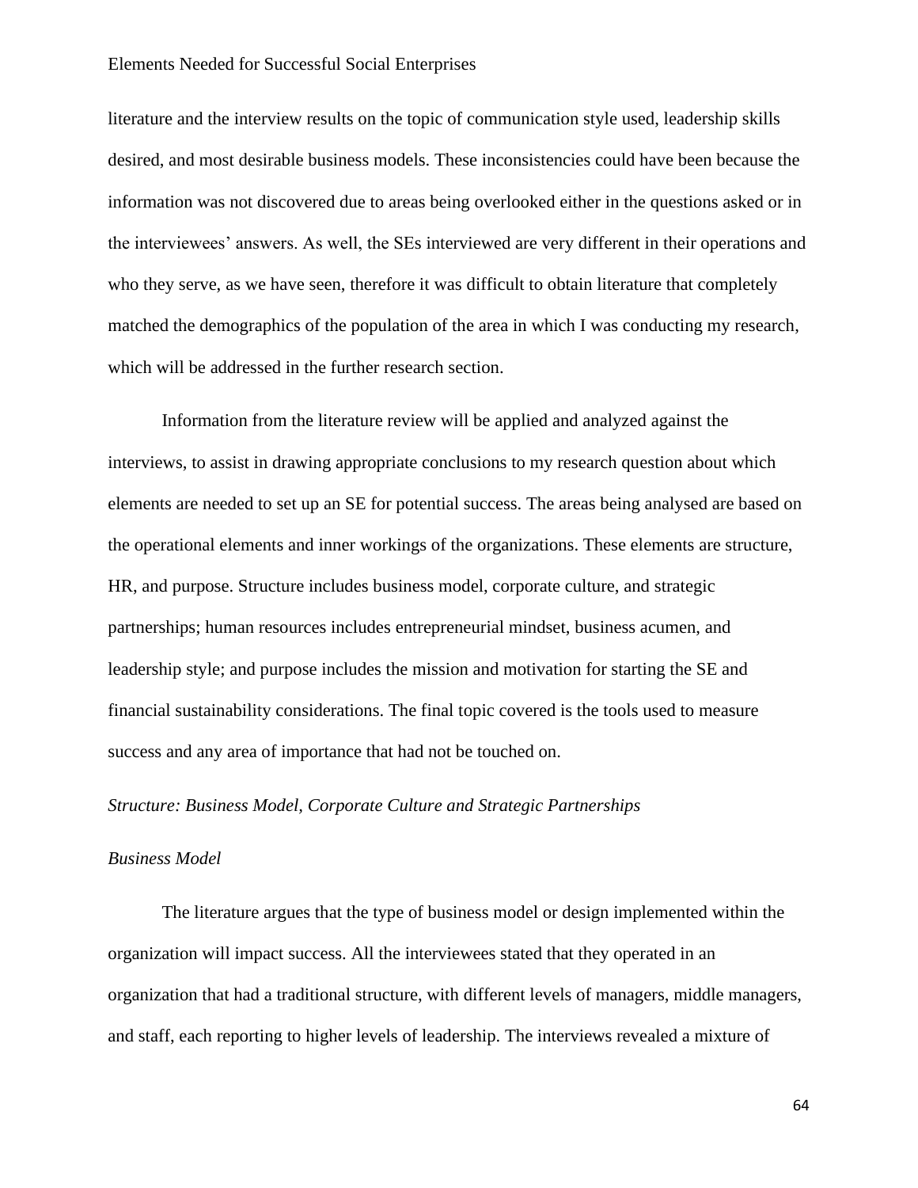literature and the interview results on the topic of communication style used, leadership skills desired, and most desirable business models. These inconsistencies could have been because the information was not discovered due to areas being overlooked either in the questions asked or in the interviewees' answers. As well, the SEs interviewed are very different in their operations and who they serve, as we have seen, therefore it was difficult to obtain literature that completely matched the demographics of the population of the area in which I was conducting my research, which will be addressed in the further research section.

Information from the literature review will be applied and analyzed against the interviews, to assist in drawing appropriate conclusions to my research question about which elements are needed to set up an SE for potential success. The areas being analysed are based on the operational elements and inner workings of the organizations. These elements are structure, HR, and purpose. Structure includes business model, corporate culture, and strategic partnerships; human resources includes entrepreneurial mindset, business acumen, and leadership style; and purpose includes the mission and motivation for starting the SE and financial sustainability considerations. The final topic covered is the tools used to measure success and any area of importance that had not be touched on.

*Structure: Business Model, Corporate Culture and Strategic Partnerships*

*Business Model*

The literature argues that the type of business model or design implemented within the organization will impact success. All the interviewees stated that they operated in an organization that had a traditional structure, with different levels of managers, middle managers, and staff, each reporting to higher levels of leadership. The interviews revealed a mixture of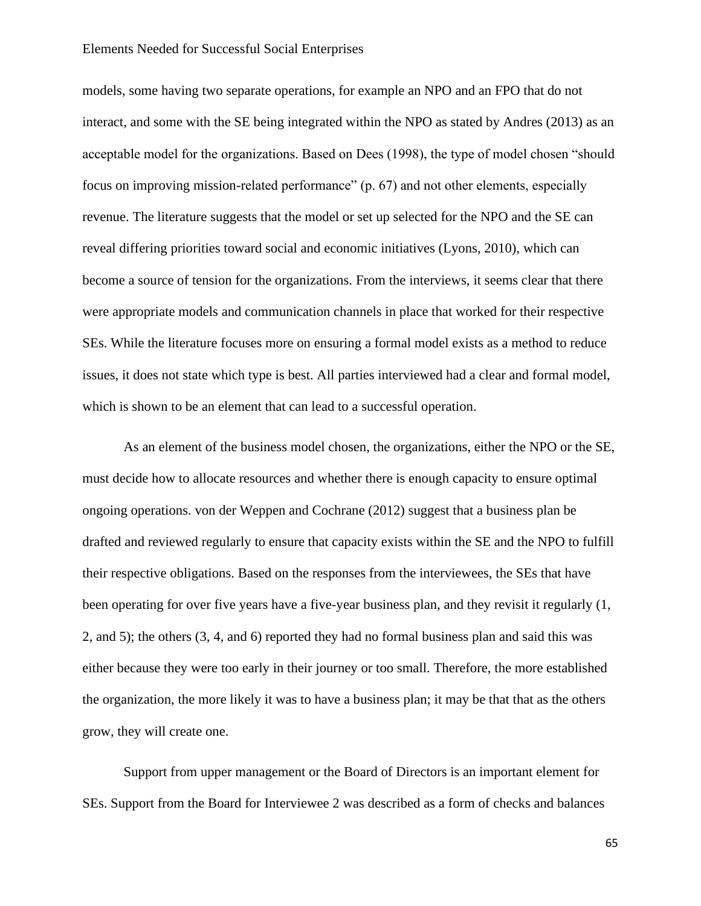models, some having two separate operations, for example an NPO and an FPO that do not interact, and some with the SE being integrated within the NPO as stated by Andres (2013) as an acceptable model for the organizations. Based on Dees (1998), the type of model chosen "should focus on improving mission-related performance" (p. 67) and not other elements, especially revenue. The literature suggests that the model or set up selected for the NPO and the SE can reveal differing priorities toward social and economic initiatives (Lyons, 2010), which can become a source of tension for the organizations. From the interviews, it seems clear that there were appropriate models and communication channels in place that worked for their respective SEs. While the literature focuses more on ensuring a formal model exists as a method to reduce issues, it does not state which type is best. All parties interviewed had a clear and formal model, which is shown to be an element that can lead to a successful operation.

As an element of the business model chosen, the organizations, either the NPO or the SE, must decide how to allocate resources and whether there is enough capacity to ensure optimal ongoing operations. von der Weppen and Cochrane (2012) suggest that a business plan be drafted and reviewed regularly to ensure that capacity exists within the SE and the NPO to fulfill their respective obligations. Based on the responses from the interviewees, the SEs that have been operating for over five years have a five-year business plan, and they revisit it regularly (1, 2, and 5); the others (3, 4, and 6) reported they had no formal business plan and said this was either because they were too early in their journey or too small. Therefore, the more established the organization, the more likely it was to have a business plan; it may be that that as the others grow, they will create one.

Support from upper management or the Board of Directors is an important element for SEs. Support from the Board for Interviewee 2 was described as a form of checks and balances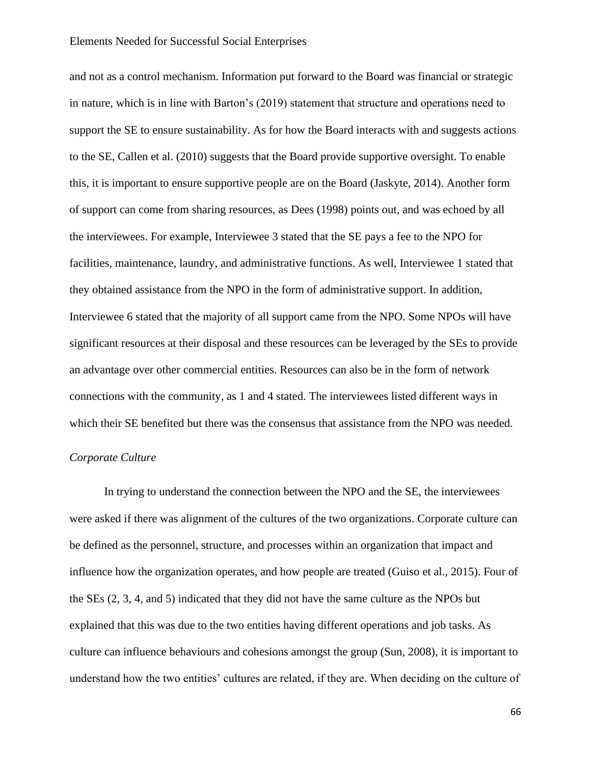and not as a control mechanism. Information put forward to the Board was financial or strategic in nature, which is in line with Barton's (2019) statement that structure and operations need to support the SE to ensure sustainability. As for how the Board interacts with and suggests actions to the SE, Callen et al. (2010) suggests that the Board provide supportive oversight. To enable this, it is important to ensure supportive people are on the Board (Jaskyte, 2014). Another form of support can come from sharing resources, as Dees (1998) points out, and was echoed by all the interviewees. For example, Interviewee 3 stated that the SE pays a fee to the NPO for facilities, maintenance, laundry, and administrative functions. As well, Interviewee 1 stated that they obtained assistance from the NPO in the form of administrative support. In addition, Interviewee 6 stated that the majority of all support came from the NPO. Some NPOs will have significant resources at their disposal and these resources can be leveraged by the SEs to provide an advantage over other commercial entities. Resources can also be in the form of network connections with the community, as 1 and 4 stated. The interviewees listed different ways in which their SE benefited but there was the consensus that assistance from the NPO was needed.

### *Corporate Culture*

In trying to understand the connection between the NPO and the SE, the interviewees were asked if there was alignment of the cultures of the two organizations. Corporate culture can be defined as the personnel, structure, and processes within an organization that impact and influence how the organization operates, and how people are treated (Guiso et al., 2015). Four of the SEs (2, 3, 4, and 5) indicated that they did not have the same culture as the NPOs but explained that this was due to the two entities having different operations and job tasks. As culture can influence behaviours and cohesions amongst the group (Sun, 2008), it is important to understand how the two entities' cultures are related, if they are. When deciding on the culture of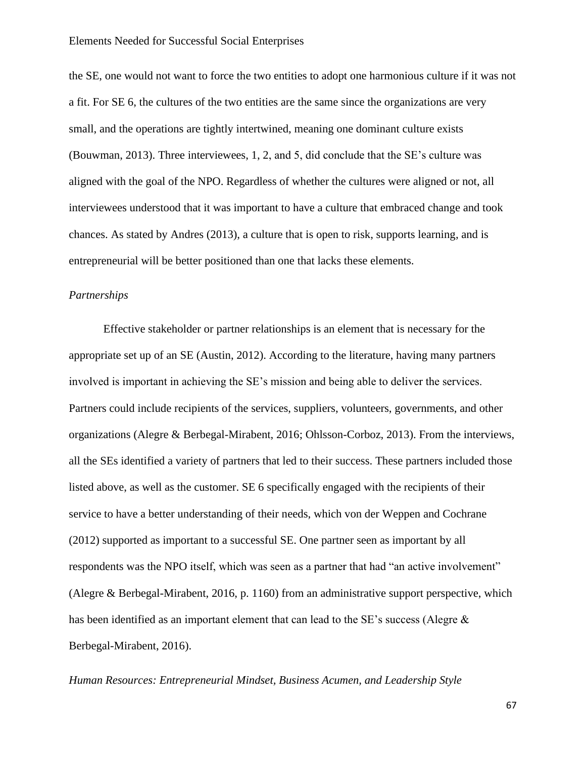the SE, one would not want to force the two entities to adopt one harmonious culture if it was not a fit. For SE 6, the cultures of the two entities are the same since the organizations are very small, and the operations are tightly intertwined, meaning one dominant culture exists (Bouwman, 2013). Three interviewees, 1, 2, and 5, did conclude that the SE's culture was aligned with the goal of the NPO. Regardless of whether the cultures were aligned or not, all interviewees understood that it was important to have a culture that embraced change and took chances. As stated by Andres (2013), a culture that is open to risk, supports learning, and is entrepreneurial will be better positioned than one that lacks these elements.

*Partnerships*

Effective stakeholder or partner relationships is an element that is necessary for the appropriate set up of an SE (Austin, 2012). According to the literature, having many partners involved is important in achieving the SE's mission and being able to deliver the services. Partners could include recipients of the services, suppliers, volunteers, governments, and other organizations (Alegre & Berbegal-Mirabent, 2016; Ohlsson-Corboz, 2013). From the interviews, all the SEs identified a variety of partners that led to their success. These partners included those listed above, as well as the customer. SE 6 specifically engaged with the recipients of their service to have a better understanding of their needs, which von der Weppen and Cochrane (2012) supported as important to a successful SE. One partner seen as important by all respondents was the NPO itself, which was seen as a partner that had "an active involvement" (Alegre & Berbegal-Mirabent, 2016, p. 1160) from an administrative support perspective, which has been identified as an important element that can lead to the SE's success (Alegre & Berbegal-Mirabent, 2016).

*Human Resources: Entrepreneurial Mindset, Business Acumen, and Leadership Style*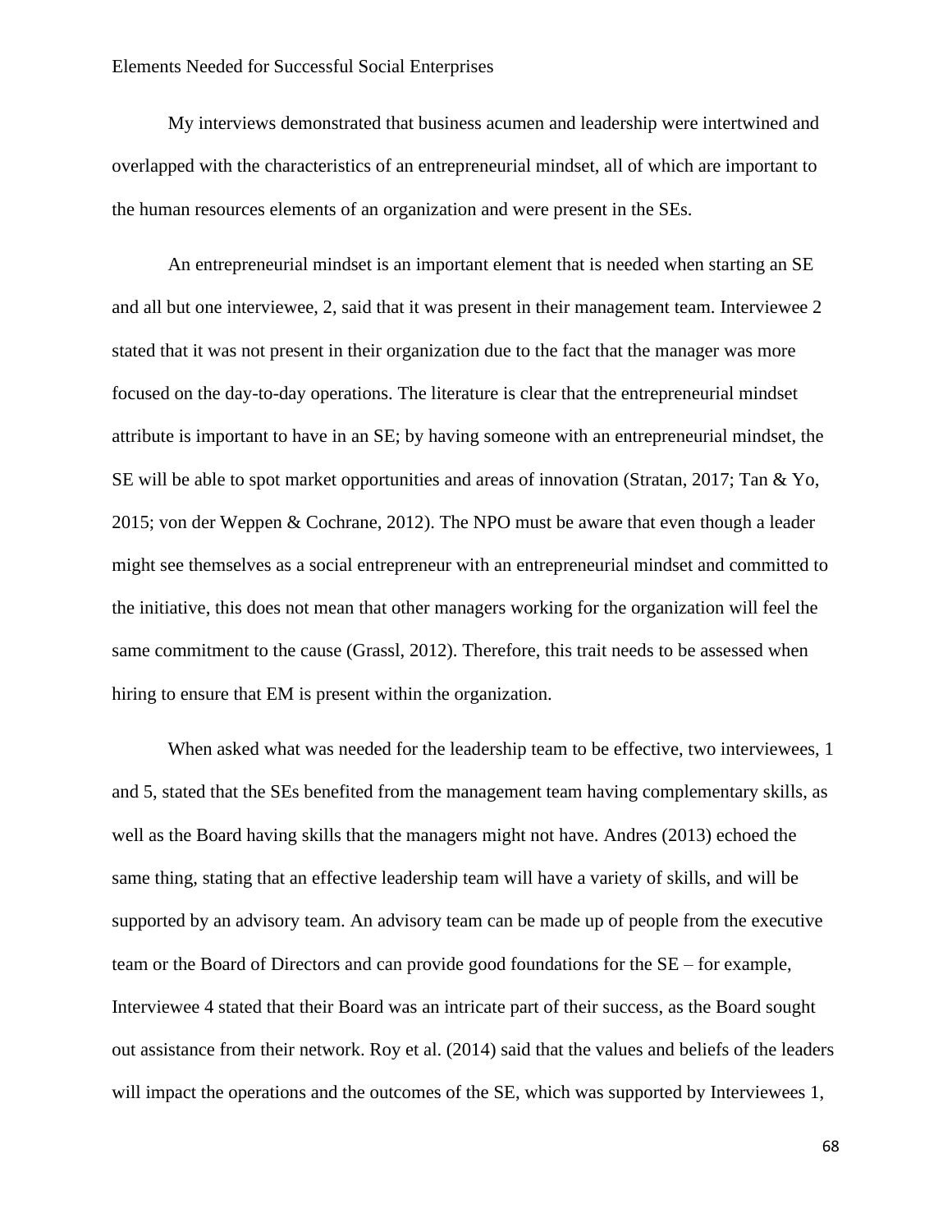My interviews demonstrated that business acumen and leadership were intertwined and overlapped with the characteristics of an entrepreneurial mindset, all of which are important to the human resources elements of an organization and were present in the SEs.

An entrepreneurial mindset is an important element that is needed when starting an SE and all but one interviewee, 2, said that it was present in their management team. Interviewee 2 stated that it was not present in their organization due to the fact that the manager was more focused on the day-to-day operations. The literature is clear that the entrepreneurial mindset attribute is important to have in an SE; by having someone with an entrepreneurial mindset, the SE will be able to spot market opportunities and areas of innovation (Stratan, 2017; Tan & Yo, 2015; von der Weppen & Cochrane, 2012). The NPO must be aware that even though a leader might see themselves as a social entrepreneur with an entrepreneurial mindset and committed to the initiative, this does not mean that other managers working for the organization will feel the same commitment to the cause (Grassl, 2012). Therefore, this trait needs to be assessed when hiring to ensure that EM is present within the organization.

When asked what was needed for the leadership team to be effective, two interviewees, 1 and 5, stated that the SEs benefited from the management team having complementary skills, as well as the Board having skills that the managers might not have. Andres (2013) echoed the same thing, stating that an effective leadership team will have a variety of skills, and will be supported by an advisory team. An advisory team can be made up of people from the executive team or the Board of Directors and can provide good foundations for the SE – for example, Interviewee 4 stated that their Board was an intricate part of their success, as the Board sought out assistance from their network. Roy et al. (2014) said that the values and beliefs of the leaders will impact the operations and the outcomes of the SE, which was supported by Interviewees 1,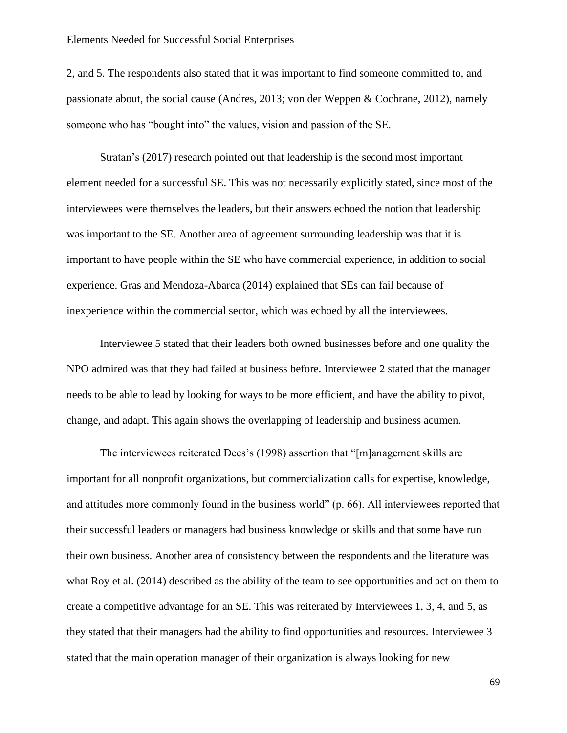2, and 5. The respondents also stated that it was important to find someone committed to, and passionate about, the social cause (Andres, 2013; von der Weppen & Cochrane, 2012), namely someone who has "bought into" the values, vision and passion of the SE.

Stratan's (2017) research pointed out that leadership is the second most important element needed for a successful SE. This was not necessarily explicitly stated, since most of the interviewees were themselves the leaders, but their answers echoed the notion that leadership was important to the SE. Another area of agreement surrounding leadership was that it is important to have people within the SE who have commercial experience, in addition to social experience. Gras and Mendoza-Abarca (2014) explained that SEs can fail because of inexperience within the commercial sector, which was echoed by all the interviewees.

Interviewee 5 stated that their leaders both owned businesses before and one quality the NPO admired was that they had failed at business before. Interviewee 2 stated that the manager needs to be able to lead by looking for ways to be more efficient, and have the ability to pivot, change, and adapt. This again shows the overlapping of leadership and business acumen.

The interviewees reiterated Dees's (1998) assertion that "[m]anagement skills are important for all nonprofit organizations, but commercialization calls for expertise, knowledge, and attitudes more commonly found in the business world" (p. 66). All interviewees reported that their successful leaders or managers had business knowledge or skills and that some have run their own business. Another area of consistency between the respondents and the literature was what Roy et al. (2014) described as the ability of the team to see opportunities and act on them to create a competitive advantage for an SE. This was reiterated by Interviewees 1, 3, 4, and 5, as they stated that their managers had the ability to find opportunities and resources. Interviewee 3 stated that the main operation manager of their organization is always looking for new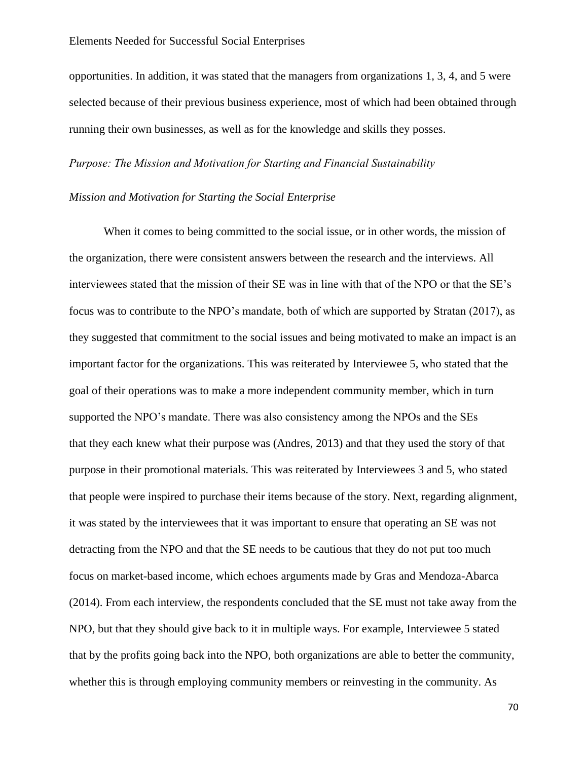opportunities. In addition, it was stated that the managers from organizations 1, 3, 4, and 5 were selected because of their previous business experience, most of which had been obtained through running their own businesses, as well as for the knowledge and skills they posses.

*Purpose: The Mission and Motivation for Starting and Financial Sustainability*

*Mission and Motivation for Starting the Social Enterprise*

When it comes to being committed to the social issue, or in other words, the mission of the organization, there were consistent answers between the research and the interviews. All interviewees stated that the mission of their SE was in line with that of the NPO or that the SE's focus was to contribute to the NPO's mandate, both of which are supported by Stratan (2017), as they suggested that commitment to the social issues and being motivated to make an impact is an important factor for the organizations. This was reiterated by Interviewee 5, who stated that the goal of their operations was to make a more independent community member, which in turn supported the NPO's mandate. There was also consistency among the NPOs and the SEs that they each knew what their purpose was (Andres, 2013) and that they used the story of that purpose in their promotional materials. This was reiterated by Interviewees 3 and 5, who stated that people were inspired to purchase their items because of the story. Next, regarding alignment, it was stated by the interviewees that it was important to ensure that operating an SE was not detracting from the NPO and that the SE needs to be cautious that they do not put too much focus on market-based income, which echoes arguments made by Gras and Mendoza-Abarca (2014). From each interview, the respondents concluded that the SE must not take away from the NPO, but that they should give back to it in multiple ways. For example, Interviewee 5 stated that by the profits going back into the NPO, both organizations are able to better the community, whether this is through employing community members or reinvesting in the community. As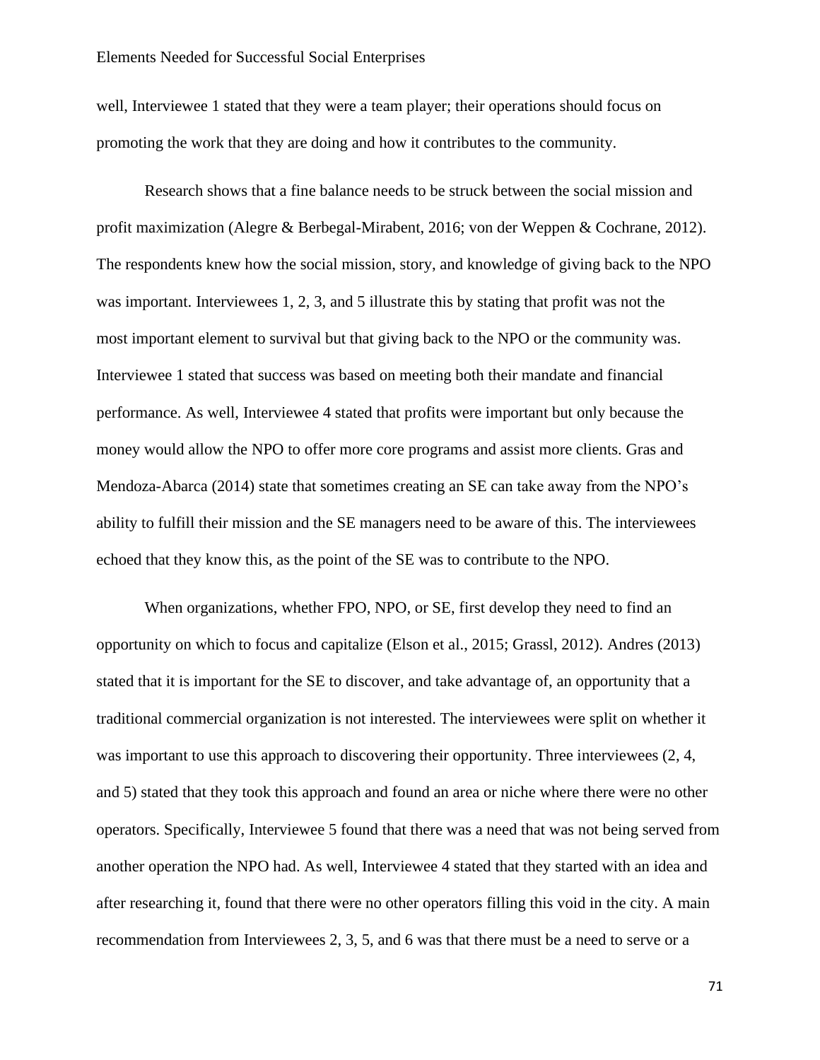well, Interviewee 1 stated that they were a team player; their operations should focus on promoting the work that they are doing and how it contributes to the community.

Research shows that a fine balance needs to be struck between the social mission and profit maximization (Alegre & Berbegal-Mirabent, 2016; von der Weppen & Cochrane, 2012). The respondents knew how the social mission, story, and knowledge of giving back to the NPO was important. Interviewees 1, 2, 3, and 5 illustrate this by stating that profit was not the most important element to survival but that giving back to the NPO or the community was. Interviewee 1 stated that success was based on meeting both their mandate and financial performance. As well, Interviewee 4 stated that profits were important but only because the money would allow the NPO to offer more core programs and assist more clients. Gras and Mendoza-Abarca (2014) state that sometimes creating an SE can take away from the NPO's ability to fulfill their mission and the SE managers need to be aware of this. The interviewees echoed that they know this, as the point of the SE was to contribute to the NPO.

When organizations, whether FPO, NPO, or SE, first develop they need to find an opportunity on which to focus and capitalize (Elson et al., 2015; Grassl, 2012). Andres (2013) stated that it is important for the SE to discover, and take advantage of, an opportunity that a traditional commercial organization is not interested. The interviewees were split on whether it was important to use this approach to discovering their opportunity. Three interviewees (2, 4, and 5) stated that they took this approach and found an area or niche where there were no other operators. Specifically, Interviewee 5 found that there was a need that was not being served from another operation the NPO had. As well, Interviewee 4 stated that they started with an idea and after researching it, found that there were no other operators filling this void in the city. A main recommendation from Interviewees 2, 3, 5, and 6 was that there must be a need to serve or a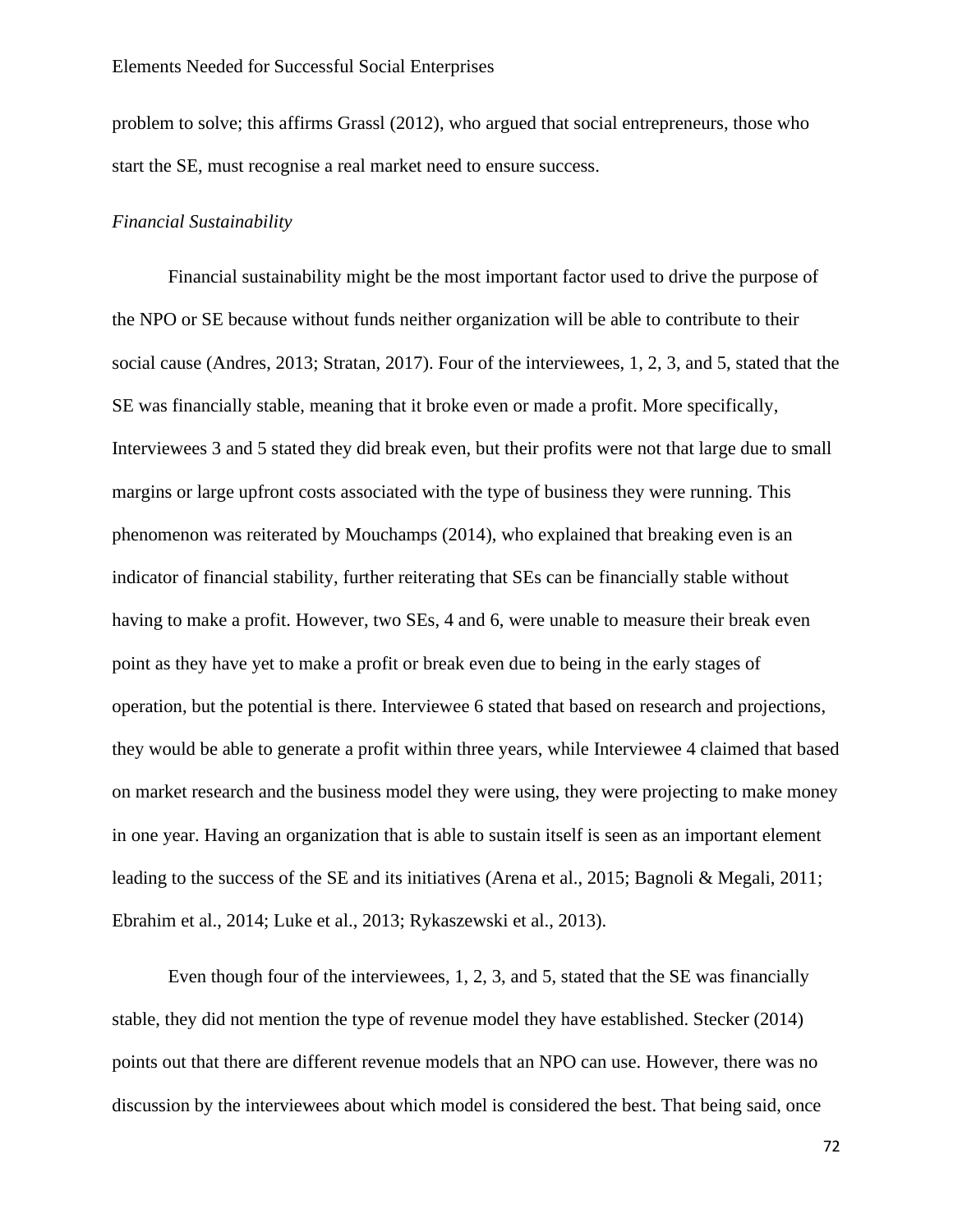problem to solve; this affirms Grassl (2012), who argued that social entrepreneurs, those who start the SE, must recognise a real market need to ensure success.

*Financial Sustainability*

Financial sustainability might be the most important factor used to drive the purpose of the NPO or SE because without funds neither organization will be able to contribute to their social cause (Andres, 2013; Stratan, 2017). Four of the interviewees, 1, 2, 3, and 5, stated that the SE was financially stable, meaning that it broke even or made a profit. More specifically, Interviewees 3 and 5 stated they did break even, but their profits were not that large due to small margins or large upfront costs associated with the type of business they were running. This phenomenon was reiterated by Mouchamps (2014), who explained that breaking even is an indicator of financial stability, further reiterating that SEs can be financially stable without having to make a profit. However, two SEs, 4 and 6, were unable to measure their break even point as they have yet to make a profit or break even due to being in the early stages of operation, but the potential is there. Interviewee 6 stated that based on research and projections, they would be able to generate a profit within three years, while Interviewee 4 claimed that based on market research and the business model they were using, they were projecting to make money in one year. Having an organization that is able to sustain itself is seen as an important element leading to the success of the SE and its initiatives (Arena et al., 2015; Bagnoli & Megali, 2011; Ebrahim et al., 2014; Luke et al., 2013; Rykaszewski et al., 2013).

Even though four of the interviewees, 1, 2, 3, and 5, stated that the SE was financially stable, they did not mention the type of revenue model they have established. Stecker (2014) points out that there are different revenue models that an NPO can use. However, there was no discussion by the interviewees about which model is considered the best. That being said, once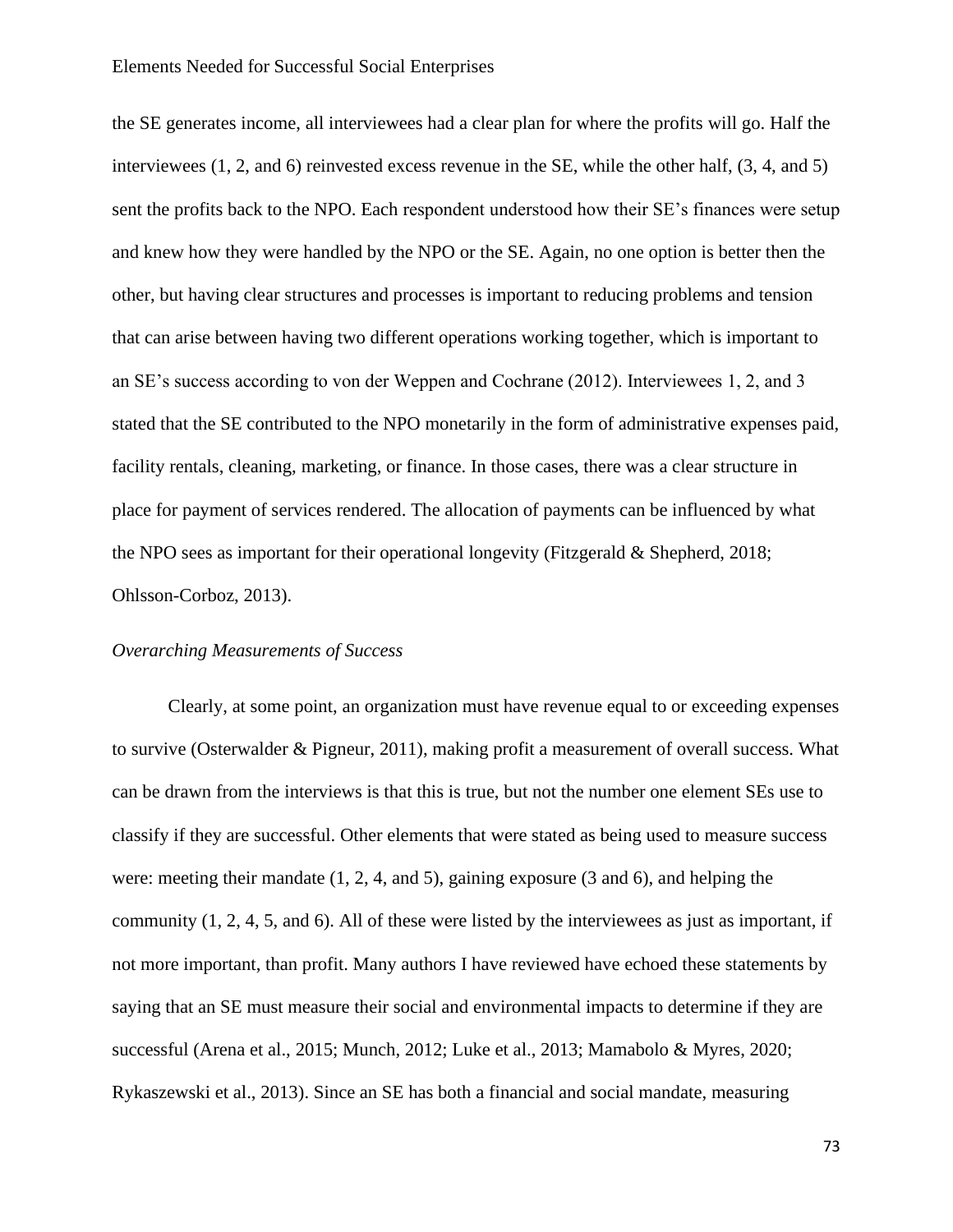the SE generates income, all interviewees had a clear plan for where the profits will go. Half the interviewees (1, 2, and 6) reinvested excess revenue in the SE, while the other half, (3, 4, and 5) sent the profits back to the NPO. Each respondent understood how their SE's finances were setup and knew how they were handled by the NPO or the SE. Again, no one option is better then the other, but having clear structures and processes is important to reducing problems and tension that can arise between having two different operations working together, which is important to an SE's success according to von der Weppen and Cochrane (2012). Interviewees 1, 2, and 3 stated that the SE contributed to the NPO monetarily in the form of administrative expenses paid, facility rentals, cleaning, marketing, or finance. In those cases, there was a clear structure in place for payment of services rendered. The allocation of payments can be influenced by what the NPO sees as important for their operational longevity (Fitzgerald & Shepherd, 2018; Ohlsson-Corboz, 2013).

*Overarching Measurements of Success*

Clearly, at some point, an organization must have revenue equal to or exceeding expenses to survive (Osterwalder & Pigneur, 2011), making profit a measurement of overall success. What can be drawn from the interviews is that this is true, but not the number one element SEs use to classify if they are successful. Other elements that were stated as being used to measure success were: meeting their mandate (1, 2, 4, and 5), gaining exposure (3 and 6), and helping the community (1, 2, 4, 5, and 6). All of these were listed by the interviewees as just as important, if not more important, than profit. Many authors I have reviewed have echoed these statements by saying that an SE must measure their social and environmental impacts to determine if they are successful (Arena et al., 2015; Munch, 2012; Luke et al., 2013; Mamabolo & Myres, 2020; Rykaszewski et al., 2013). Since an SE has both a financial and social mandate, measuring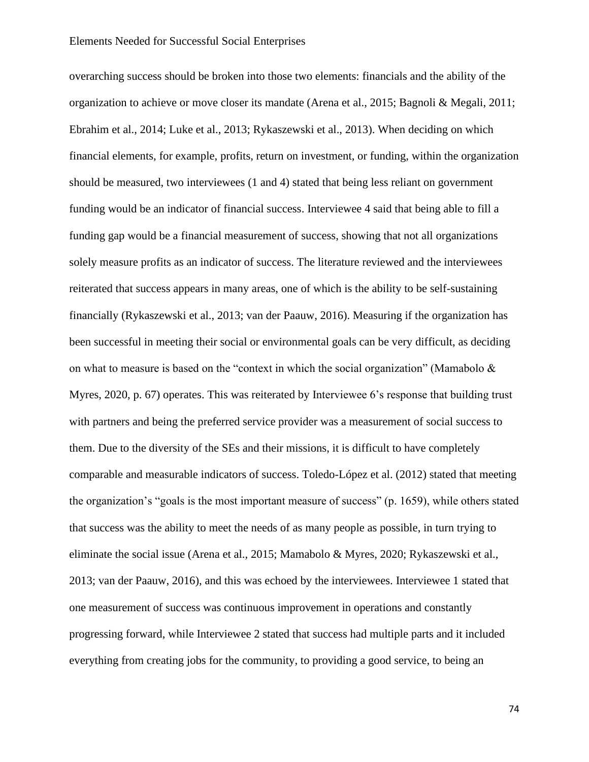overarching success should be broken into those two elements: financials and the ability of the organization to achieve or move closer its mandate (Arena et al., 2015; Bagnoli & Megali, 2011; Ebrahim et al., 2014; Luke et al., 2013; Rykaszewski et al., 2013). When deciding on which financial elements, for example, profits, return on investment, or funding, within the organization should be measured, two interviewees (1 and 4) stated that being less reliant on government funding would be an indicator of financial success. Interviewee 4 said that being able to fill a funding gap would be a financial measurement of success, showing that not all organizations solely measure profits as an indicator of success. The literature reviewed and the interviewees reiterated that success appears in many areas, one of which is the ability to be self-sustaining financially (Rykaszewski et al., 2013; van der Paauw, 2016). Measuring if the organization has been successful in meeting their social or environmental goals can be very difficult, as deciding on what to measure is based on the "context in which the social organization" (Mamabolo & Myres, 2020, p. 67) operates. This was reiterated by Interviewee 6's response that building trust with partners and being the preferred service provider was a measurement of social success to them. Due to the diversity of the SEs and their missions, it is difficult to have completely comparable and measurable indicators of success. Toledo-López et al. (2012) stated that meeting the organization's "goals is the most important measure of success" (p. 1659), while others stated that success was the ability to meet the needs of as many people as possible, in turn trying to eliminate the social issue (Arena et al., 2015; Mamabolo & Myres, 2020; Rykaszewski et al., 2013; van der Paauw, 2016), and this was echoed by the interviewees. Interviewee 1 stated that one measurement of success was continuous improvement in operations and constantly progressing forward, while Interviewee 2 stated that success had multiple parts and it included everything from creating jobs for the community, to providing a good service, to being an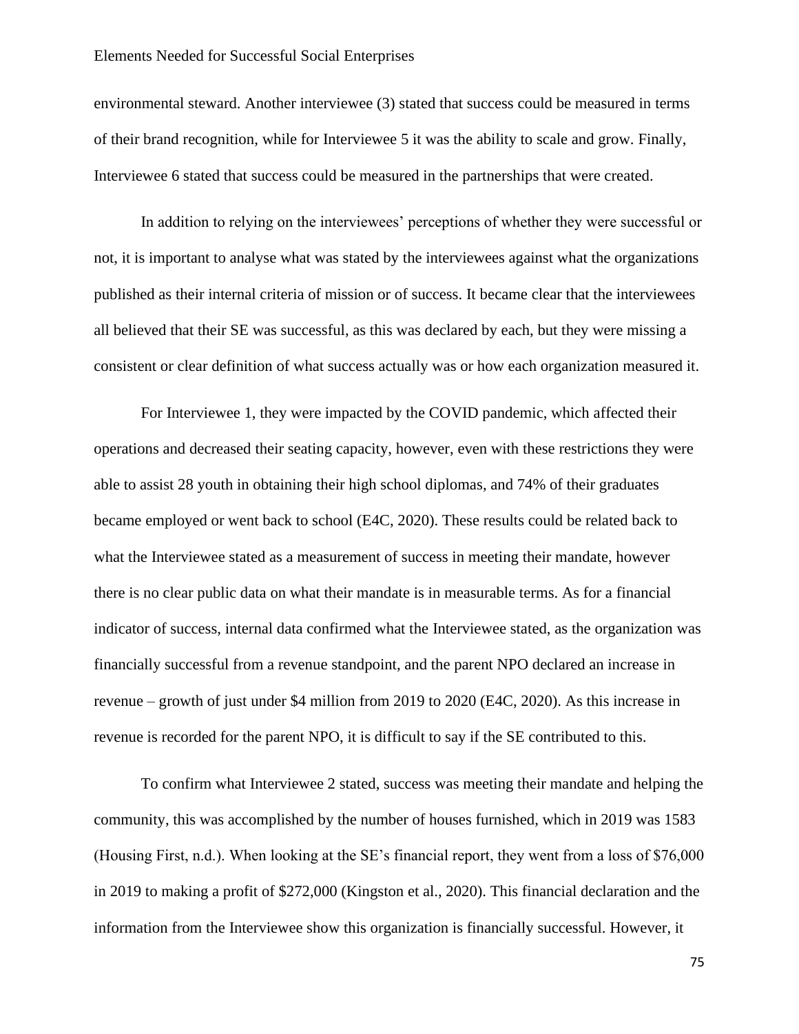environmental steward. Another interviewee (3) stated that success could be measured in terms of their brand recognition, while for Interviewee 5 it was the ability to scale and grow. Finally, Interviewee 6 stated that success could be measured in the partnerships that were created.

In addition to relying on the interviewees' perceptions of whether they were successful or not, it is important to analyse what was stated by the interviewees against what the organizations published as their internal criteria of mission or of success. It became clear that the interviewees all believed that their SE was successful, as this was declared by each, but they were missing a consistent or clear definition of what success actually was or how each organization measured it.

For Interviewee 1, they were impacted by the COVID pandemic, which affected their operations and decreased their seating capacity, however, even with these restrictions they were able to assist 28 youth in obtaining their high school diplomas, and 74% of their graduates became employed or went back to school (E4C, 2020). These results could be related back to what the Interviewee stated as a measurement of success in meeting their mandate, however there is no clear public data on what their mandate is in measurable terms. As for a financial indicator of success, internal data confirmed what the Interviewee stated, as the organization was financially successful from a revenue standpoint, and the parent NPO declared an increase in revenue – growth of just under $4 million from 2019 to 2020 (E4C, 2020). As this increase in revenue is recorded for the parent NPO, it is difficult to say if the SE contributed to this.

To confirm what Interviewee 2 stated, success was meeting their mandate and helping the community, this was accomplished by the number of houses furnished, which in 2019 was 1583 (Housing First, n.d.). When looking at the SE's financial report, they went from a loss of $76,000 in 2019 to making a profit of $272,000 (Kingston et al., 2020). This financial declaration and the information from the Interviewee show this organization is financially successful. However, it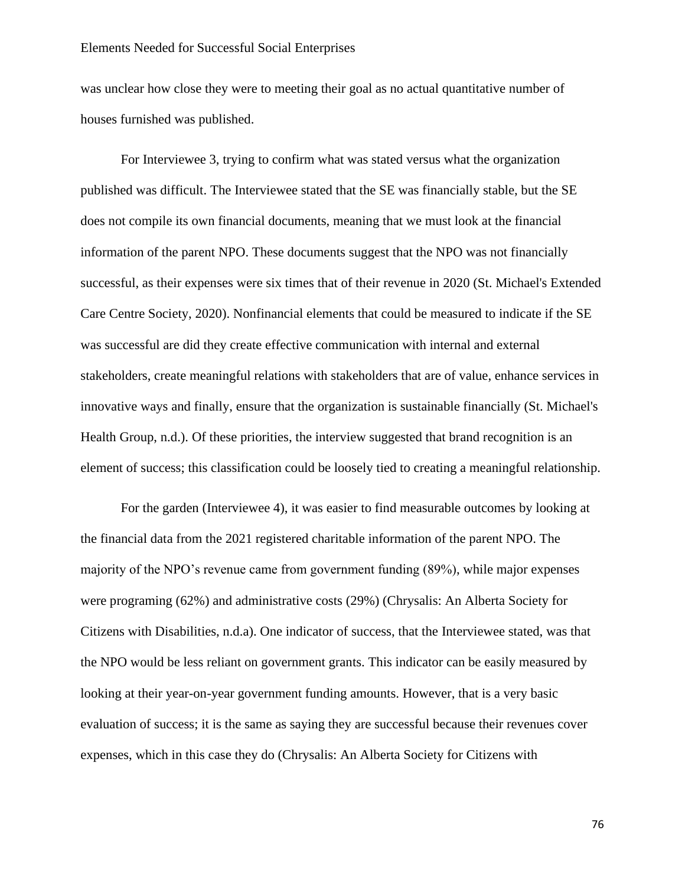was unclear how close they were to meeting their goal as no actual quantitative number of houses furnished was published.

For Interviewee 3, trying to confirm what was stated versus what the organization published was difficult. The Interviewee stated that the SE was financially stable, but the SE does not compile its own financial documents, meaning that we must look at the financial information of the parent NPO. These documents suggest that the NPO was not financially successful, as their expenses were six times that of their revenue in 2020 (St. Michael's Extended Care Centre Society, 2020). Nonfinancial elements that could be measured to indicate if the SE was successful are did they create effective communication with internal and external stakeholders, create meaningful relations with stakeholders that are of value, enhance services in innovative ways and finally, ensure that the organization is sustainable financially (St. Michael's Health Group, n.d.). Of these priorities, the interview suggested that brand recognition is an element of success; this classification could be loosely tied to creating a meaningful relationship.

For the garden (Interviewee 4), it was easier to find measurable outcomes by looking at the financial data from the 2021 registered charitable information of the parent NPO. The majority of the NPO's revenue came from government funding (89%), while major expenses were programing (62%) and administrative costs (29%) (Chrysalis: An Alberta Society for Citizens with Disabilities, n.d.a). One indicator of success, that the Interviewee stated, was that the NPO would be less reliant on government grants. This indicator can be easily measured by looking at their year-on-year government funding amounts. However, that is a very basic evaluation of success; it is the same as saying they are successful because their revenues cover expenses, which in this case they do (Chrysalis: An Alberta Society for Citizens with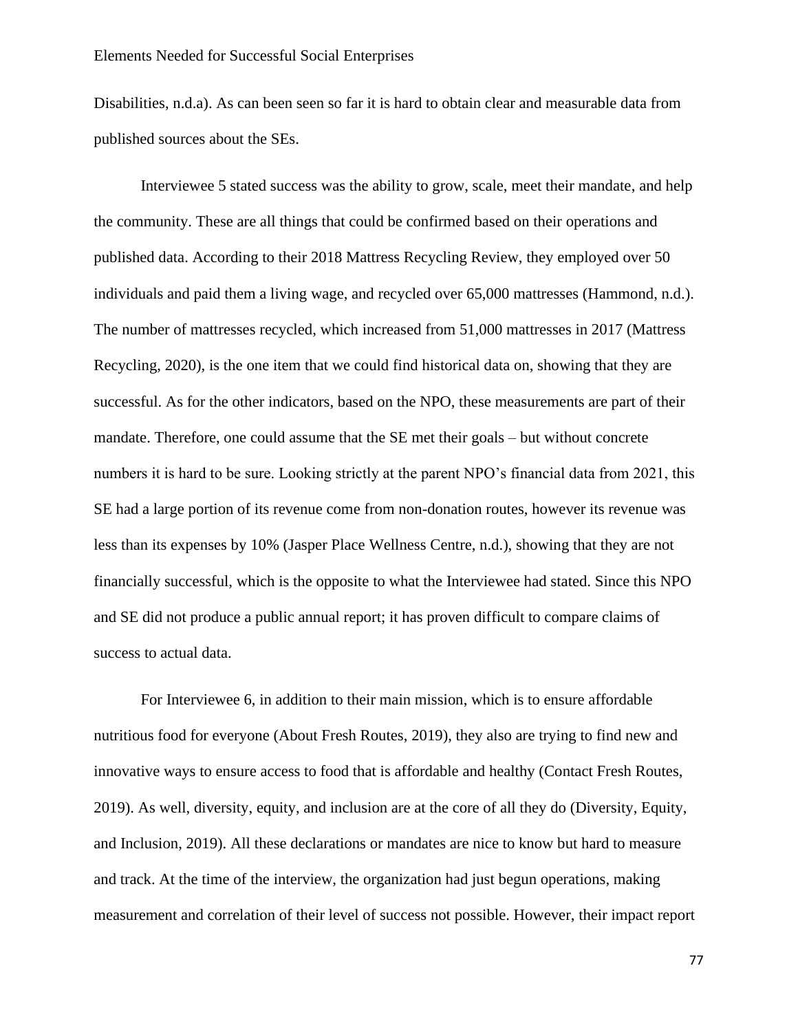Disabilities, n.d.a). As can been seen so far it is hard to obtain clear and measurable data from published sources about the SEs.

Interviewee 5 stated success was the ability to grow, scale, meet their mandate, and help the community. These are all things that could be confirmed based on their operations and published data. According to their 2018 Mattress Recycling Review, they employed over 50 individuals and paid them a living wage, and recycled over 65,000 mattresses (Hammond, n.d.). The number of mattresses recycled, which increased from 51,000 mattresses in 2017 (Mattress Recycling, 2020), is the one item that we could find historical data on, showing that they are successful. As for the other indicators, based on the NPO, these measurements are part of their mandate. Therefore, one could assume that the SE met their goals – but without concrete numbers it is hard to be sure. Looking strictly at the parent NPO's financial data from 2021, this SE had a large portion of its revenue come from non-donation routes, however its revenue was less than its expenses by 10% (Jasper Place Wellness Centre, n.d.), showing that they are not financially successful, which is the opposite to what the Interviewee had stated. Since this NPO and SE did not produce a public annual report; it has proven difficult to compare claims of success to actual data.

For Interviewee 6, in addition to their main mission, which is to ensure affordable nutritious food for everyone (About Fresh Routes, 2019), they also are trying to find new and innovative ways to ensure access to food that is affordable and healthy (Contact Fresh Routes, 2019). As well, diversity, equity, and inclusion are at the core of all they do (Diversity, Equity, and Inclusion, 2019). All these declarations or mandates are nice to know but hard to measure and track. At the time of the interview, the organization had just begun operations, making measurement and correlation of their level of success not possible. However, their impact report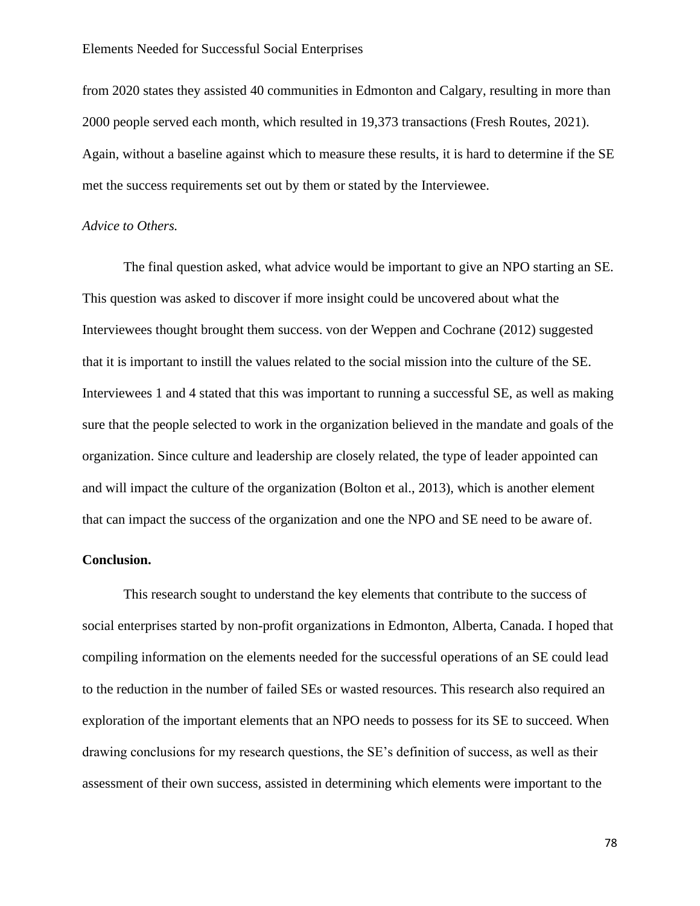from 2020 states they assisted 40 communities in Edmonton and Calgary, resulting in more than 2000 people served each month, which resulted in 19,373 transactions (Fresh Routes, 2021). Again, without a baseline against which to measure these results, it is hard to determine if the SE met the success requirements set out by them or stated by the Interviewee.

*Advice to Others.*

The final question asked, what advice would be important to give an NPO starting an SE. This question was asked to discover if more insight could be uncovered about what the Interviewees thought brought them success. von der Weppen and Cochrane (2012) suggested that it is important to instill the values related to the social mission into the culture of the SE. Interviewees 1 and 4 stated that this was important to running a successful SE, as well as making sure that the people selected to work in the organization believed in the mandate and goals of the organization. Since culture and leadership are closely related, the type of leader appointed can and will impact the culture of the organization (Bolton et al., 2013), which is another element that can impact the success of the organization and one the NPO and SE need to be aware of.

**Conclusion.**

This research sought to understand the key elements that contribute to the success of social enterprises started by non-profit organizations in Edmonton, Alberta, Canada. I hoped that compiling information on the elements needed for the successful operations of an SE could lead to the reduction in the number of failed SEs or wasted resources. This research also required an exploration of the important elements that an NPO needs to possess for its SE to succeed. When drawing conclusions for my research questions, the SE's definition of success, as well as their assessment of their own success, assisted in determining which elements were important to the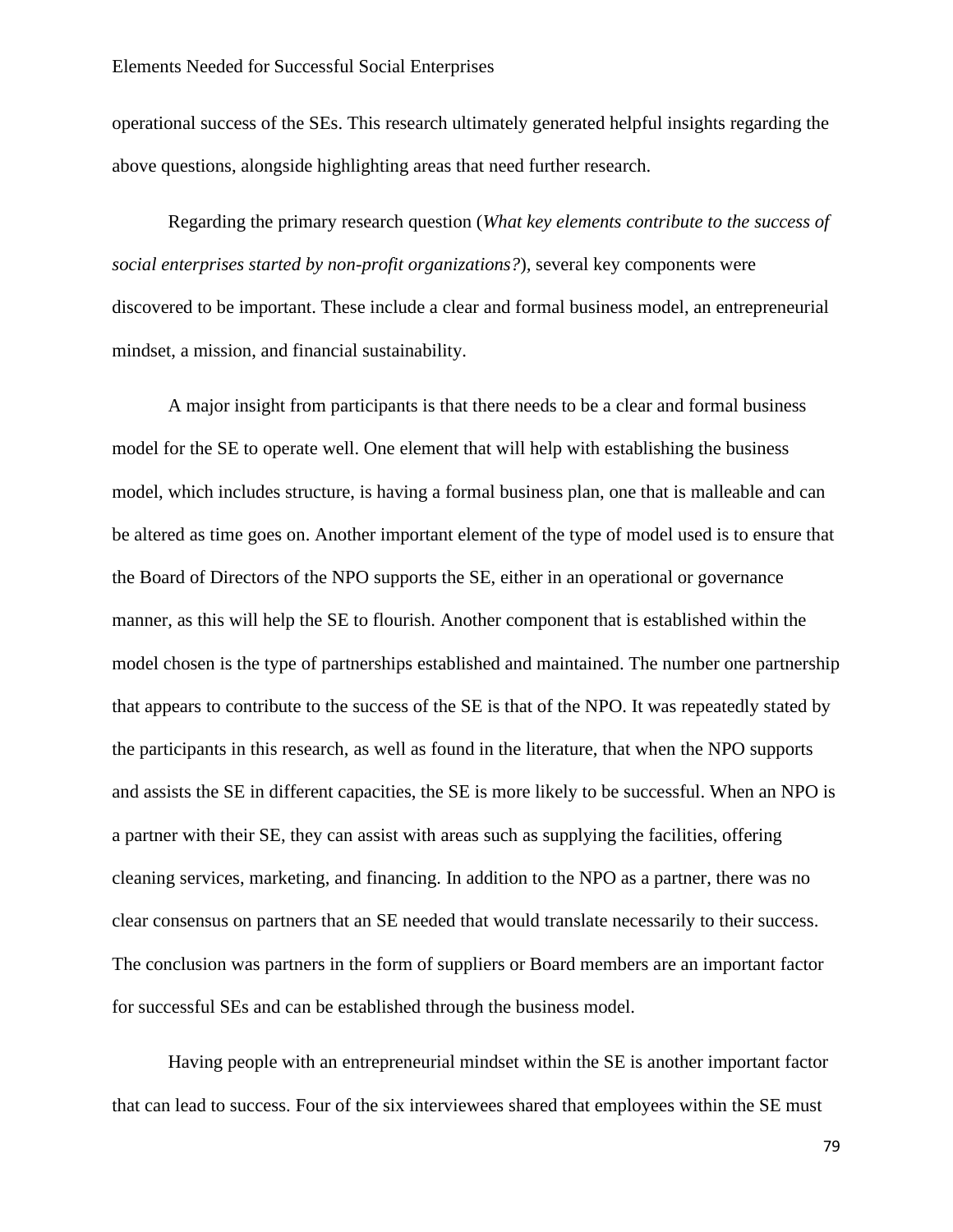operational success of the SEs. This research ultimately generated helpful insights regarding the above questions, alongside highlighting areas that need further research.

Regarding the primary research question (*What key elements contribute to the success of social enterprises started by non-profit organizations?*), several key components were discovered to be important. These include a clear and formal business model, an entrepreneurial mindset, a mission, and financial sustainability.

A major insight from participants is that there needs to be a clear and formal business model for the SE to operate well. One element that will help with establishing the business model, which includes structure, is having a formal business plan, one that is malleable and can be altered as time goes on. Another important element of the type of model used is to ensure that the Board of Directors of the NPO supports the SE, either in an operational or governance manner, as this will help the SE to flourish. Another component that is established within the model chosen is the type of partnerships established and maintained. The number one partnership that appears to contribute to the success of the SE is that of the NPO. It was repeatedly stated by the participants in this research, as well as found in the literature, that when the NPO supports and assists the SE in different capacities, the SE is more likely to be successful. When an NPO is a partner with their SE, they can assist with areas such as supplying the facilities, offering cleaning services, marketing, and financing. In addition to the NPO as a partner, there was no clear consensus on partners that an SE needed that would translate necessarily to their success. The conclusion was partners in the form of suppliers or Board members are an important factor for successful SEs and can be established through the business model.

Having people with an entrepreneurial mindset within the SE is another important factor that can lead to success. Four of the six interviewees shared that employees within the SE must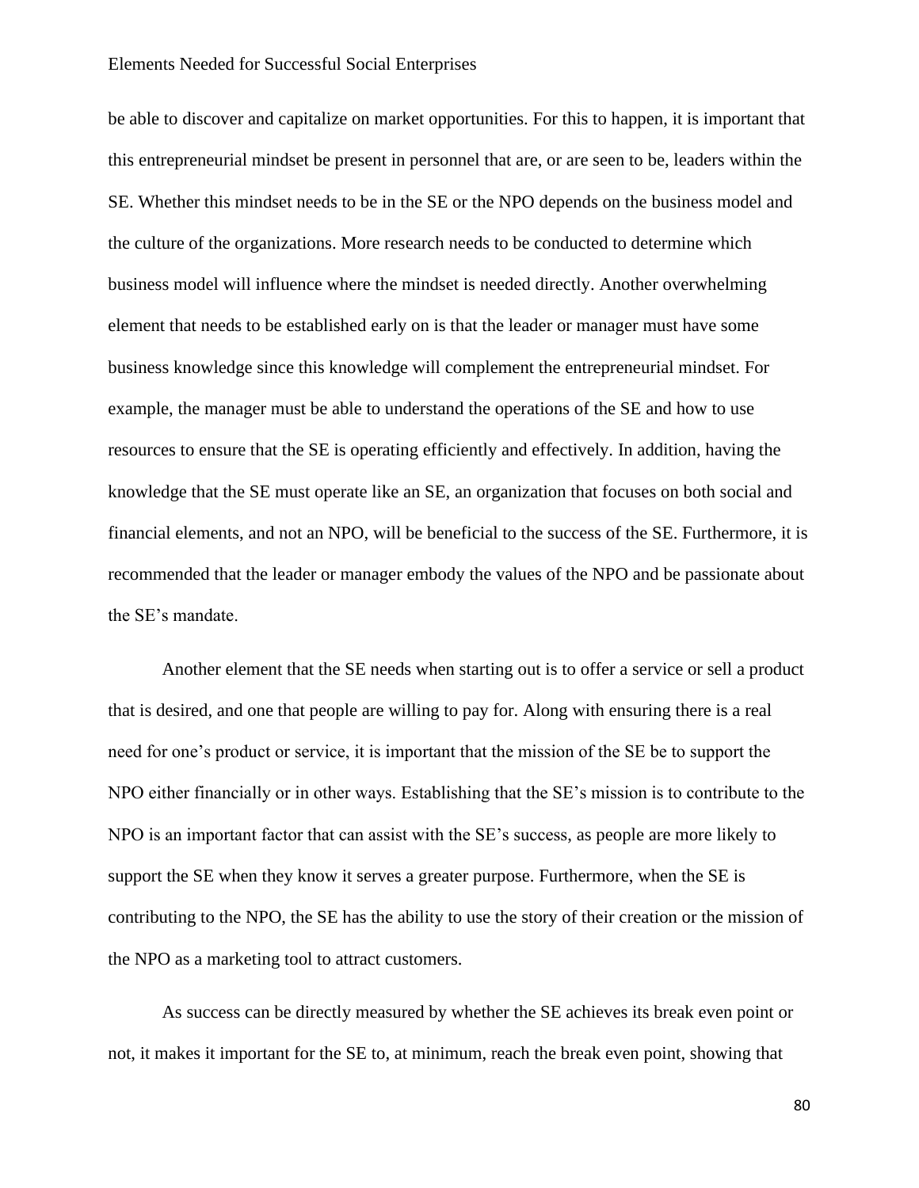be able to discover and capitalize on market opportunities. For this to happen, it is important that this entrepreneurial mindset be present in personnel that are, or are seen to be, leaders within the SE. Whether this mindset needs to be in the SE or the NPO depends on the business model and the culture of the organizations. More research needs to be conducted to determine which business model will influence where the mindset is needed directly. Another overwhelming element that needs to be established early on is that the leader or manager must have some business knowledge since this knowledge will complement the entrepreneurial mindset. For example, the manager must be able to understand the operations of the SE and how to use resources to ensure that the SE is operating efficiently and effectively. In addition, having the knowledge that the SE must operate like an SE, an organization that focuses on both social and financial elements, and not an NPO, will be beneficial to the success of the SE. Furthermore, it is recommended that the leader or manager embody the values of the NPO and be passionate about the SE's mandate.

Another element that the SE needs when starting out is to offer a service or sell a product that is desired, and one that people are willing to pay for. Along with ensuring there is a real need for one's product or service, it is important that the mission of the SE be to support the NPO either financially or in other ways. Establishing that the SE's mission is to contribute to the NPO is an important factor that can assist with the SE's success, as people are more likely to support the SE when they know it serves a greater purpose. Furthermore, when the SE is contributing to the NPO, the SE has the ability to use the story of their creation or the mission of the NPO as a marketing tool to attract customers.

As success can be directly measured by whether the SE achieves its break even point or not, it makes it important for the SE to, at minimum, reach the break even point, showing that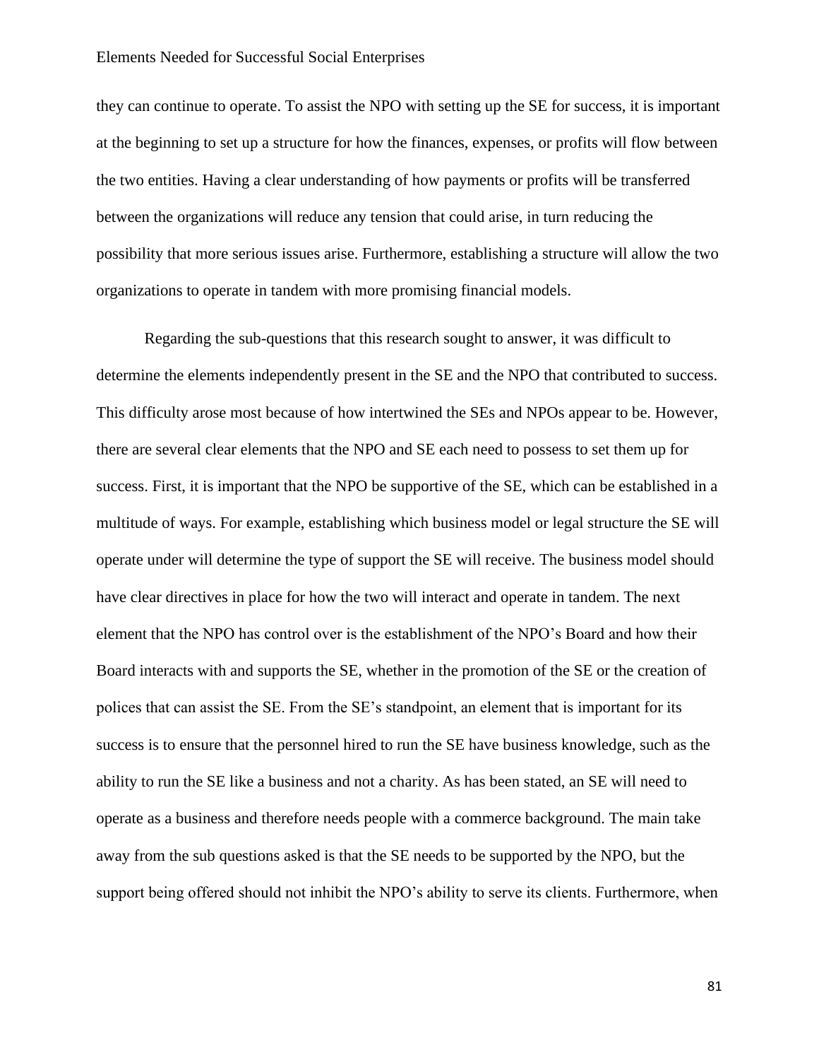they can continue to operate. To assist the NPO with setting up the SE for success, it is important at the beginning to set up a structure for how the finances, expenses, or profits will flow between the two entities. Having a clear understanding of how payments or profits will be transferred between the organizations will reduce any tension that could arise, in turn reducing the possibility that more serious issues arise. Furthermore, establishing a structure will allow the two organizations to operate in tandem with more promising financial models.

Regarding the sub-questions that this research sought to answer, it was difficult to determine the elements independently present in the SE and the NPO that contributed to success. This difficulty arose most because of how intertwined the SEs and NPOs appear to be. However, there are several clear elements that the NPO and SE each need to possess to set them up for success. First, it is important that the NPO be supportive of the SE, which can be established in a multitude of ways. For example, establishing which business model or legal structure the SE will operate under will determine the type of support the SE will receive. The business model should have clear directives in place for how the two will interact and operate in tandem. The next element that the NPO has control over is the establishment of the NPO's Board and how their Board interacts with and supports the SE, whether in the promotion of the SE or the creation of polices that can assist the SE. From the SE's standpoint, an element that is important for its success is to ensure that the personnel hired to run the SE have business knowledge, such as the ability to run the SE like a business and not a charity. As has been stated, an SE will need to operate as a business and therefore needs people with a commerce background. The main take away from the sub questions asked is that the SE needs to be supported by the NPO, but the support being offered should not inhibit the NPO's ability to serve its clients. Furthermore, when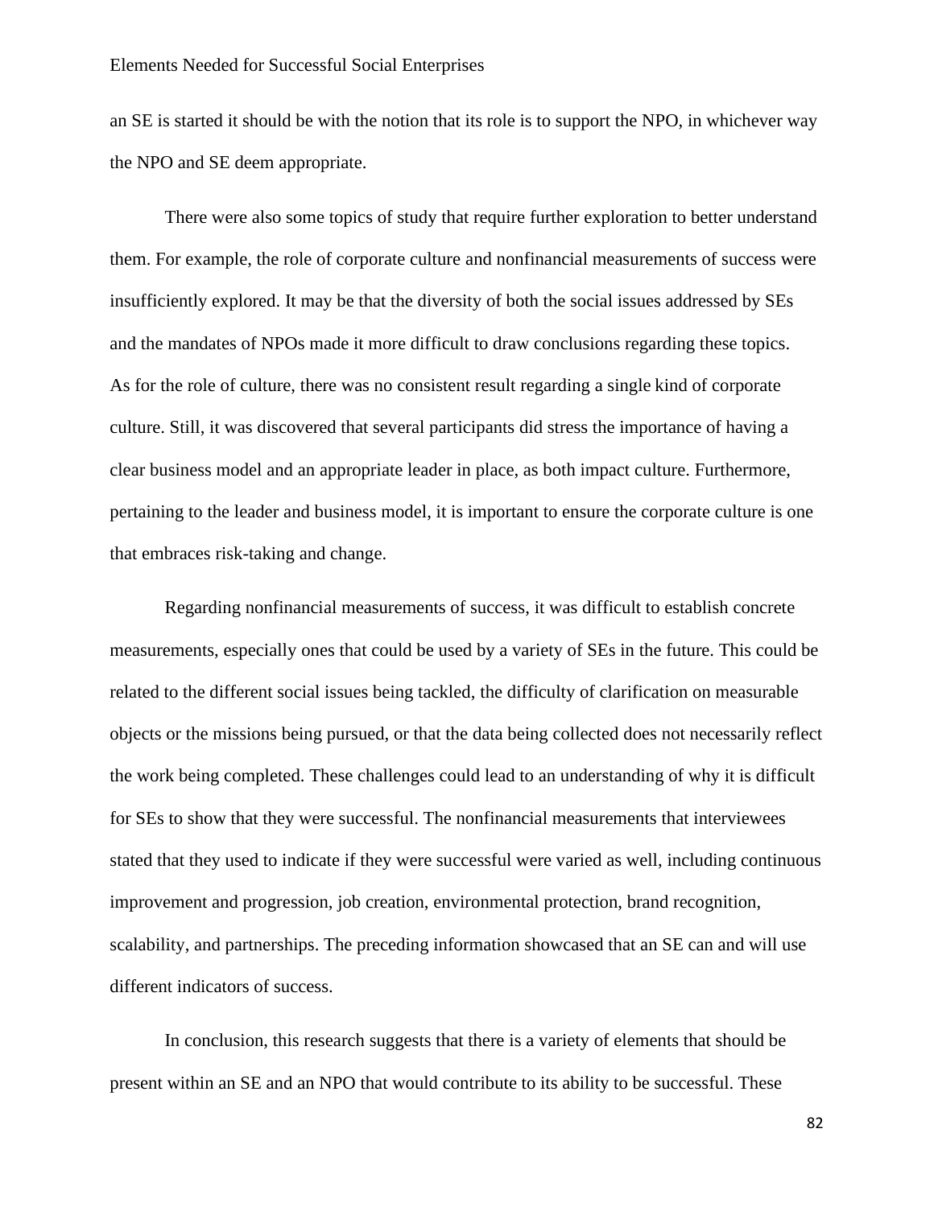an SE is started it should be with the notion that its role is to support the NPO, in whichever way the NPO and SE deem appropriate.

There were also some topics of study that require further exploration to better understand them. For example, the role of corporate culture and nonfinancial measurements of success were insufficiently explored. It may be that the diversity of both the social issues addressed by SEs and the mandates of NPOs made it more difficult to draw conclusions regarding these topics. As for the role of culture, there was no consistent result regarding a single kind of corporate culture. Still, it was discovered that several participants did stress the importance of having a clear business model and an appropriate leader in place, as both impact culture. Furthermore, pertaining to the leader and business model, it is important to ensure the corporate culture is one that embraces risk-taking and change.

Regarding nonfinancial measurements of success, it was difficult to establish concrete measurements, especially ones that could be used by a variety of SEs in the future. This could be related to the different social issues being tackled, the difficulty of clarification on measurable objects or the missions being pursued, or that the data being collected does not necessarily reflect the work being completed. These challenges could lead to an understanding of why it is difficult for SEs to show that they were successful. The nonfinancial measurements that interviewees stated that they used to indicate if they were successful were varied as well, including continuous improvement and progression, job creation, environmental protection, brand recognition, scalability, and partnerships. The preceding information showcased that an SE can and will use different indicators of success.

In conclusion, this research suggests that there is a variety of elements that should be present within an SE and an NPO that would contribute to its ability to be successful. These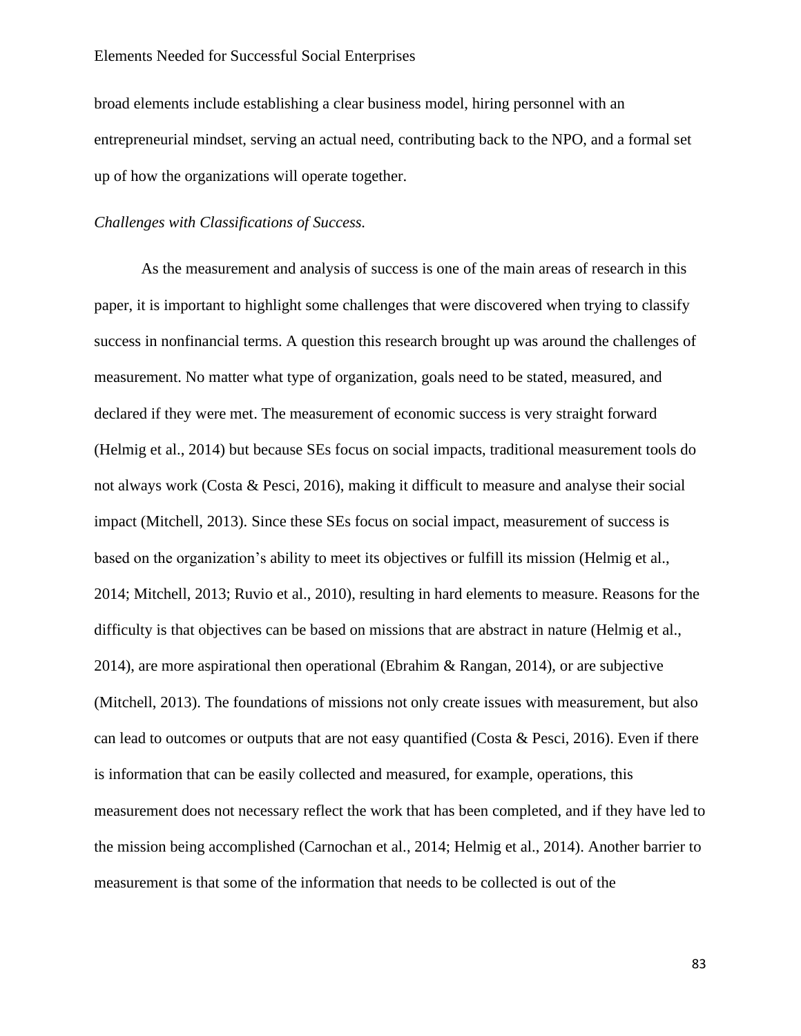broad elements include establishing a clear business model, hiring personnel with an entrepreneurial mindset, serving an actual need, contributing back to the NPO, and a formal set up of how the organizations will operate together.

*Challenges with Classifications of Success.*

As the measurement and analysis of success is one of the main areas of research in this paper, it is important to highlight some challenges that were discovered when trying to classify success in nonfinancial terms. A question this research brought up was around the challenges of measurement. No matter what type of organization, goals need to be stated, measured, and declared if they were met. The measurement of economic success is very straight forward (Helmig et al., 2014) but because SEs focus on social impacts, traditional measurement tools do not always work (Costa & Pesci, 2016), making it difficult to measure and analyse their social impact (Mitchell, 2013). Since these SEs focus on social impact, measurement of success is based on the organization's ability to meet its objectives or fulfill its mission (Helmig et al., 2014; Mitchell, 2013; Ruvio et al., 2010), resulting in hard elements to measure. Reasons for the difficulty is that objectives can be based on missions that are abstract in nature (Helmig et al., 2014), are more aspirational then operational (Ebrahim & Rangan, 2014), or are subjective (Mitchell, 2013). The foundations of missions not only create issues with measurement, but also can lead to outcomes or outputs that are not easy quantified (Costa & Pesci, 2016). Even if there is information that can be easily collected and measured, for example, operations, this measurement does not necessary reflect the work that has been completed, and if they have led to the mission being accomplished (Carnochan et al., 2014; Helmig et al., 2014). Another barrier to measurement is that some of the information that needs to be collected is out of the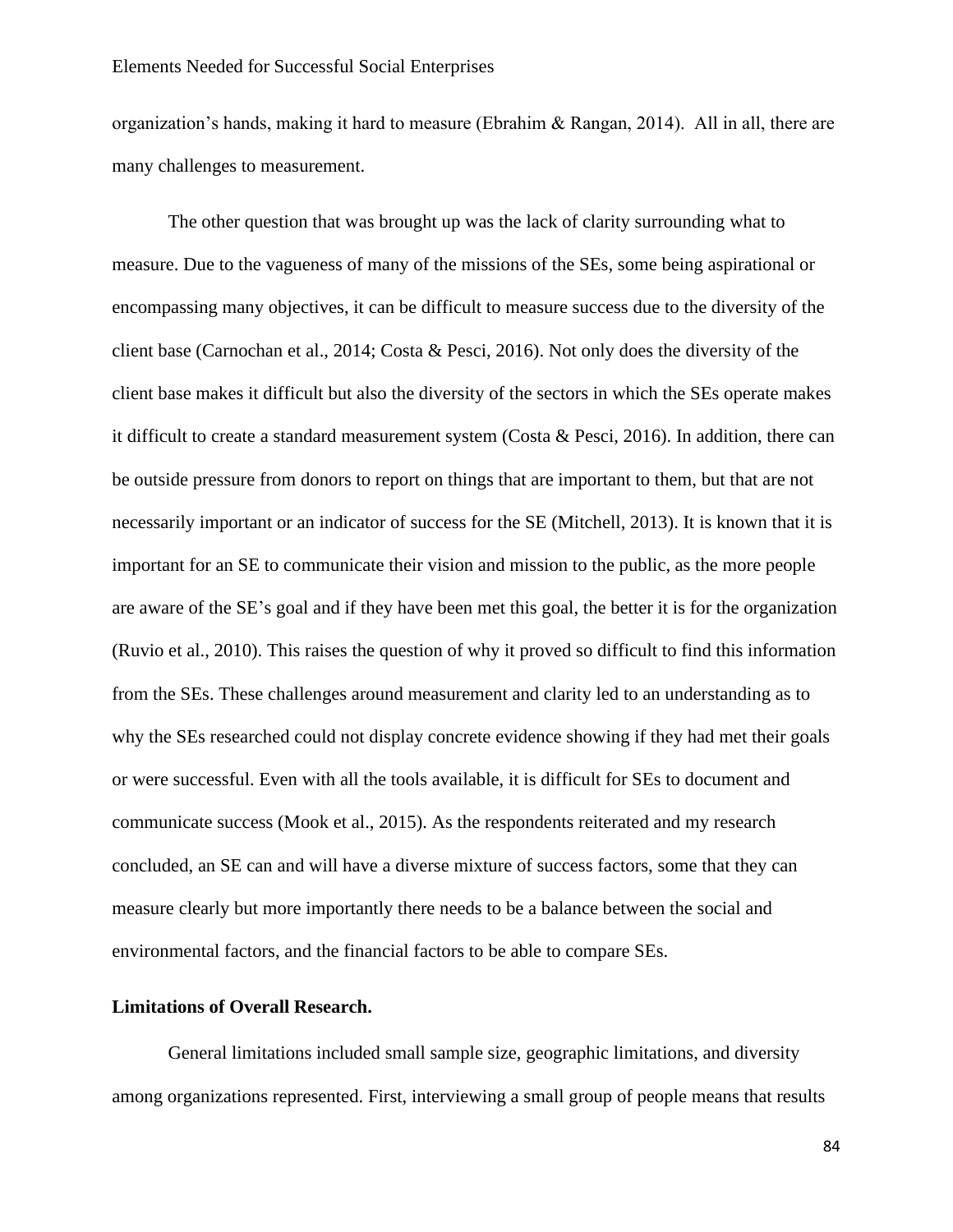organization's hands, making it hard to measure (Ebrahim & Rangan, 2014). All in all, there are many challenges to measurement.

The other question that was brought up was the lack of clarity surrounding what to measure. Due to the vagueness of many of the missions of the SEs, some being aspirational or encompassing many objectives, it can be difficult to measure success due to the diversity of the client base (Carnochan et al., 2014; Costa & Pesci, 2016). Not only does the diversity of the client base makes it difficult but also the diversity of the sectors in which the SEs operate makes it difficult to create a standard measurement system (Costa & Pesci, 2016). In addition, there can be outside pressure from donors to report on things that are important to them, but that are not necessarily important or an indicator of success for the SE (Mitchell, 2013). It is known that it is important for an SE to communicate their vision and mission to the public, as the more people are aware of the SE's goal and if they have been met this goal, the better it is for the organization (Ruvio et al., 2010). This raises the question of why it proved so difficult to find this information from the SEs. These challenges around measurement and clarity led to an understanding as to why the SEs researched could not display concrete evidence showing if they had met their goals or were successful. Even with all the tools available, it is difficult for SEs to document and communicate success (Mook et al., 2015). As the respondents reiterated and my research concluded, an SE can and will have a diverse mixture of success factors, some that they can measure clearly but more importantly there needs to be a balance between the social and environmental factors, and the financial factors to be able to compare SEs.

**Limitations of Overall Research.**

General limitations included small sample size, geographic limitations, and diversity among organizations represented. First, interviewing a small group of people means that results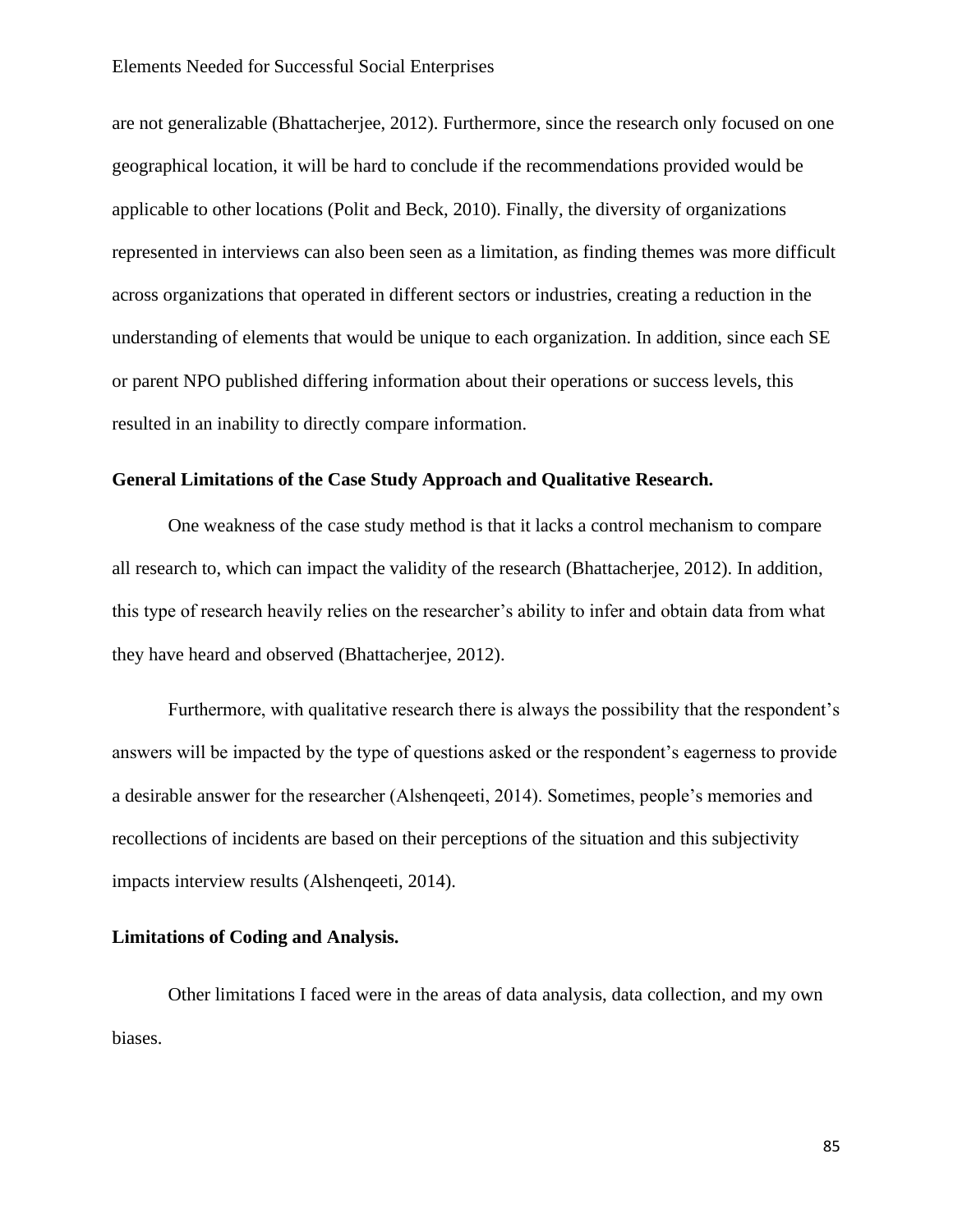are not generalizable (Bhattacherjee, 2012). Furthermore, since the research only focused on one geographical location, it will be hard to conclude if the recommendations provided would be applicable to other locations (Polit and Beck, 2010). Finally, the diversity of organizations represented in interviews can also been seen as a limitation, as finding themes was more difficult across organizations that operated in different sectors or industries, creating a reduction in the understanding of elements that would be unique to each organization. In addition, since each SE or parent NPO published differing information about their operations or success levels, this resulted in an inability to directly compare information.

**General Limitations of the Case Study Approach and Qualitative Research.**

One weakness of the case study method is that it lacks a control mechanism to compare all research to, which can impact the validity of the research (Bhattacherjee, 2012). In addition, this type of research heavily relies on the researcher's ability to infer and obtain data from what they have heard and observed (Bhattacherjee, 2012).

Furthermore, with qualitative research there is always the possibility that the respondent's answers will be impacted by the type of questions asked or the respondent's eagerness to provide a desirable answer for the researcher (Alshenqeeti, 2014). Sometimes, people's memories and recollections of incidents are based on their perceptions of the situation and this subjectivity impacts interview results (Alshenqeeti, 2014).

**Limitations of Coding and Analysis.**

Other limitations I faced were in the areas of data analysis, data collection, and my own biases.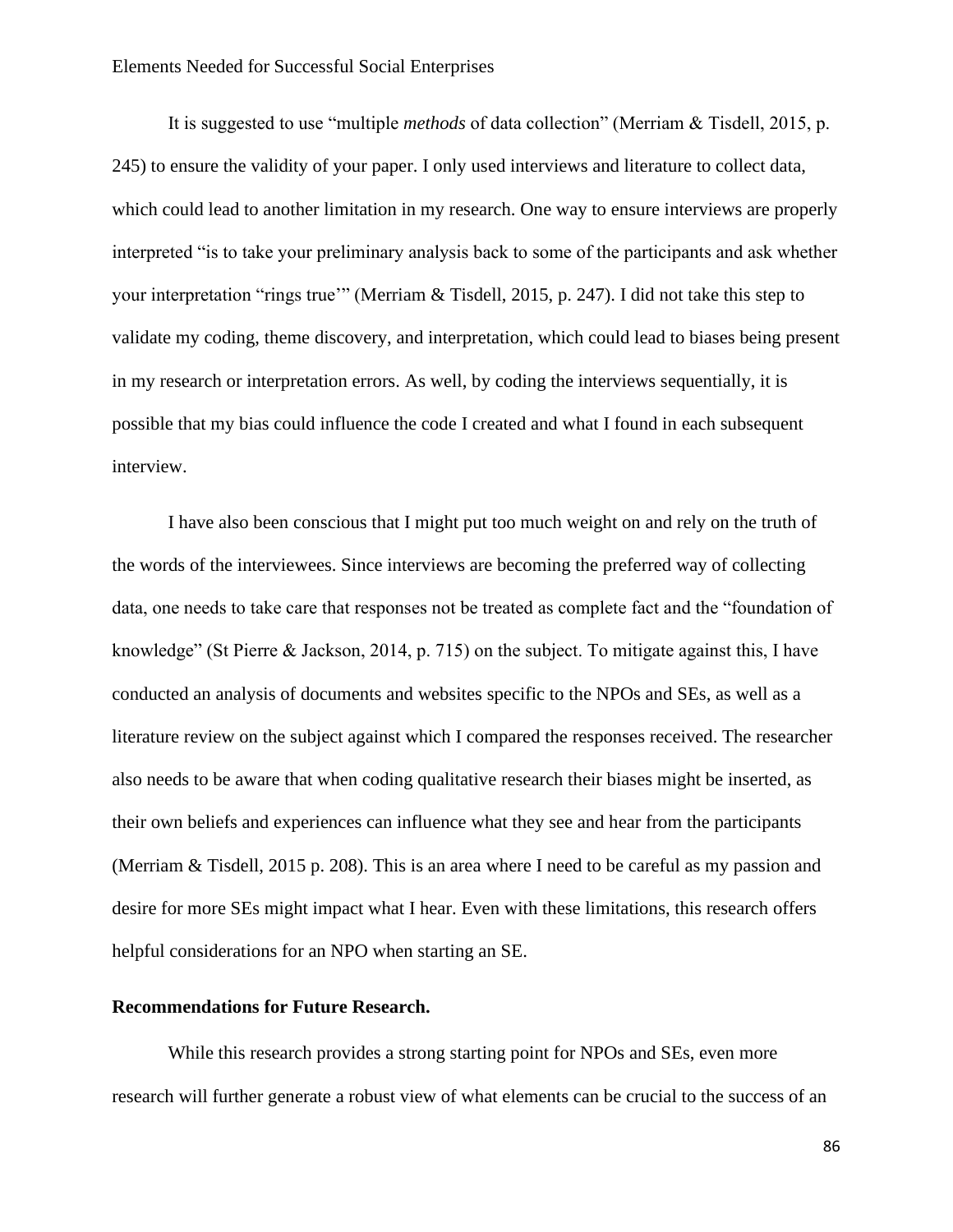It is suggested to use "multiple *methods* of data collection" (Merriam & Tisdell, 2015, p. 245) to ensure the validity of your paper. I only used interviews and literature to collect data, which could lead to another limitation in my research. One way to ensure interviews are properly interpreted "is to take your preliminary analysis back to some of the participants and ask whether your interpretation "rings true'" (Merriam & Tisdell, 2015, p. 247). I did not take this step to validate my coding, theme discovery, and interpretation, which could lead to biases being present in my research or interpretation errors. As well, by coding the interviews sequentially, it is possible that my bias could influence the code I created and what I found in each subsequent interview.

I have also been conscious that I might put too much weight on and rely on the truth of the words of the interviewees. Since interviews are becoming the preferred way of collecting data, one needs to take care that responses not be treated as complete fact and the "foundation of knowledge" (St Pierre & Jackson, 2014, p. 715) on the subject. To mitigate against this, I have conducted an analysis of documents and websites specific to the NPOs and SEs, as well as a literature review on the subject against which I compared the responses received. The researcher also needs to be aware that when coding qualitative research their biases might be inserted, as their own beliefs and experiences can influence what they see and hear from the participants (Merriam & Tisdell, 2015 p. 208). This is an area where I need to be careful as my passion and desire for more SEs might impact what I hear. Even with these limitations, this research offers helpful considerations for an NPO when starting an SE.

**Recommendations for Future Research.**

While this research provides a strong starting point for NPOs and SEs, even more research will further generate a robust view of what elements can be crucial to the success of an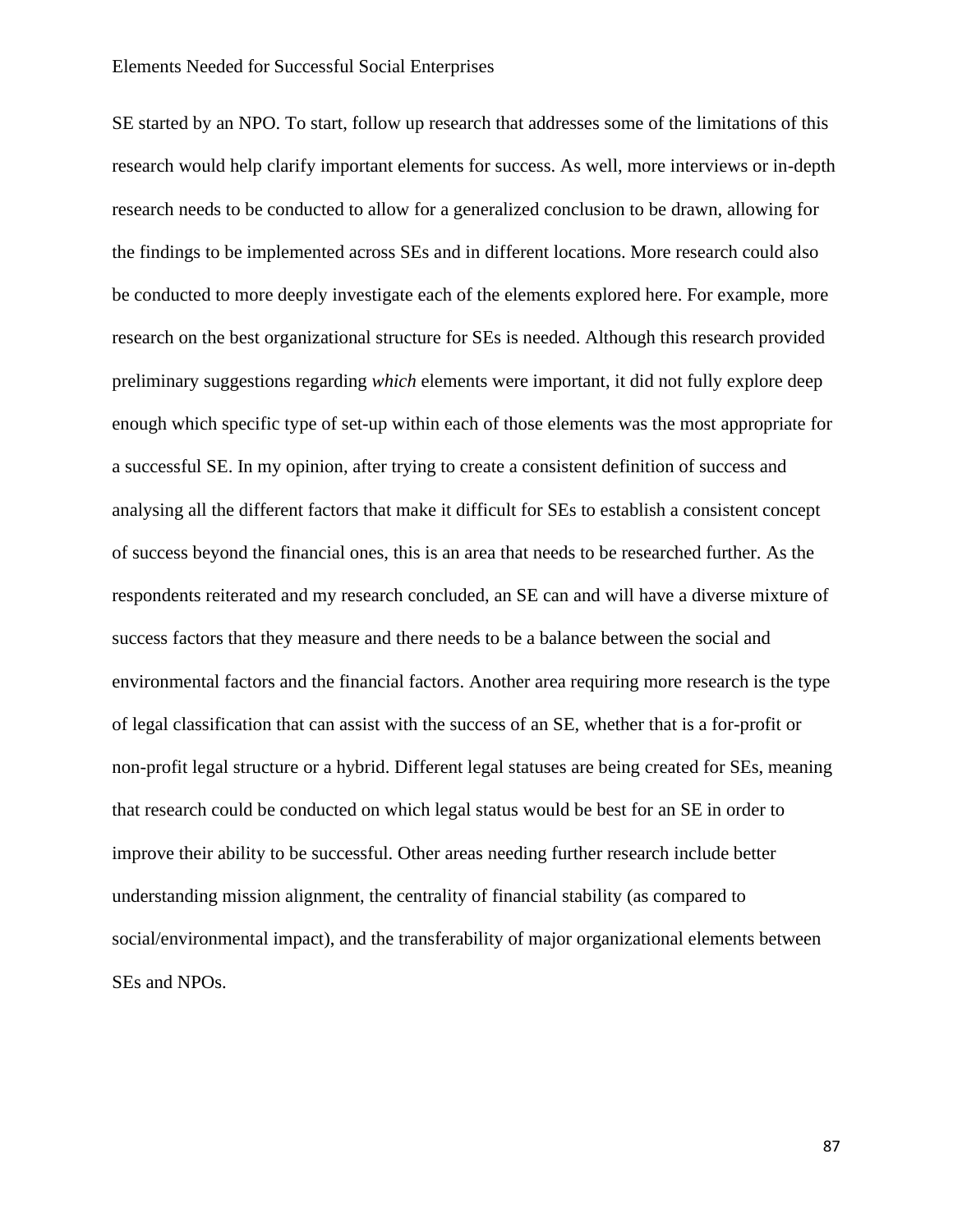SE started by an NPO. To start, follow up research that addresses some of the limitations of this research would help clarify important elements for success. As well, more interviews or in-depth research needs to be conducted to allow for a generalized conclusion to be drawn, allowing for the findings to be implemented across SEs and in different locations. More research could also be conducted to more deeply investigate each of the elements explored here. For example, more research on the best organizational structure for SEs is needed. Although this research provided preliminary suggestions regarding *which* elements were important, it did not fully explore deep enough which specific type of set-up within each of those elements was the most appropriate for a successful SE. In my opinion, after trying to create a consistent definition of success and analysing all the different factors that make it difficult for SEs to establish a consistent concept of success beyond the financial ones, this is an area that needs to be researched further. As the respondents reiterated and my research concluded, an SE can and will have a diverse mixture of success factors that they measure and there needs to be a balance between the social and environmental factors and the financial factors. Another area requiring more research is the type of legal classification that can assist with the success of an SE, whether that is a for-profit or non-profit legal structure or a hybrid. Different legal statuses are being created for SEs, meaning that research could be conducted on which legal status would be best for an SE in order to improve their ability to be successful. Other areas needing further research include better understanding mission alignment, the centrality of financial stability (as compared to social/environmental impact), and the transferability of major organizational elements between SEs and NPOs.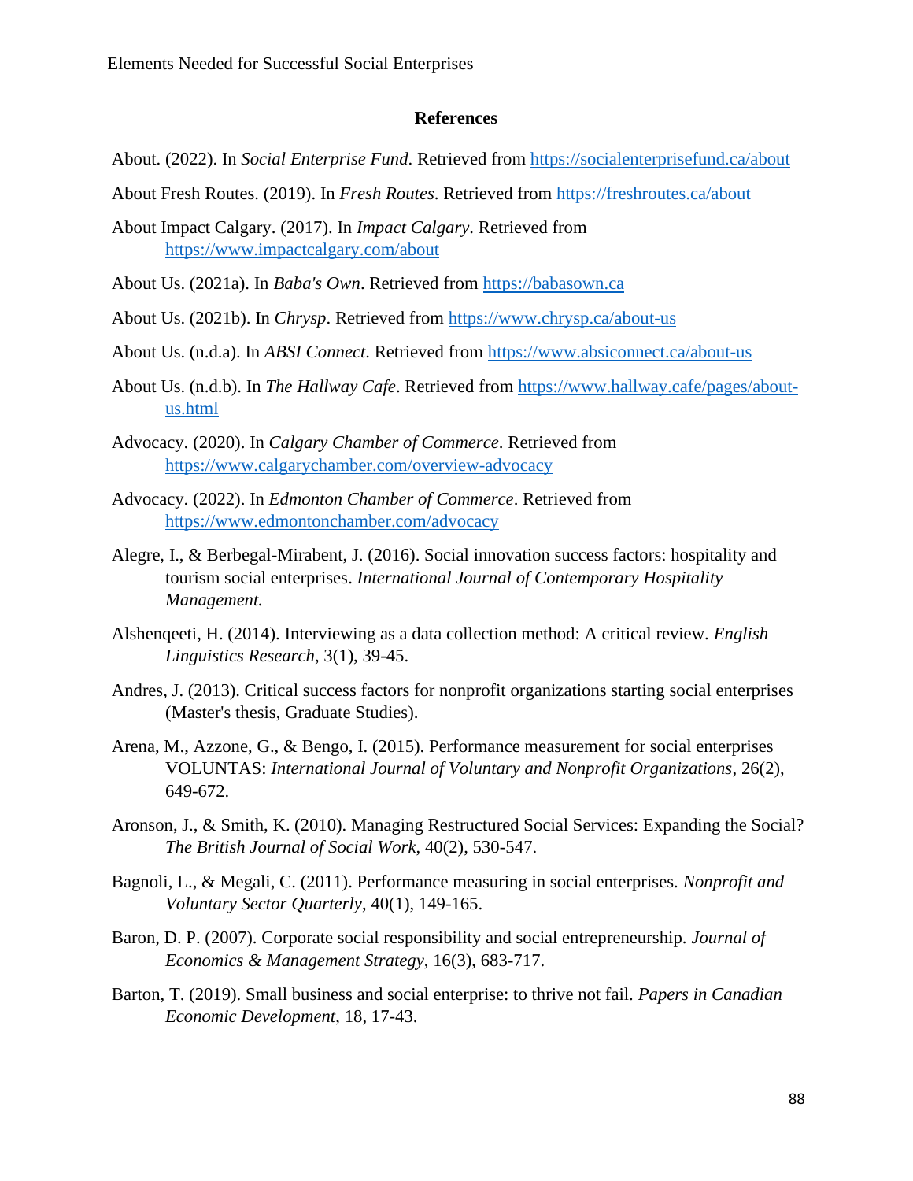## References

About. (2022). In *Social Enterprise Fund*. Retrieved from https://socialenterprisefund.ca/about

About Fresh Routes. (2019). In *Fresh Routes*. Retrieved from https://freshroutes.ca/about

About Impact Calgary. (2017). In *Impact Calgary*. Retrieved from https://www.impactcalgary.com/about

About Us. (2021a). In *Baba's Own*. Retrieved from https://babasown.ca

About Us. (2021b). In *Chrysp*. Retrieved from https://www.chrysp.ca/about-us

About Us. (n.d.a). In *ABSI Connect*. Retrieved from https://www.absiconnect.ca/about-us

About Us. (n.d.b). In *The Hallway Cafe*. Retrieved from https://www.hallway.cafe/pages/about-us.html

Advocacy. (2020). In *Calgary Chamber of Commerce*. Retrieved from https://www.calgarychamber.com/overview-advocacy

Advocacy. (2022). In *Edmonton Chamber of Commerce*. Retrieved from https://www.edmontonchamber.com/advocacy

Alegre, I., & Berbegal-Mirabent, J. (2016). Social innovation success factors: hospitality and tourism social enterprises. *International Journal of Contemporary Hospitality Management.*

Alshenqeeti, H. (2014). Interviewing as a data collection method: A critical review. *English Linguistics Research*, 3(1), 39-45.

Andres, J. (2013). Critical success factors for nonprofit organizations starting social enterprises (Master's thesis, Graduate Studies).

Arena, M., Azzone, G., & Bengo, I. (2015). Performance measurement for social enterprises VOLUNTAS: *International Journal of Voluntary and Nonprofit Organizations*, 26(2), 649-672.

Aronson, J., & Smith, K. (2010). Managing Restructured Social Services: Expanding the Social? *The British Journal of Social Work*, 40(2), 530-547.

Bagnoli, L., & Megali, C. (2011). Performance measuring in social enterprises. *Nonprofit and Voluntary Sector Quarterly*, 40(1), 149-165.

Baron, D. P. (2007). Corporate social responsibility and social entrepreneurship. *Journal of Economics & Management Strategy*, 16(3), 683-717.

Barton, T. (2019). Small business and social enterprise: to thrive not fail. *Papers in Canadian Economic Development*, 18, 17-43.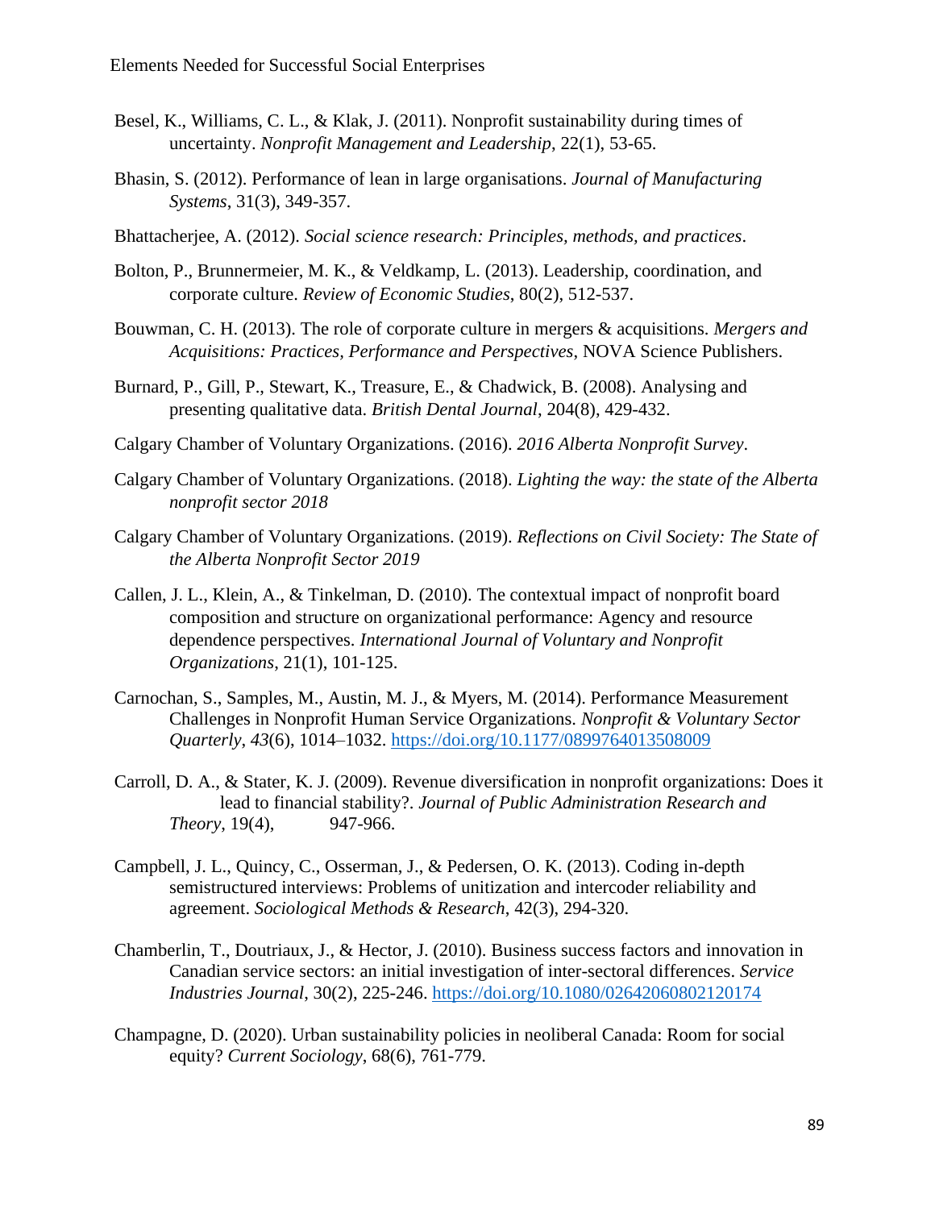Besel, K., Williams, C. L., & Klak, J. (2011). Nonprofit sustainability during times of uncertainty. *Nonprofit Management and Leadership*, 22(1), 53-65.

Bhasin, S. (2012). Performance of lean in large organisations. *Journal of Manufacturing Systems*, 31(3), 349-357.

Bhattacherjee, A. (2012). *Social science research: Principles, methods, and practices*.

Bolton, P., Brunnermeier, M. K., & Veldkamp, L. (2013). Leadership, coordination, and corporate culture. *Review of Economic Studies*, 80(2), 512-537.

Bouwman, C. H. (2013). The role of corporate culture in mergers & acquisitions. *Mergers and Acquisitions: Practices, Performance and Perspectives*, NOVA Science Publishers.

Burnard, P., Gill, P., Stewart, K., Treasure, E., & Chadwick, B. (2008). Analysing and presenting qualitative data. *British Dental Journal*, 204(8), 429-432.

Calgary Chamber of Voluntary Organizations. (2016). *2016 Alberta Nonprofit Survey*.

Calgary Chamber of Voluntary Organizations. (2018). *Lighting the way: the state of the Alberta nonprofit sector 2018*

Calgary Chamber of Voluntary Organizations. (2019). *Reflections on Civil Society: The State of the Alberta Nonprofit Sector 2019*

Callen, J. L., Klein, A., & Tinkelman, D. (2010). The contextual impact of nonprofit board composition and structure on organizational performance: Agency and resource dependence perspectives. *International Journal of Voluntary and Nonprofit Organizations*, 21(1), 101-125.

Carnochan, S., Samples, M., Austin, M. J., & Myers, M. (2014). Performance Measurement Challenges in Nonprofit Human Service Organizations. *Nonprofit & Voluntary Sector Quarterly*, *43*(6), 1014–1032. https://doi.org/10.1177/0899764013508009

Carroll, D. A., & Stater, K. J. (2009). Revenue diversification in nonprofit organizations: Does it lead to financial stability?. *Journal of Public Administration Research and Theory*, 19(4), 947-966.

Campbell, J. L., Quincy, C., Osserman, J., & Pedersen, O. K. (2013). Coding in-depth semistructured interviews: Problems of unitization and intercoder reliability and agreement. *Sociological Methods & Research*, 42(3), 294-320.

Chamberlin, T., Doutriaux, J., & Hector, J. (2010). Business success factors and innovation in Canadian service sectors: an initial investigation of inter-sectoral differences. *Service Industries Journal*, 30(2), 225-246. https://doi.org/10.1080/02642060802120174

Champagne, D. (2020). Urban sustainability policies in neoliberal Canada: Room for social equity? *Current Sociology*, 68(6), 761-779.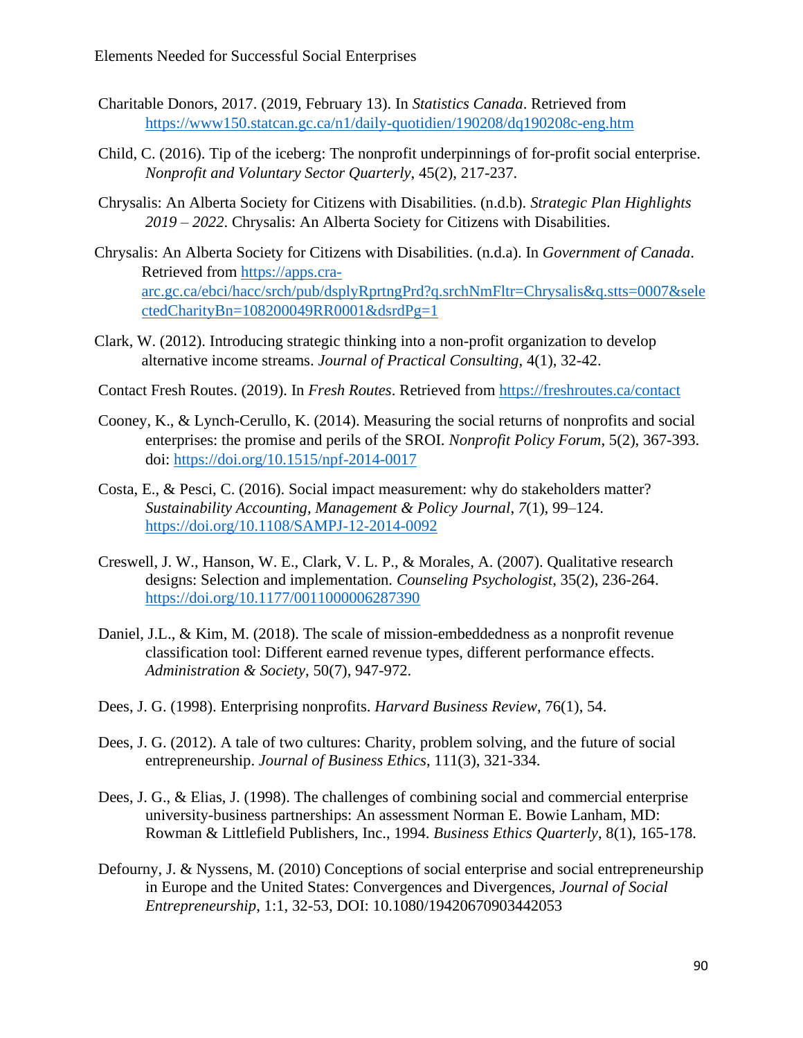Charitable Donors, 2017. (2019, February 13). In *Statistics Canada*. Retrieved from https://www150.statcan.gc.ca/n1/daily-quotidien/190208/dq190208c-eng.htm

Child, C. (2016). Tip of the iceberg: The nonprofit underpinnings of for-profit social enterprise. *Nonprofit and Voluntary Sector Quarterly*, 45(2), 217-237.

Chrysalis: An Alberta Society for Citizens with Disabilities. (n.d.b). *Strategic Plan Highlights 2019 – 2022*. Chrysalis: An Alberta Society for Citizens with Disabilities.

Chrysalis: An Alberta Society for Citizens with Disabilities. (n.d.a). In *Government of Canada*. Retrieved from https://apps.cra-arc.gc.ca/ebci/hacc/srch/pub/dsplyRprtngPrd?q.srchNmFltr=Chrysalis&q.stts=0007&selectedCharityBn=108200049RR0001&dsrdPg=1

Clark, W. (2012). Introducing strategic thinking into a non-profit organization to develop alternative income streams. *Journal of Practical Consulting*, 4(1), 32-42.

Contact Fresh Routes. (2019). In *Fresh Routes*. Retrieved from https://freshroutes.ca/contact

Cooney, K., & Lynch-Cerullo, K. (2014). Measuring the social returns of nonprofits and social enterprises: the promise and perils of the SROI. *Nonprofit Policy Forum*, 5(2), 367-393. doi: https://doi.org/10.1515/npf-2014-0017

Costa, E., & Pesci, C. (2016). Social impact measurement: why do stakeholders matter? *Sustainability Accounting, Management & Policy Journal*, *7*(1), 99–124. https://doi.org/10.1108/SAMPJ-12-2014-0092

Creswell, J. W., Hanson, W. E., Clark, V. L. P., & Morales, A. (2007). Qualitative research designs: Selection and implementation. *Counseling Psychologist*, 35(2), 236-264. https://doi.org/10.1177/0011000006287390

Daniel, J.L., & Kim, M. (2018). The scale of mission-embeddedness as a nonprofit revenue classification tool: Different earned revenue types, different performance effects. *Administration & Society*, 50(7), 947-972.

Dees, J. G. (1998). Enterprising nonprofits. *Harvard Business Review*, 76(1), 54.

Dees, J. G. (2012). A tale of two cultures: Charity, problem solving, and the future of social entrepreneurship. *Journal of Business Ethics*, 111(3), 321-334.

Dees, J. G., & Elias, J. (1998). The challenges of combining social and commercial enterprise university-business partnerships: An assessment Norman E. Bowie Lanham, MD: Rowman & Littlefield Publishers, Inc., 1994. *Business Ethics Quarterly*, 8(1), 165-178.

Defourny, J. & Nyssens, M. (2010) Conceptions of social enterprise and social entrepreneurship in Europe and the United States: Convergences and Divergences, *Journal of Social Entrepreneurship*, 1:1, 32-53, DOI: 10.1080/19420670903442053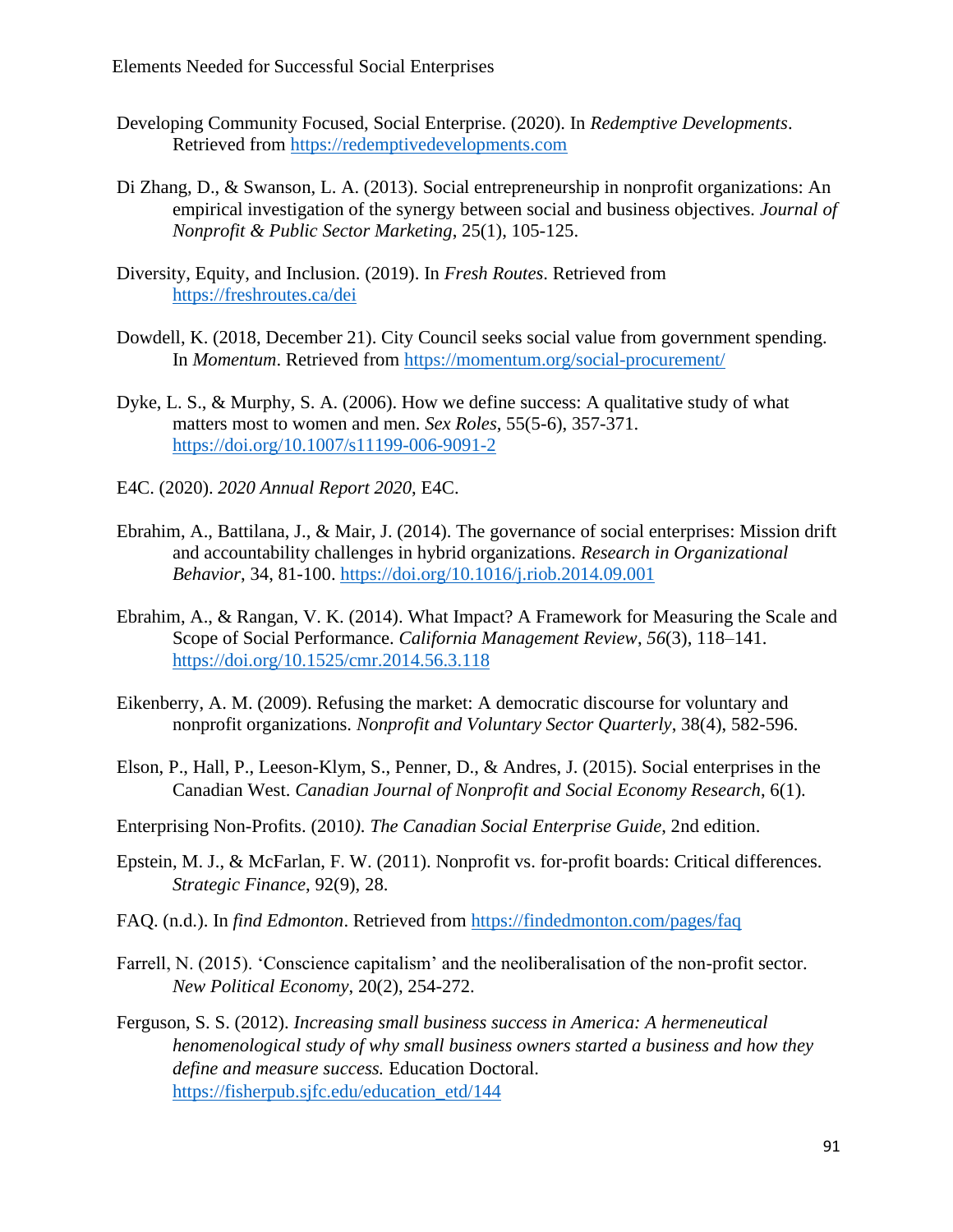Developing Community Focused, Social Enterprise. (2020). In *Redemptive Developments*. Retrieved from https://redemptivedevelopments.com

Di Zhang, D., & Swanson, L. A. (2013). Social entrepreneurship in nonprofit organizations: An empirical investigation of the synergy between social and business objectives. *Journal of Nonprofit & Public Sector Marketing*, 25(1), 105-125.

Diversity, Equity, and Inclusion. (2019). In *Fresh Routes*. Retrieved from https://freshroutes.ca/dei

Dowdell, K. (2018, December 21). City Council seeks social value from government spending. In *Momentum*. Retrieved from https://momentum.org/social-procurement/

Dyke, L. S., & Murphy, S. A. (2006). How we define success: A qualitative study of what matters most to women and men. *Sex Roles*, 55(5-6), 357-371. https://doi.org/10.1007/s11199-006-9091-2

E4C. (2020). *2020 Annual Report 2020*, E4C.

Ebrahim, A., Battilana, J., & Mair, J. (2014). The governance of social enterprises: Mission drift and accountability challenges in hybrid organizations. *Research in Organizational Behavior*, 34, 81-100. https://doi.org/10.1016/j.riob.2014.09.001

Ebrahim, A., & Rangan, V. K. (2014). What Impact? A Framework for Measuring the Scale and Scope of Social Performance. *California Management Review*, *56*(3), 118–141. https://doi.org/10.1525/cmr.2014.56.3.118

Eikenberry, A. M. (2009). Refusing the market: A democratic discourse for voluntary and nonprofit organizations. *Nonprofit and Voluntary Sector Quarterly*, 38(4), 582-596.

Elson, P., Hall, P., Leeson-Klym, S., Penner, D., & Andres, J. (2015). Social enterprises in the Canadian West. *Canadian Journal of Nonprofit and Social Economy Research*, 6(1).

Enterprising Non-Profits. (2010*). The Canadian Social Enterprise Guide*, 2nd edition.

Epstein, M. J., & McFarlan, F. W. (2011). Nonprofit vs. for-profit boards: Critical differences. *Strategic Finance*, 92(9), 28.

FAQ. (n.d.). In *find Edmonton*. Retrieved from https://findedmonton.com/pages/faq

Farrell, N. (2015). 'Conscience capitalism' and the neoliberalisation of the non-profit sector. *New Political Economy*, 20(2), 254-272.

Ferguson, S. S. (2012). *Increasing small business success in America: A hermeneutical henomenological study of why small business owners started a business and how they define and measure success.* Education Doctoral. https://fisherpub.sjfc.edu/education_etd/144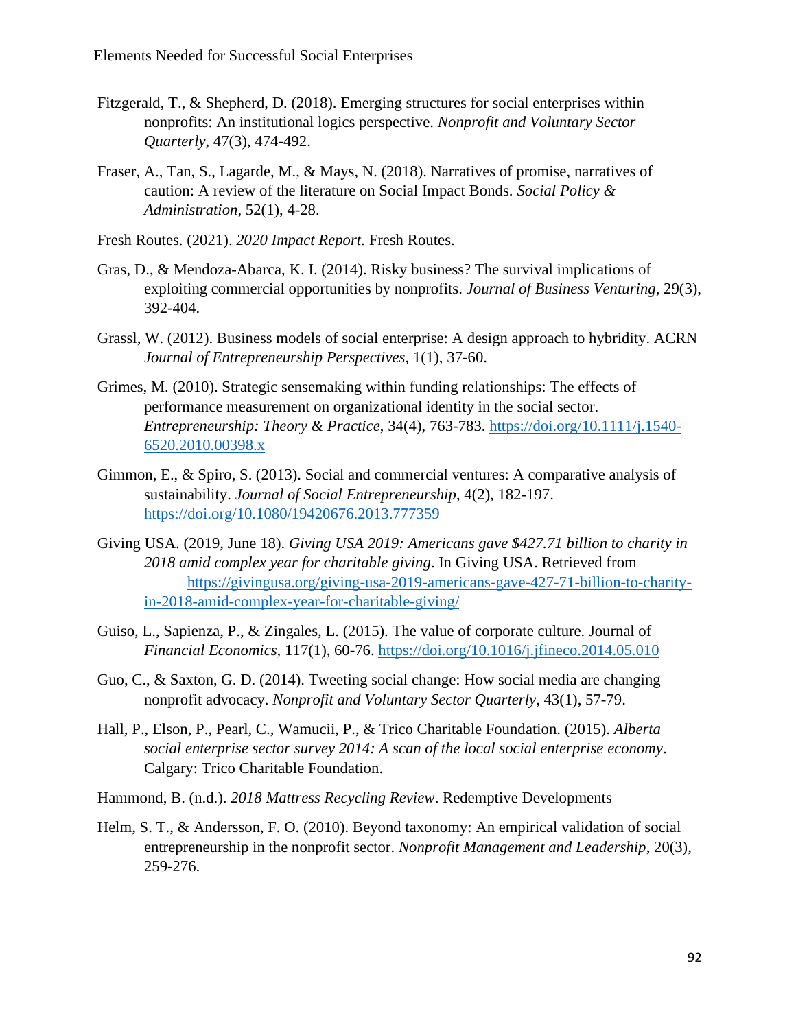Fitzgerald, T., & Shepherd, D. (2018). Emerging structures for social enterprises within nonprofits: An institutional logics perspective. *Nonprofit and Voluntary Sector Quarterly*, 47(3), 474-492.

Fraser, A., Tan, S., Lagarde, M., & Mays, N. (2018). Narratives of promise, narratives of caution: A review of the literature on Social Impact Bonds. *Social Policy & Administration*, 52(1), 4-28.

Fresh Routes. (2021). *2020 Impact Report*. Fresh Routes.

Gras, D., & Mendoza-Abarca, K. I. (2014). Risky business? The survival implications of exploiting commercial opportunities by nonprofits. *Journal of Business Venturing*, 29(3), 392-404.

Grassl, W. (2012). Business models of social enterprise: A design approach to hybridity. ACRN *Journal of Entrepreneurship Perspectives*, 1(1), 37-60.

Grimes, M. (2010). Strategic sensemaking within funding relationships: The effects of performance measurement on organizational identity in the social sector. *Entrepreneurship: Theory & Practice*, 34(4), 763-783. https://doi.org/10.1111/j.1540-6520.2010.00398.x

Gimmon, E., & Spiro, S. (2013). Social and commercial ventures: A comparative analysis of sustainability. *Journal of Social Entrepreneurship*, 4(2), 182-197. https://doi.org/10.1080/19420676.2013.777359

Giving USA. (2019, June 18). *Giving USA 2019: Americans gave $427.71 billion to charity in 2018 amid complex year for charitable giving*. In Giving USA. Retrieved from https://givingusa.org/giving-usa-2019-americans-gave-427-71-billion-to-charity-in-2018-amid-complex-year-for-charitable-giving/

Guiso, L., Sapienza, P., & Zingales, L. (2015). The value of corporate culture. Journal of *Financial Economics*, 117(1), 60-76. https://doi.org/10.1016/j.jfineco.2014.05.010

Guo, C., & Saxton, G. D. (2014). Tweeting social change: How social media are changing nonprofit advocacy. *Nonprofit and Voluntary Sector Quarterly*, 43(1), 57-79.

Hall, P., Elson, P., Pearl, C., Wamucii, P., & Trico Charitable Foundation. (2015). *Alberta social enterprise sector survey 2014: A scan of the local social enterprise economy*. Calgary: Trico Charitable Foundation.

Hammond, B. (n.d.). *2018 Mattress Recycling Review*. Redemptive Developments

Helm, S. T., & Andersson, F. O. (2010). Beyond taxonomy: An empirical validation of social entrepreneurship in the nonprofit sector. *Nonprofit Management and Leadership*, 20(3), 259-276.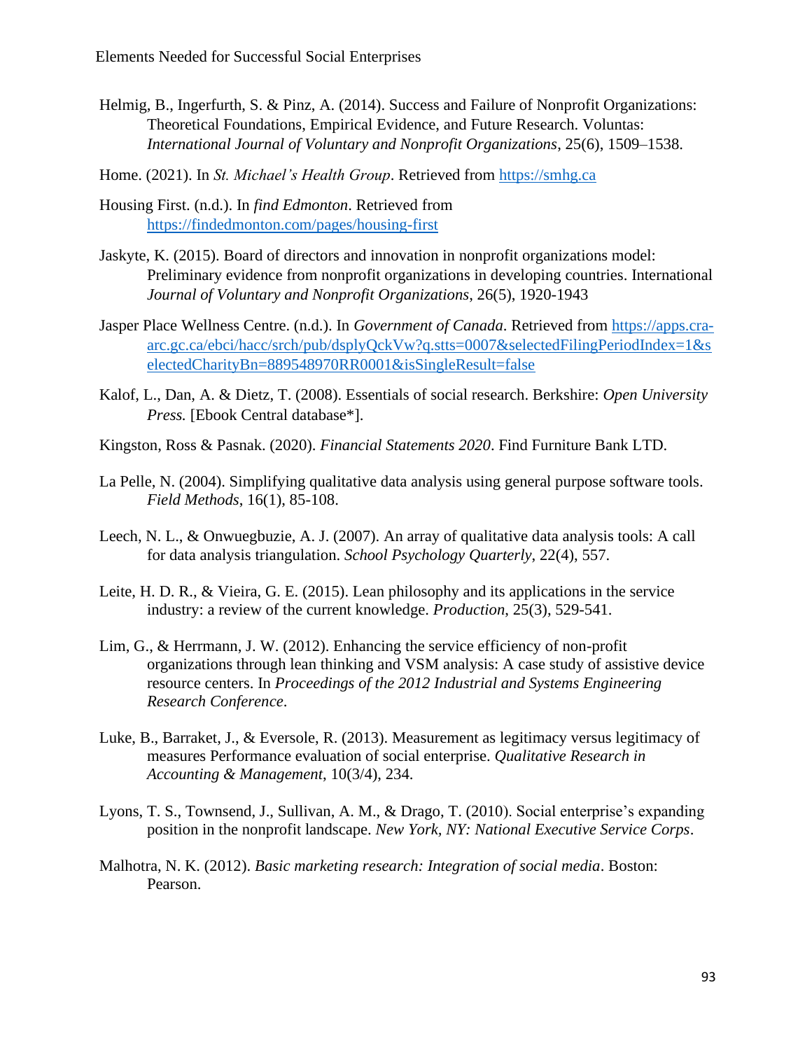Helmig, B., Ingerfurth, S. & Pinz, A. (2014). Success and Failure of Nonprofit Organizations: Theoretical Foundations, Empirical Evidence, and Future Research. Voluntas: *International Journal of Voluntary and Nonprofit Organizations*, 25(6), 1509–1538.

Home. (2021). In *St. Michael's Health Group*. Retrieved from https://smhg.ca

Housing First. (n.d.). In *find Edmonton*. Retrieved from https://findedmonton.com/pages/housing-first

Jaskyte, K. (2015). Board of directors and innovation in nonprofit organizations model: Preliminary evidence from nonprofit organizations in developing countries. International *Journal of Voluntary and Nonprofit Organizations*, 26(5), 1920-1943

Jasper Place Wellness Centre. (n.d.). In *Government of Canada*. Retrieved from https://apps.cra-arc.gc.ca/ebci/hacc/srch/pub/dsplyQckVw?q.stts=0007&selectedFilingPeriodIndex=1&selectedCharityBn=889548970RR0001&isSingleResult=false

Kalof, L., Dan, A. & Dietz, T. (2008). Essentials of social research. Berkshire: *Open University Press.* [Ebook Central database*].

Kingston, Ross & Pasnak. (2020). *Financial Statements 2020*. Find Furniture Bank LTD.

La Pelle, N. (2004). Simplifying qualitative data analysis using general purpose software tools. *Field Methods*, 16(1), 85-108.

Leech, N. L., & Onwuegbuzie, A. J. (2007). An array of qualitative data analysis tools: A call for data analysis triangulation. *School Psychology Quarterly*, 22(4), 557.

Leite, H. D. R., & Vieira, G. E. (2015). Lean philosophy and its applications in the service industry: a review of the current knowledge. *Production*, 25(3), 529-541.

Lim, G., & Herrmann, J. W. (2012). Enhancing the service efficiency of non-profit organizations through lean thinking and VSM analysis: A case study of assistive device resource centers. In *Proceedings of the 2012 Industrial and Systems Engineering Research Conference*.

Luke, B., Barraket, J., & Eversole, R. (2013). Measurement as legitimacy versus legitimacy of measures Performance evaluation of social enterprise. *Qualitative Research in Accounting & Management*, 10(3/4), 234.

Lyons, T. S., Townsend, J., Sullivan, A. M., & Drago, T. (2010). Social enterprise's expanding position in the nonprofit landscape. *New York, NY: National Executive Service Corps*.

Malhotra, N. K. (2012). *Basic marketing research: Integration of social media*. Boston: Pearson.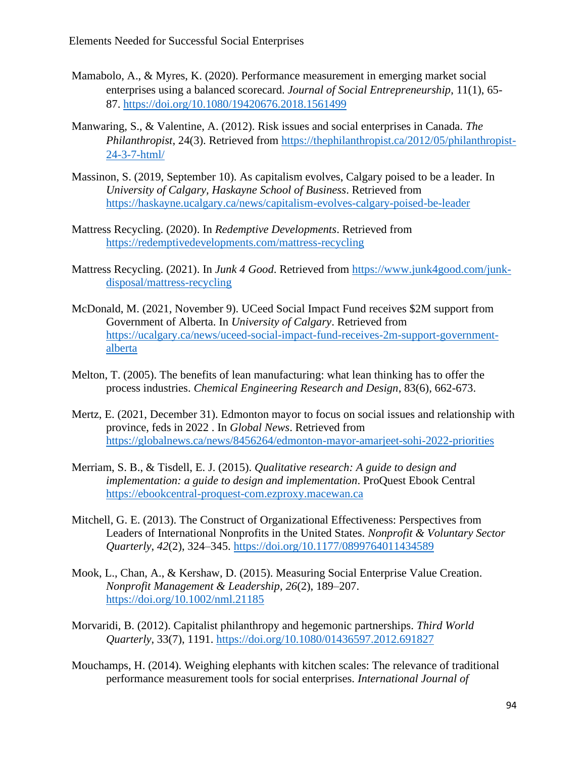Mamabolo, A., & Myres, K. (2020). Performance measurement in emerging market social enterprises using a balanced scorecard. *Journal of Social Entrepreneurship*, 11(1), 65-87. https://doi.org/10.1080/19420676.2018.1561499

Manwaring, S., & Valentine, A. (2012). Risk issues and social enterprises in Canada. *The Philanthropist*, 24(3). Retrieved from https://thephilanthropist.ca/2012/05/philanthropist-24-3-7-html/

Massinon, S. (2019, September 10). As capitalism evolves, Calgary poised to be a leader. In *University of Calgary, Haskayne School of Business*. Retrieved from https://haskayne.ucalgary.ca/news/capitalism-evolves-calgary-poised-be-leader

Mattress Recycling. (2020). In *Redemptive Developments*. Retrieved from https://redemptivedevelopments.com/mattress-recycling

Mattress Recycling. (2021). In *Junk 4 Good*. Retrieved from https://www.junk4good.com/junk-disposal/mattress-recycling

McDonald, M. (2021, November 9). UCeed Social Impact Fund receives $2M support from Government of Alberta. In *University of Calgary*. Retrieved from https://ucalgary.ca/news/uceed-social-impact-fund-receives-2m-support-government-alberta

Melton, T. (2005). The benefits of lean manufacturing: what lean thinking has to offer the process industries. *Chemical Engineering Research and Design*, 83(6), 662-673.

Mertz, E. (2021, December 31). Edmonton mayor to focus on social issues and relationship with province, feds in 2022 . In *Global News*. Retrieved from https://globalnews.ca/news/8456264/edmonton-mayor-amarjeet-sohi-2022-priorities

Merriam, S. B., & Tisdell, E. J. (2015). *Qualitative research: A guide to design and implementation: a guide to design and implementation*. ProQuest Ebook Central https://ebookcentral-proquest-com.ezproxy.macewan.ca

Mitchell, G. E. (2013). The Construct of Organizational Effectiveness: Perspectives from Leaders of International Nonprofits in the United States. *Nonprofit & Voluntary Sector Quarterly*, *42*(2), 324–345. https://doi.org/10.1177/0899764011434589

Mook, L., Chan, A., & Kershaw, D. (2015). Measuring Social Enterprise Value Creation. *Nonprofit Management & Leadership*, *26*(2), 189–207. https://doi.org/10.1002/nml.21185

Morvaridi, B. (2012). Capitalist philanthropy and hegemonic partnerships. *Third World Quarterly*, 33(7), 1191. https://doi.org/10.1080/01436597.2012.691827

Mouchamps, H. (2014). Weighing elephants with kitchen scales: The relevance of traditional performance measurement tools for social enterprises. *International Journal of*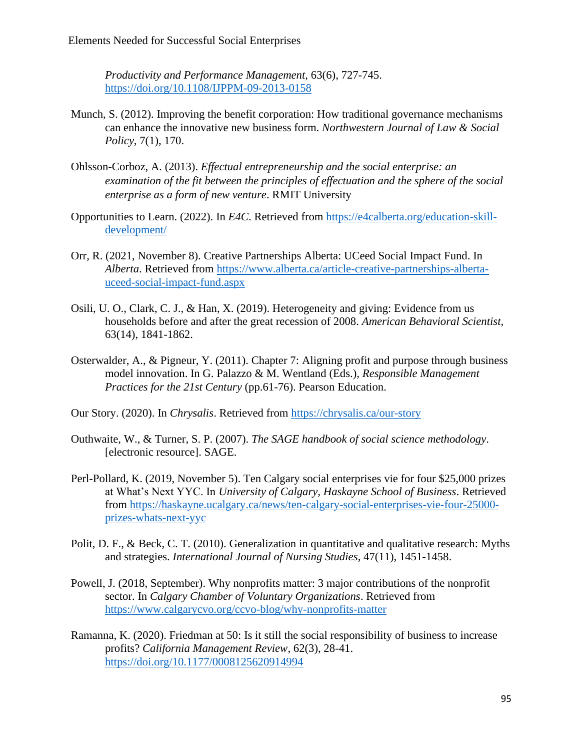*Productivity and Performance Management*, 63(6), 727-745. https://doi.org/10.1108/IJPPM-09-2013-0158

Munch, S. (2012). Improving the benefit corporation: How traditional governance mechanisms can enhance the innovative new business form. *Northwestern Journal of Law & Social Policy*, 7(1), 170.

Ohlsson-Corboz, A. (2013). *Effectual entrepreneurship and the social enterprise: an examination of the fit between the principles of effectuation and the sphere of the social enterprise as a form of new venture*. RMIT University

Opportunities to Learn. (2022). In *E4C*. Retrieved from https://e4calberta.org/education-skill-development/

Orr, R. (2021, November 8). Creative Partnerships Alberta: UCeed Social Impact Fund. In *Alberta*. Retrieved from https://www.alberta.ca/article-creative-partnerships-alberta-uceed-social-impact-fund.aspx

Osili, U. O., Clark, C. J., & Han, X. (2019). Heterogeneity and giving: Evidence from us households before and after the great recession of 2008. *American Behavioral Scientist,* 63(14), 1841-1862.

Osterwalder, A., & Pigneur, Y. (2011). Chapter 7: Aligning profit and purpose through business model innovation. In G. Palazzo & M. Wentland (Eds.), *Responsible Management Practices for the 21st Century* (pp.61-76). Pearson Education.

Our Story. (2020). In *Chrysalis*. Retrieved from https://chrysalis.ca/our-story

Outhwaite, W., & Turner, S. P. (2007). *The SAGE handbook of social science methodology*. [electronic resource]. SAGE.

Perl-Pollard, K. (2019, November 5). Ten Calgary social enterprises vie for four $25,000 prizes at What's Next YYC. In *University of Calgary, Haskayne School of Business*. Retrieved from https://haskayne.ucalgary.ca/news/ten-calgary-social-enterprises-vie-four-25000-prizes-whats-next-yyc

Polit, D. F., & Beck, C. T. (2010). Generalization in quantitative and qualitative research: Myths and strategies. *International Journal of Nursing Studies*, 47(11), 1451-1458.

Powell, J. (2018, September). Why nonprofits matter: 3 major contributions of the nonprofit sector. In *Calgary Chamber of Voluntary Organizations*. Retrieved from https://www.calgarycvo.org/ccvo-blog/why-nonprofits-matter

Ramanna, K. (2020). Friedman at 50: Is it still the social responsibility of business to increase profits? *California Management Review*, 62(3), 28-41. https://doi.org/10.1177/0008125620914994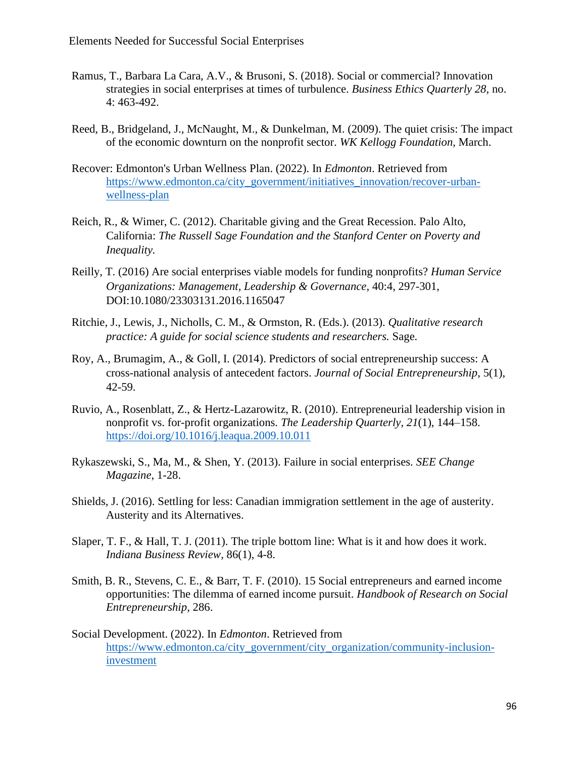Ramus, T., Barbara La Cara, A.V., & Brusoni, S. (2018). Social or commercial? Innovation strategies in social enterprises at times of turbulence. *Business Ethics Quarterly 28*, no. 4: 463-492.

Reed, B., Bridgeland, J., McNaught, M., & Dunkelman, M. (2009). The quiet crisis: The impact of the economic downturn on the nonprofit sector. *WK Kellogg Foundation*, March.

Recover: Edmonton's Urban Wellness Plan. (2022). In *Edmonton*. Retrieved from https://www.edmonton.ca/city_government/initiatives_innovation/recover-urban-wellness-plan

Reich, R., & Wimer, C. (2012). Charitable giving and the Great Recession. Palo Alto, California: *The Russell Sage Foundation and the Stanford Center on Poverty and Inequality.*

Reilly, T. (2016) Are social enterprises viable models for funding nonprofits? *Human Service Organizations: Management, Leadership & Governance*, 40:4, 297-301, DOI:10.1080/23303131.2016.1165047

Ritchie, J., Lewis, J., Nicholls, C. M., & Ormston, R. (Eds.). (2013). *Qualitative research practice: A guide for social science students and researchers.* Sage.

Roy, A., Brumagim, A., & Goll, I. (2014). Predictors of social entrepreneurship success: A cross-national analysis of antecedent factors. *Journal of Social Entrepreneurship*, 5(1), 42-59.

Ruvio, A., Rosenblatt, Z., & Hertz-Lazarowitz, R. (2010). Entrepreneurial leadership vision in nonprofit vs. for-profit organizations. *The Leadership Quarterly*, *21*(1), 144–158. https://doi.org/10.1016/j.leaqua.2009.10.011

Rykaszewski, S., Ma, M., & Shen, Y. (2013). Failure in social enterprises. *SEE Change Magazine*, 1-28.

Shields, J. (2016). Settling for less: Canadian immigration settlement in the age of austerity. Austerity and its Alternatives.

Slaper, T. F., & Hall, T. J. (2011). The triple bottom line: What is it and how does it work. *Indiana Business Review*, 86(1), 4-8.

Smith, B. R., Stevens, C. E., & Barr, T. F. (2010). 15 Social entrepreneurs and earned income opportunities: The dilemma of earned income pursuit. *Handbook of Research on Social Entrepreneurship*, 286.

Social Development. (2022). In *Edmonton*. Retrieved from https://www.edmonton.ca/city_government/city_organization/community-inclusion-investment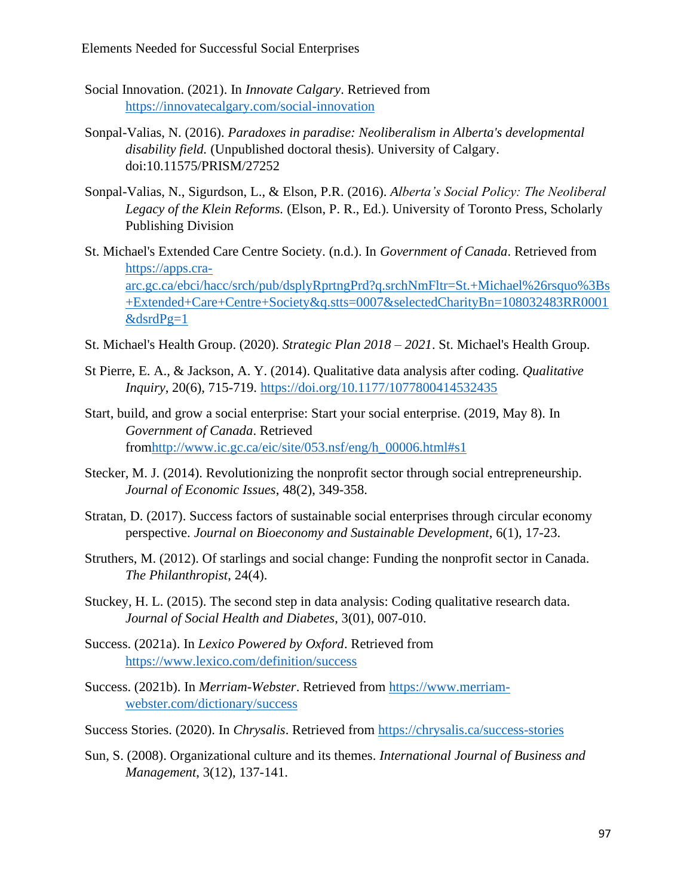Social Innovation. (2021). In *Innovate Calgary*. Retrieved from https://innovatecalgary.com/social-innovation

Sonpal-Valias, N. (2016). *Paradoxes in paradise: Neoliberalism in Alberta's developmental disability field.* (Unpublished doctoral thesis). University of Calgary. doi:10.11575/PRISM/27252

Sonpal-Valias, N., Sigurdson, L., & Elson, P.R. (2016). *Alberta's Social Policy: The Neoliberal Legacy of the Klein Reforms.* (Elson, P. R., Ed.). University of Toronto Press, Scholarly Publishing Division

St. Michael's Extended Care Centre Society. (n.d.). In *Government of Canada*. Retrieved from https://apps.cra-arc.gc.ca/ebci/hacc/srch/pub/dsplyRprtngPrd?q.srchNmFltr=St.+Michael%26rsquo%3Bs+Extended+Care+Centre+Society&q.stts=0007&selectedCharityBn=108032483RR0001&dsrdPg=1

St. Michael's Health Group. (2020). *Strategic Plan 2018 – 2021*. St. Michael's Health Group.

St Pierre, E. A., & Jackson, A. Y. (2014). Qualitative data analysis after coding. *Qualitative Inquiry*, 20(6), 715-719. https://doi.org/10.1177/1077800414532435

Start, build, and grow a social enterprise: Start your social enterprise. (2019, May 8). In *Government of Canada*. Retrieved fromhttp://www.ic.gc.ca/eic/site/053.nsf/eng/h_00006.html#s1

Stecker, M. J. (2014). Revolutionizing the nonprofit sector through social entrepreneurship. *Journal of Economic Issues*, 48(2), 349-358.

Stratan, D. (2017). Success factors of sustainable social enterprises through circular economy perspective. *Journal on Bioeconomy and Sustainable Development*, 6(1), 17-23.

Struthers, M. (2012). Of starlings and social change: Funding the nonprofit sector in Canada. *The Philanthropist*, 24(4).

Stuckey, H. L. (2015). The second step in data analysis: Coding qualitative research data. *Journal of Social Health and Diabetes*, 3(01), 007-010.

Success. (2021a). In *Lexico Powered by Oxford*. Retrieved from https://www.lexico.com/definition/success

Success. (2021b). In *Merriam-Webster*. Retrieved from https://www.merriam-webster.com/dictionary/success

Success Stories. (2020). In *Chrysalis*. Retrieved from https://chrysalis.ca/success-stories

Sun, S. (2008). Organizational culture and its themes. *International Journal of Business and Management*, 3(12), 137-141.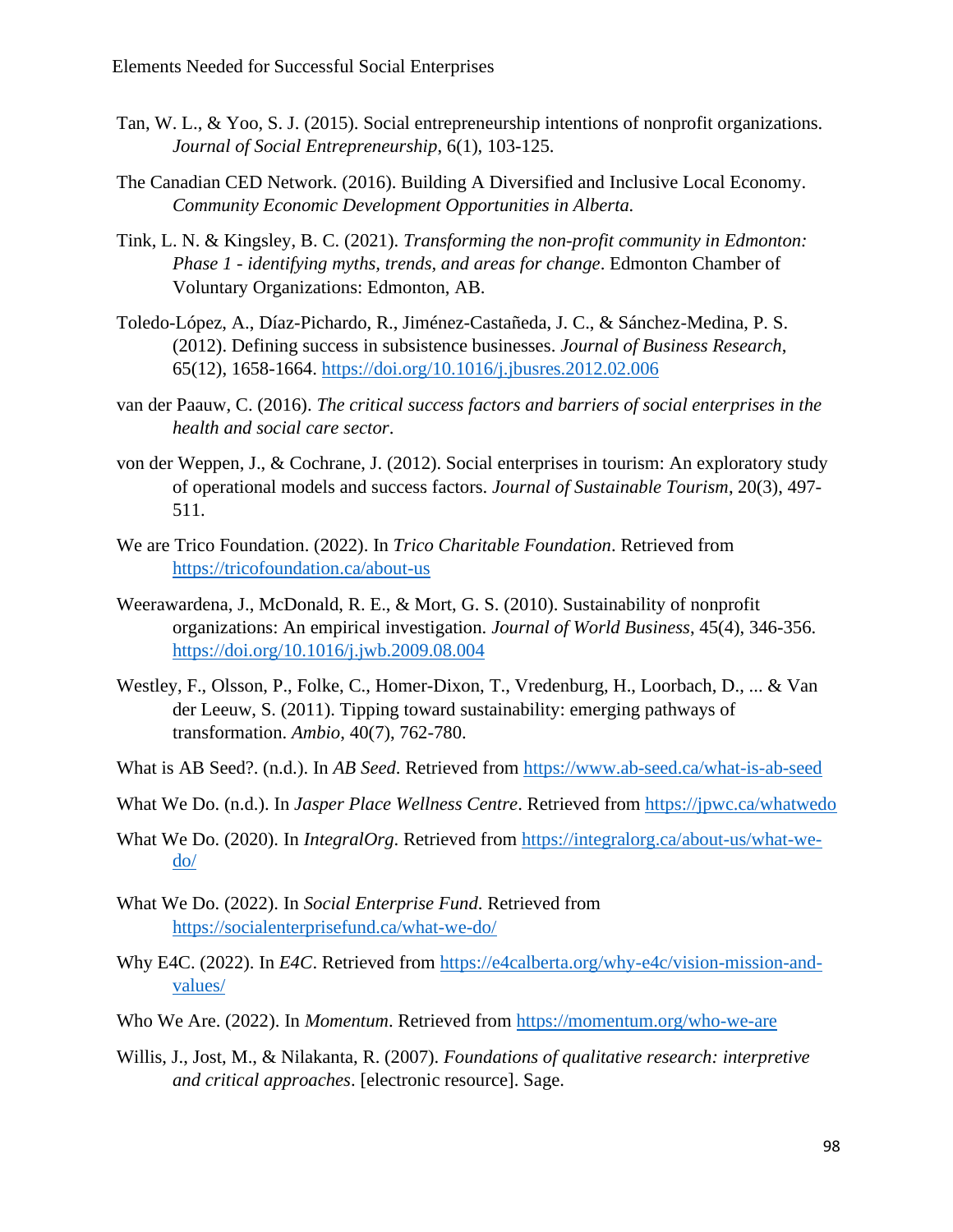Tan, W. L., & Yoo, S. J. (2015). Social entrepreneurship intentions of nonprofit organizations. *Journal of Social Entrepreneurship*, 6(1), 103-125.

The Canadian CED Network. (2016). Building A Diversified and Inclusive Local Economy. *Community Economic Development Opportunities in Alberta.*

Tink, L. N. & Kingsley, B. C. (2021). *Transforming the non-profit community in Edmonton: Phase 1 - identifying myths, trends, and areas for change*. Edmonton Chamber of Voluntary Organizations: Edmonton, AB.

Toledo-López, A., Díaz-Pichardo, R., Jiménez-Castañeda, J. C., & Sánchez-Medina, P. S. (2012). Defining success in subsistence businesses. *Journal of Business Research*, 65(12), 1658-1664. https://doi.org/10.1016/j.jbusres.2012.02.006

van der Paauw, C. (2016). *The critical success factors and barriers of social enterprises in the health and social care sector*.

von der Weppen, J., & Cochrane, J. (2012). Social enterprises in tourism: An exploratory study of operational models and success factors. *Journal of Sustainable Tourism*, 20(3), 497-511.

We are Trico Foundation. (2022). In *Trico Charitable Foundation*. Retrieved from https://tricofoundation.ca/about-us

Weerawardena, J., McDonald, R. E., & Mort, G. S. (2010). Sustainability of nonprofit organizations: An empirical investigation. *Journal of World Business*, 45(4), 346-356. https://doi.org/10.1016/j.jwb.2009.08.004

Westley, F., Olsson, P., Folke, C., Homer-Dixon, T., Vredenburg, H., Loorbach, D., ... & Van der Leeuw, S. (2011). Tipping toward sustainability: emerging pathways of transformation. *Ambio*, 40(7), 762-780.

What is AB Seed?. (n.d.). In *AB Seed*. Retrieved from https://www.ab-seed.ca/what-is-ab-seed

What We Do. (n.d.). In *Jasper Place Wellness Centre*. Retrieved from https://jpwc.ca/whatwedo

What We Do. (2020). In *IntegralOrg*. Retrieved from https://integralorg.ca/about-us/what-we-do/

What We Do. (2022). In *Social Enterprise Fund*. Retrieved from https://socialenterprisefund.ca/what-we-do/

Why E4C. (2022). In *E4C*. Retrieved from https://e4calberta.org/why-e4c/vision-mission-and-values/

Who We Are. (2022). In *Momentum*. Retrieved from https://momentum.org/who-we-are

Willis, J., Jost, M., & Nilakanta, R. (2007). *Foundations of qualitative research: interpretive and critical approaches*. [electronic resource]. Sage.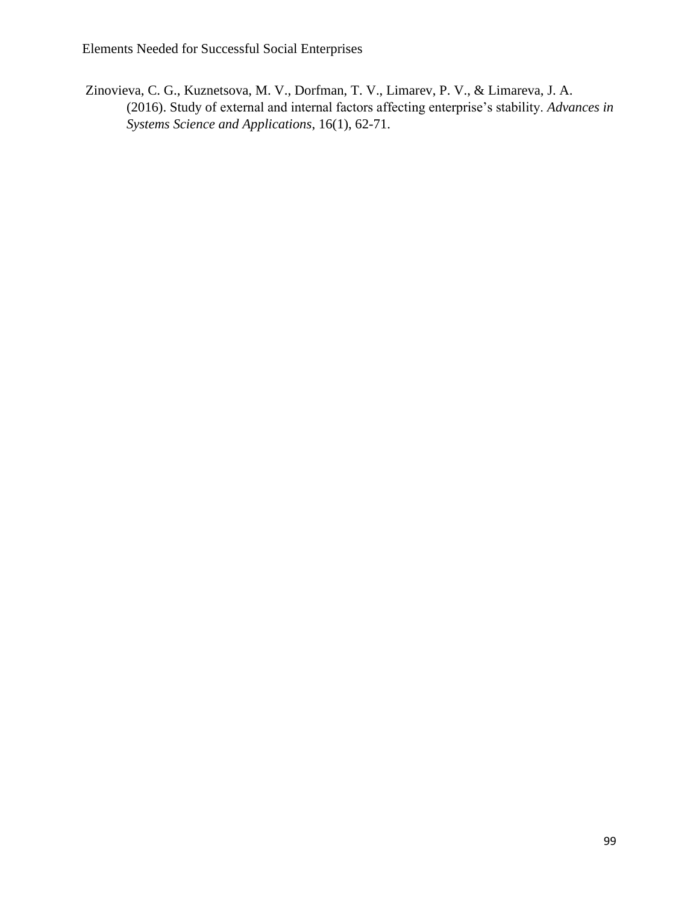Zinovieva, C. G., Kuznetsova, M. V., Dorfman, T. V., Limarev, P. V., & Limareva, J. A. (2016). Study of external and internal factors affecting enterprise's stability. *Advances in Systems Science and Applications*, 16(1), 62-71.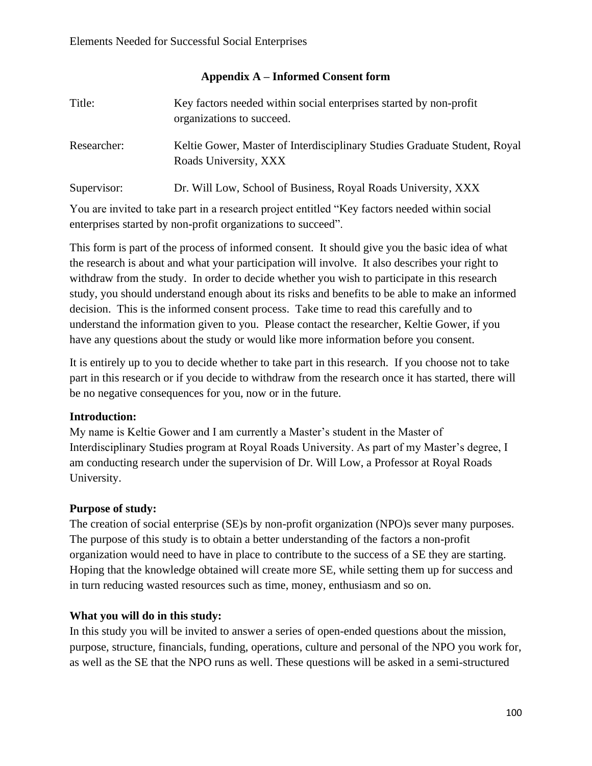## Appendix A – Informed Consent form

| | |
|---|---|
| Title: | Key factors needed within social enterprises started by non-profit organizations to succeed. |
| Researcher: | Keltie Gower, Master of Interdisciplinary Studies Graduate Student, Royal Roads University, XXX |
| Supervisor: | Dr. Will Low, School of Business, Royal Roads University, XXX |

You are invited to take part in a research project entitled "Key factors needed within social enterprises started by non-profit organizations to succeed".

This form is part of the process of informed consent. It should give you the basic idea of what the research is about and what your participation will involve. It also describes your right to withdraw from the study. In order to decide whether you wish to participate in this research study, you should understand enough about its risks and benefits to be able to make an informed decision. This is the informed consent process. Take time to read this carefully and to understand the information given to you. Please contact the researcher, Keltie Gower, if you have any questions about the study or would like more information before you consent.

It is entirely up to you to decide whether to take part in this research. If you choose not to take part in this research or if you decide to withdraw from the research once it has started, there will be no negative consequences for you, now or in the future.

**Introduction:**
My name is Keltie Gower and I am currently a Master's student in the Master of Interdisciplinary Studies program at Royal Roads University. As part of my Master's degree, I am conducting research under the supervision of Dr. Will Low, a Professor at Royal Roads University.

**Purpose of study:**
The creation of social enterprise (SE)s by non-profit organization (NPO)s sever many purposes. The purpose of this study is to obtain a better understanding of the factors a non-profit organization would need to have in place to contribute to the success of a SE they are starting. Hoping that the knowledge obtained will create more SE, while setting them up for success and in turn reducing wasted resources such as time, money, enthusiasm and so on.

**What you will do in this study:**
In this study you will be invited to answer a series of open-ended questions about the mission, purpose, structure, financials, funding, operations, culture and personal of the NPO you work for, as well as the SE that the NPO runs as well. These questions will be asked in a semi-structured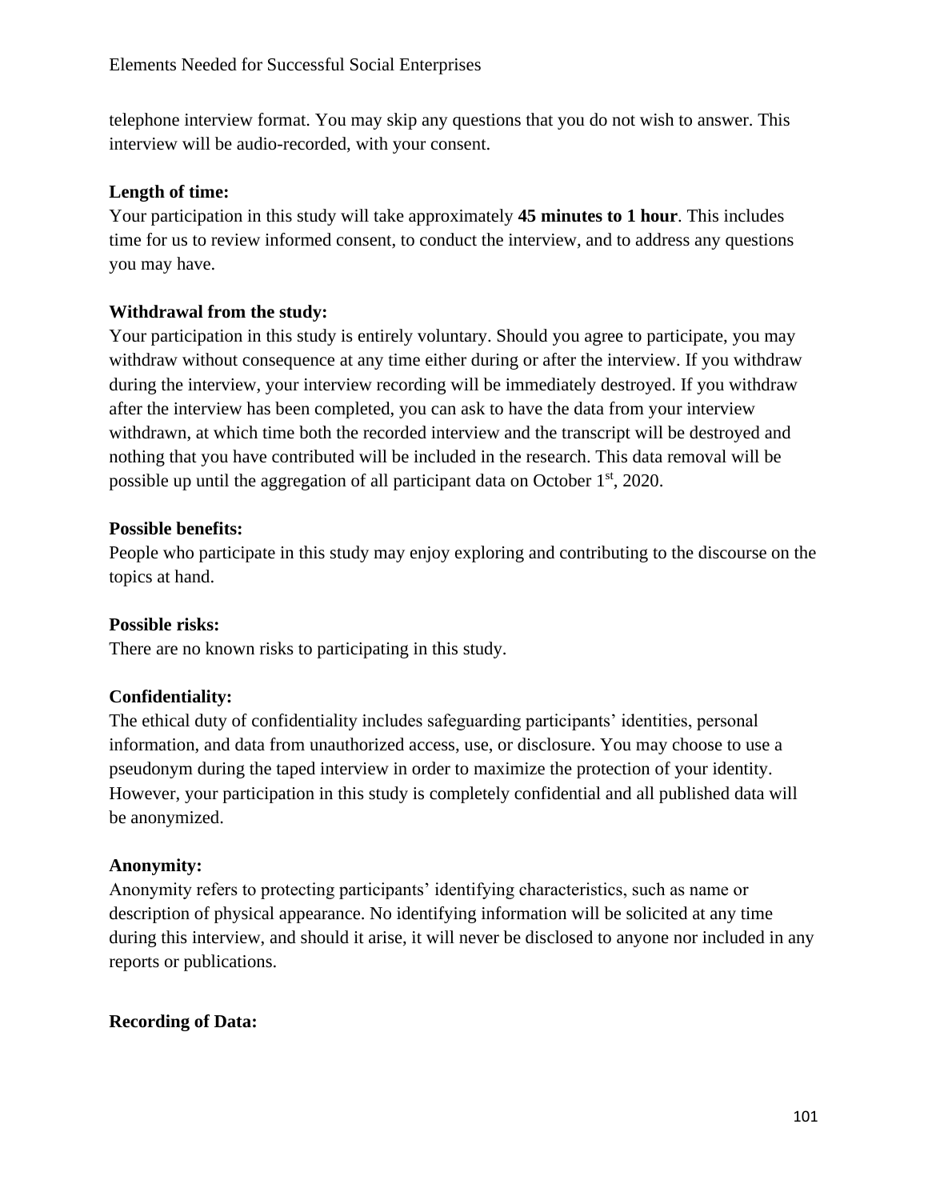telephone interview format. You may skip any questions that you do not wish to answer. This interview will be audio-recorded, with your consent.

**Length of time:**
Your participation in this study will take approximately **45 minutes to 1 hour**. This includes time for us to review informed consent, to conduct the interview, and to address any questions you may have.

**Withdrawal from the study:**
Your participation in this study is entirely voluntary. Should you agree to participate, you may withdraw without consequence at any time either during or after the interview. If you withdraw during the interview, your interview recording will be immediately destroyed. If you withdraw after the interview has been completed, you can ask to have the data from your interview withdrawn, at which time both the recorded interview and the transcript will be destroyed and nothing that you have contributed will be included in the research. This data removal will be possible up until the aggregation of all participant data on October 1st, 2020.

**Possible benefits:**
People who participate in this study may enjoy exploring and contributing to the discourse on the topics at hand.

**Possible risks:**
There are no known risks to participating in this study.

**Confidentiality:**
The ethical duty of confidentiality includes safeguarding participants' identities, personal information, and data from unauthorized access, use, or disclosure. You may choose to use a pseudonym during the taped interview in order to maximize the protection of your identity. However, your participation in this study is completely confidential and all published data will be anonymized.

**Anonymity:**
Anonymity refers to protecting participants' identifying characteristics, such as name or description of physical appearance. No identifying information will be solicited at any time during this interview, and should it arise, it will never be disclosed to anyone nor included in any reports or publications.

**Recording of Data:**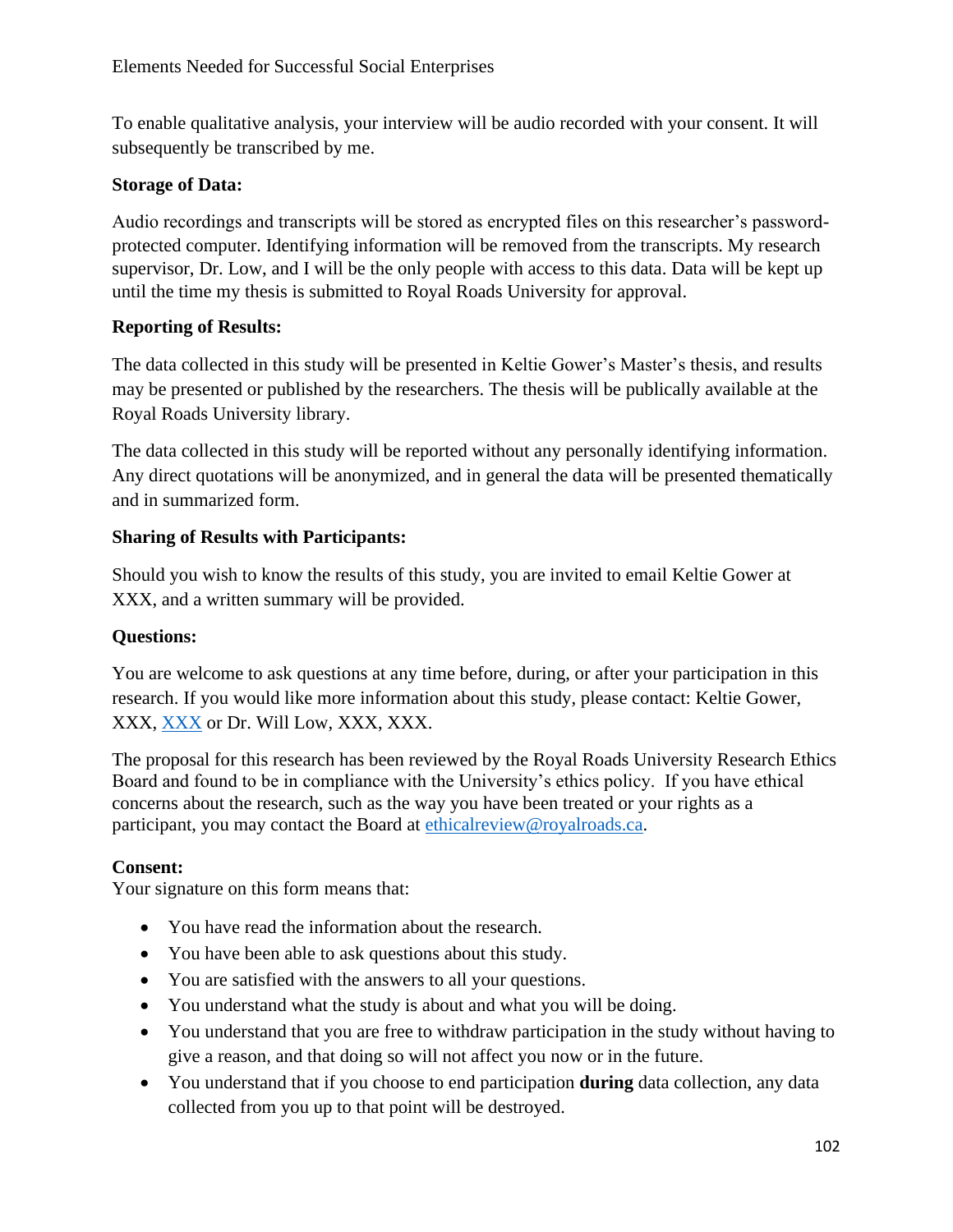To enable qualitative analysis, your interview will be audio recorded with your consent. It will subsequently be transcribed by me.

**Storage of Data:**

Audio recordings and transcripts will be stored as encrypted files on this researcher's password-protected computer. Identifying information will be removed from the transcripts. My research supervisor, Dr. Low, and I will be the only people with access to this data. Data will be kept up until the time my thesis is submitted to Royal Roads University for approval.

**Reporting of Results:**

The data collected in this study will be presented in Keltie Gower's Master's thesis, and results may be presented or published by the researchers. The thesis will be publically available at the Royal Roads University library.

The data collected in this study will be reported without any personally identifying information. Any direct quotations will be anonymized, and in general the data will be presented thematically and in summarized form.

**Sharing of Results with Participants:**

Should you wish to know the results of this study, you are invited to email Keltie Gower at XXX, and a written summary will be provided.

**Questions:**

You are welcome to ask questions at any time before, during, or after your participation in this research. If you would like more information about this study, please contact: Keltie Gower, XXX, XXX or Dr. Will Low, XXX, XXX.

The proposal for this research has been reviewed by the Royal Roads University Research Ethics Board and found to be in compliance with the University's ethics policy. If you have ethical concerns about the research, such as the way you have been treated or your rights as a participant, you may contact the Board at ethicalreview@royalroads.ca.

**Consent:**
Your signature on this form means that:

- You have read the information about the research.
- You have been able to ask questions about this study.
- You are satisfied with the answers to all your questions.
- You understand what the study is about and what you will be doing.
- You understand that you are free to withdraw participation in the study without having to give a reason, and that doing so will not affect you now or in the future.
- You understand that if you choose to end participation **during** data collection, any data collected from you up to that point will be destroyed.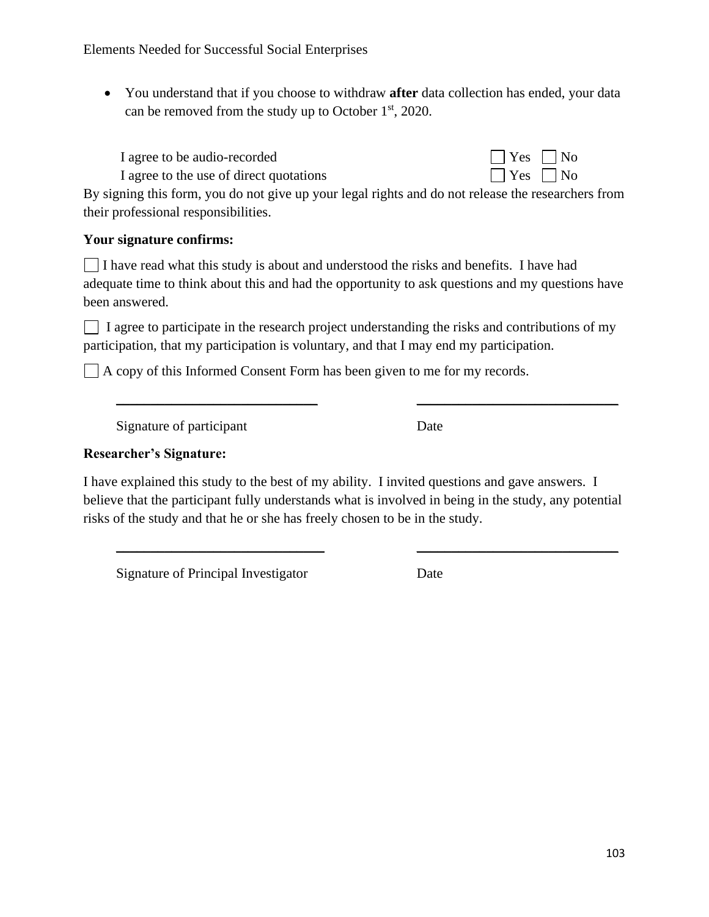- You understand that if you choose to withdraw **after** data collection has ended, your data can be removed from the study up to October 1st, 2020.

I agree to be audio-recorded ☐ Yes ☐ No

I agree to the use of direct quotations ☐ Yes ☐ No

By signing this form, you do not give up your legal rights and do not release the researchers from their professional responsibilities.

**Your signature confirms:**

☐ I have read what this study is about and understood the risks and benefits. I have had adequate time to think about this and had the opportunity to ask questions and my questions have been answered.

☐ I agree to participate in the research project understanding the risks and contributions of my participation, that my participation is voluntary, and that I may end my participation.

☐ A copy of this Informed Consent Form has been given to me for my records.

______________________________ ______________________________

Signature of participant Date

**Researcher's Signature:**

I have explained this study to the best of my ability. I invited questions and gave answers. I believe that the participant fully understands what is involved in being in the study, any potential risks of the study and that he or she has freely chosen to be in the study.

______________________________ ______________________________

Signature of Principal Investigator Date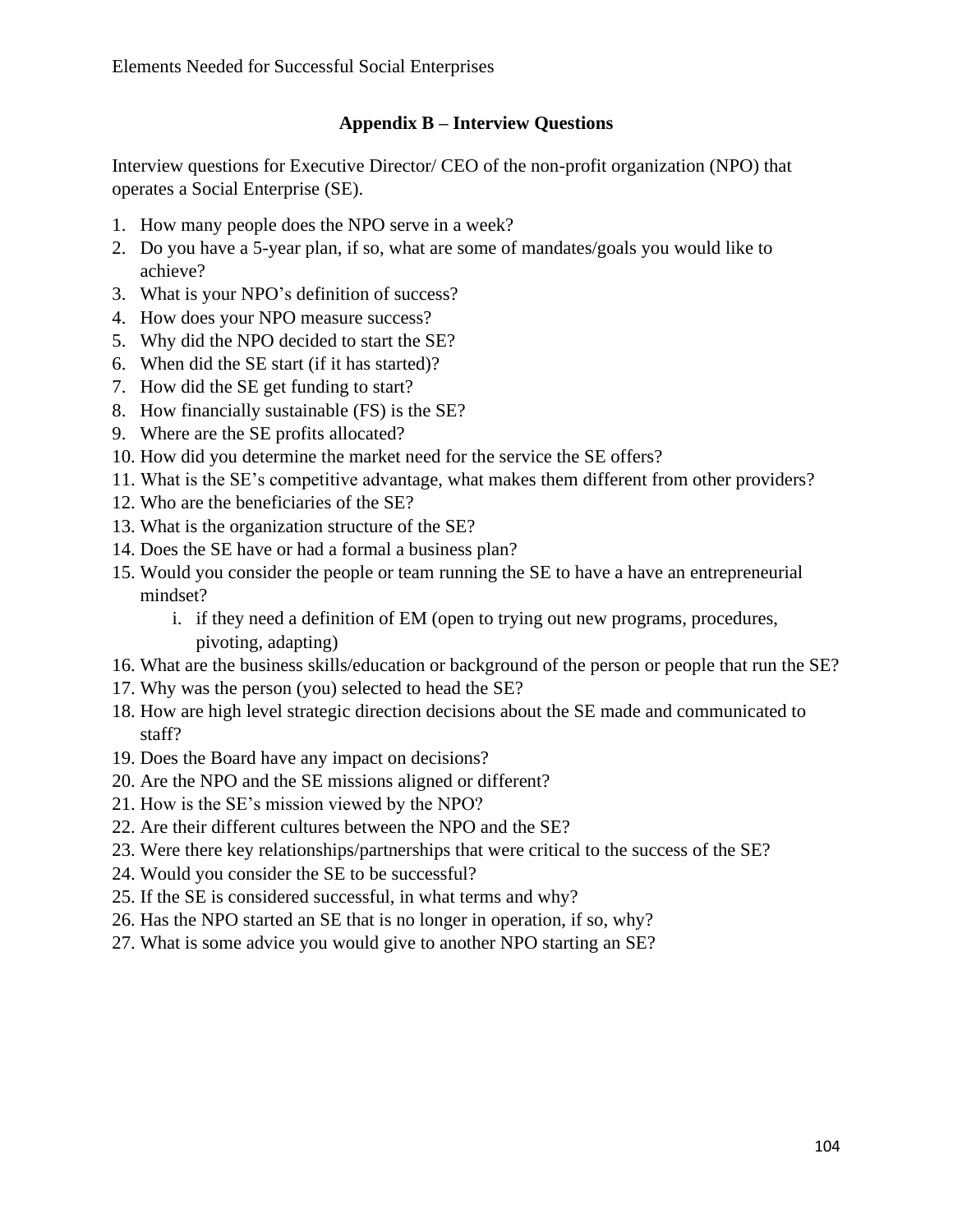## Appendix B – Interview Questions

Interview questions for Executive Director/ CEO of the non-profit organization (NPO) that operates a Social Enterprise (SE).

1. How many people does the NPO serve in a week?
2. Do you have a 5-year plan, if so, what are some of mandates/goals you would like to achieve?
3. What is your NPO's definition of success?
4. How does your NPO measure success?
5. Why did the NPO decided to start the SE?
6. When did the SE start (if it has started)?
7. How did the SE get funding to start?
8. How financially sustainable (FS) is the SE?
9. Where are the SE profits allocated?
10. How did you determine the market need for the service the SE offers?
11. What is the SE's competitive advantage, what makes them different from other providers?
12. Who are the beneficiaries of the SE?
13. What is the organization structure of the SE?
14. Does the SE have or had a formal a business plan?
15. Would you consider the people or team running the SE to have a have an entrepreneurial mindset?
    i. if they need a definition of EM (open to trying out new programs, procedures, pivoting, adapting)
16. What are the business skills/education or background of the person or people that run the SE?
17. Why was the person (you) selected to head the SE?
18. How are high level strategic direction decisions about the SE made and communicated to staff?
19. Does the Board have any impact on decisions?
20. Are the NPO and the SE missions aligned or different?
21. How is the SE's mission viewed by the NPO?
22. Are their different cultures between the NPO and the SE?
23. Were there key relationships/partnerships that were critical to the success of the SE?
24. Would you consider the SE to be successful?
25. If the SE is considered successful, in what terms and why?
26. Has the NPO started an SE that is no longer in operation, if so, why?
27. What is some advice you would give to another NPO starting an SE?